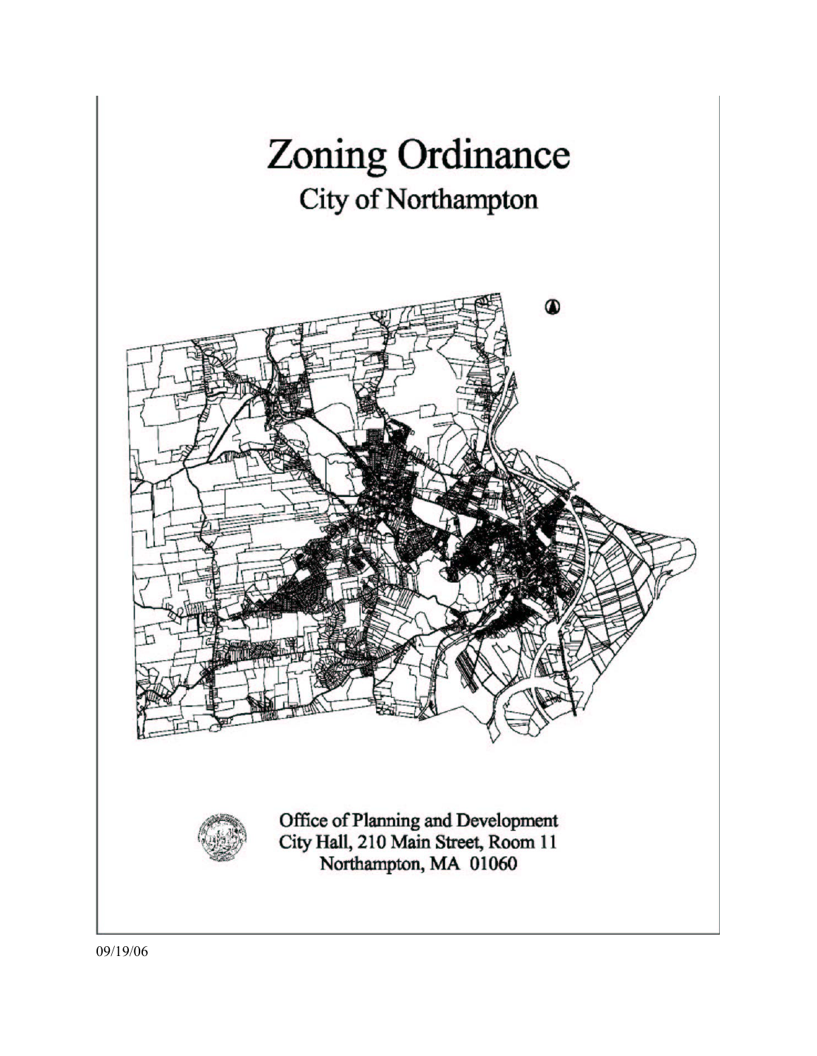# Zoning Ordinance

## City of Northampton

Office of Planning and Development
City Hall, 210 Main Street, Room 11
Northampton, MA 01060

09/19/06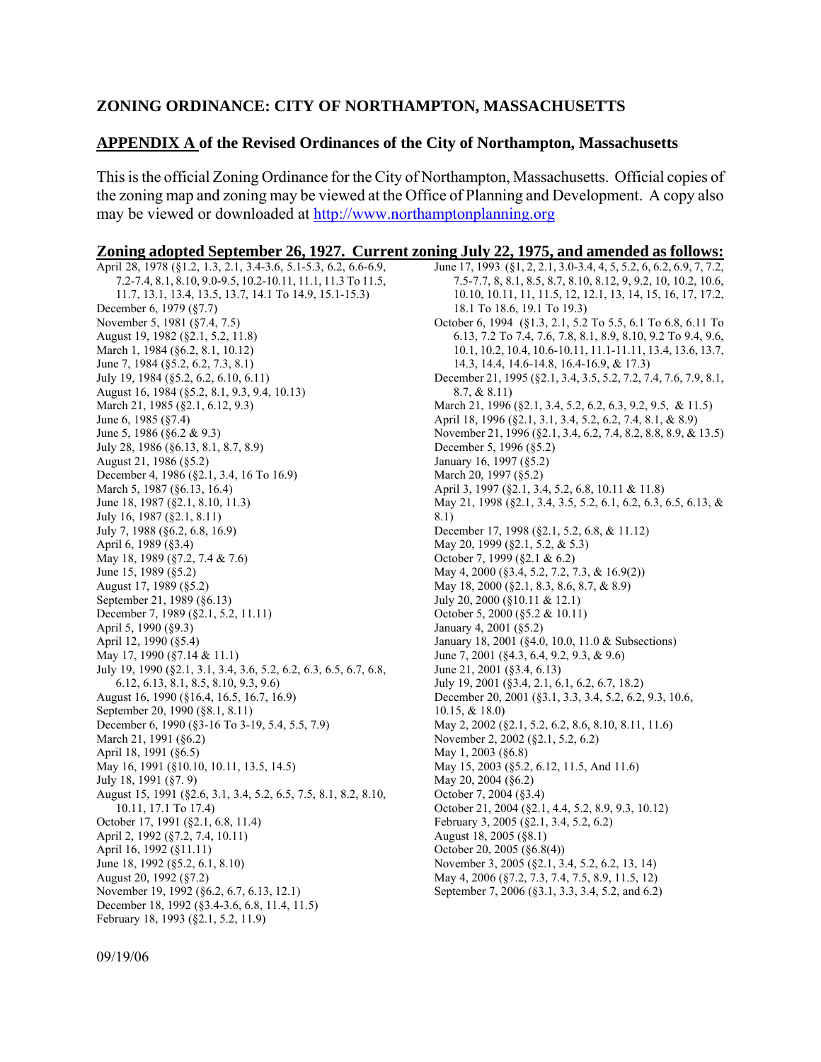## ZONING ORDINANCE: CITY OF NORTHAMPTON, MASSACHUSETTS

## APPENDIX A of the Revised Ordinances of the City of Northampton, Massachusetts

This is the official Zoning Ordinance for the City of Northampton, Massachusetts. Official copies of the zoning map and zoning may be viewed at the Office of Planning and Development. A copy also may be viewed or downloaded at http://www.northamptonplanning.org

### Zoning adopted September 26, 1927. Current zoning July 22, 1975, and amended as follows:

April 28, 1978 (§1.2, 1.3, 2.1, 3.4-3.6, 5.1-5.3, 6.2, 6.6-6.9, 7.2-7.4, 8.1, 8.10, 9.0-9.5, 10.2-10.11, 11.1, 11.3 To 11.5, 11.7, 13.1, 13.4, 13.5, 13.7, 14.1 To 14.9, 15.1-15.3)
December 6, 1979 (§7.7)
November 5, 1981 (§7.4, 7.5)
August 19, 1982 (§2.1, 5.2, 11.8)
March 1, 1984 (§6.2, 8.1, 10.12)
June 7, 1984 (§5.2, 6.2, 7.3, 8.1)
July 19, 1984 (§5.2, 6.2, 6.10, 6.11)
August 16, 1984 (§5.2, 8.1, 9.3, 9.4, 10.13)
March 21, 1985 (§2.1, 6.12, 9.3)
June 6, 1985 (§7.4)
June 5, 1986 (§6.2 & 9.3)
July 28, 1986 (§6.13, 8.1, 8.7, 8.9)
August 21, 1986 (§5.2)
December 4, 1986 (§2.1, 3.4, 16 To 16.9)
March 5, 1987 (§6.13, 16.4)
June 18, 1987 (§2.1, 8.10, 11.3)
July 16, 1987 (§2.1, 8.11)
July 7, 1988 (§6.2, 6.8, 16.9)
April 6, 1989 (§3.4)
May 18, 1989 (§7.2, 7.4 & 7.6)
June 15, 1989 (§5.2)
August 17, 1989 (§5.2)
September 21, 1989 (§6.13)
December 7, 1989 (§2.1, 5.2, 11.11)
April 5, 1990 (§9.3)
April 12, 1990 (§5.4)
May 17, 1990 (§7.14 & 11.1)
July 19, 1990 (§2.1, 3.1, 3.4, 3.6, 5.2, 6.2, 6.3, 6.5, 6.7, 6.8, 6.12, 6.13, 8.1, 8.5, 8.10, 9.3, 9.6)
August 16, 1990 (§16.4, 16.5, 16.7, 16.9)
September 20, 1990 (§8.1, 8.11)
December 6, 1990 (§3-16 To 3-19, 5.4, 5.5, 7.9)
March 21, 1991 (§6.2)
April 18, 1991 (§6.5)
May 16, 1991 (§10.10, 10.11, 13.5, 14.5)
July 18, 1991 (§7. 9)
August 15, 1991 (§2.6, 3.1, 3.4, 5.2, 6.5, 7.5, 8.1, 8.2, 8.10, 10.11, 17.1 To 17.4)
October 17, 1991 (§2.1, 6.8, 11.4)
April 2, 1992 (§7.2, 7.4, 10.11)
April 16, 1992 (§11.11)
June 18, 1992 (§5.2, 6.1, 8.10)
August 20, 1992 (§7.2)
November 19, 1992 (§6.2, 6.7, 6.13, 12.1)
December 18, 1992 (§3.4-3.6, 6.8, 11.4, 11.5)
February 18, 1993 (§2.1, 5.2, 11.9)
June 17, 1993 (§1, 2, 2.1, 3.0-3.4, 4, 5, 5.2, 6, 6.2, 6.9, 7, 7.2, 7.5-7.7, 8, 8.1, 8.5, 8.7, 8.10, 8.12, 9, 9.2, 10, 10.2, 10.6, 10.10, 10.11, 11, 11.5, 12, 12.1, 13, 14, 15, 16, 17, 17.2, 18.1 To 18.6, 19.1 To 19.3)
October 6, 1994 (§1.3, 2.1, 5.2 To 5.5, 6.1 To 6.8, 6.11 To 6.13, 7.2 To 7.4, 7.6, 7.8, 8.1, 8.9, 8.10, 9.2 To 9.4, 9.6, 10.1, 10.2, 10.4, 10.6-10.11, 11.1-11.11, 13.4, 13.6, 13.7, 14.3, 14.4, 14.6-14.8, 16.4-16.9, & 17.3)
December 21, 1995 (§2.1, 3.4, 3.5, 5.2, 7.2, 7.4, 7.6, 7.9, 8.1, 8.7, & 8.11)
March 21, 1996 (§2.1, 3.4, 5.2, 6.2, 6.3, 9.2, 9.5, & 11.5)
April 18, 1996 (§2.1, 3.1, 3.4, 5.2, 6.2, 7.4, 8.1, & 8.9)
November 21, 1996 (§2.1, 3.4, 6.2, 7.4, 8.2, 8.8, 8.9, & 13.5)
December 5, 1996 (§5.2)
January 16, 1997 (§5.2)
March 20, 1997 (§5.2)
April 3, 1997 (§2.1, 3.4, 5.2, 6.8, 10.11 & 11.8)
May 21, 1998 (§2.1, 3.4, 3.5, 5.2, 6.1, 6.2, 6.3, 6.5, 6.13, & 8.1)
December 17, 1998 (§2.1, 5.2, 6.8, & 11.12)
May 20, 1999 (§2.1, 5.2, & 5.3)
October 7, 1999 (§2.1 & 6.2)
May 4, 2000 (§3.4, 5.2, 7.2, 7.3, & 16.9(2))
May 18, 2000 (§2.1, 8.3, 8.6, 8.7, & 8.9)
July 20, 2000 (§10.11 & 12.1)
October 5, 2000 (§5.2 & 10.11)
January 4, 2001 (§5.2)
January 18, 2001 (§4.0, 10.0, 11.0 & Subsections)
June 7, 2001 (§4.3, 6.4, 9.2, 9.3, & 9.6)
June 21, 2001 (§3.4, 6.13)
July 19, 2001 (§3.4, 2.1, 6.1, 6.2, 6.7, 18.2)
December 20, 2001 (§3.1, 3.3, 3.4, 5.2, 6.2, 9.3, 10.6, 10.15, & 18.0)
May 2, 2002 (§2.1, 5.2, 6.2, 8.6, 8.10, 8.11, 11.6)
November 2, 2002 (§2.1, 5.2, 6.2)
May 1, 2003 (§6.8)
May 15, 2003 (§5.2, 6.12, 11.5, And 11.6)
May 20, 2004 (§6.2)
October 7, 2004 (§3.4)
October 21, 2004 (§2.1, 4.4, 5.2, 8.9, 9.3, 10.12)
February 3, 2005 (§2.1, 3.4, 5.2, 6.2)
August 18, 2005 (§8.1)
October 20, 2005 (§6.8(4))
November 3, 2005 (§2.1, 3.4, 5.2, 6.2, 13, 14)
May 4, 2006 (§7.2, 7.3, 7.4, 7.5, 8.9, 11.5, 12)
September 7, 2006 (§3.1, 3.3, 3.4, 5.2, and 6.2)

09/19/06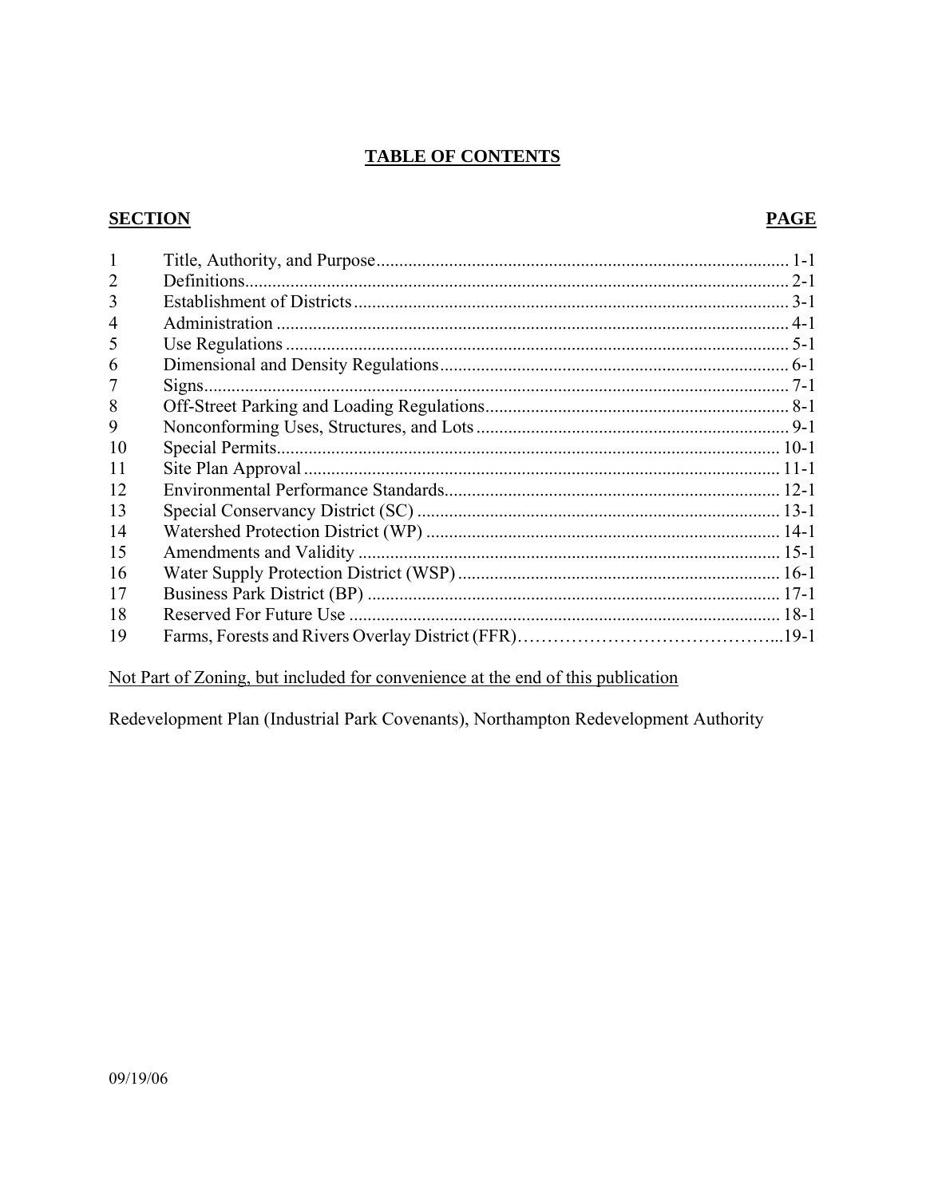# TABLE OF CONTENTS

| SECTION | | PAGE |
|---|---|---|
| 1 | Title, Authority, and Purpose | 1-1 |
| 2 | Definitions | 2-1 |
| 3 | Establishment of Districts | 3-1 |
| 4 | Administration | 4-1 |
| 5 | Use Regulations | 5-1 |
| 6 | Dimensional and Density Regulations | 6-1 |
| 7 | Signs | 7-1 |
| 8 | Off-Street Parking and Loading Regulations | 8-1 |
| 9 | Nonconforming Uses, Structures, and Lots | 9-1 |
| 10 | Special Permits | 10-1 |
| 11 | Site Plan Approval | 11-1 |
| 12 | Environmental Performance Standards | 12-1 |
| 13 | Special Conservancy District (SC) | 13-1 |
| 14 | Watershed Protection District (WP) | 14-1 |
| 15 | Amendments and Validity | 15-1 |
| 16 | Water Supply Protection District (WSP) | 16-1 |
| 17 | Business Park District (BP) | 17-1 |
| 18 | Reserved For Future Use | 18-1 |
| 19 | Farms, Forests and Rivers Overlay District (FFR) | 19-1 |

Not Part of Zoning, but included for convenience at the end of this publication

Redevelopment Plan (Industrial Park Covenants), Northampton Redevelopment Authority

09/19/06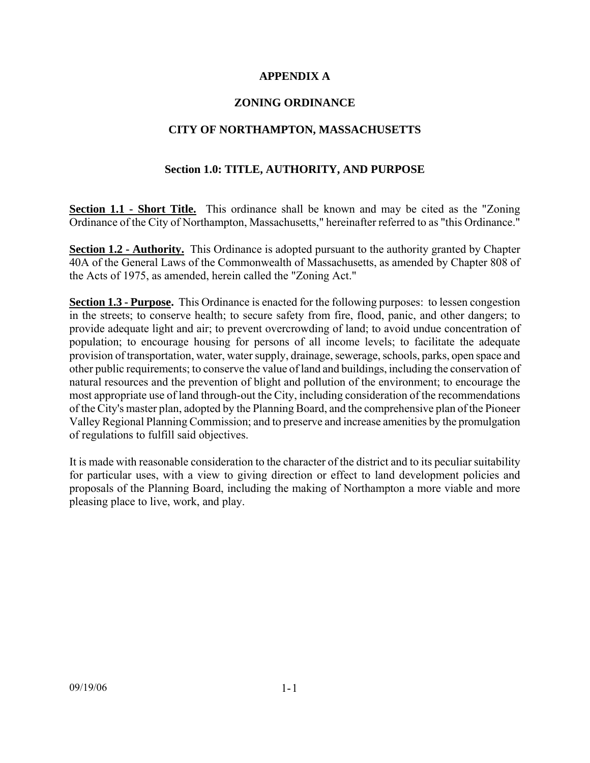# APPENDIX A

# ZONING ORDINANCE

# CITY OF NORTHAMPTON, MASSACHUSETTS

## Section 1.0: TITLE, AUTHORITY, AND PURPOSE

**Section 1.1 - Short Title.** This ordinance shall be known and may be cited as the "Zoning Ordinance of the City of Northampton, Massachusetts," hereinafter referred to as "this Ordinance."

**Section 1.2 - Authority.** This Ordinance is adopted pursuant to the authority granted by Chapter 40A of the General Laws of the Commonwealth of Massachusetts, as amended by Chapter 808 of the Acts of 1975, as amended, herein called the "Zoning Act."

**Section 1.3 - Purpose.** This Ordinance is enacted for the following purposes: to lessen congestion in the streets; to conserve health; to secure safety from fire, flood, panic, and other dangers; to provide adequate light and air; to prevent overcrowding of land; to avoid undue concentration of population; to encourage housing for persons of all income levels; to facilitate the adequate provision of transportation, water, water supply, drainage, sewerage, schools, parks, open space and other public requirements; to conserve the value of land and buildings, including the conservation of natural resources and the prevention of blight and pollution of the environment; to encourage the most appropriate use of land through-out the City, including consideration of the recommendations of the City's master plan, adopted by the Planning Board, and the comprehensive plan of the Pioneer Valley Regional Planning Commission; and to preserve and increase amenities by the promulgation of regulations to fulfill said objectives.

It is made with reasonable consideration to the character of the district and to its peculiar suitability for particular uses, with a view to giving direction or effect to land development policies and proposals of the Planning Board, including the making of Northampton a more viable and more pleasing place to live, work, and play.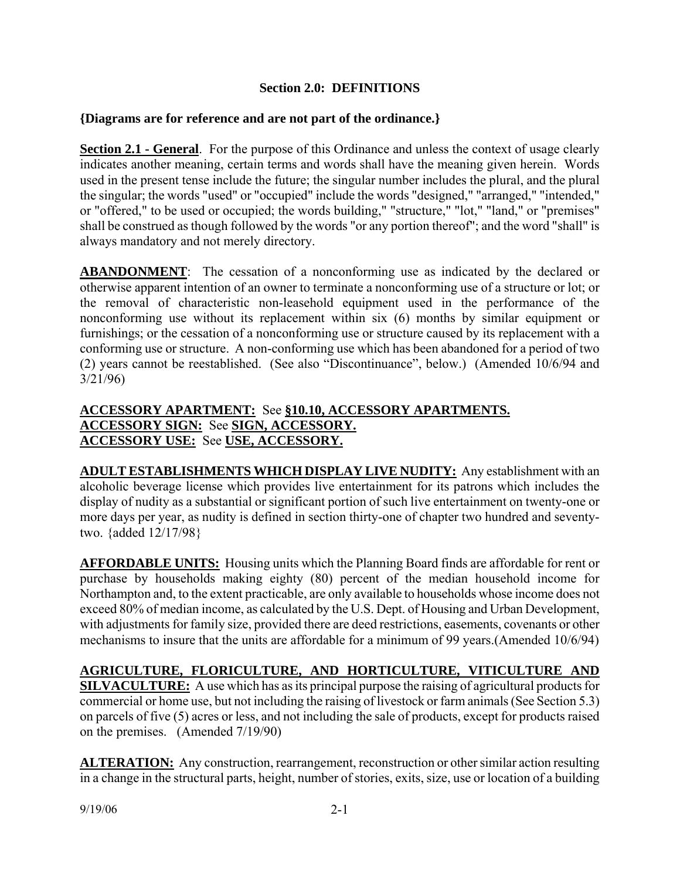## Section 2.0: DEFINITIONS

**{Diagrams are for reference and are not part of the ordinance.}**

**Section 2.1 - General**. For the purpose of this Ordinance and unless the context of usage clearly indicates another meaning, certain terms and words shall have the meaning given herein. Words used in the present tense include the future; the singular number includes the plural, and the plural the singular; the words "used" or "occupied" include the words "designed," "arranged," "intended," or "offered," to be used or occupied; the words building," "structure," "lot," "land," or "premises" shall be construed as though followed by the words "or any portion thereof"; and the word "shall" is always mandatory and not merely directory.

**ABANDONMENT**: The cessation of a nonconforming use as indicated by the declared or otherwise apparent intention of an owner to terminate a nonconforming use of a structure or lot; or the removal of characteristic non-leasehold equipment used in the performance of the nonconforming use without its replacement within six (6) months by similar equipment or furnishings; or the cessation of a nonconforming use or structure caused by its replacement with a conforming use or structure. A non-conforming use which has been abandoned for a period of two (2) years cannot be reestablished. (See also "Discontinuance", below.) (Amended 10/6/94 and 3/21/96)

**ACCESSORY APARTMENT:** See **§10.10, ACCESSORY APARTMENTS.**
**ACCESSORY SIGN:** See **SIGN, ACCESSORY.**
**ACCESSORY USE:** See **USE, ACCESSORY.**

**ADULT ESTABLISHMENTS WHICH DISPLAY LIVE NUDITY:** Any establishment with an alcoholic beverage license which provides live entertainment for its patrons which includes the display of nudity as a substantial or significant portion of such live entertainment on twenty-one or more days per year, as nudity is defined in section thirty-one of chapter two hundred and seventy-two. {added 12/17/98}

**AFFORDABLE UNITS:** Housing units which the Planning Board finds are affordable for rent or purchase by households making eighty (80) percent of the median household income for Northampton and, to the extent practicable, are only available to households whose income does not exceed 80% of median income, as calculated by the U.S. Dept. of Housing and Urban Development, with adjustments for family size, provided there are deed restrictions, easements, covenants or other mechanisms to insure that the units are affordable for a minimum of 99 years.(Amended 10/6/94)

**AGRICULTURE, FLORICULTURE, AND HORTICULTURE, VITICULTURE AND SILVACULTURE:** A use which has as its principal purpose the raising of agricultural products for commercial or home use, but not including the raising of livestock or farm animals (See Section 5.3) on parcels of five (5) acres or less, and not including the sale of products, except for products raised on the premises. (Amended 7/19/90)

**ALTERATION:** Any construction, rearrangement, reconstruction or other similar action resulting in a change in the structural parts, height, number of stories, exits, size, use or location of a building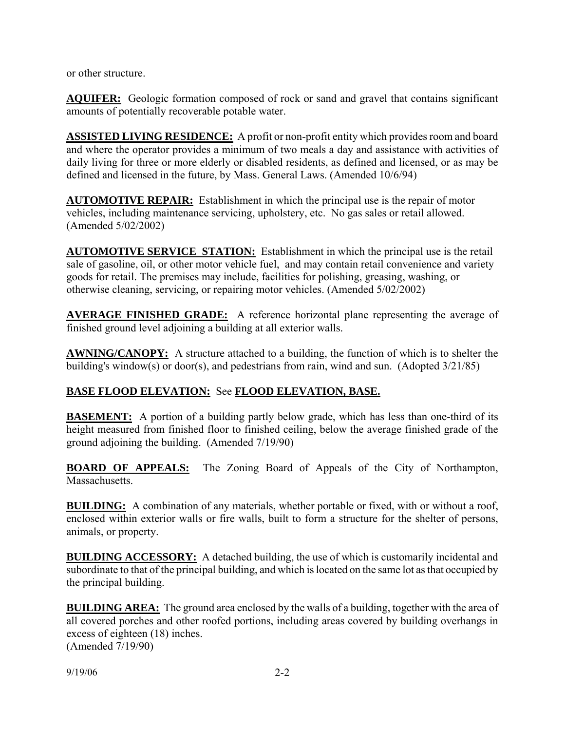or other structure.

**AQUIFER:** Geologic formation composed of rock or sand and gravel that contains significant amounts of potentially recoverable potable water.

**ASSISTED LIVING RESIDENCE:** A profit or non-profit entity which provides room and board and where the operator provides a minimum of two meals a day and assistance with activities of daily living for three or more elderly or disabled residents, as defined and licensed, or as may be defined and licensed in the future, by Mass. General Laws. (Amended 10/6/94)

**AUTOMOTIVE REPAIR:** Establishment in which the principal use is the repair of motor vehicles, including maintenance servicing, upholstery, etc. No gas sales or retail allowed. (Amended 5/02/2002)

**AUTOMOTIVE SERVICE STATION:** Establishment in which the principal use is the retail sale of gasoline, oil, or other motor vehicle fuel, and may contain retail convenience and variety goods for retail. The premises may include, facilities for polishing, greasing, washing, or otherwise cleaning, servicing, or repairing motor vehicles. (Amended 5/02/2002)

**AVERAGE FINISHED GRADE:** A reference horizontal plane representing the average of finished ground level adjoining a building at all exterior walls.

**AWNING/CANOPY:** A structure attached to a building, the function of which is to shelter the building's window(s) or door(s), and pedestrians from rain, wind and sun. (Adopted 3/21/85)

**BASE FLOOD ELEVATION:** See **FLOOD ELEVATION, BASE.**

**BASEMENT:** A portion of a building partly below grade, which has less than one-third of its height measured from finished floor to finished ceiling, below the average finished grade of the ground adjoining the building. (Amended 7/19/90)

**BOARD OF APPEALS:** The Zoning Board of Appeals of the City of Northampton, Massachusetts.

**BUILDING:** A combination of any materials, whether portable or fixed, with or without a roof, enclosed within exterior walls or fire walls, built to form a structure for the shelter of persons, animals, or property.

**BUILDING ACCESSORY:** A detached building, the use of which is customarily incidental and subordinate to that of the principal building, and which is located on the same lot as that occupied by the principal building.

**BUILDING AREA:** The ground area enclosed by the walls of a building, together with the area of all covered porches and other roofed portions, including areas covered by building overhangs in excess of eighteen (18) inches.
(Amended 7/19/90)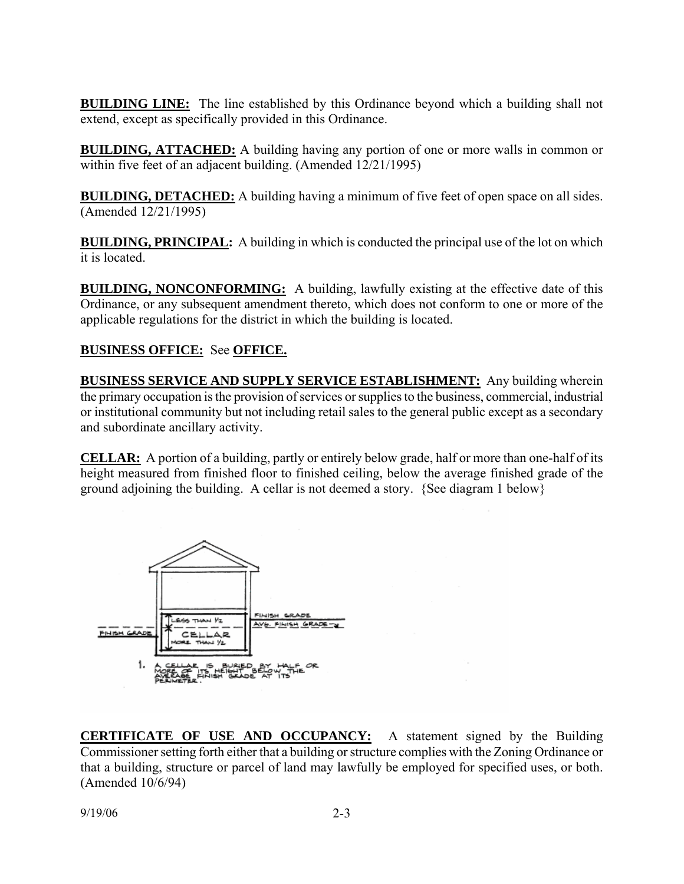**BUILDING LINE:** The line established by this Ordinance beyond which a building shall not extend, except as specifically provided in this Ordinance.

**BUILDING, ATTACHED:** A building having any portion of one or more walls in common or within five feet of an adjacent building. (Amended 12/21/1995)

**BUILDING, DETACHED:** A building having a minimum of five feet of open space on all sides. (Amended 12/21/1995)

**BUILDING, PRINCIPAL:** A building in which is conducted the principal use of the lot on which it is located.

**BUILDING, NONCONFORMING:** A building, lawfully existing at the effective date of this Ordinance, or any subsequent amendment thereto, which does not conform to one or more of the applicable regulations for the district in which the building is located.

**BUSINESS OFFICE:** See **OFFICE.**

**BUSINESS SERVICE AND SUPPLY SERVICE ESTABLISHMENT:** Any building wherein the primary occupation is the provision of services or supplies to the business, commercial, industrial or institutional community but not including retail sales to the general public except as a secondary and subordinate ancillary activity.

**CELLAR:** A portion of a building, partly or entirely below grade, half or more than one-half of its height measured from finished floor to finished ceiling, below the average finished grade of the ground adjoining the building. A cellar is not deemed a story. {See diagram 1 below}

1. A CELLAR IS BURIED BY HALF OR MORE OF ITS HEIGHT BELOW THE AVERAGE FINISH GRADE AT ITS PERIMETER.

**CERTIFICATE OF USE AND OCCUPANCY:** A statement signed by the Building Commissioner setting forth either that a building or structure complies with the Zoning Ordinance or that a building, structure or parcel of land may lawfully be employed for specified uses, or both. (Amended 10/6/94)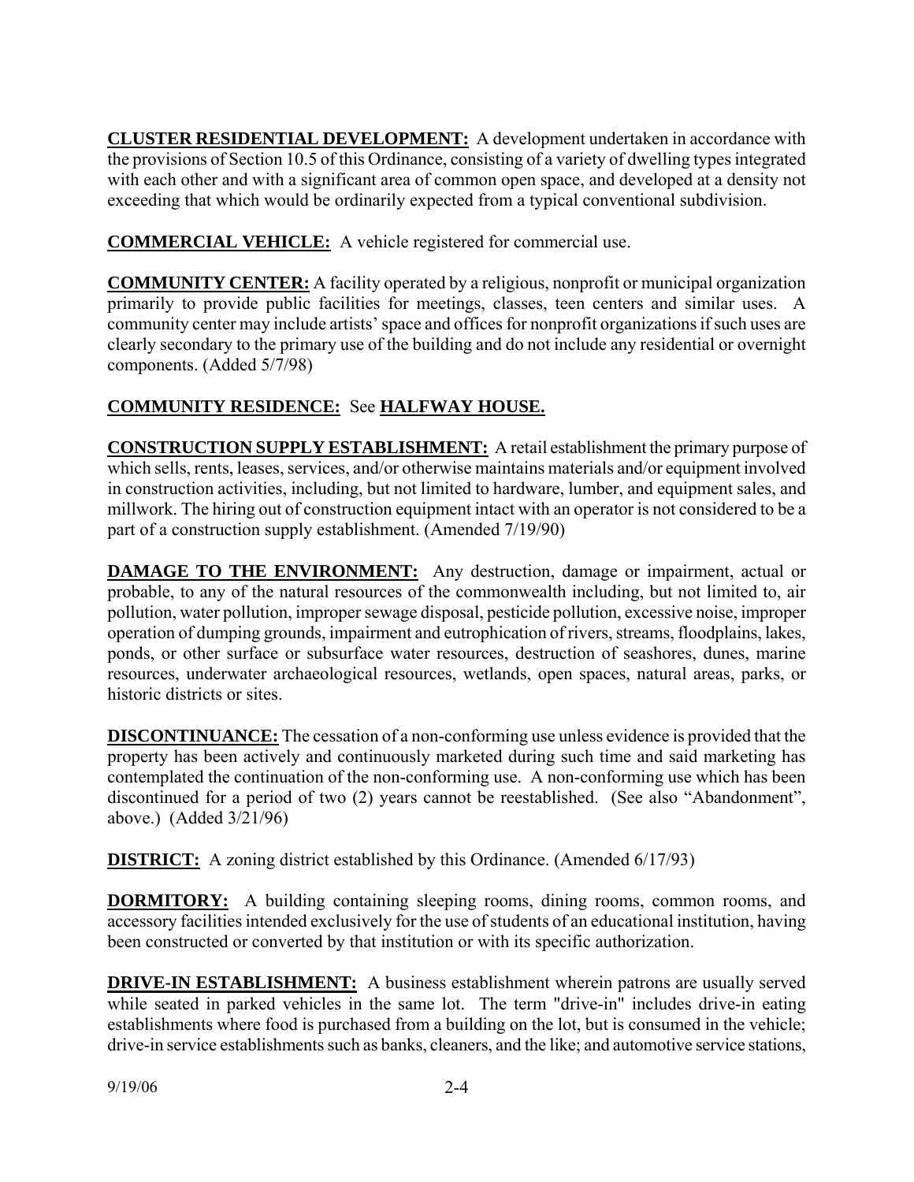**CLUSTER RESIDENTIAL DEVELOPMENT:** A development undertaken in accordance with the provisions of Section 10.5 of this Ordinance, consisting of a variety of dwelling types integrated with each other and with a significant area of common open space, and developed at a density not exceeding that which would be ordinarily expected from a typical conventional subdivision.

**COMMERCIAL VEHICLE:** A vehicle registered for commercial use.

**COMMUNITY CENTER:** A facility operated by a religious, nonprofit or municipal organization primarily to provide public facilities for meetings, classes, teen centers and similar uses. A community center may include artists' space and offices for nonprofit organizations if such uses are clearly secondary to the primary use of the building and do not include any residential or overnight components. (Added 5/7/98)

**COMMUNITY RESIDENCE:** See **HALFWAY HOUSE.**

**CONSTRUCTION SUPPLY ESTABLISHMENT:** A retail establishment the primary purpose of which sells, rents, leases, services, and/or otherwise maintains materials and/or equipment involved in construction activities, including, but not limited to hardware, lumber, and equipment sales, and millwork. The hiring out of construction equipment intact with an operator is not considered to be a part of a construction supply establishment. (Amended 7/19/90)

**DAMAGE TO THE ENVIRONMENT:** Any destruction, damage or impairment, actual or probable, to any of the natural resources of the commonwealth including, but not limited to, air pollution, water pollution, improper sewage disposal, pesticide pollution, excessive noise, improper operation of dumping grounds, impairment and eutrophication of rivers, streams, floodplains, lakes, ponds, or other surface or subsurface water resources, destruction of seashores, dunes, marine resources, underwater archaeological resources, wetlands, open spaces, natural areas, parks, or historic districts or sites.

**DISCONTINUANCE:** The cessation of a non-conforming use unless evidence is provided that the property has been actively and continuously marketed during such time and said marketing has contemplated the continuation of the non-conforming use. A non-conforming use which has been discontinued for a period of two (2) years cannot be reestablished. (See also "Abandonment", above.) (Added 3/21/96)

**DISTRICT:** A zoning district established by this Ordinance. (Amended 6/17/93)

**DORMITORY:** A building containing sleeping rooms, dining rooms, common rooms, and accessory facilities intended exclusively for the use of students of an educational institution, having been constructed or converted by that institution or with its specific authorization.

**DRIVE-IN ESTABLISHMENT:** A business establishment wherein patrons are usually served while seated in parked vehicles in the same lot. The term "drive-in" includes drive-in eating establishments where food is purchased from a building on the lot, but is consumed in the vehicle; drive-in service establishments such as banks, cleaners, and the like; and automotive service stations,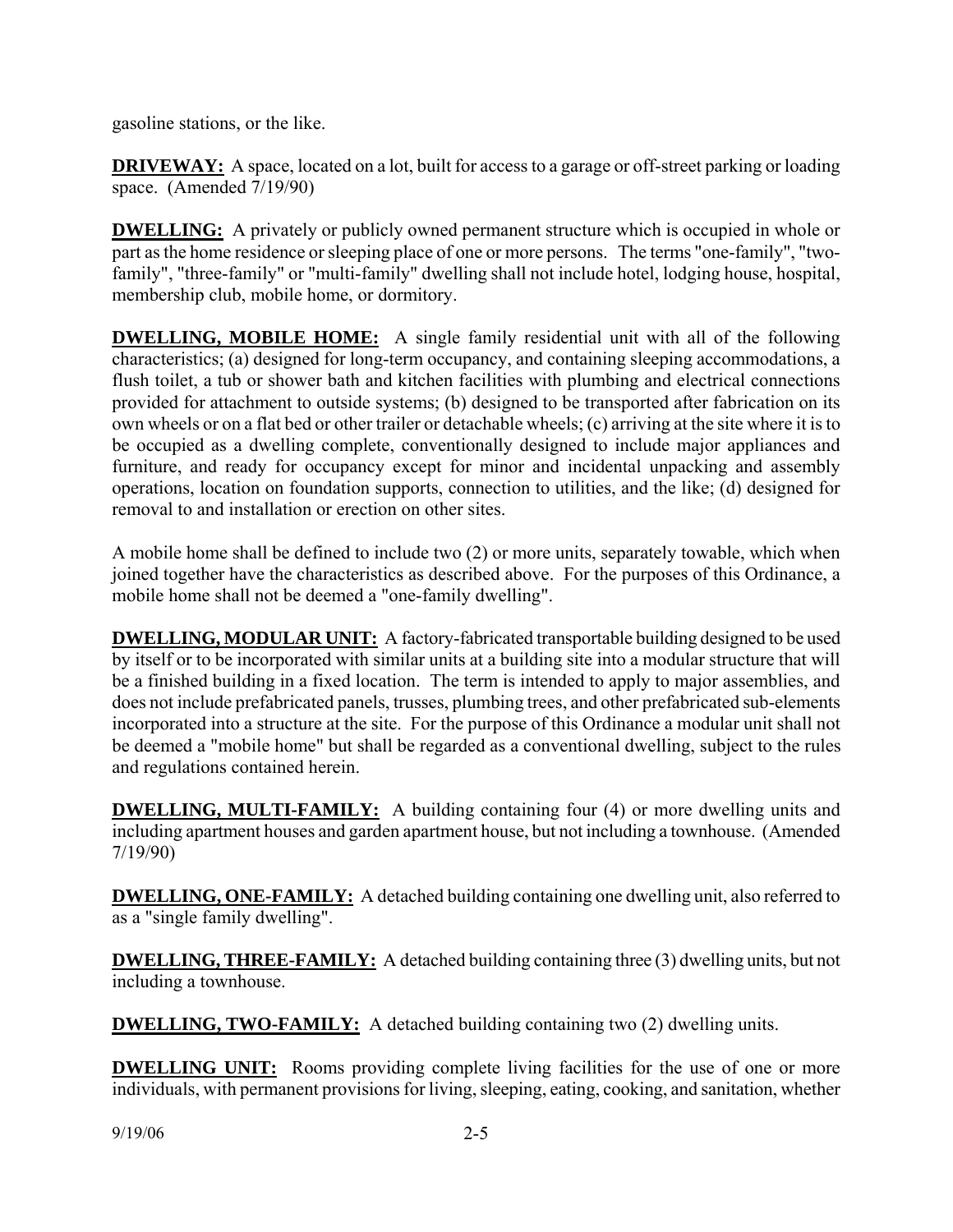gasoline stations, or the like.

**DRIVEWAY:** A space, located on a lot, built for access to a garage or off-street parking or loading space. (Amended 7/19/90)

**DWELLING:** A privately or publicly owned permanent structure which is occupied in whole or part as the home residence or sleeping place of one or more persons. The terms "one-family", "two-family", "three-family" or "multi-family" dwelling shall not include hotel, lodging house, hospital, membership club, mobile home, or dormitory.

**DWELLING, MOBILE HOME:** A single family residential unit with all of the following characteristics; (a) designed for long-term occupancy, and containing sleeping accommodations, a flush toilet, a tub or shower bath and kitchen facilities with plumbing and electrical connections provided for attachment to outside systems; (b) designed to be transported after fabrication on its own wheels or on a flat bed or other trailer or detachable wheels; (c) arriving at the site where it is to be occupied as a dwelling complete, conventionally designed to include major appliances and furniture, and ready for occupancy except for minor and incidental unpacking and assembly operations, location on foundation supports, connection to utilities, and the like; (d) designed for removal to and installation or erection on other sites.

A mobile home shall be defined to include two (2) or more units, separately towable, which when joined together have the characteristics as described above. For the purposes of this Ordinance, a mobile home shall not be deemed a "one-family dwelling".

**DWELLING, MODULAR UNIT:** A factory-fabricated transportable building designed to be used by itself or to be incorporated with similar units at a building site into a modular structure that will be a finished building in a fixed location. The term is intended to apply to major assemblies, and does not include prefabricated panels, trusses, plumbing trees, and other prefabricated sub-elements incorporated into a structure at the site. For the purpose of this Ordinance a modular unit shall not be deemed a "mobile home" but shall be regarded as a conventional dwelling, subject to the rules and regulations contained herein.

**DWELLING, MULTI-FAMILY:** A building containing four (4) or more dwelling units and including apartment houses and garden apartment house, but not including a townhouse. (Amended 7/19/90)

**DWELLING, ONE-FAMILY:** A detached building containing one dwelling unit, also referred to as a "single family dwelling".

**DWELLING, THREE-FAMILY:** A detached building containing three (3) dwelling units, but not including a townhouse.

**DWELLING, TWO-FAMILY:** A detached building containing two (2) dwelling units.

**DWELLING UNIT:** Rooms providing complete living facilities for the use of one or more individuals, with permanent provisions for living, sleeping, eating, cooking, and sanitation, whether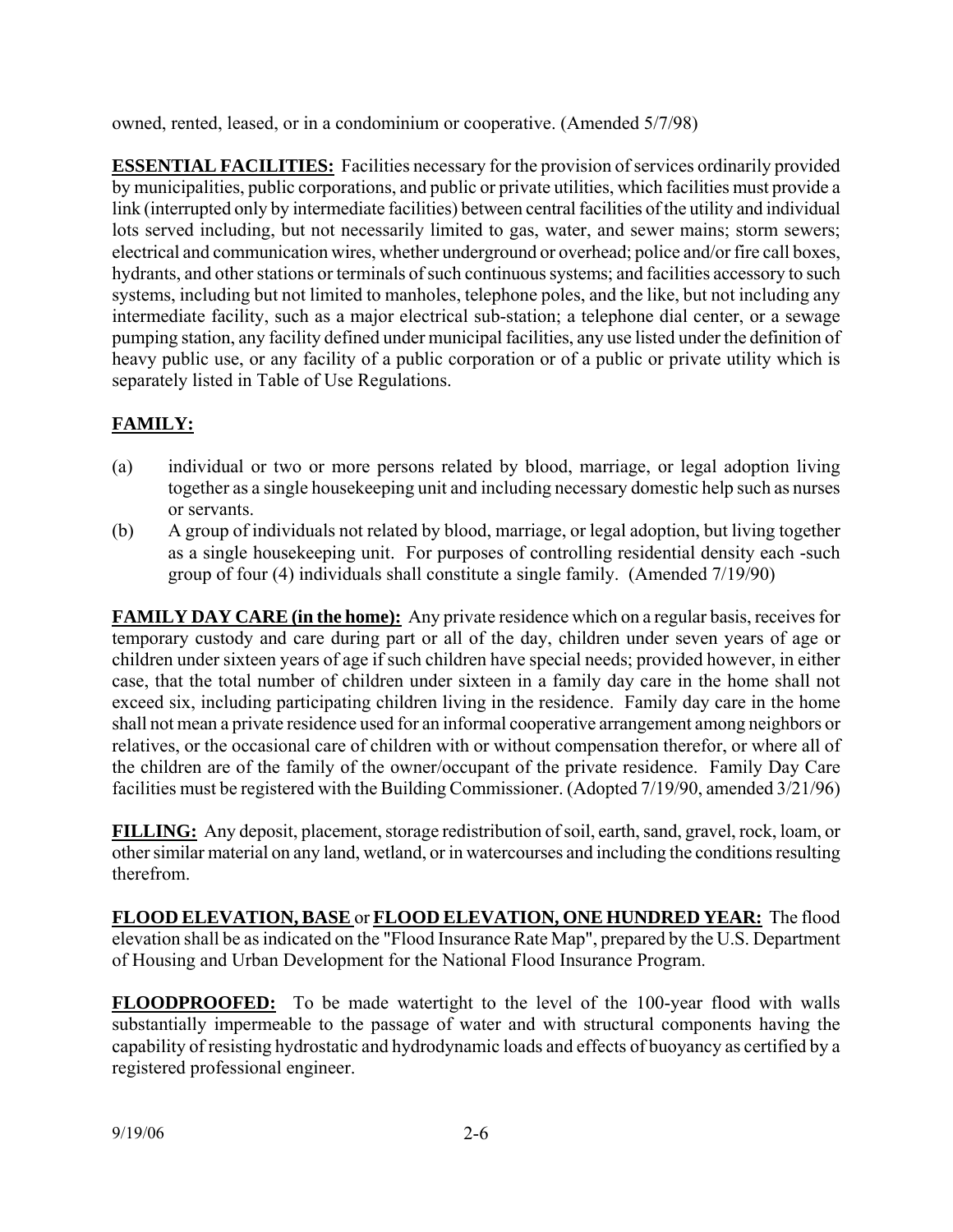owned, rented, leased, or in a condominium or cooperative. (Amended 5/7/98)

**ESSENTIAL FACILITIES:** Facilities necessary for the provision of services ordinarily provided by municipalities, public corporations, and public or private utilities, which facilities must provide a link (interrupted only by intermediate facilities) between central facilities of the utility and individual lots served including, but not necessarily limited to gas, water, and sewer mains; storm sewers; electrical and communication wires, whether underground or overhead; police and/or fire call boxes, hydrants, and other stations or terminals of such continuous systems; and facilities accessory to such systems, including but not limited to manholes, telephone poles, and the like, but not including any intermediate facility, such as a major electrical sub-station; a telephone dial center, or a sewage pumping station, any facility defined under municipal facilities, any use listed under the definition of heavy public use, or any facility of a public corporation or of a public or private utility which is separately listed in Table of Use Regulations.

**FAMILY:**

(a) individual or two or more persons related by blood, marriage, or legal adoption living together as a single housekeeping unit and including necessary domestic help such as nurses or servants.

(b) A group of individuals not related by blood, marriage, or legal adoption, but living together as a single housekeeping unit. For purposes of controlling residential density each -such group of four (4) individuals shall constitute a single family. (Amended 7/19/90)

**FAMILY DAY CARE (in the home):** Any private residence which on a regular basis, receives for temporary custody and care during part or all of the day, children under seven years of age or children under sixteen years of age if such children have special needs; provided however, in either case, that the total number of children under sixteen in a family day care in the home shall not exceed six, including participating children living in the residence. Family day care in the home shall not mean a private residence used for an informal cooperative arrangement among neighbors or relatives, or the occasional care of children with or without compensation therefor, or where all of the children are of the family of the owner/occupant of the private residence. Family Day Care facilities must be registered with the Building Commissioner. (Adopted 7/19/90, amended 3/21/96)

**FILLING:** Any deposit, placement, storage redistribution of soil, earth, sand, gravel, rock, loam, or other similar material on any land, wetland, or in watercourses and including the conditions resulting therefrom.

**FLOOD ELEVATION, BASE** or **FLOOD ELEVATION, ONE HUNDRED YEAR:** The flood elevation shall be as indicated on the "Flood Insurance Rate Map", prepared by the U.S. Department of Housing and Urban Development for the National Flood Insurance Program.

**FLOODPROOFED:** To be made watertight to the level of the 100-year flood with walls substantially impermeable to the passage of water and with structural components having the capability of resisting hydrostatic and hydrodynamic loads and effects of buoyancy as certified by a registered professional engineer.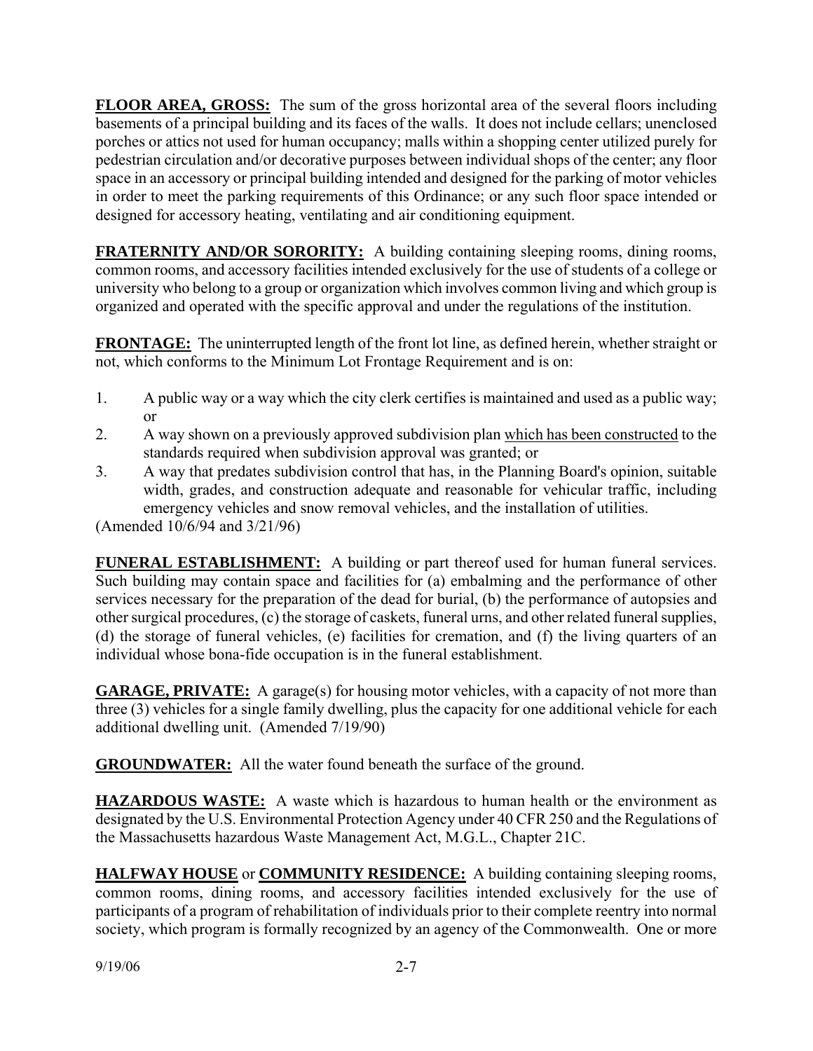**FLOOR AREA, GROSS:** The sum of the gross horizontal area of the several floors including basements of a principal building and its faces of the walls. It does not include cellars; unenclosed porches or attics not used for human occupancy; malls within a shopping center utilized purely for pedestrian circulation and/or decorative purposes between individual shops of the center; any floor space in an accessory or principal building intended and designed for the parking of motor vehicles in order to meet the parking requirements of this Ordinance; or any such floor space intended or designed for accessory heating, ventilating and air conditioning equipment.

**FRATERNITY AND/OR SORORITY:** A building containing sleeping rooms, dining rooms, common rooms, and accessory facilities intended exclusively for the use of students of a college or university who belong to a group or organization which involves common living and which group is organized and operated with the specific approval and under the regulations of the institution.

**FRONTAGE:** The uninterrupted length of the front lot line, as defined herein, whether straight or not, which conforms to the Minimum Lot Frontage Requirement and is on:

1. A public way or a way which the city clerk certifies is maintained and used as a public way; or
2. A way shown on a previously approved subdivision plan which has been constructed to the standards required when subdivision approval was granted; or
3. A way that predates subdivision control that has, in the Planning Board's opinion, suitable width, grades, and construction adequate and reasonable for vehicular traffic, including emergency vehicles and snow removal vehicles, and the installation of utilities.

(Amended 10/6/94 and 3/21/96)

**FUNERAL ESTABLISHMENT:** A building or part thereof used for human funeral services. Such building may contain space and facilities for (a) embalming and the performance of other services necessary for the preparation of the dead for burial, (b) the performance of autopsies and other surgical procedures, (c) the storage of caskets, funeral urns, and other related funeral supplies, (d) the storage of funeral vehicles, (e) facilities for cremation, and (f) the living quarters of an individual whose bona-fide occupation is in the funeral establishment.

**GARAGE, PRIVATE:** A garage(s) for housing motor vehicles, with a capacity of not more than three (3) vehicles for a single family dwelling, plus the capacity for one additional vehicle for each additional dwelling unit. (Amended 7/19/90)

**GROUNDWATER:** All the water found beneath the surface of the ground.

**HAZARDOUS WASTE:** A waste which is hazardous to human health or the environment as designated by the U.S. Environmental Protection Agency under 40 CFR 250 and the Regulations of the Massachusetts hazardous Waste Management Act, M.G.L., Chapter 21C.

**HALFWAY HOUSE** or **COMMUNITY RESIDENCE:** A building containing sleeping rooms, common rooms, dining rooms, and accessory facilities intended exclusively for the use of participants of a program of rehabilitation of individuals prior to their complete reentry into normal society, which program is formally recognized by an agency of the Commonwealth. One or more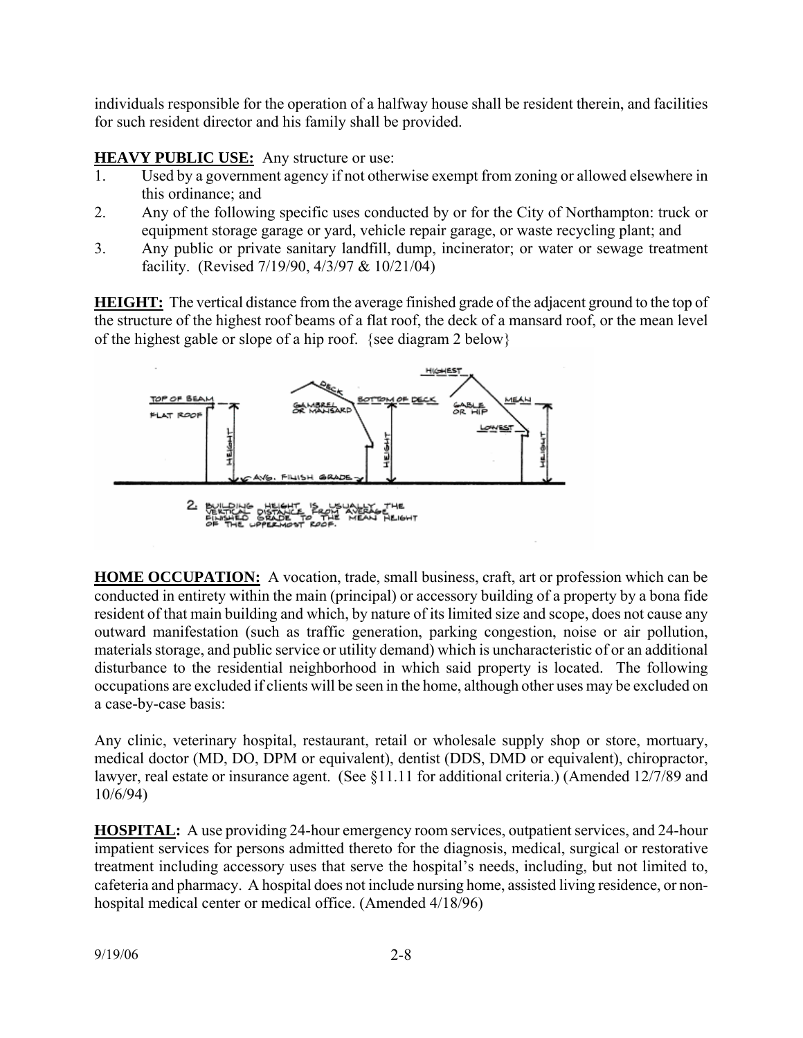individuals responsible for the operation of a halfway house shall be resident therein, and facilities for such resident director and his family shall be provided.

**HEAVY PUBLIC USE:** Any structure or use:

1. Used by a government agency if not otherwise exempt from zoning or allowed elsewhere in this ordinance; and
2. Any of the following specific uses conducted by or for the City of Northampton: truck or equipment storage garage or yard, vehicle repair garage, or waste recycling plant; and
3. Any public or private sanitary landfill, dump, incinerator; or water or sewage treatment facility. (Revised 7/19/90, 4/3/97 & 10/21/04)

**HEIGHT:** The vertical distance from the average finished grade of the adjacent ground to the top of the structure of the highest roof beams of a flat roof, the deck of a mansard roof, or the mean level of the highest gable or slope of a hip roof. {see diagram 2 below}

2. BUILDING HEIGHT IS USUALLY THE VERTICAL DISTANCE FROM AVERAGE FINISHED GRADE TO THE MEAN HEIGHT OF THE UPPERMOST ROOF.

**HOME OCCUPATION:** A vocation, trade, small business, craft, art or profession which can be conducted in entirety within the main (principal) or accessory building of a property by a bona fide resident of that main building and which, by nature of its limited size and scope, does not cause any outward manifestation (such as traffic generation, parking congestion, noise or air pollution, materials storage, and public service or utility demand) which is uncharacteristic of or an additional disturbance to the residential neighborhood in which said property is located. The following occupations are excluded if clients will be seen in the home, although other uses may be excluded on a case-by-case basis:

Any clinic, veterinary hospital, restaurant, retail or wholesale supply shop or store, mortuary, medical doctor (MD, DO, DPM or equivalent), dentist (DDS, DMD or equivalent), chiropractor, lawyer, real estate or insurance agent. (See §11.11 for additional criteria.) (Amended 12/7/89 and 10/6/94)

**HOSPITAL:** A use providing 24-hour emergency room services, outpatient services, and 24-hour impatient services for persons admitted thereto for the diagnosis, medical, surgical or restorative treatment including accessory uses that serve the hospital's needs, including, but not limited to, cafeteria and pharmacy. A hospital does not include nursing home, assisted living residence, or non-hospital medical center or medical office. (Amended 4/18/96)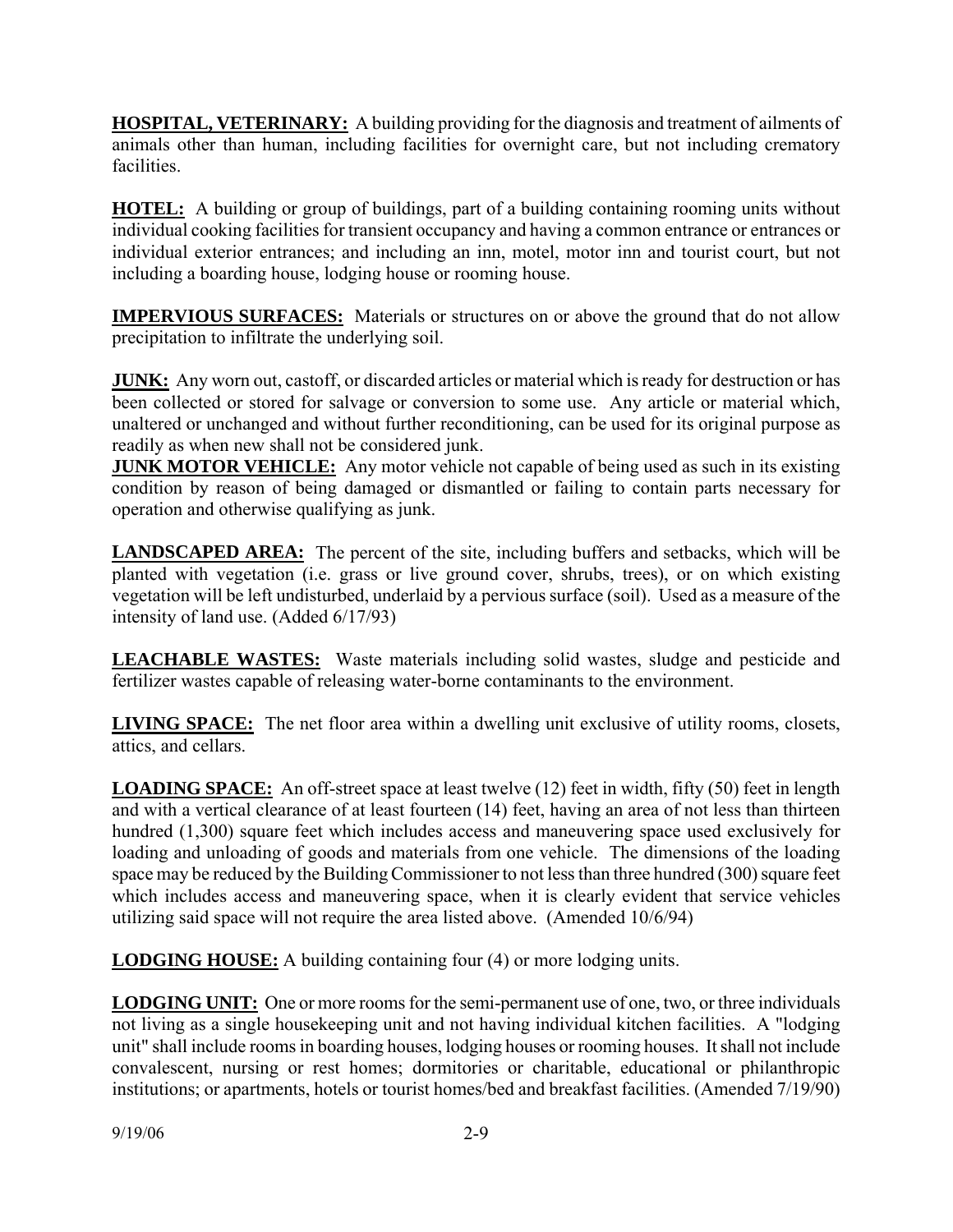**HOSPITAL, VETERINARY:** A building providing for the diagnosis and treatment of ailments of animals other than human, including facilities for overnight care, but not including crematory facilities.

**HOTEL:** A building or group of buildings, part of a building containing rooming units without individual cooking facilities for transient occupancy and having a common entrance or entrances or individual exterior entrances; and including an inn, motel, motor inn and tourist court, but not including a boarding house, lodging house or rooming house.

**IMPERVIOUS SURFACES:** Materials or structures on or above the ground that do not allow precipitation to infiltrate the underlying soil.

**JUNK:** Any worn out, castoff, or discarded articles or material which is ready for destruction or has been collected or stored for salvage or conversion to some use. Any article or material which, unaltered or unchanged and without further reconditioning, can be used for its original purpose as readily as when new shall not be considered junk.

**JUNK MOTOR VEHICLE:** Any motor vehicle not capable of being used as such in its existing condition by reason of being damaged or dismantled or failing to contain parts necessary for operation and otherwise qualifying as junk.

**LANDSCAPED AREA:** The percent of the site, including buffers and setbacks, which will be planted with vegetation (i.e. grass or live ground cover, shrubs, trees), or on which existing vegetation will be left undisturbed, underlaid by a pervious surface (soil). Used as a measure of the intensity of land use. (Added 6/17/93)

**LEACHABLE WASTES:** Waste materials including solid wastes, sludge and pesticide and fertilizer wastes capable of releasing water-borne contaminants to the environment.

**LIVING SPACE:** The net floor area within a dwelling unit exclusive of utility rooms, closets, attics, and cellars.

**LOADING SPACE:** An off-street space at least twelve (12) feet in width, fifty (50) feet in length and with a vertical clearance of at least fourteen (14) feet, having an area of not less than thirteen hundred (1,300) square feet which includes access and maneuvering space used exclusively for loading and unloading of goods and materials from one vehicle. The dimensions of the loading space may be reduced by the Building Commissioner to not less than three hundred (300) square feet which includes access and maneuvering space, when it is clearly evident that service vehicles utilizing said space will not require the area listed above. (Amended 10/6/94)

**LODGING HOUSE:** A building containing four (4) or more lodging units.

**LODGING UNIT:** One or more rooms for the semi-permanent use of one, two, or three individuals not living as a single housekeeping unit and not having individual kitchen facilities. A "lodging unit" shall include rooms in boarding houses, lodging houses or rooming houses. It shall not include convalescent, nursing or rest homes; dormitories or charitable, educational or philanthropic institutions; or apartments, hotels or tourist homes/bed and breakfast facilities. (Amended 7/19/90)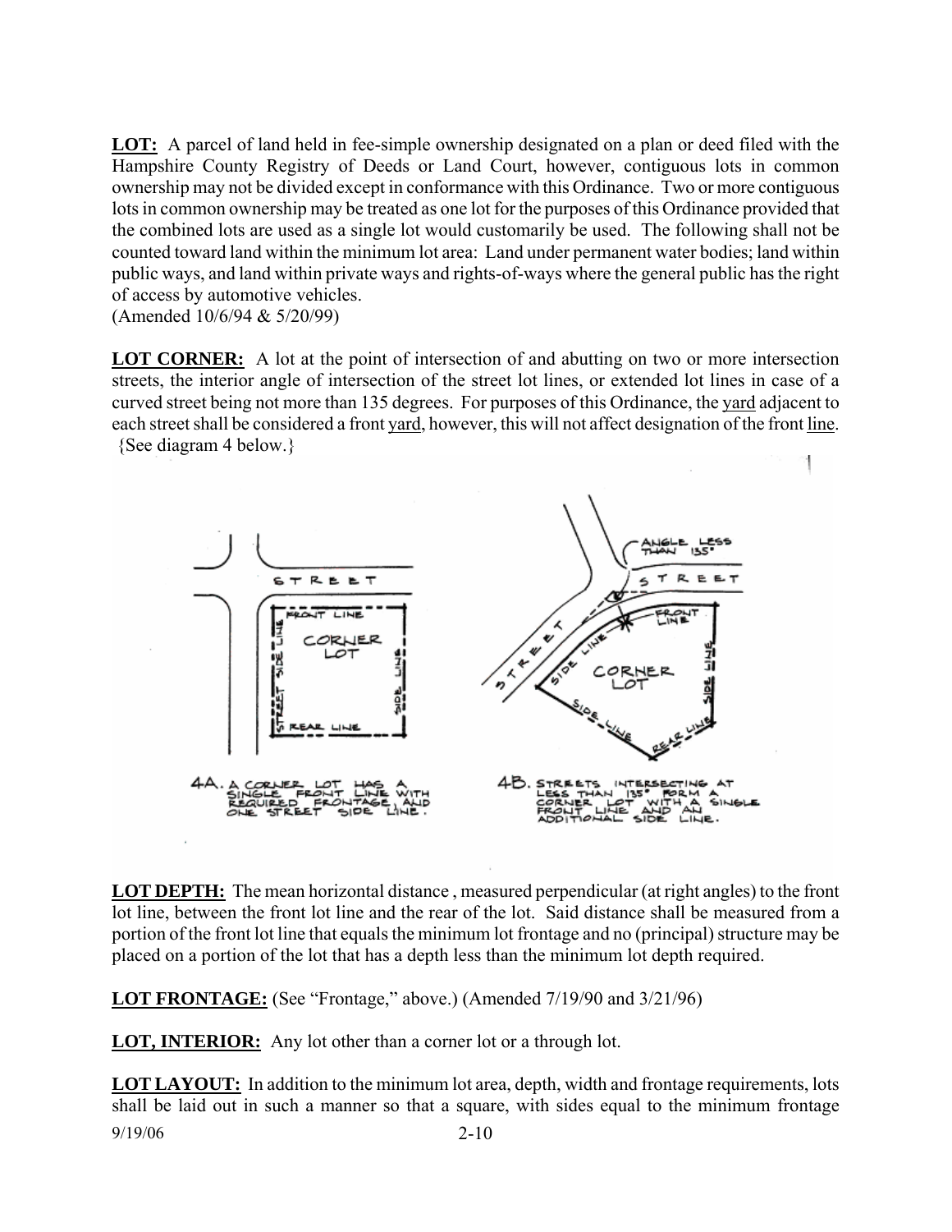**LOT:** A parcel of land held in fee-simple ownership designated on a plan or deed filed with the Hampshire County Registry of Deeds or Land Court, however, contiguous lots in common ownership may not be divided except in conformance with this Ordinance. Two or more contiguous lots in common ownership may be treated as one lot for the purposes of this Ordinance provided that the combined lots are used as a single lot would customarily be used. The following shall not be counted toward land within the minimum lot area: Land under permanent water bodies; land within public ways, and land within private ways and rights-of-ways where the general public has the right of access by automotive vehicles.
(Amended 10/6/94 & 5/20/99)

**LOT CORNER:** A lot at the point of intersection of and abutting on two or more intersection streets, the interior angle of intersection of the street lot lines, or extended lot lines in case of a curved street being not more than 135 degrees. For purposes of this Ordinance, the yard adjacent to each street shall be considered a front yard, however, this will not affect designation of the front line. {See diagram 4 below.}

4A. A CORNER LOT HAS A SINGLE FRONT LINE WITH REQUIRED FRONTAGE, AND ONE STREET SIDE LINE.

4B. STREETS INTERSECTING AT LESS THAN 135° FORM A CORNER LOT WITH A SINGLE FRONT LINE AND AN ADDITIONAL SIDE LINE.

**LOT DEPTH:** The mean horizontal distance , measured perpendicular (at right angles) to the front lot line, between the front lot line and the rear of the lot. Said distance shall be measured from a portion of the front lot line that equals the minimum lot frontage and no (principal) structure may be placed on a portion of the lot that has a depth less than the minimum lot depth required.

**LOT FRONTAGE:** (See "Frontage," above.) (Amended 7/19/90 and 3/21/96)

**LOT, INTERIOR:** Any lot other than a corner lot or a through lot.

**LOT LAYOUT:** In addition to the minimum lot area, depth, width and frontage requirements, lots shall be laid out in such a manner so that a square, with sides equal to the minimum frontage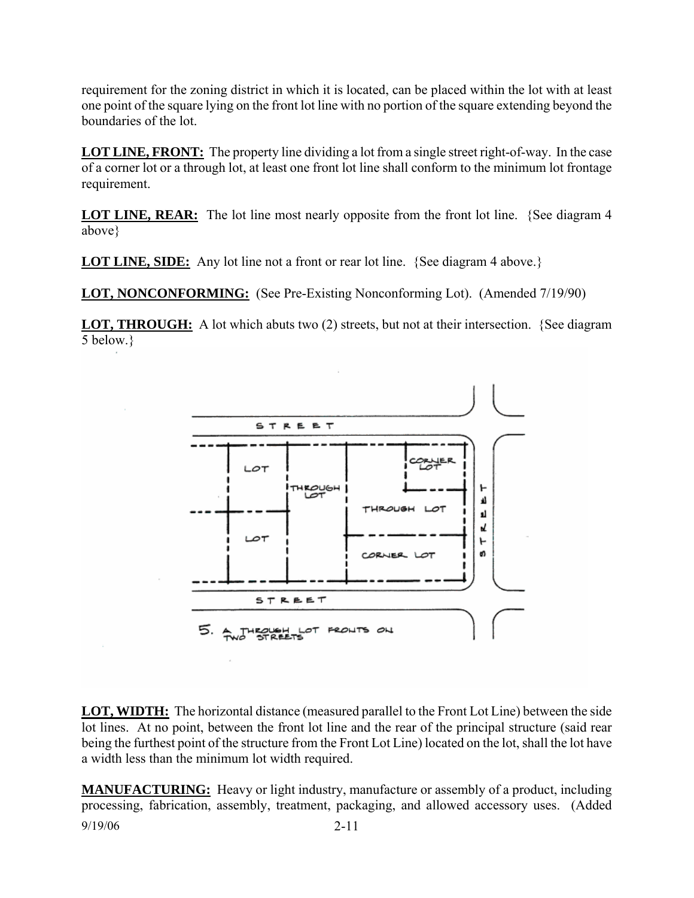requirement for the zoning district in which it is located, can be placed within the lot with at least one point of the square lying on the front lot line with no portion of the square extending beyond the boundaries of the lot.

**LOT LINE, FRONT:** The property line dividing a lot from a single street right-of-way. In the case of a corner lot or a through lot, at least one front lot line shall conform to the minimum lot frontage requirement.

**LOT LINE, REAR:** The lot line most nearly opposite from the front lot line. {See diagram 4 above}

**LOT LINE, SIDE:** Any lot line not a front or rear lot line. {See diagram 4 above.}

**LOT, NONCONFORMING:** (See Pre-Existing Nonconforming Lot). (Amended 7/19/90)

**LOT, THROUGH:** A lot which abuts two (2) streets, but not at their intersection. {See diagram 5 below.}

5. A THROUGH LOT FRONTS ON TWO STREETS

**LOT, WIDTH:** The horizontal distance (measured parallel to the Front Lot Line) between the side lot lines. At no point, between the front lot line and the rear of the principal structure (said rear being the furthest point of the structure from the Front Lot Line) located on the lot, shall the lot have a width less than the minimum lot width required.

**MANUFACTURING:** Heavy or light industry, manufacture or assembly of a product, including processing, fabrication, assembly, treatment, packaging, and allowed accessory uses. (Added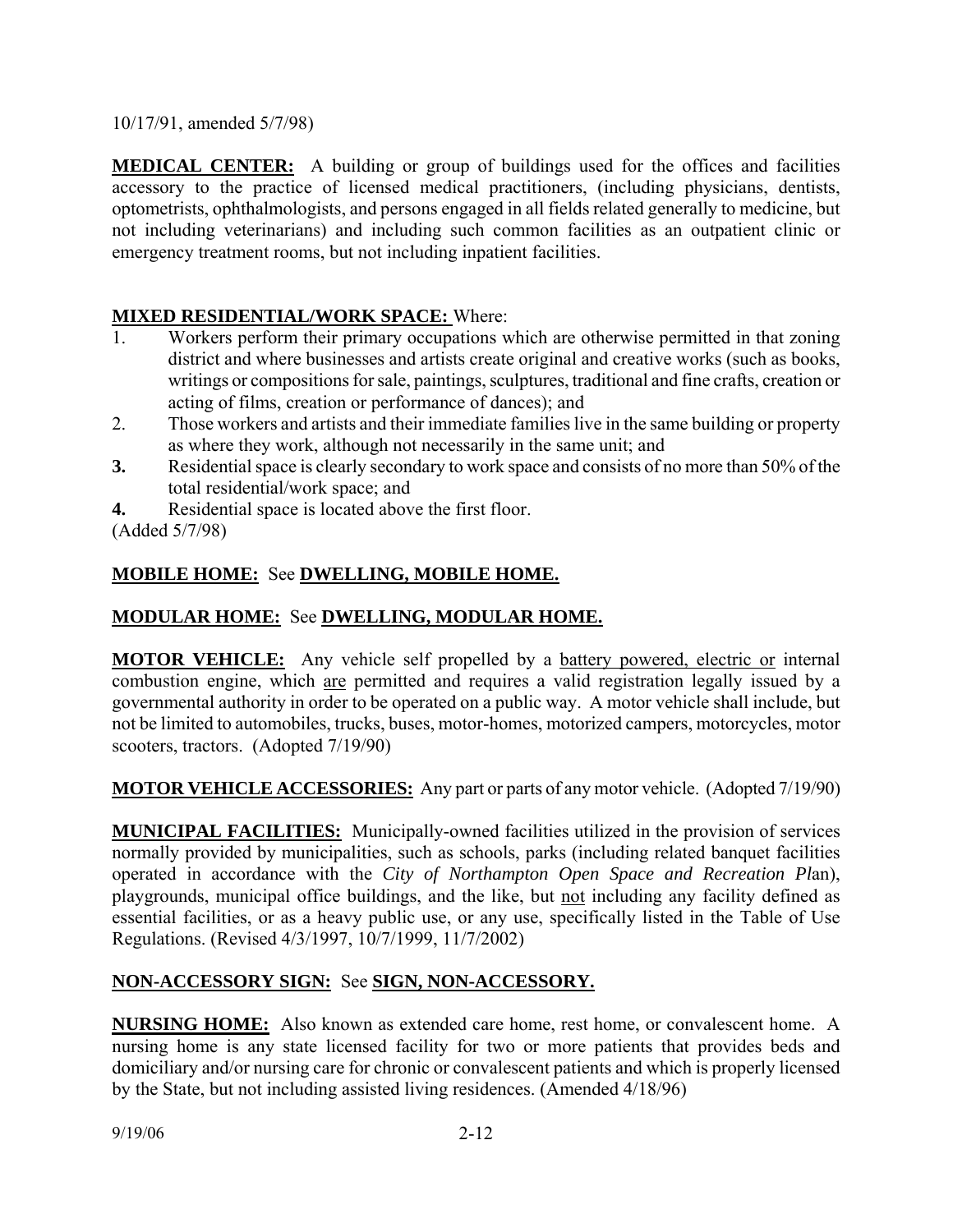10/17/91, amended 5/7/98)

**MEDICAL CENTER:** A building or group of buildings used for the offices and facilities accessory to the practice of licensed medical practitioners, (including physicians, dentists, optometrists, ophthalmologists, and persons engaged in all fields related generally to medicine, but not including veterinarians) and including such common facilities as an outpatient clinic or emergency treatment rooms, but not including inpatient facilities.

**MIXED RESIDENTIAL/WORK SPACE:** Where:

1. Workers perform their primary occupations which are otherwise permitted in that zoning district and where businesses and artists create original and creative works (such as books, writings or compositions for sale, paintings, sculptures, traditional and fine crafts, creation or acting of films, creation or performance of dances); and
2. Those workers and artists and their immediate families live in the same building or property as where they work, although not necessarily in the same unit; and
3. Residential space is clearly secondary to work space and consists of no more than 50% of the total residential/work space; and
4. Residential space is located above the first floor.

(Added 5/7/98)

**MOBILE HOME:** See **DWELLING, MOBILE HOME.**

**MODULAR HOME:** See **DWELLING, MODULAR HOME.**

**MOTOR VEHICLE:** Any vehicle self propelled by a battery powered, electric or internal combustion engine, which are permitted and requires a valid registration legally issued by a governmental authority in order to be operated on a public way. A motor vehicle shall include, but not be limited to automobiles, trucks, buses, motor-homes, motorized campers, motorcycles, motor scooters, tractors. (Adopted 7/19/90)

**MOTOR VEHICLE ACCESSORIES:** Any part or parts of any motor vehicle. (Adopted 7/19/90)

**MUNICIPAL FACILITIES:** Municipally-owned facilities utilized in the provision of services normally provided by municipalities, such as schools, parks (including related banquet facilities operated in accordance with the *City of Northampton Open Space and Recreation Plan*), playgrounds, municipal office buildings, and the like, but not including any facility defined as essential facilities, or as a heavy public use, or any use, specifically listed in the Table of Use Regulations. (Revised 4/3/1997, 10/7/1999, 11/7/2002)

**NON-ACCESSORY SIGN:** See **SIGN, NON-ACCESSORY.**

**NURSING HOME:** Also known as extended care home, rest home, or convalescent home. A nursing home is any state licensed facility for two or more patients that provides beds and domiciliary and/or nursing care for chronic or convalescent patients and which is properly licensed by the State, but not including assisted living residences. (Amended 4/18/96)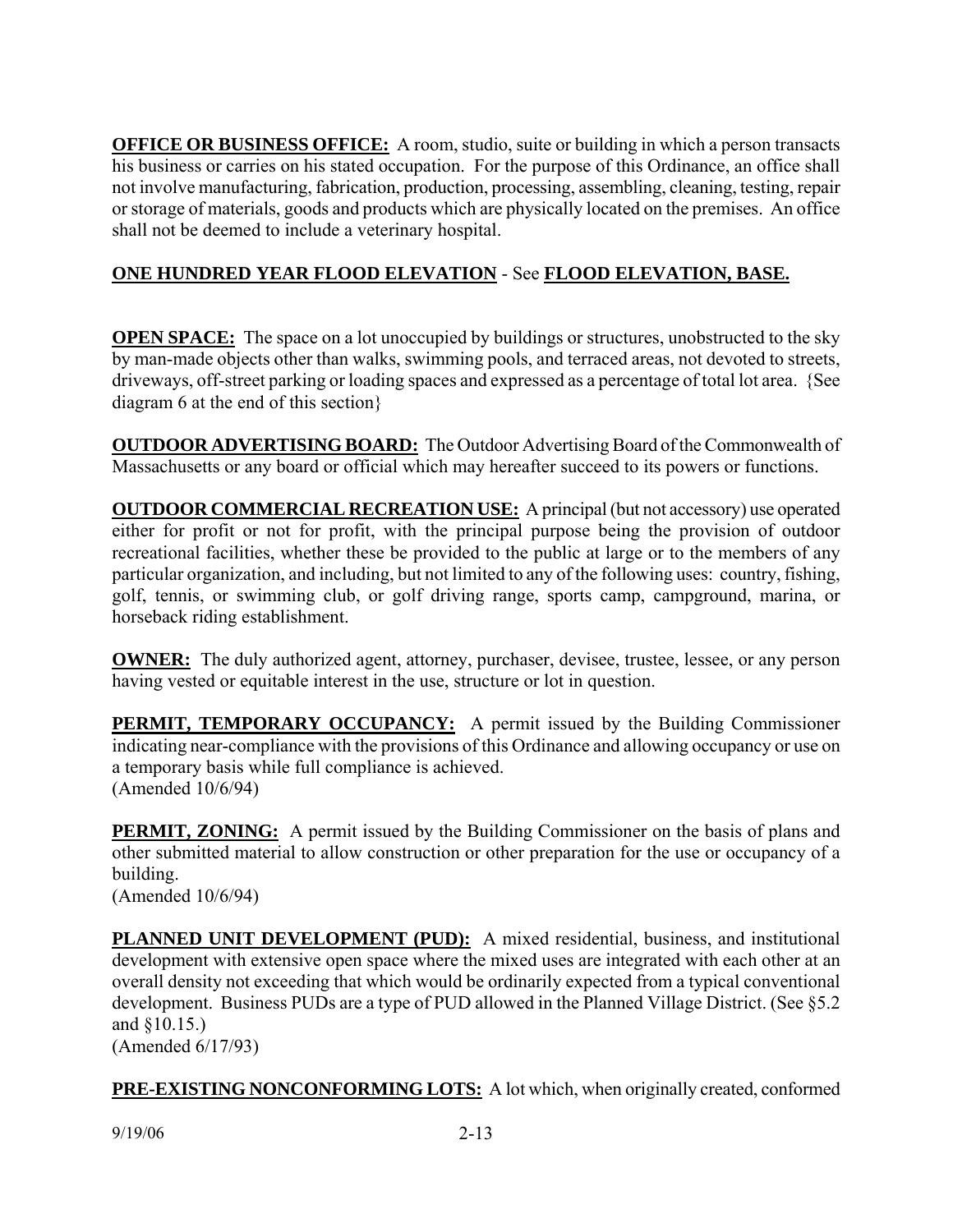**OFFICE OR BUSINESS OFFICE:** A room, studio, suite or building in which a person transacts his business or carries on his stated occupation. For the purpose of this Ordinance, an office shall not involve manufacturing, fabrication, production, processing, assembling, cleaning, testing, repair or storage of materials, goods and products which are physically located on the premises. An office shall not be deemed to include a veterinary hospital.

**ONE HUNDRED YEAR FLOOD ELEVATION** - See **FLOOD ELEVATION, BASE.**

**OPEN SPACE:** The space on a lot unoccupied by buildings or structures, unobstructed to the sky by man-made objects other than walks, swimming pools, and terraced areas, not devoted to streets, driveways, off-street parking or loading spaces and expressed as a percentage of total lot area. {See diagram 6 at the end of this section}

**OUTDOOR ADVERTISING BOARD:** The Outdoor Advertising Board of the Commonwealth of Massachusetts or any board or official which may hereafter succeed to its powers or functions.

**OUTDOOR COMMERCIAL RECREATION USE:** A principal (but not accessory) use operated either for profit or not for profit, with the principal purpose being the provision of outdoor recreational facilities, whether these be provided to the public at large or to the members of any particular organization, and including, but not limited to any of the following uses: country, fishing, golf, tennis, or swimming club, or golf driving range, sports camp, campground, marina, or horseback riding establishment.

**OWNER:** The duly authorized agent, attorney, purchaser, devisee, trustee, lessee, or any person having vested or equitable interest in the use, structure or lot in question.

**PERMIT, TEMPORARY OCCUPANCY:** A permit issued by the Building Commissioner indicating near-compliance with the provisions of this Ordinance and allowing occupancy or use on a temporary basis while full compliance is achieved.
(Amended 10/6/94)

**PERMIT, ZONING:** A permit issued by the Building Commissioner on the basis of plans and other submitted material to allow construction or other preparation for the use or occupancy of a building.
(Amended 10/6/94)

**PLANNED UNIT DEVELOPMENT (PUD):** A mixed residential, business, and institutional development with extensive open space where the mixed uses are integrated with each other at an overall density not exceeding that which would be ordinarily expected from a typical conventional development. Business PUDs are a type of PUD allowed in the Planned Village District. (See §5.2 and §10.15.)
(Amended 6/17/93)

**PRE-EXISTING NONCONFORMING LOTS:** A lot which, when originally created, conformed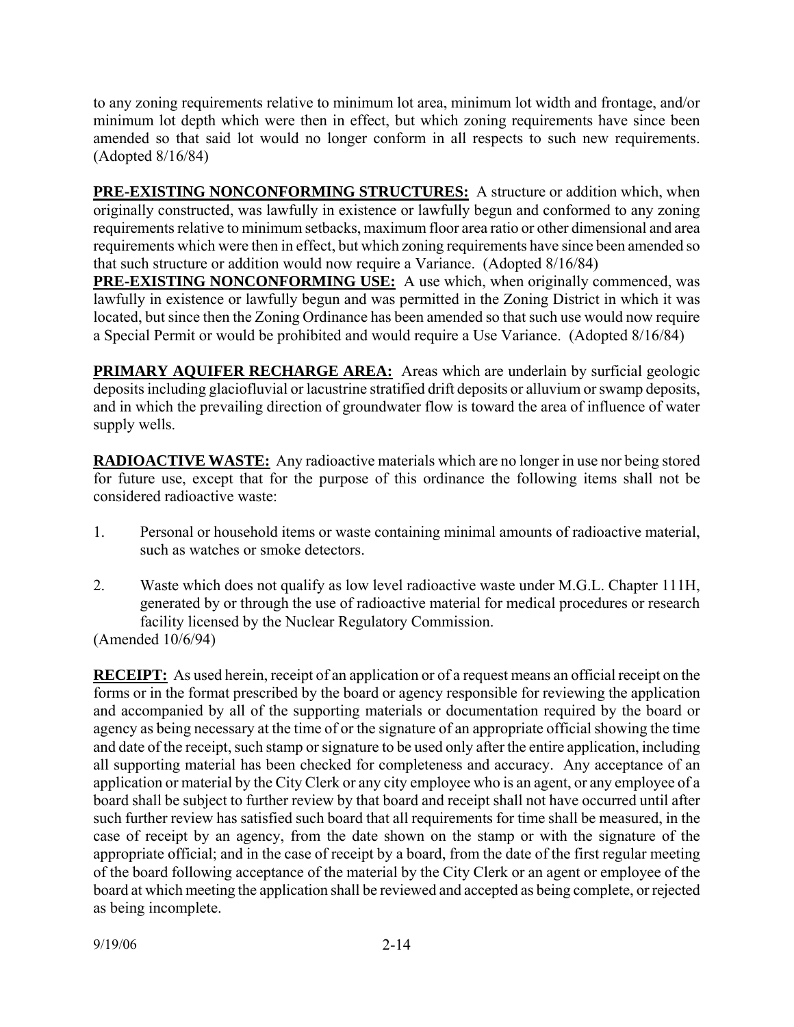to any zoning requirements relative to minimum lot area, minimum lot width and frontage, and/or minimum lot depth which were then in effect, but which zoning requirements have since been amended so that said lot would no longer conform in all respects to such new requirements. (Adopted 8/16/84)

**PRE-EXISTING NONCONFORMING STRUCTURES:** A structure or addition which, when originally constructed, was lawfully in existence or lawfully begun and conformed to any zoning requirements relative to minimum setbacks, maximum floor area ratio or other dimensional and area requirements which were then in effect, but which zoning requirements have since been amended so that such structure or addition would now require a Variance. (Adopted 8/16/84)

**PRE-EXISTING NONCONFORMING USE:** A use which, when originally commenced, was lawfully in existence or lawfully begun and was permitted in the Zoning District in which it was located, but since then the Zoning Ordinance has been amended so that such use would now require a Special Permit or would be prohibited and would require a Use Variance. (Adopted 8/16/84)

**PRIMARY AQUIFER RECHARGE AREA:** Areas which are underlain by surficial geologic deposits including glaciofluvial or lacustrine stratified drift deposits or alluvium or swamp deposits, and in which the prevailing direction of groundwater flow is toward the area of influence of water supply wells.

**RADIOACTIVE WASTE:** Any radioactive materials which are no longer in use nor being stored for future use, except that for the purpose of this ordinance the following items shall not be considered radioactive waste:

1. Personal or household items or waste containing minimal amounts of radioactive material, such as watches or smoke detectors.

2. Waste which does not qualify as low level radioactive waste under M.G.L. Chapter 111H, generated by or through the use of radioactive material for medical procedures or research facility licensed by the Nuclear Regulatory Commission.

(Amended 10/6/94)

**RECEIPT:** As used herein, receipt of an application or of a request means an official receipt on the forms or in the format prescribed by the board or agency responsible for reviewing the application and accompanied by all of the supporting materials or documentation required by the board or agency as being necessary at the time of or the signature of an appropriate official showing the time and date of the receipt, such stamp or signature to be used only after the entire application, including all supporting material has been checked for completeness and accuracy. Any acceptance of an application or material by the City Clerk or any city employee who is an agent, or any employee of a board shall be subject to further review by that board and receipt shall not have occurred until after such further review has satisfied such board that all requirements for time shall be measured, in the case of receipt by an agency, from the date shown on the stamp or with the signature of the appropriate official; and in the case of receipt by a board, from the date of the first regular meeting of the board following acceptance of the material by the City Clerk or an agent or employee of the board at which meeting the application shall be reviewed and accepted as being complete, or rejected as being incomplete.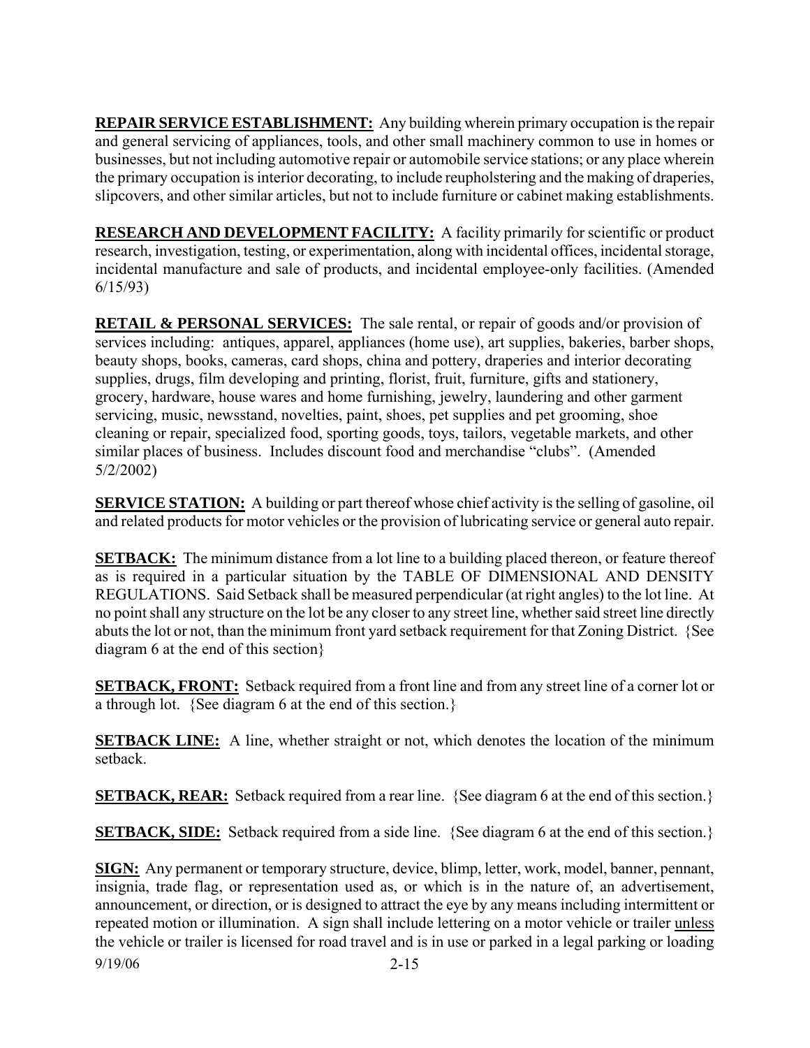**REPAIR SERVICE ESTABLISHMENT:** Any building wherein primary occupation is the repair and general servicing of appliances, tools, and other small machinery common to use in homes or businesses, but not including automotive repair or automobile service stations; or any place wherein the primary occupation is interior decorating, to include reupholstering and the making of draperies, slipcovers, and other similar articles, but not to include furniture or cabinet making establishments.

**RESEARCH AND DEVELOPMENT FACILITY:** A facility primarily for scientific or product research, investigation, testing, or experimentation, along with incidental offices, incidental storage, incidental manufacture and sale of products, and incidental employee-only facilities. (Amended 6/15/93)

**RETAIL & PERSONAL SERVICES:** The sale rental, or repair of goods and/or provision of services including: antiques, apparel, appliances (home use), art supplies, bakeries, barber shops, beauty shops, books, cameras, card shops, china and pottery, draperies and interior decorating supplies, drugs, film developing and printing, florist, fruit, furniture, gifts and stationery, grocery, hardware, house wares and home furnishing, jewelry, laundering and other garment servicing, music, newsstand, novelties, paint, shoes, pet supplies and pet grooming, shoe cleaning or repair, specialized food, sporting goods, toys, tailors, vegetable markets, and other similar places of business. Includes discount food and merchandise "clubs". (Amended 5/2/2002)

**SERVICE STATION:** A building or part thereof whose chief activity is the selling of gasoline, oil and related products for motor vehicles or the provision of lubricating service or general auto repair.

**SETBACK:** The minimum distance from a lot line to a building placed thereon, or feature thereof as is required in a particular situation by the TABLE OF DIMENSIONAL AND DENSITY REGULATIONS. Said Setback shall be measured perpendicular (at right angles) to the lot line. At no point shall any structure on the lot be any closer to any street line, whether said street line directly abuts the lot or not, than the minimum front yard setback requirement for that Zoning District. {See diagram 6 at the end of this section}

**SETBACK, FRONT:** Setback required from a front line and from any street line of a corner lot or a through lot. {See diagram 6 at the end of this section.}

**SETBACK LINE:** A line, whether straight or not, which denotes the location of the minimum setback.

**SETBACK, REAR:** Setback required from a rear line. {See diagram 6 at the end of this section.}

**SETBACK, SIDE:** Setback required from a side line. {See diagram 6 at the end of this section.}

**SIGN:** Any permanent or temporary structure, device, blimp, letter, work, model, banner, pennant, insignia, trade flag, or representation used as, or which is in the nature of, an advertisement, announcement, or direction, or is designed to attract the eye by any means including intermittent or repeated motion or illumination. A sign shall include lettering on a motor vehicle or trailer unless the vehicle or trailer is licensed for road travel and is in use or parked in a legal parking or loading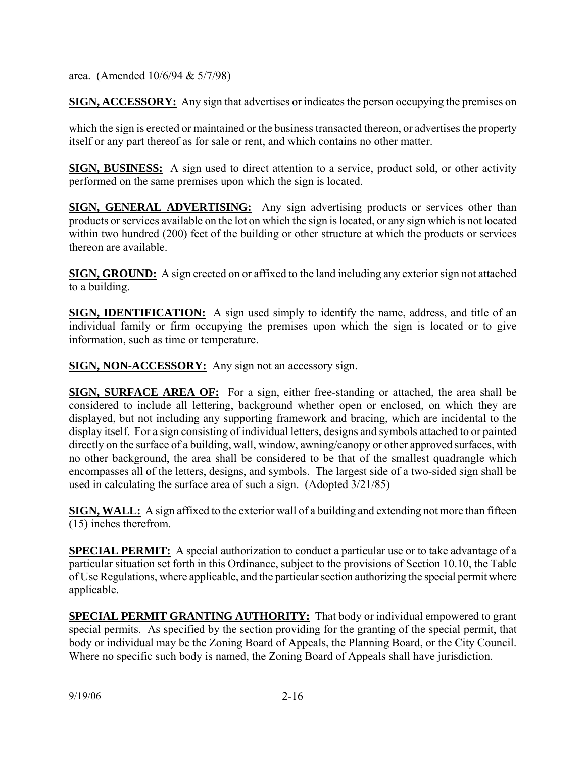area. (Amended 10/6/94 & 5/7/98)

**SIGN, ACCESSORY:** Any sign that advertises or indicates the person occupying the premises on which the sign is erected or maintained or the business transacted thereon, or advertises the property itself or any part thereof as for sale or rent, and which contains no other matter.

**SIGN, BUSINESS:** A sign used to direct attention to a service, product sold, or other activity performed on the same premises upon which the sign is located.

**SIGN, GENERAL ADVERTISING:** Any sign advertising products or services other than products or services available on the lot on which the sign is located, or any sign which is not located within two hundred (200) feet of the building or other structure at which the products or services thereon are available.

**SIGN, GROUND:** A sign erected on or affixed to the land including any exterior sign not attached to a building.

**SIGN, IDENTIFICATION:** A sign used simply to identify the name, address, and title of an individual family or firm occupying the premises upon which the sign is located or to give information, such as time or temperature.

**SIGN, NON-ACCESSORY:** Any sign not an accessory sign.

**SIGN, SURFACE AREA OF:** For a sign, either free-standing or attached, the area shall be considered to include all lettering, background whether open or enclosed, on which they are displayed, but not including any supporting framework and bracing, which are incidental to the display itself. For a sign consisting of individual letters, designs and symbols attached to or painted directly on the surface of a building, wall, window, awning/canopy or other approved surfaces, with no other background, the area shall be considered to be that of the smallest quadrangle which encompasses all of the letters, designs, and symbols. The largest side of a two-sided sign shall be used in calculating the surface area of such a sign. (Adopted 3/21/85)

**SIGN, WALL:** A sign affixed to the exterior wall of a building and extending not more than fifteen (15) inches therefrom.

**SPECIAL PERMIT:** A special authorization to conduct a particular use or to take advantage of a particular situation set forth in this Ordinance, subject to the provisions of Section 10.10, the Table of Use Regulations, where applicable, and the particular section authorizing the special permit where applicable.

**SPECIAL PERMIT GRANTING AUTHORITY:** That body or individual empowered to grant special permits. As specified by the section providing for the granting of the special permit, that body or individual may be the Zoning Board of Appeals, the Planning Board, or the City Council. Where no specific such body is named, the Zoning Board of Appeals shall have jurisdiction.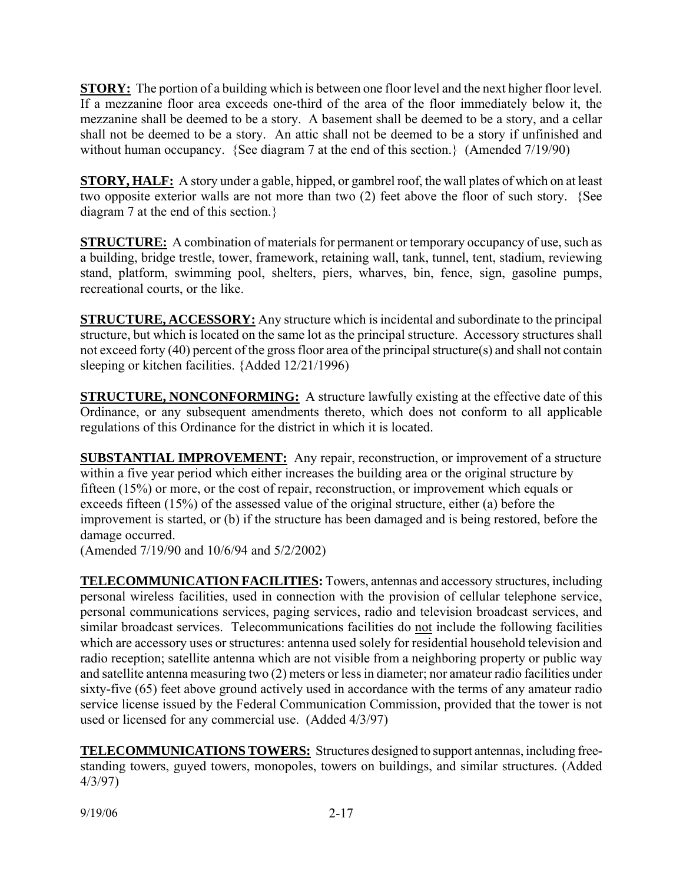**STORY:** The portion of a building which is between one floor level and the next higher floor level. If a mezzanine floor area exceeds one-third of the area of the floor immediately below it, the mezzanine shall be deemed to be a story. A basement shall be deemed to be a story, and a cellar shall not be deemed to be a story. An attic shall not be deemed to be a story if unfinished and without human occupancy. {See diagram 7 at the end of this section.} (Amended 7/19/90)

**STORY, HALF:** A story under a gable, hipped, or gambrel roof, the wall plates of which on at least two opposite exterior walls are not more than two (2) feet above the floor of such story. {See diagram 7 at the end of this section.}

**STRUCTURE:** A combination of materials for permanent or temporary occupancy of use, such as a building, bridge trestle, tower, framework, retaining wall, tank, tunnel, tent, stadium, reviewing stand, platform, swimming pool, shelters, piers, wharves, bin, fence, sign, gasoline pumps, recreational courts, or the like.

**STRUCTURE, ACCESSORY:** Any structure which is incidental and subordinate to the principal structure, but which is located on the same lot as the principal structure. Accessory structures shall not exceed forty (40) percent of the gross floor area of the principal structure(s) and shall not contain sleeping or kitchen facilities. {Added 12/21/1996)

**STRUCTURE, NONCONFORMING:** A structure lawfully existing at the effective date of this Ordinance, or any subsequent amendments thereto, which does not conform to all applicable regulations of this Ordinance for the district in which it is located.

**SUBSTANTIAL IMPROVEMENT:** Any repair, reconstruction, or improvement of a structure within a five year period which either increases the building area or the original structure by fifteen (15%) or more, or the cost of repair, reconstruction, or improvement which equals or exceeds fifteen (15%) of the assessed value of the original structure, either (a) before the improvement is started, or (b) if the structure has been damaged and is being restored, before the damage occurred.
(Amended 7/19/90 and 10/6/94 and 5/2/2002)

**TELECOMMUNICATION FACILITIES:** Towers, antennas and accessory structures, including personal wireless facilities, used in connection with the provision of cellular telephone service, personal communications services, paging services, radio and television broadcast services, and similar broadcast services. Telecommunications facilities do not include the following facilities which are accessory uses or structures: antenna used solely for residential household television and radio reception; satellite antenna which are not visible from a neighboring property or public way and satellite antenna measuring two (2) meters or less in diameter; nor amateur radio facilities under sixty-five (65) feet above ground actively used in accordance with the terms of any amateur radio service license issued by the Federal Communication Commission, provided that the tower is not used or licensed for any commercial use. (Added 4/3/97)

**TELECOMMUNICATIONS TOWERS:** Structures designed to support antennas, including free-standing towers, guyed towers, monopoles, towers on buildings, and similar structures. (Added 4/3/97)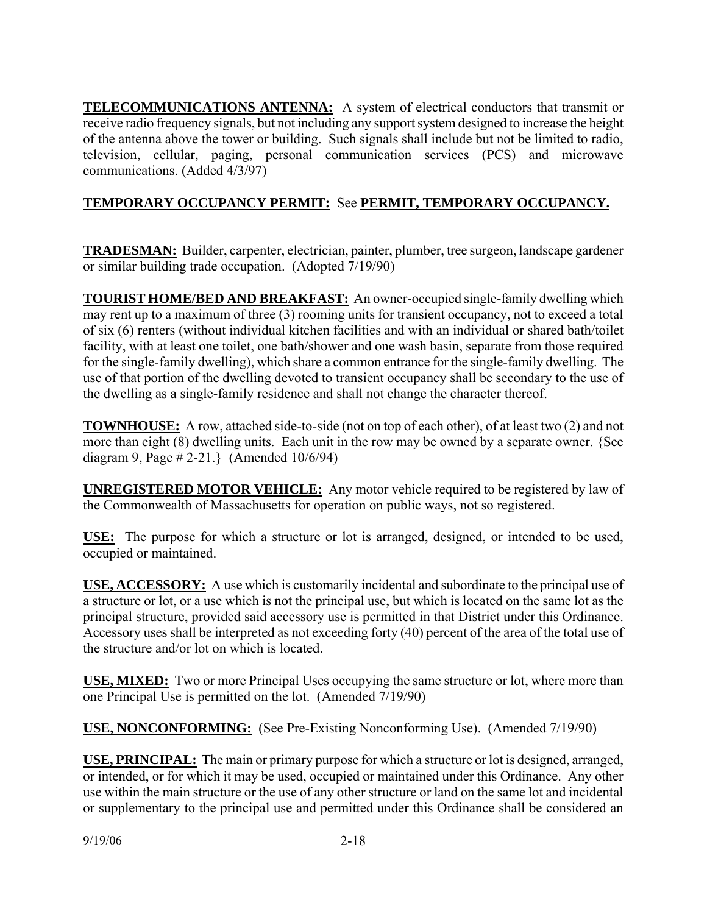**TELECOMMUNICATIONS ANTENNA:** A system of electrical conductors that transmit or receive radio frequency signals, but not including any support system designed to increase the height of the antenna above the tower or building. Such signals shall include but not be limited to radio, television, cellular, paging, personal communication services (PCS) and microwave communications. (Added 4/3/97)

**TEMPORARY OCCUPANCY PERMIT:** See **PERMIT, TEMPORARY OCCUPANCY.**

**TRADESMAN:** Builder, carpenter, electrician, painter, plumber, tree surgeon, landscape gardener or similar building trade occupation. (Adopted 7/19/90)

**TOURIST HOME/BED AND BREAKFAST:** An owner-occupied single-family dwelling which may rent up to a maximum of three (3) rooming units for transient occupancy, not to exceed a total of six (6) renters (without individual kitchen facilities and with an individual or shared bath/toilet facility, with at least one toilet, one bath/shower and one wash basin, separate from those required for the single-family dwelling), which share a common entrance for the single-family dwelling. The use of that portion of the dwelling devoted to transient occupancy shall be secondary to the use of the dwelling as a single-family residence and shall not change the character thereof.

**TOWNHOUSE:** A row, attached side-to-side (not on top of each other), of at least two (2) and not more than eight (8) dwelling units. Each unit in the row may be owned by a separate owner. {See diagram 9, Page # 2-21.} (Amended 10/6/94)

**UNREGISTERED MOTOR VEHICLE:** Any motor vehicle required to be registered by law of the Commonwealth of Massachusetts for operation on public ways, not so registered.

**USE:** The purpose for which a structure or lot is arranged, designed, or intended to be used, occupied or maintained.

**USE, ACCESSORY:** A use which is customarily incidental and subordinate to the principal use of a structure or lot, or a use which is not the principal use, but which is located on the same lot as the principal structure, provided said accessory use is permitted in that District under this Ordinance. Accessory uses shall be interpreted as not exceeding forty (40) percent of the area of the total use of the structure and/or lot on which is located.

**USE, MIXED:** Two or more Principal Uses occupying the same structure or lot, where more than one Principal Use is permitted on the lot. (Amended 7/19/90)

**USE, NONCONFORMING:** (See Pre-Existing Nonconforming Use). (Amended 7/19/90)

**USE, PRINCIPAL:** The main or primary purpose for which a structure or lot is designed, arranged, or intended, or for which it may be used, occupied or maintained under this Ordinance. Any other use within the main structure or the use of any other structure or land on the same lot and incidental or supplementary to the principal use and permitted under this Ordinance shall be considered an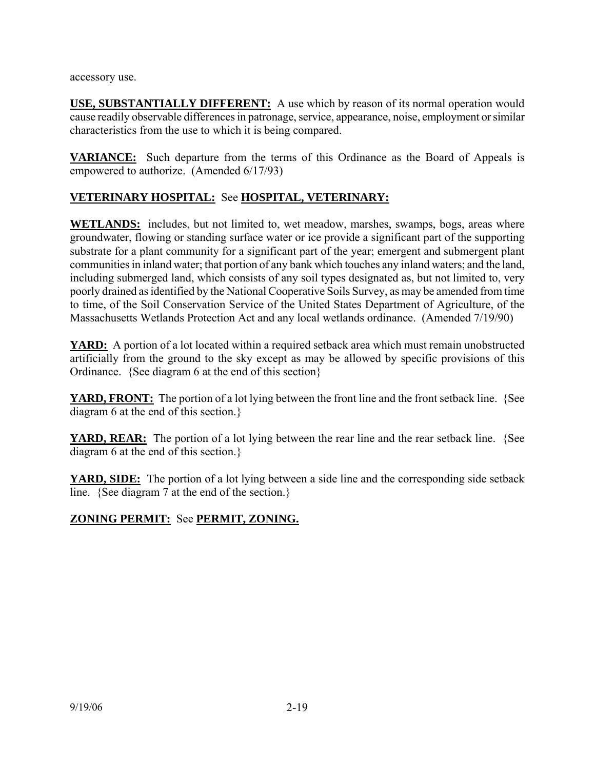accessory use.

**USE, SUBSTANTIALLY DIFFERENT:** A use which by reason of its normal operation would cause readily observable differences in patronage, service, appearance, noise, employment or similar characteristics from the use to which it is being compared.

**VARIANCE:** Such departure from the terms of this Ordinance as the Board of Appeals is empowered to authorize. (Amended 6/17/93)

**VETERINARY HOSPITAL:** See **HOSPITAL, VETERINARY:**

**WETLANDS:** includes, but not limited to, wet meadow, marshes, swamps, bogs, areas where groundwater, flowing or standing surface water or ice provide a significant part of the supporting substrate for a plant community for a significant part of the year; emergent and submergent plant communities in inland water; that portion of any bank which touches any inland waters; and the land, including submerged land, which consists of any soil types designated as, but not limited to, very poorly drained as identified by the National Cooperative Soils Survey, as may be amended from time to time, of the Soil Conservation Service of the United States Department of Agriculture, of the Massachusetts Wetlands Protection Act and any local wetlands ordinance. (Amended 7/19/90)

**YARD:** A portion of a lot located within a required setback area which must remain unobstructed artificially from the ground to the sky except as may be allowed by specific provisions of this Ordinance. {See diagram 6 at the end of this section}

**YARD, FRONT:** The portion of a lot lying between the front line and the front setback line. {See diagram 6 at the end of this section.}

**YARD, REAR:** The portion of a lot lying between the rear line and the rear setback line. {See diagram 6 at the end of this section.}

**YARD, SIDE:** The portion of a lot lying between a side line and the corresponding side setback line. {See diagram 7 at the end of the section.}

**ZONING PERMIT:** See **PERMIT, ZONING.**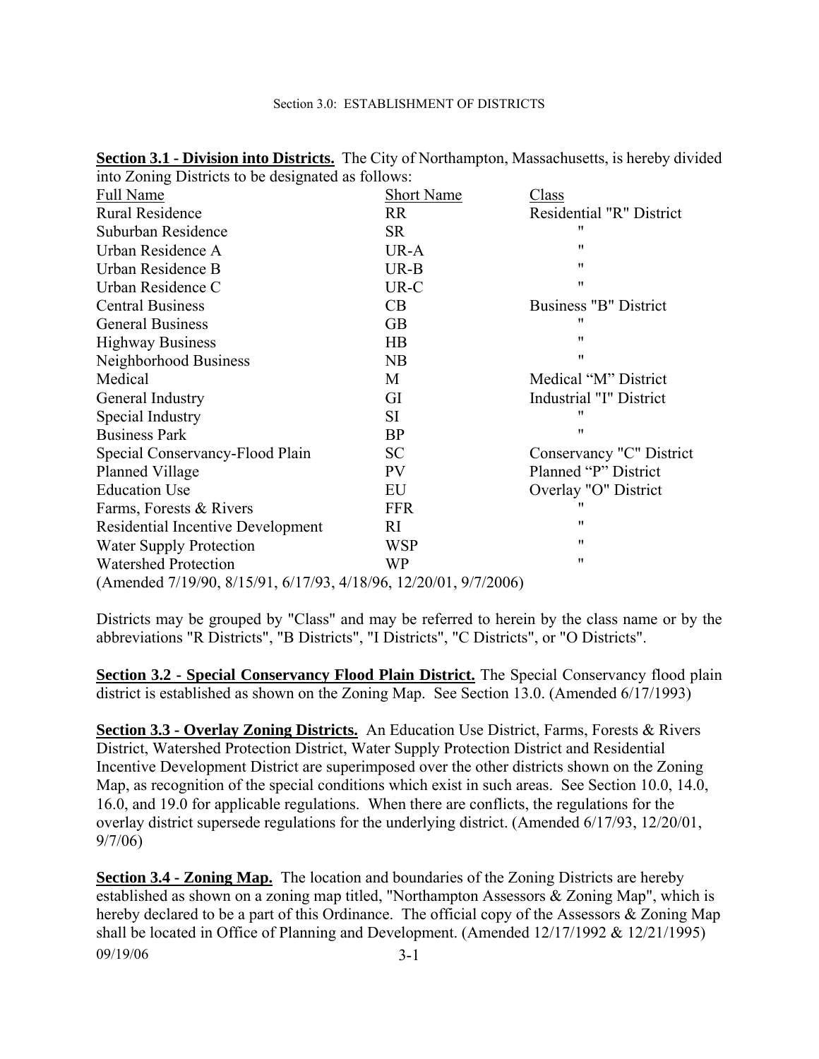# Section 3.0: ESTABLISHMENT OF DISTRICTS

**Section 3.1 - Division into Districts.** The City of Northampton, Massachusetts, is hereby divided into Zoning Districts to be designated as follows:

| Full Name | Short Name | Class |
|---|---|---|
| Rural Residence | RR | Residential "R" District |
| Suburban Residence | SR | " |
| Urban Residence A | UR-A | " |
| Urban Residence B | UR-B | " |
| Urban Residence C | UR-C | " |
| Central Business | CB | Business "B" District |
| General Business | GB | " |
| Highway Business | HB | " |
| Neighborhood Business | NB | " |
| Medical | M | Medical "M" District |
| General Industry | GI | Industrial "I" District |
| Special Industry | SI | " |
| Business Park | BP | " |
| Special Conservancy-Flood Plain | SC | Conservancy "C" District |
| Planned Village | PV | Planned "P" District |
| Education Use | EU | Overlay "O" District |
| Farms, Forests & Rivers | FFR | " |
| Residential Incentive Development | RI | " |
| Water Supply Protection | WSP | " |
| Watershed Protection | WP | " |

(Amended 7/19/90, 8/15/91, 6/17/93, 4/18/96, 12/20/01, 9/7/2006)

Districts may be grouped by "Class" and may be referred to herein by the class name or by the abbreviations "R Districts", "B Districts", "I Districts", "C Districts", or "O Districts".

**Section 3.2 - Special Conservancy Flood Plain District.** The Special Conservancy flood plain district is established as shown on the Zoning Map. See Section 13.0. (Amended 6/17/1993)

**Section 3.3 - Overlay Zoning Districts.** An Education Use District, Farms, Forests & Rivers District, Watershed Protection District, Water Supply Protection District and Residential Incentive Development District are superimposed over the other districts shown on the Zoning Map, as recognition of the special conditions which exist in such areas. See Section 10.0, 14.0, 16.0, and 19.0 for applicable regulations. When there are conflicts, the regulations for the overlay district supersede regulations for the underlying district. (Amended 6/17/93, 12/20/01, 9/7/06)

**Section 3.4 - Zoning Map.** The location and boundaries of the Zoning Districts are hereby established as shown on a zoning map titled, "Northampton Assessors & Zoning Map", which is hereby declared to be a part of this Ordinance. The official copy of the Assessors & Zoning Map shall be located in Office of Planning and Development. (Amended 12/17/1992 & 12/21/1995)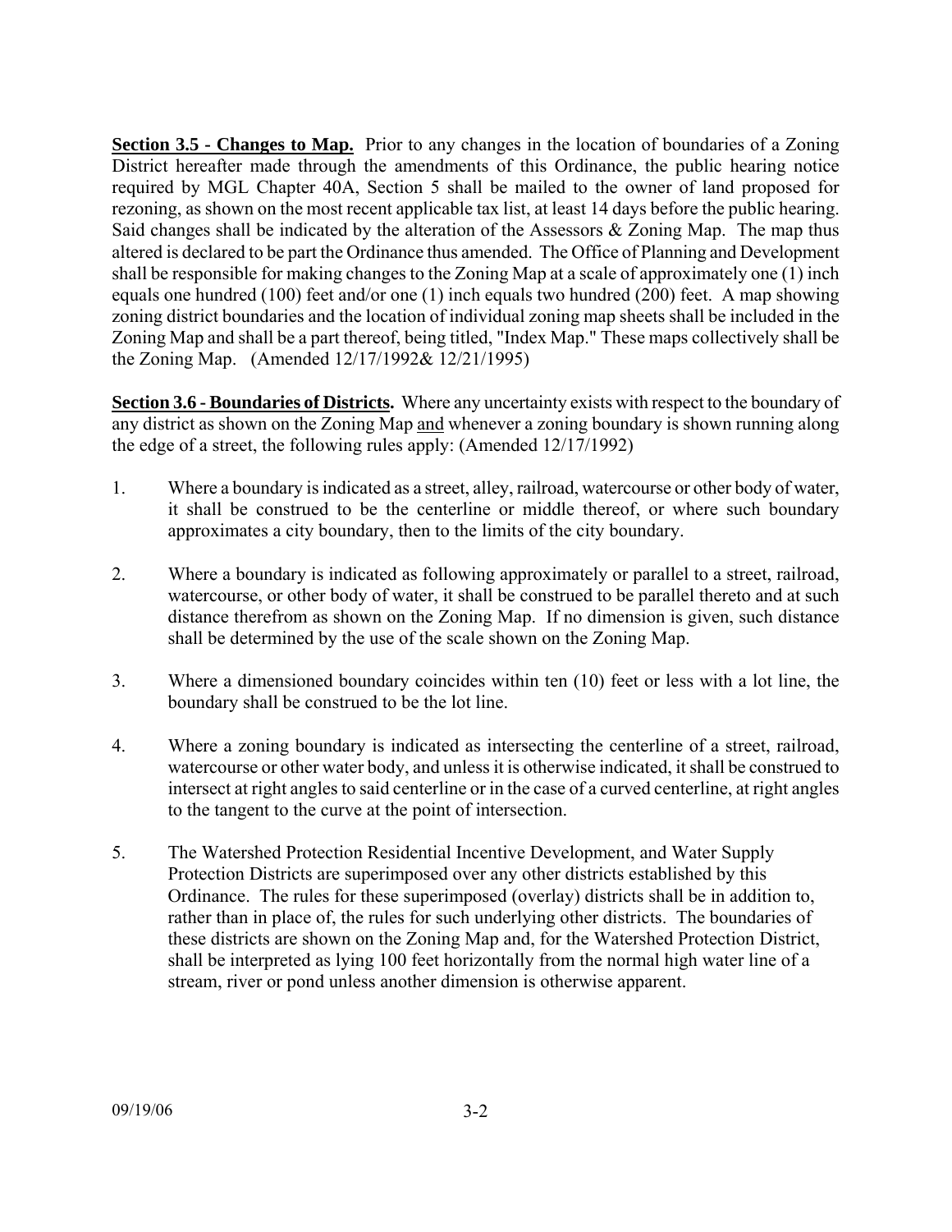**Section 3.5 - Changes to Map.** Prior to any changes in the location of boundaries of a Zoning District hereafter made through the amendments of this Ordinance, the public hearing notice required by MGL Chapter 40A, Section 5 shall be mailed to the owner of land proposed for rezoning, as shown on the most recent applicable tax list, at least 14 days before the public hearing. Said changes shall be indicated by the alteration of the Assessors & Zoning Map. The map thus altered is declared to be part the Ordinance thus amended. The Office of Planning and Development shall be responsible for making changes to the Zoning Map at a scale of approximately one (1) inch equals one hundred (100) feet and/or one (1) inch equals two hundred (200) feet. A map showing zoning district boundaries and the location of individual zoning map sheets shall be included in the Zoning Map and shall be a part thereof, being titled, "Index Map." These maps collectively shall be the Zoning Map. (Amended 12/17/1992& 12/21/1995)

**Section 3.6 - Boundaries of Districts.** Where any uncertainty exists with respect to the boundary of any district as shown on the Zoning Map and whenever a zoning boundary is shown running along the edge of a street, the following rules apply: (Amended 12/17/1992)

1. Where a boundary is indicated as a street, alley, railroad, watercourse or other body of water, it shall be construed to be the centerline or middle thereof, or where such boundary approximates a city boundary, then to the limits of the city boundary.

2. Where a boundary is indicated as following approximately or parallel to a street, railroad, watercourse, or other body of water, it shall be construed to be parallel thereto and at such distance therefrom as shown on the Zoning Map. If no dimension is given, such distance shall be determined by the use of the scale shown on the Zoning Map.

3. Where a dimensioned boundary coincides within ten (10) feet or less with a lot line, the boundary shall be construed to be the lot line.

4. Where a zoning boundary is indicated as intersecting the centerline of a street, railroad, watercourse or other water body, and unless it is otherwise indicated, it shall be construed to intersect at right angles to said centerline or in the case of a curved centerline, at right angles to the tangent to the curve at the point of intersection.

5. The Watershed Protection Residential Incentive Development, and Water Supply Protection Districts are superimposed over any other districts established by this Ordinance. The rules for these superimposed (overlay) districts shall be in addition to, rather than in place of, the rules for such underlying other districts. The boundaries of these districts are shown on the Zoning Map and, for the Watershed Protection District, shall be interpreted as lying 100 feet horizontally from the normal high water line of a stream, river or pond unless another dimension is otherwise apparent.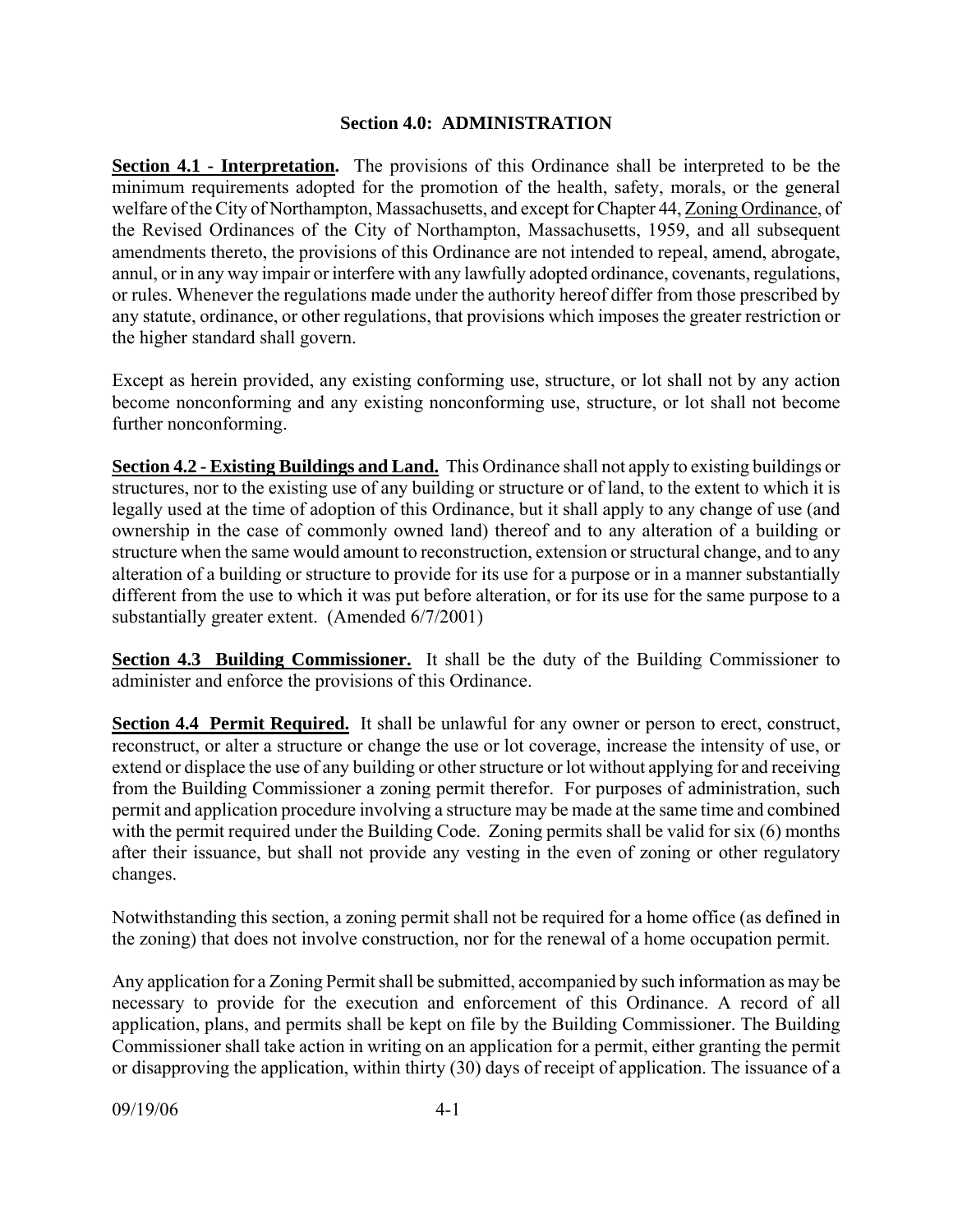# Section 4.0: ADMINISTRATION

**Section 4.1 - Interpretation.** The provisions of this Ordinance shall be interpreted to be the minimum requirements adopted for the promotion of the health, safety, morals, or the general welfare of the City of Northampton, Massachusetts, and except for Chapter 44, Zoning Ordinance, of the Revised Ordinances of the City of Northampton, Massachusetts, 1959, and all subsequent amendments thereto, the provisions of this Ordinance are not intended to repeal, amend, abrogate, annul, or in any way impair or interfere with any lawfully adopted ordinance, covenants, regulations, or rules. Whenever the regulations made under the authority hereof differ from those prescribed by any statute, ordinance, or other regulations, that provisions which imposes the greater restriction or the higher standard shall govern.

Except as herein provided, any existing conforming use, structure, or lot shall not by any action become nonconforming and any existing nonconforming use, structure, or lot shall not become further nonconforming.

**Section 4.2 - Existing Buildings and Land.** This Ordinance shall not apply to existing buildings or structures, nor to the existing use of any building or structure or of land, to the extent to which it is legally used at the time of adoption of this Ordinance, but it shall apply to any change of use (and ownership in the case of commonly owned land) thereof and to any alteration of a building or structure when the same would amount to reconstruction, extension or structural change, and to any alteration of a building or structure to provide for its use for a purpose or in a manner substantially different from the use to which it was put before alteration, or for its use for the same purpose to a substantially greater extent. (Amended 6/7/2001)

**Section 4.3 Building Commissioner.** It shall be the duty of the Building Commissioner to administer and enforce the provisions of this Ordinance.

**Section 4.4 Permit Required.** It shall be unlawful for any owner or person to erect, construct, reconstruct, or alter a structure or change the use or lot coverage, increase the intensity of use, or extend or displace the use of any building or other structure or lot without applying for and receiving from the Building Commissioner a zoning permit therefor. For purposes of administration, such permit and application procedure involving a structure may be made at the same time and combined with the permit required under the Building Code. Zoning permits shall be valid for six (6) months after their issuance, but shall not provide any vesting in the even of zoning or other regulatory changes.

Notwithstanding this section, a zoning permit shall not be required for a home office (as defined in the zoning) that does not involve construction, nor for the renewal of a home occupation permit.

Any application for a Zoning Permit shall be submitted, accompanied by such information as may be necessary to provide for the execution and enforcement of this Ordinance. A record of all application, plans, and permits shall be kept on file by the Building Commissioner. The Building Commissioner shall take action in writing on an application for a permit, either granting the permit or disapproving the application, within thirty (30) days of receipt of application. The issuance of a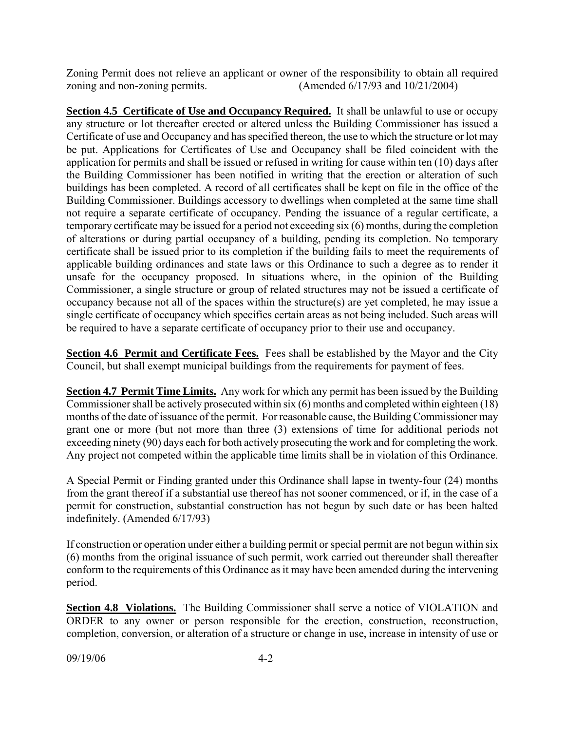Zoning Permit does not relieve an applicant or owner of the responsibility to obtain all required zoning and non-zoning permits. (Amended 6/17/93 and 10/21/2004)

**Section 4.5 Certificate of Use and Occupancy Required.** It shall be unlawful to use or occupy any structure or lot thereafter erected or altered unless the Building Commissioner has issued a Certificate of use and Occupancy and has specified thereon, the use to which the structure or lot may be put. Applications for Certificates of Use and Occupancy shall be filed coincident with the application for permits and shall be issued or refused in writing for cause within ten (10) days after the Building Commissioner has been notified in writing that the erection or alteration of such buildings has been completed. A record of all certificates shall be kept on file in the office of the Building Commissioner. Buildings accessory to dwellings when completed at the same time shall not require a separate certificate of occupancy. Pending the issuance of a regular certificate, a temporary certificate may be issued for a period not exceeding six (6) months, during the completion of alterations or during partial occupancy of a building, pending its completion. No temporary certificate shall be issued prior to its completion if the building fails to meet the requirements of applicable building ordinances and state laws or this Ordinance to such a degree as to render it unsafe for the occupancy proposed. In situations where, in the opinion of the Building Commissioner, a single structure or group of related structures may not be issued a certificate of occupancy because not all of the spaces within the structure(s) are yet completed, he may issue a single certificate of occupancy which specifies certain areas as not being included. Such areas will be required to have a separate certificate of occupancy prior to their use and occupancy.

**Section 4.6 Permit and Certificate Fees.** Fees shall be established by the Mayor and the City Council, but shall exempt municipal buildings from the requirements for payment of fees.

**Section 4.7 Permit Time Limits.** Any work for which any permit has been issued by the Building Commissioner shall be actively prosecuted within six (6) months and completed within eighteen (18) months of the date of issuance of the permit. For reasonable cause, the Building Commissioner may grant one or more (but not more than three (3) extensions of time for additional periods not exceeding ninety (90) days each for both actively prosecuting the work and for completing the work. Any project not competed within the applicable time limits shall be in violation of this Ordinance.

A Special Permit or Finding granted under this Ordinance shall lapse in twenty-four (24) months from the grant thereof if a substantial use thereof has not sooner commenced, or if, in the case of a permit for construction, substantial construction has not begun by such date or has been halted indefinitely. (Amended 6/17/93)

If construction or operation under either a building permit or special permit are not begun within six (6) months from the original issuance of such permit, work carried out thereunder shall thereafter conform to the requirements of this Ordinance as it may have been amended during the intervening period.

**Section 4.8 Violations.** The Building Commissioner shall serve a notice of VIOLATION and ORDER to any owner or person responsible for the erection, construction, reconstruction, completion, conversion, or alteration of a structure or change in use, increase in intensity of use or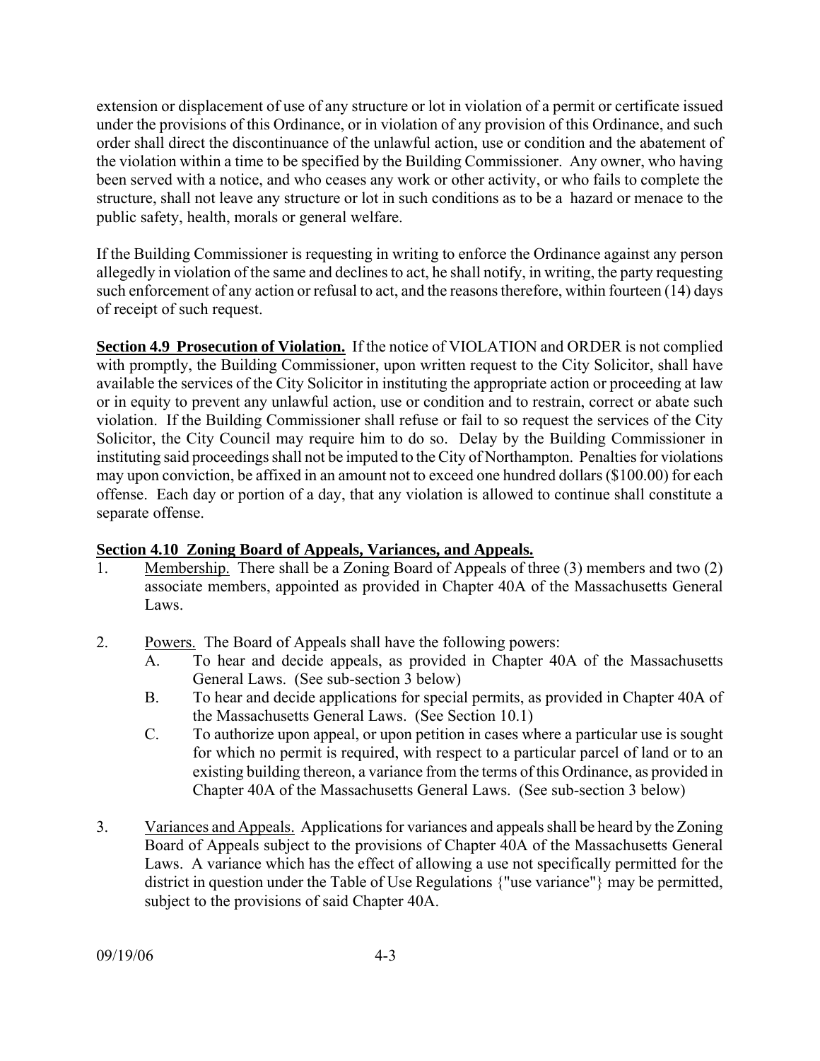extension or displacement of use of any structure or lot in violation of a permit or certificate issued under the provisions of this Ordinance, or in violation of any provision of this Ordinance, and such order shall direct the discontinuance of the unlawful action, use or condition and the abatement of the violation within a time to be specified by the Building Commissioner. Any owner, who having been served with a notice, and who ceases any work or other activity, or who fails to complete the structure, shall not leave any structure or lot in such conditions as to be a hazard or menace to the public safety, health, morals or general welfare.

If the Building Commissioner is requesting in writing to enforce the Ordinance against any person allegedly in violation of the same and declines to act, he shall notify, in writing, the party requesting such enforcement of any action or refusal to act, and the reasons therefore, within fourteen (14) days of receipt of such request.

**Section 4.9 Prosecution of Violation.** If the notice of VIOLATION and ORDER is not complied with promptly, the Building Commissioner, upon written request to the City Solicitor, shall have available the services of the City Solicitor in instituting the appropriate action or proceeding at law or in equity to prevent any unlawful action, use or condition and to restrain, correct or abate such violation. If the Building Commissioner shall refuse or fail to so request the services of the City Solicitor, the City Council may require him to do so. Delay by the Building Commissioner in instituting said proceedings shall not be imputed to the City of Northampton. Penalties for violations may upon conviction, be affixed in an amount not to exceed one hundred dollars ($100.00) for each offense. Each day or portion of a day, that any violation is allowed to continue shall constitute a separate offense.

**Section 4.10 Zoning Board of Appeals, Variances, and Appeals.**

1. Membership. There shall be a Zoning Board of Appeals of three (3) members and two (2) associate members, appointed as provided in Chapter 40A of the Massachusetts General Laws.

2. Powers. The Board of Appeals shall have the following powers:
   - A. To hear and decide appeals, as provided in Chapter 40A of the Massachusetts General Laws. (See sub-section 3 below)
   - B. To hear and decide applications for special permits, as provided in Chapter 40A of the Massachusetts General Laws. (See Section 10.1)
   - C. To authorize upon appeal, or upon petition in cases where a particular use is sought for which no permit is required, with respect to a particular parcel of land or to an existing building thereon, a variance from the terms of this Ordinance, as provided in Chapter 40A of the Massachusetts General Laws. (See sub-section 3 below)

3. Variances and Appeals. Applications for variances and appeals shall be heard by the Zoning Board of Appeals subject to the provisions of Chapter 40A of the Massachusetts General Laws. A variance which has the effect of allowing a use not specifically permitted for the district in question under the Table of Use Regulations {"use variance"} may be permitted, subject to the provisions of said Chapter 40A.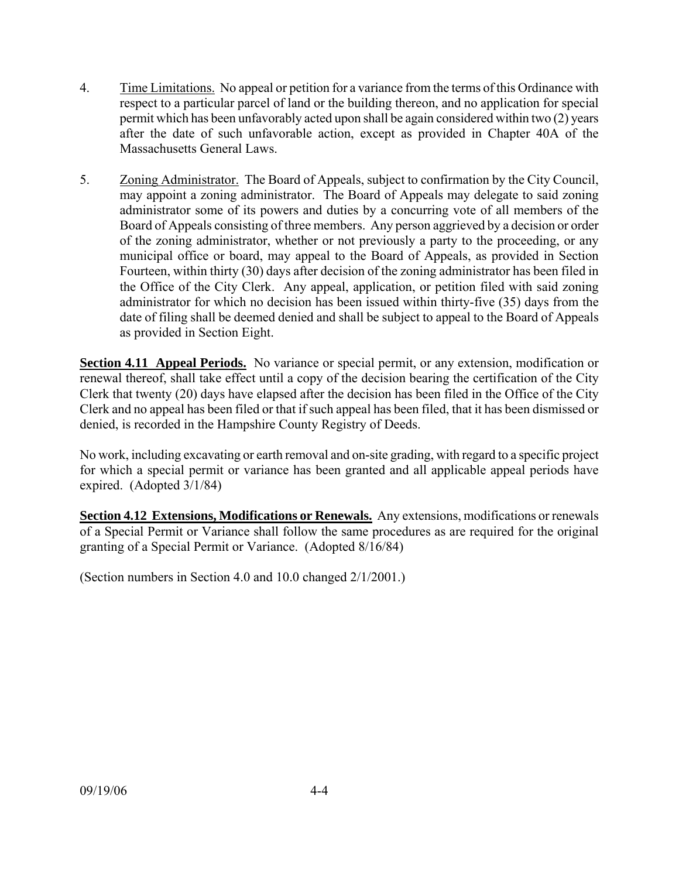4. Time Limitations. No appeal or petition for a variance from the terms of this Ordinance with respect to a particular parcel of land or the building thereon, and no application for special permit which has been unfavorably acted upon shall be again considered within two (2) years after the date of such unfavorable action, except as provided in Chapter 40A of the Massachusetts General Laws.

5. Zoning Administrator. The Board of Appeals, subject to confirmation by the City Council, may appoint a zoning administrator. The Board of Appeals may delegate to said zoning administrator some of its powers and duties by a concurring vote of all members of the Board of Appeals consisting of three members. Any person aggrieved by a decision or order of the zoning administrator, whether or not previously a party to the proceeding, or any municipal office or board, may appeal to the Board of Appeals, as provided in Section Fourteen, within thirty (30) days after decision of the zoning administrator has been filed in the Office of the City Clerk. Any appeal, application, or petition filed with said zoning administrator for which no decision has been issued within thirty-five (35) days from the date of filing shall be deemed denied and shall be subject to appeal to the Board of Appeals as provided in Section Eight.

**Section 4.11 Appeal Periods.** No variance or special permit, or any extension, modification or renewal thereof, shall take effect until a copy of the decision bearing the certification of the City Clerk that twenty (20) days have elapsed after the decision has been filed in the Office of the City Clerk and no appeal has been filed or that if such appeal has been filed, that it has been dismissed or denied, is recorded in the Hampshire County Registry of Deeds.

No work, including excavating or earth removal and on-site grading, with regard to a specific project for which a special permit or variance has been granted and all applicable appeal periods have expired. (Adopted 3/1/84)

**Section 4.12 Extensions, Modifications or Renewals.** Any extensions, modifications or renewals of a Special Permit or Variance shall follow the same procedures as are required for the original granting of a Special Permit or Variance. (Adopted 8/16/84)

(Section numbers in Section 4.0 and 10.0 changed 2/1/2001.)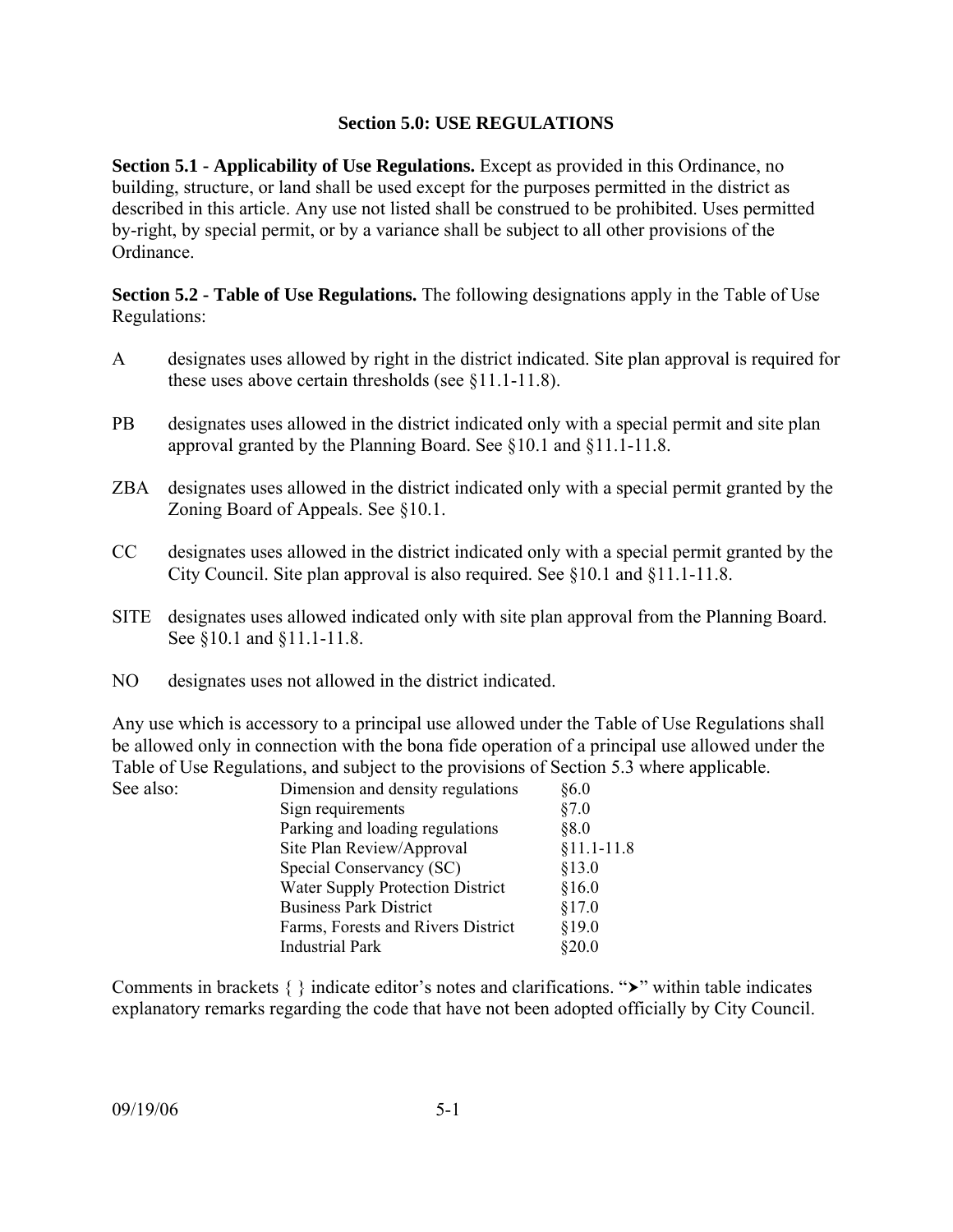## Section 5.0: USE REGULATIONS

**Section 5.1 - Applicability of Use Regulations.** Except as provided in this Ordinance, no building, structure, or land shall be used except for the purposes permitted in the district as described in this article. Any use not listed shall be construed to be prohibited. Uses permitted by-right, by special permit, or by a variance shall be subject to all other provisions of the Ordinance.

**Section 5.2 - Table of Use Regulations.** The following designations apply in the Table of Use Regulations:

- A designates uses allowed by right in the district indicated. Site plan approval is required for these uses above certain thresholds (see §11.1-11.8).
- PB designates uses allowed in the district indicated only with a special permit and site plan approval granted by the Planning Board. See §10.1 and §11.1-11.8.
- ZBA designates uses allowed in the district indicated only with a special permit granted by the Zoning Board of Appeals. See §10.1.
- CC designates uses allowed in the district indicated only with a special permit granted by the City Council. Site plan approval is also required. See §10.1 and §11.1-11.8.
- SITE designates uses allowed indicated only with site plan approval from the Planning Board. See §10.1 and §11.1-11.8.
- NO designates uses not allowed in the district indicated.

Any use which is accessory to a principal use allowed under the Table of Use Regulations shall be allowed only in connection with the bona fide operation of a principal use allowed under the Table of Use Regulations, and subject to the provisions of Section 5.3 where applicable.

See also:

| | | |
|---|---|---|
| See also: | Dimension and density regulations | §6.0 |
| | Sign requirements | §7.0 |
| | Parking and loading regulations | §8.0 |
| | Site Plan Review/Approval | §11.1-11.8 |
| | Special Conservancy (SC) | §13.0 |
| | Water Supply Protection District | §16.0 |
| | Business Park District | §17.0 |
| | Farms, Forests and Rivers District | §19.0 |
| | Industrial Park | §20.0 |

Comments in brackets { } indicate editor's notes and clarifications. "➤" within table indicates explanatory remarks regarding the code that have not been adopted officially by City Council.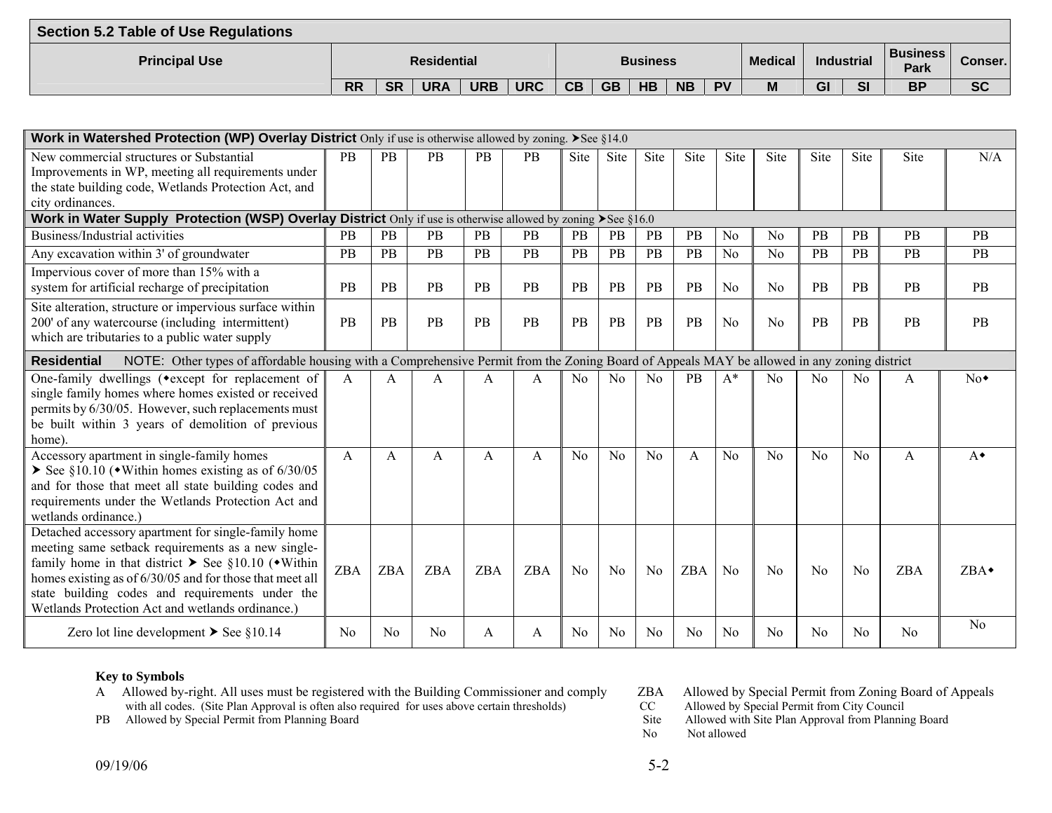## Section 5.2 Table of Use Regulations

| Principal Use | Residential | | | | | Business | | | | | Medical | Industrial | | Business Park | Conser. |
|---|---|---|---|---|---|---|---|---|---|---|---|---|---|---|---|
| | RR | SR | URA | URB | URC | CB | GB | HB | NB | PV | M | GI | SI | BP | SC |
| **Work in Watershed Protection (WP) Overlay District** Only if use is otherwise allowed by zoning. ➤See §14.0 | | | | | | | | | | | | | | | |
| New commercial structures or Substantial Improvements in WP, meeting all requirements under the state building code, Wetlands Protection Act, and city ordinances. | PB | PB | PB | PB | PB | Site | Site | Site | Site | Site | Site | Site | Site | Site | N/A |
| **Work in Water Supply Protection (WSP) Overlay District** Only if use is otherwise allowed by zoning ➤See §16.0 | | | | | | | | | | | | | | | |
| Business/Industrial activities | PB | PB | PB | PB | PB | PB | PB | PB | PB | No | No | PB | PB | PB | PB |
| Any excavation within 3' of groundwater | PB | PB | PB | PB | PB | PB | PB | PB | PB | No | No | PB | PB | PB | PB |
| Impervious cover of more than 15% with a system for artificial recharge of precipitation | PB | PB | PB | PB | PB | PB | PB | PB | PB | No | No | PB | PB | PB | PB |
| Site alteration, structure or impervious surface within 200' of any watercourse (including intermittent) which are tributaries to a public water supply | PB | PB | PB | PB | PB | PB | PB | PB | PB | No | No | PB | PB | PB | PB |
| **Residential** NOTE: Other types of affordable housing with a Comprehensive Permit from the Zoning Board of Appeals MAY be allowed in any zoning district | | | | | | | | | | | | | | | |
| One-family dwellings (◆except for replacement of single family homes where homes existed or received permits by 6/30/05. However, such replacements must be built within 3 years of demolition of previous home). | A | A | A | A | A | No | No | No | PB | A* | No | No | No | A | No◆ |
| Accessory apartment in single-family homes ➤ See §10.10 (◆Within homes existing as of 6/30/05 and for those that meet all state building codes and requirements under the Wetlands Protection Act and wetlands ordinance.) | A | A | A | A | A | No | No | No | A | No | No | No | No | A | A◆ |
| Detached accessory apartment for single-family home meeting same setback requirements as a new single-family home in that district ➤ See §10.10 (◆Within homes existing as of 6/30/05 and for those that meet all state building codes and requirements under the Wetlands Protection Act and wetlands ordinance.) | ZBA | ZBA | ZBA | ZBA | ZBA | No | No | No | ZBA | No | No | No | No | ZBA | ZBA◆ |
| Zero lot line development ➤ See §10.14 | No | No | No | A | A | No | No | No | No | No | No | No | No | No | No |

**Key to Symbols**

- A Allowed by-right. All uses must be registered with the Building Commissioner and comply with all codes. (Site Plan Approval is often also required for uses above certain thresholds)
- PB Allowed by Special Permit from Planning Board
- ZBA Allowed by Special Permit from Zoning Board of Appeals
- CC Allowed by Special Permit from City Council
- Site Allowed with Site Plan Approval from Planning Board
- No Not allowed

09/19/06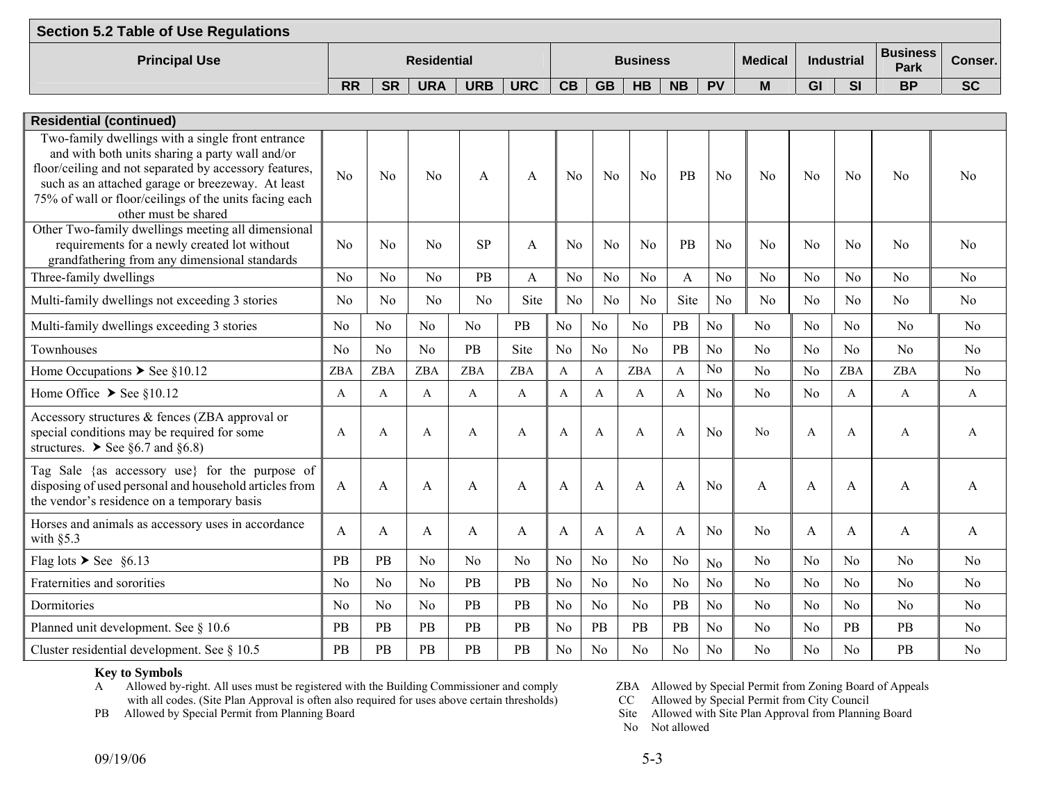## Section 5.2 Table of Use Regulations

| Principal Use | Residential | | | | | Business | | | | | Medical | Industrial | | Business Park | Conser. |
|---|---|---|---|---|---|---|---|---|---|---|---|---|---|---|---|
| | RR | SR | URA | URB | URC | CB | GB | HB | NB | PV | M | GI | SI | BP | SC |
| **Residential (continued)** | | | | | | | | | | | | | | | |
| Two-family dwellings with a single front entrance and with both units sharing a party wall and/or floor/ceiling and not separated by accessory features, such as an attached garage or breezeway. At least 75% of wall or floor/ceilings of the units facing each other must be shared | No | No | No | A | A | No | No | No | PB | No | No | No | No | No | No |
| Other Two-family dwellings meeting all dimensional requirements for a newly created lot without grandfathering from any dimensional standards | No | No | No | SP | A | No | No | No | PB | No | No | No | No | No | No |
| Three-family dwellings | No | No | No | PB | A | No | No | No | A | No | No | No | No | No | No |
| Multi-family dwellings not exceeding 3 stories | No | No | No | No | Site | No | No | No | Site | No | No | No | No | No | No |
| Multi-family dwellings exceeding 3 stories | No | No | No | No | PB | No | No | No | PB | No | No | No | No | No | No |
| Townhouses | No | No | No | PB | Site | No | No | No | PB | No | No | No | No | No | No |
| Home Occupations ➤ See §10.12 | ZBA | ZBA | ZBA | ZBA | ZBA | A | A | ZBA | A | No | No | No | ZBA | ZBA | No |
| Home Office ➤ See §10.12 | A | A | A | A | A | A | A | A | A | No | No | No | A | A | A |
| Accessory structures & fences (ZBA approval or special conditions may be required for some structures. ➤ See §6.7 and §6.8) | A | A | A | A | A | A | A | A | A | No | No | A | A | A | A |
| Tag Sale {as accessory use} for the purpose of disposing of used personal and household articles from the vendor's residence on a temporary basis | A | A | A | A | A | A | A | A | A | No | A | A | A | A | A |
| Horses and animals as accessory uses in accordance with §5.3 | A | A | A | A | A | A | A | A | A | No | No | A | A | A | A |
| Flag lots ➤ See §6.13 | PB | PB | No | No | No | No | No | No | No | No | No | No | No | No | No |
| Fraternities and sororities | No | No | No | PB | PB | No | No | No | No | No | No | No | No | No | No |
| Dormitories | No | No | No | PB | PB | No | No | No | PB | No | No | No | No | No | No |
| Planned unit development. See § 10.6 | PB | PB | PB | PB | PB | No | PB | PB | PB | No | No | No | PB | PB | No |
| Cluster residential development. See § 10.5 | PB | PB | PB | PB | PB | No | No | No | No | No | No | No | No | PB | No |

**Key to Symbols**

A Allowed by-right. All uses must be registered with the Building Commissioner and comply with all codes. (Site Plan Approval is often also required for uses above certain thresholds)

PB Allowed by Special Permit from Planning Board

ZBA Allowed by Special Permit from Zoning Board of Appeals

CC Allowed by Special Permit from City Council

Site Allowed with Site Plan Approval from Planning Board

No Not allowed

09/19/06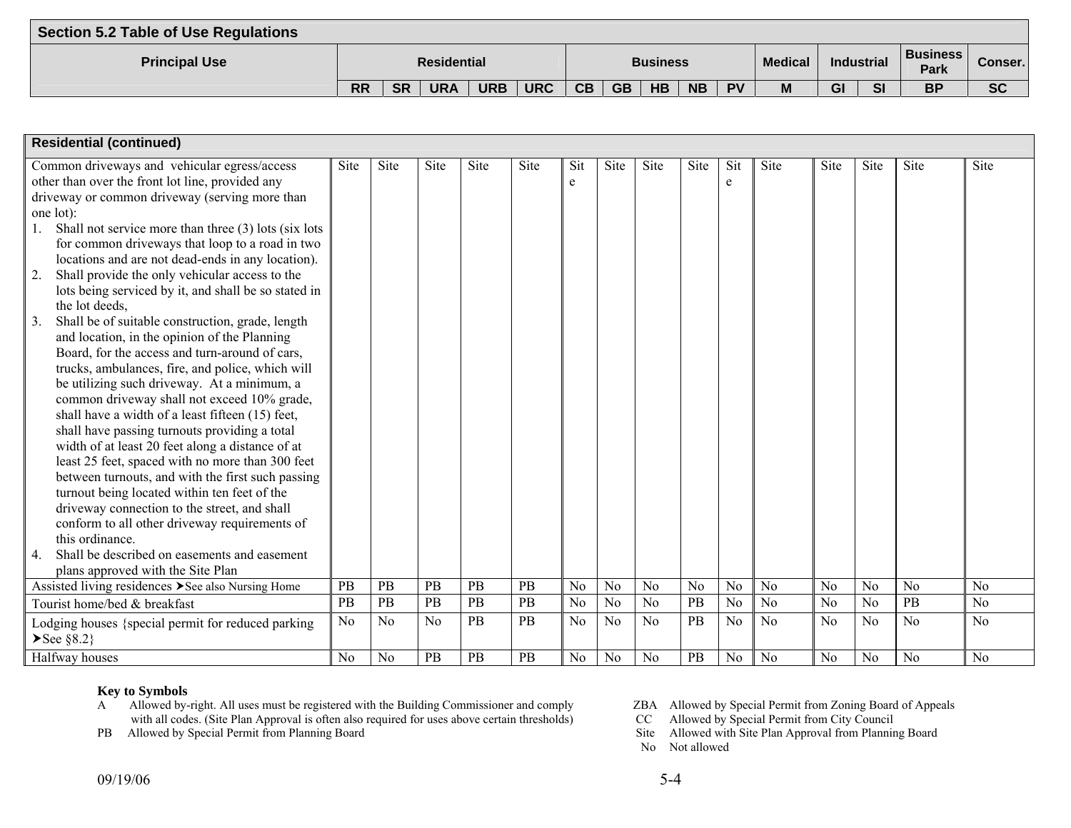## Section 5.2 Table of Use Regulations

| Principal Use | Residential | | | | | Business | | | | | Medical | Industrial | | Business Park | Conser. |
|---|---|---|---|---|---|---|---|---|---|---|---|---|---|---|---|
| | RR | SR | URA | URB | URC | CB | GB | HB | NB | PV | M | GI | SI | BP | SC |
| **Residential (continued)** | | | | | | | | | | | | | | | |
| Common driveways and vehicular egress/access other than over the front lot line, provided any driveway or common driveway (serving more than one lot): 1. Shall not service more than three (3) lots (six lots for common driveways that loop to a road in two locations and are not dead-ends in any location). 2. Shall provide the only vehicular access to the lots being serviced by it, and shall be so stated in the lot deeds, 3. Shall be of suitable construction, grade, length and location, in the opinion of the Planning Board, for the access and turn-around of cars, trucks, ambulances, fire, and police, which will be utilizing such driveway. At a minimum, a common driveway shall not exceed 10% grade, shall have a width of a least fifteen (15) feet, shall have passing turnouts providing a total width of at least 20 feet along a distance of at least 25 feet, spaced with no more than 300 feet between turnouts, and with the first such passing turnout being located within ten feet of the driveway connection to the street, and shall conform to all other driveway requirements of this ordinance. 4. Shall be described on easements and easement plans approved with the Site Plan | Site | Site | Site | Site | Site | Site | Site | Site | Site | Site | Site | Site | Site | Site | Site |
| Assisted living residences ➤See also Nursing Home | PB | PB | PB | PB | PB | No | No | No | No | No | No | No | No | No | No |
| Tourist home/bed & breakfast | PB | PB | PB | PB | PB | No | No | No | PB | No | No | No | No | PB | No |
| Lodging houses {special permit for reduced parking ➤See §8.2} | No | No | No | PB | PB | No | No | No | PB | No | No | No | No | No | No |
| Halfway houses | No | No | PB | PB | PB | No | No | No | PB | No | No | No | No | No | No |

**Key to Symbols**

A Allowed by-right. All uses must be registered with the Building Commissioner and comply with all codes. (Site Plan Approval is often also required for uses above certain thresholds)

PB Allowed by Special Permit from Planning Board

ZBA Allowed by Special Permit from Zoning Board of Appeals

CC Allowed by Special Permit from City Council

Site Allowed with Site Plan Approval from Planning Board

No Not allowed

09/19/06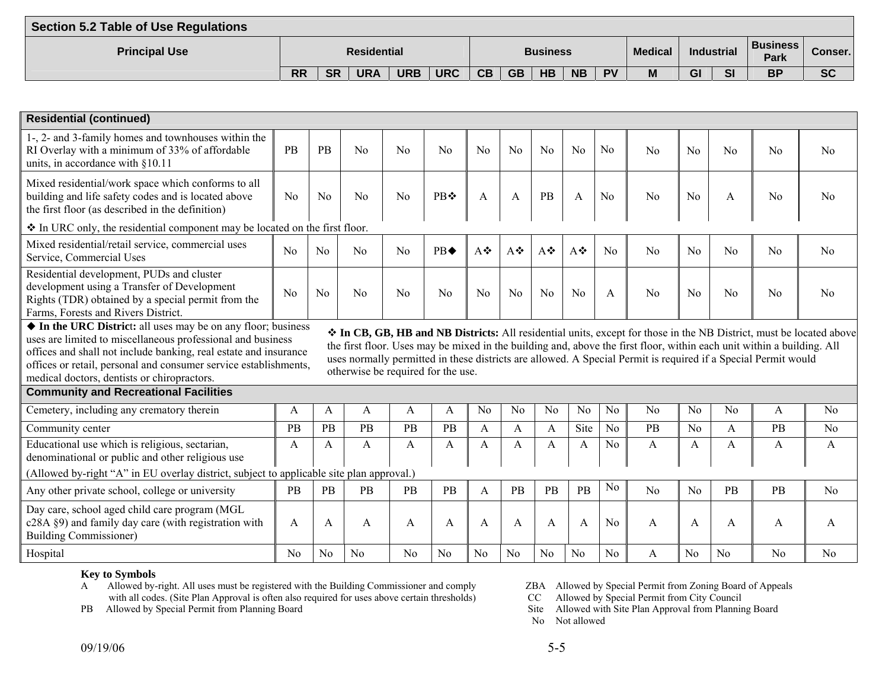## Section 5.2 Table of Use Regulations

| Principal Use | Residential | | | | | Business | | | | | Medical | Industrial | | Business Park | Conser. |
|---|---|---|---|---|---|---|---|---|---|---|---|---|---|---|---|
| | RR | SR | URA | URB | URC | CB | GB | HB | NB | PV | M | GI | SI | BP | SC |
| **Residential (continued)** | | | | | | | | | | | | | | | |
| 1-, 2- and 3-family homes and townhouses within the RI Overlay with a minimum of 33% of affordable units, in accordance with §10.11 | PB | PB | No | No | No | No | No | No | No | No | No | No | No | No | No |
| Mixed residential/work space which conforms to all building and life safety codes and is located above the first floor (as described in the definition) | No | No | No | No | PB❖ | A | A | PB | A | No | No | No | A | No | No |
| ❖ In URC only, the residential component may be located on the first floor. | | | | | | | | | | | | | | | |
| Mixed residential/retail service, commercial uses Service, Commercial Uses | No | No | No | No | PB◆ | A❖ | A❖ | A❖ | A❖ | No | No | No | No | No | No |
| Residential development, PUDs and cluster development using a Transfer of Development Rights (TDR) obtained by a special permit from the Farms, Forests and Rivers District. | No | No | No | No | No | No | No | No | No | A | No | No | No | No | No |
| ◆ **In the URC District:** all uses may be on any floor; business uses are limited to miscellaneous professional and business offices and shall not include banking, real estate and insurance offices or retail, personal and consumer service establishments, medical doctors, dentists or chiropractors. | ❖ **In CB, GB, HB and NB Districts:** All residential units, except for those in the NB District, must be located above the first floor. Uses may be mixed in the building and, above the first floor, within each unit within a building. All uses normally permitted in these districts are allowed. A Special Permit is required if a Special Permit would otherwise be required for the use. | | | | | | | | | | | | | | |
| **Community and Recreational Facilities** | | | | | | | | | | | | | | | |
| Cemetery, including any crematory therein | A | A | A | A | A | No | No | No | No | No | No | No | No | A | No |
| Community center | PB | PB | PB | PB | PB | A | A | A | Site | No | PB | No | A | PB | No |
| Educational use which is religious, sectarian, denominational or public and other religious use | A | A | A | A | A | A | A | A | A | No | A | A | A | A | A |
| (Allowed by-right "A" in EU overlay district, subject to applicable site plan approval.) | | | | | | | | | | | | | | | |
| Any other private school, college or university | PB | PB | PB | PB | PB | A | PB | PB | PB | No | No | No | PB | PB | No |
| Day care, school aged child care program (MGL c28A §9) and family day care (with registration with Building Commissioner) | A | A | A | A | A | A | A | A | A | No | A | A | A | A | A |
| Hospital | No | No | No | No | No | No | No | No | No | No | A | No | No | No | No |

**Key to Symbols**

- A Allowed by-right. All uses must be registered with the Building Commissioner and comply with all codes. (Site Plan Approval is often also required for uses above certain thresholds)
- PB Allowed by Special Permit from Planning Board
- ZBA Allowed by Special Permit from Zoning Board of Appeals
- CC Allowed by Special Permit from City Council
- Site Allowed with Site Plan Approval from Planning Board
- No Not allowed

09/19/06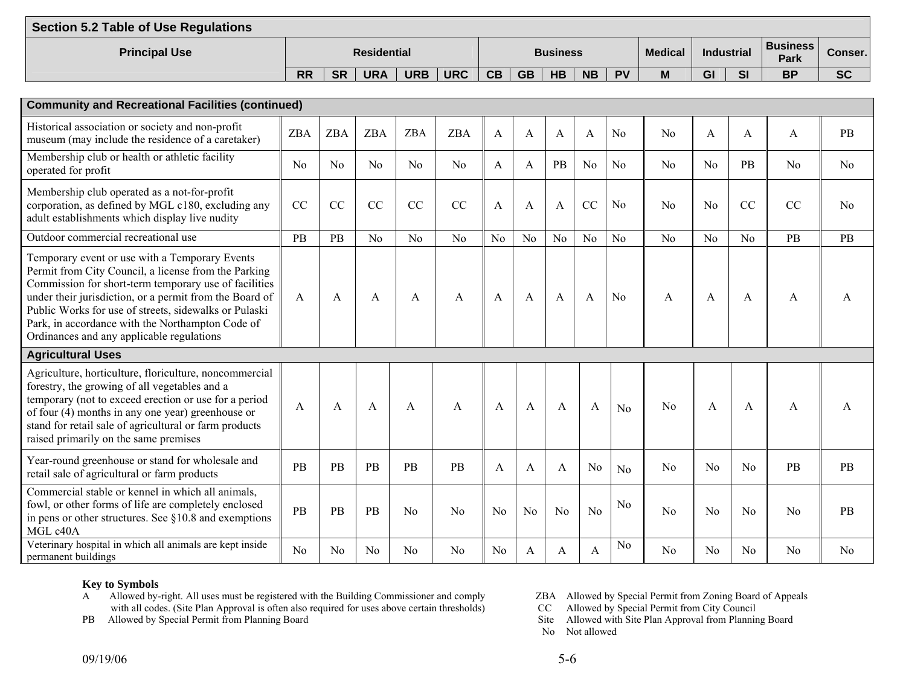## Section 5.2 Table of Use Regulations

| Principal Use | Residential | | | | | Business | | | | | Medical | Industrial | | Business Park | Conser. |
|---|---|---|---|---|---|---|---|---|---|---|---|---|---|---|---|
| | RR | SR | URA | URB | URC | CB | GB | HB | NB | PV | M | GI | SI | BP | SC |
| **Community and Recreational Facilities (continued)** | | | | | | | | | | | | | | | |
| Historical association or society and non-profit museum (may include the residence of a caretaker) | ZBA | ZBA | ZBA | ZBA | ZBA | A | A | A | A | No | No | A | A | A | PB |
| Membership club or health or athletic facility operated for profit | No | No | No | No | No | A | A | PB | No | No | No | No | PB | No | No |
| Membership club operated as a not-for-profit corporation, as defined by MGL c180, excluding any adult establishments which display live nudity | CC | CC | CC | CC | CC | A | A | A | CC | No | No | No | CC | CC | No |
| Outdoor commercial recreational use | PB | PB | No | No | No | No | No | No | No | No | No | No | No | PB | PB |
| Temporary event or use with a Temporary Events Permit from City Council, a license from the Parking Commission for short-term temporary use of facilities under their jurisdiction, or a permit from the Board of Public Works for use of streets, sidewalks or Pulaski Park, in accordance with the Northampton Code of Ordinances and any applicable regulations | A | A | A | A | A | A | A | A | A | No | A | A | A | A | A |
| **Agricultural Uses** | | | | | | | | | | | | | | | |
| Agriculture, horticulture, floriculture, noncommercial forestry, the growing of all vegetables and a temporary (not to exceed erection or use for a period of four (4) months in any one year) greenhouse or stand for retail sale of agricultural or farm products raised primarily on the same premises | A | A | A | A | A | A | A | A | A | No | No | A | A | A | A |
| Year-round greenhouse or stand for wholesale and retail sale of agricultural or farm products | PB | PB | PB | PB | PB | A | A | A | No | No | No | No | No | PB | PB |
| Commercial stable or kennel in which all animals, fowl, or other forms of life are completely enclosed in pens or other structures. See §10.8 and exemptions MGL c40A | PB | PB | PB | No | No | No | No | No | No | No | No | No | No | No | PB |
| Veterinary hospital in which all animals are kept inside permanent buildings | No | No | No | No | No | No | A | A | A | No | No | No | No | No | No |

**Key to Symbols**

A Allowed by-right. All uses must be registered with the Building Commissioner and comply with all codes. (Site Plan Approval is often also required for uses above certain thresholds)

PB Allowed by Special Permit from Planning Board

ZBA Allowed by Special Permit from Zoning Board of Appeals

CC Allowed by Special Permit from City Council

Site Allowed with Site Plan Approval from Planning Board

No Not allowed

09/19/06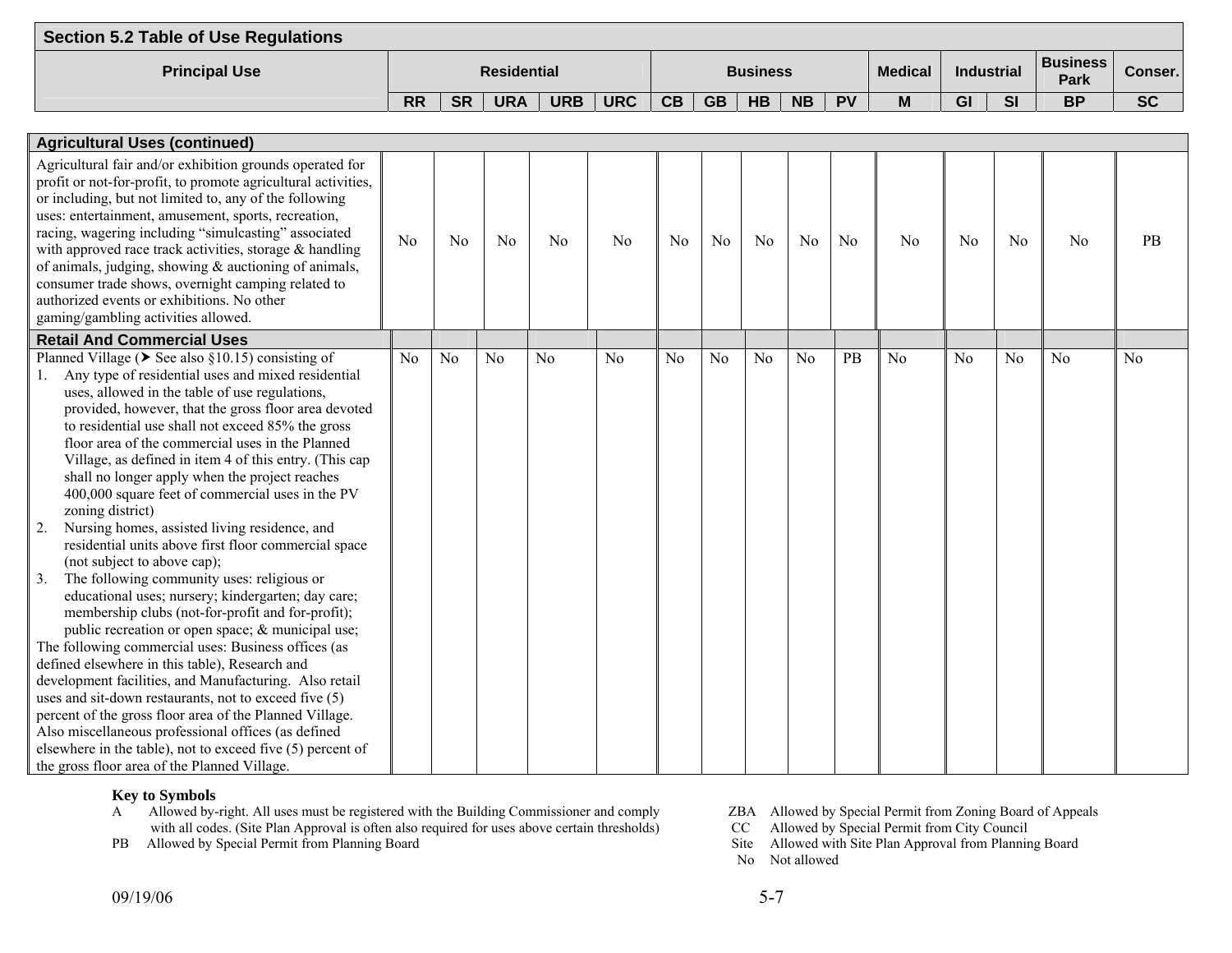## Section 5.2 Table of Use Regulations

| Principal Use | Residential | | | | | Business | | | | | Medical | Industrial | | Business Park | Conser. |
|---|---|---|---|---|---|---|---|---|---|---|---|---|---|---|---|
| | RR | SR | URA | URB | URC | CB | GB | HB | NB | PV | M | GI | SI | BP | SC |
| **Agricultural Uses (continued)** | | | | | | | | | | | | | | | |
| Agricultural fair and/or exhibition grounds operated for profit or not-for-profit, to promote agricultural activities, or including, but not limited to, any of the following uses: entertainment, amusement, sports, recreation, racing, wagering including "simulcasting" associated with approved race track activities, storage & handling of animals, judging, showing & auctioning of animals, consumer trade shows, overnight camping related to authorized events or exhibitions. No other gaming/gambling activities allowed. | No | No | No | No | No | No | No | No | No | No | No | No | No | No | PB |
| **Retail And Commercial Uses** | | | | | | | | | | | | | | | |
| Planned Village (➤ See also §10.15) consisting of<br>1. Any type of residential uses and mixed residential uses, allowed in the table of use regulations, provided, however, that the gross floor area devoted to residential use shall not exceed 85% the gross floor area of the commercial uses in the Planned Village, as defined in item 4 of this entry. (This cap shall no longer apply when the project reaches 400,000 square feet of commercial uses in the PV zoning district)<br>2. Nursing homes, assisted living residence, and residential units above first floor commercial space (not subject to above cap);<br>3. The following community uses: religious or educational uses; nursery; kindergarten; day care; membership clubs (not-for-profit and for-profit); public recreation or open space; & municipal use;<br>The following commercial uses: Business offices (as defined elsewhere in this table), Research and development facilities, and Manufacturing. Also retail uses and sit-down restaurants, not to exceed five (5) percent of the gross floor area of the Planned Village. Also miscellaneous professional offices (as defined elsewhere in the table), not to exceed five (5) percent of the gross floor area of the Planned Village. | No | No | No | No | No | No | No | No | No | PB | No | No | No | No | No |

**Key to Symbols**

A Allowed by-right. All uses must be registered with the Building Commissioner and comply with all codes. (Site Plan Approval is often also required for uses above certain thresholds)

PB Allowed by Special Permit from Planning Board

ZBA Allowed by Special Permit from Zoning Board of Appeals

CC Allowed by Special Permit from City Council

Site Allowed with Site Plan Approval from Planning Board

No Not allowed

09/19/06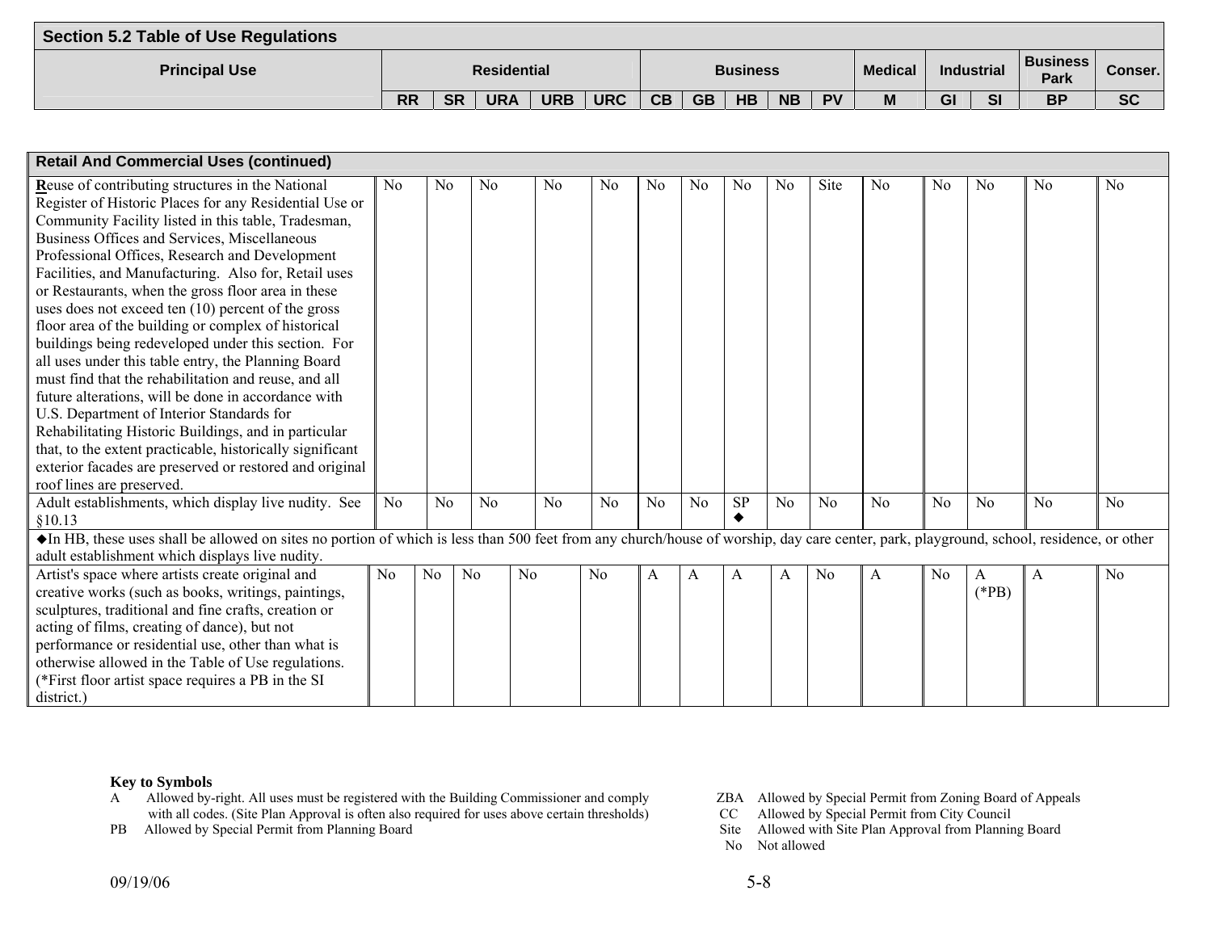## Section 5.2 Table of Use Regulations

| Principal Use | Residential | | | | | Business | | | | | Medical | Industrial | | Business Park | Conser. |
|---|---|---|---|---|---|---|---|---|---|---|---|---|---|---|---|
| | RR | SR | URA | URB | URC | CB | GB | HB | NB | PV | M | GI | SI | BP | SC |
| **Retail And Commercial Uses (continued)** | | | | | | | | | | | | | | | |
| **R**euse of contributing structures in the National Register of Historic Places for any Residential Use or Community Facility listed in this table, Tradesman, Business Offices and Services, Miscellaneous Professional Offices, Research and Development Facilities, and Manufacturing. Also for, Retail uses or Restaurants, when the gross floor area in these uses does not exceed ten (10) percent of the gross floor area of the building or complex of historical buildings being redeveloped under this section. For all uses under this table entry, the Planning Board must find that the rehabilitation and reuse, and all future alterations, will be done in accordance with U.S. Department of Interior Standards for Rehabilitating Historic Buildings, and in particular that, to the extent practicable, historically significant exterior facades are preserved or restored and original roof lines are preserved. | No | No | No | No | No | No | No | No | No | Site | No | No | No | No | No |
| Adult establishments, which display live nudity. See §10.13 | No | No | No | No | No | No | No | SP ◆ | No | No | No | No | No | No | No |
| ◆In HB, these uses shall be allowed on sites no portion of which is less than 500 feet from any church/house of worship, day care center, park, playground, school, residence, or other adult establishment which displays live nudity. | | | | | | | | | | | | | | | |
| Artist's space where artists create original and creative works (such as books, writings, paintings, sculptures, traditional and fine crafts, creation or acting of films, creating of dance), but not performance or residential use, other than what is otherwise allowed in the Table of Use regulations. (*First floor artist space requires a PB in the SI district.) | No | No | No | No | No | A | A | A | A | No | A | No | A (*PB) | A | No |

**Key to Symbols**

A Allowed by-right. All uses must be registered with the Building Commissioner and comply with all codes. (Site Plan Approval is often also required for uses above certain thresholds)

PB Allowed by Special Permit from Planning Board

ZBA Allowed by Special Permit from Zoning Board of Appeals

CC Allowed by Special Permit from City Council

Site Allowed with Site Plan Approval from Planning Board

No Not allowed

09/19/06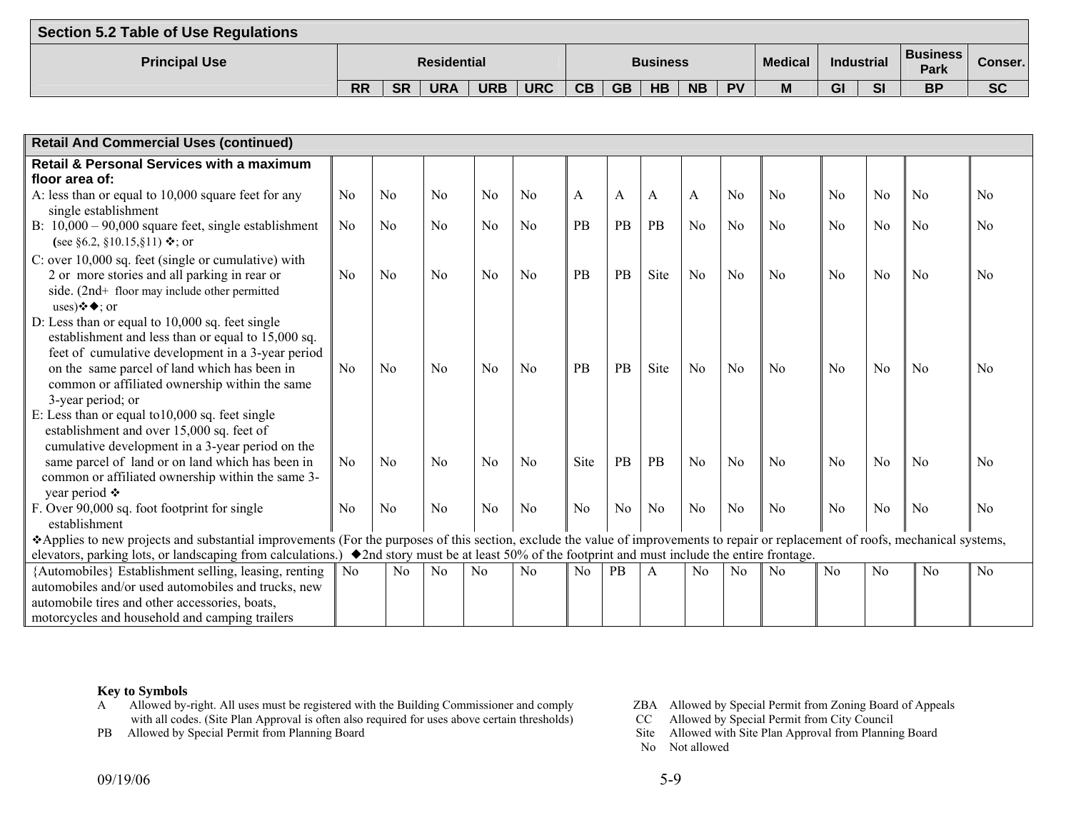## Section 5.2 Table of Use Regulations

| Principal Use | Residential | | | | | Business | | | | | Medical | Industrial | | Business Park | Conser. |
|---|---|---|---|---|---|---|---|---|---|---|---|---|---|---|---|
| | RR | SR | URA | URB | URC | CB | GB | HB | NB | PV | M | GI | SI | BP | SC |
| **Retail And Commercial Uses (continued)** | | | | | | | | | | | | | | | |
| **Retail & Personal Services with a maximum floor area of:** | | | | | | | | | | | | | | | |
| A: less than or equal to 10,000 square feet for any single establishment | No | No | No | No | No | A | A | A | A | No | No | No | No | No | No |
| B: 10,000 – 90,000 square feet, single establishment (see §6.2, §10.15,§11) ❖; or | No | No | No | No | No | PB | PB | PB | No | No | No | No | No | No | No |
| C: over 10,000 sq. feet (single or cumulative) with 2 or more stories and all parking in rear or side. (2nd+ floor may include other permitted uses)❖◆; or | No | No | No | No | No | PB | PB | Site | No | No | No | No | No | No | No |
| D: Less than or equal to 10,000 sq. feet single establishment and less than or equal to 15,000 sq. feet of cumulative development in a 3-year period on the same parcel of land which has been in common or affiliated ownership within the same 3-year period; or | No | No | No | No | No | PB | PB | Site | No | No | No | No | No | No | No |
| E: Less than or equal to10,000 sq. feet single establishment and over 15,000 sq. feet of cumulative development in a 3-year period on the same parcel of land or on land which has been in common or affiliated ownership within the same 3-year period ❖ | No | No | No | No | No | Site | PB | PB | No | No | No | No | No | No | No |
| F. Over 90,000 sq. foot footprint for single establishment | No | No | No | No | No | No | No | No | No | No | No | No | No | No | No |
| ❖Applies to new projects and substantial improvements (For the purposes of this section, exclude the value of improvements to repair or replacement of roofs, mechanical systems, elevators, parking lots, or landscaping from calculations.) ◆2nd story must be at least 50% of the footprint and must include the entire frontage. | | | | | | | | | | | | | | | |
| {Automobiles} Establishment selling, leasing, renting automobiles and/or used automobiles and trucks, new automobile tires and other accessories, boats, motorcycles and household and camping trailers | No | No | No | No | No | No | PB | A | No | No | No | No | No | No | No |

**Key to Symbols**

A Allowed by-right. All uses must be registered with the Building Commissioner and comply with all codes. (Site Plan Approval is often also required for uses above certain thresholds)

PB Allowed by Special Permit from Planning Board

ZBA Allowed by Special Permit from Zoning Board of Appeals

CC Allowed by Special Permit from City Council

Site Allowed with Site Plan Approval from Planning Board

No Not allowed

09/19/06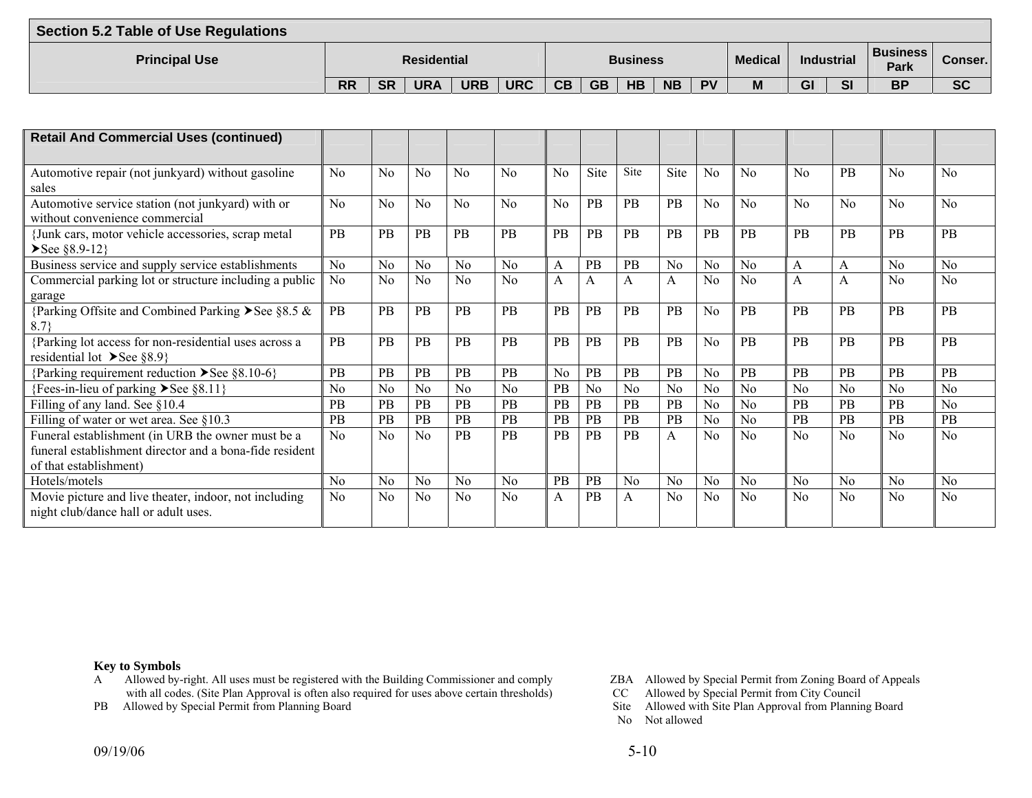## Section 5.2 Table of Use Regulations

| Principal Use | Residential | | | | | Business | | | | | Medical | Industrial | | Business Park | Conser. |
|---|---|---|---|---|---|---|---|---|---|---|---|---|---|---|---|
| | RR | SR | URA | URB | URC | CB | GB | HB | NB | PV | M | GI | SI | BP | SC |
| **Retail And Commercial Uses (continued)** | | | | | | | | | | | | | | | |
| Automotive repair (not junkyard) without gasoline sales | No | No | No | No | No | No | Site | Site | Site | No | No | No | PB | No | No |
| Automotive service station (not junkyard) with or without convenience commercial | No | No | No | No | No | No | PB | PB | PB | No | No | No | No | No | No |
| {Junk cars, motor vehicle accessories, scrap metal ➤See §8.9-12} | PB | PB | PB | PB | PB | PB | PB | PB | PB | PB | PB | PB | PB | PB | PB |
| Business service and supply service establishments | No | No | No | No | No | A | PB | PB | No | No | No | A | A | No | No |
| Commercial parking lot or structure including a public garage | No | No | No | No | No | A | A | A | A | No | No | A | A | No | No |
| {Parking Offsite and Combined Parking ➤See §8.5 & 8.7} | PB | PB | PB | PB | PB | PB | PB | PB | PB | No | PB | PB | PB | PB | PB |
| {Parking lot access for non-residential uses across a residential lot ➤See §8.9} | PB | PB | PB | PB | PB | PB | PB | PB | PB | No | PB | PB | PB | PB | PB |
| {Parking requirement reduction ➤See §8.10-6} | PB | PB | PB | PB | PB | No | PB | PB | PB | No | PB | PB | PB | PB | PB |
| {Fees-in-lieu of parking ➤See §8.11} | No | No | No | No | No | PB | No | No | No | No | No | No | No | No | No |
| Filling of any land. See §10.4 | PB | PB | PB | PB | PB | PB | PB | PB | PB | No | No | PB | PB | PB | No |
| Filling of water or wet area. See §10.3 | PB | PB | PB | PB | PB | PB | PB | PB | PB | No | No | PB | PB | PB | PB |
| Funeral establishment (in URB the owner must be a funeral establishment director and a bona-fide resident of that establishment) | No | No | No | PB | PB | PB | PB | PB | A | No | No | No | No | No | No |
| Hotels/motels | No | No | No | No | No | PB | PB | No | No | No | No | No | No | No | No |
| Movie picture and live theater, indoor, not including night club/dance hall or adult uses. | No | No | No | No | No | A | PB | A | No | No | No | No | No | No | No |

**Key to Symbols**

A Allowed by-right. All uses must be registered with the Building Commissioner and comply with all codes. (Site Plan Approval is often also required for uses above certain thresholds)
PB Allowed by Special Permit from Planning Board
ZBA Allowed by Special Permit from Zoning Board of Appeals
CC Allowed by Special Permit from City Council
Site Allowed with Site Plan Approval from Planning Board
No Not allowed

09/19/06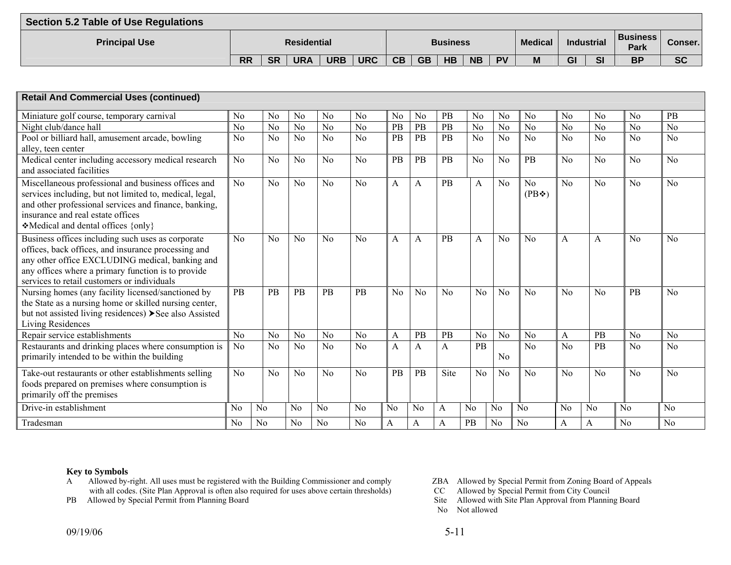## Section 5.2 Table of Use Regulations

| Principal Use | Residential | | | | | Business | | | | | Medical | Industrial | | Business Park | Conser. |
|---|---|---|---|---|---|---|---|---|---|---|---|---|---|---|---|
| | RR | SR | URA | URB | URC | CB | GB | HB | NB | PV | M | GI | SI | BP | SC |
| **Retail And Commercial Uses (continued)** | | | | | | | | | | | | | | | |
| Miniature golf course, temporary carnival | No | No | No | No | No | No | No | PB | No | No | No | No | No | No | PB |
| Night club/dance hall | No | No | No | No | No | PB | PB | PB | No | No | No | No | No | No | No |
| Pool or billiard hall, amusement arcade, bowling alley, teen center | No | No | No | No | No | PB | PB | PB | No | No | No | No | No | No | No |
| Medical center including accessory medical research and associated facilities | No | No | No | No | No | PB | PB | PB | No | No | PB | No | No | No | No |
| Miscellaneous professional and business offices and services including, but not limited to, medical, legal, and other professional services and finance, banking, insurance and real estate offices ❖Medical and dental offices {only} | No | No | No | No | No | A | A | PB | A | No | No (PB❖) | No | No | No | No |
| Business offices including such uses as corporate offices, back offices, and insurance processing and any other office EXCLUDING medical, banking and any offices where a primary function is to provide services to retail customers or individuals | No | No | No | No | No | A | A | PB | A | No | No | A | A | No | No |
| Nursing homes (any facility licensed/sanctioned by the State as a nursing home or skilled nursing center, but not assisted living residences) ➤See also Assisted Living Residences | PB | PB | PB | PB | PB | No | No | No | No | No | No | No | No | PB | No |
| Repair service establishments | No | No | No | No | No | A | PB | PB | No | No | No | A | PB | No | No |
| Restaurants and drinking places where consumption is primarily intended to be within the building | No | No | No | No | No | A | A | A | PB | No | No | No | PB | No | No |
| Take-out restaurants or other establishments selling foods prepared on premises where consumption is primarily off the premises | No | No | No | No | No | PB | PB | Site | No | No | No | No | No | No | No |
| Drive-in establishment | No | No | No | No | No | No | No | A | No | No | No | No | No | No | No |
| Tradesman | No | No | No | No | No | A | A | A | PB | No | No | A | A | No | No |

**Key to Symbols**

A Allowed by-right. All uses must be registered with the Building Commissioner and comply with all codes. (Site Plan Approval is often also required for uses above certain thresholds)

PB Allowed by Special Permit from Planning Board

ZBA Allowed by Special Permit from Zoning Board of Appeals

CC Allowed by Special Permit from City Council

Site Allowed with Site Plan Approval from Planning Board

No Not allowed

09/19/06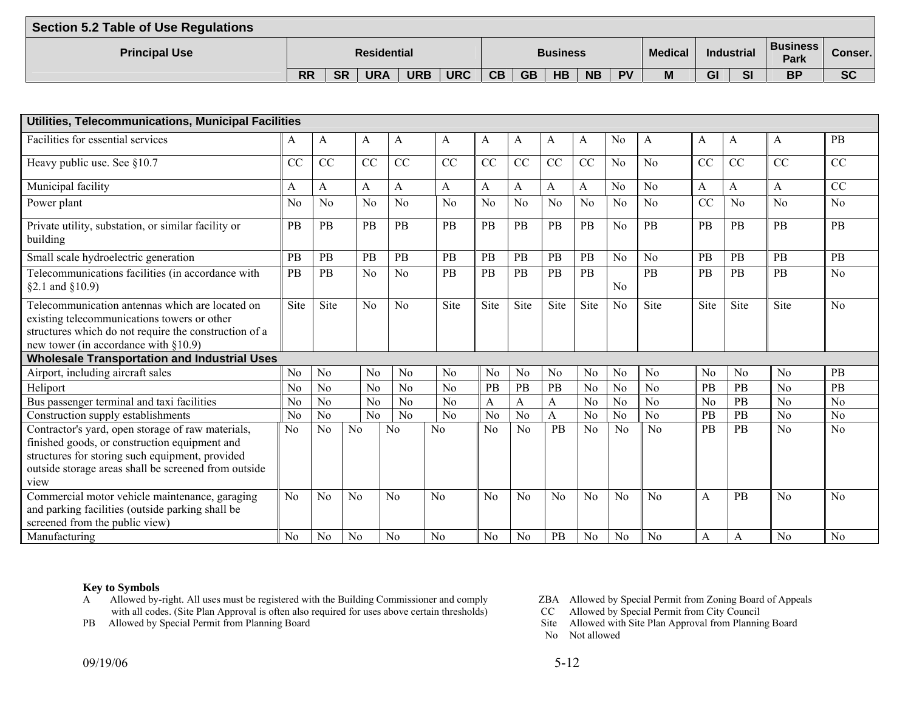## Section 5.2 Table of Use Regulations

| Principal Use | Residential | | | | | Business | | | | | Medical | Industrial | | Business Park | Conser. |
|---|---|---|---|---|---|---|---|---|---|---|---|---|---|---|---|
| | RR | SR | URA | URB | URC | CB | GB | HB | NB | PV | M | GI | SI | BP | SC |
| **Utilities, Telecommunications, Municipal Facilities** | | | | | | | | | | | | | | | |
| Facilities for essential services | A | A | A | A | A | A | A | A | A | No | A | A | A | A | PB |
| Heavy public use. See §10.7 | CC | CC | CC | CC | CC | CC | CC | CC | CC | No | No | CC | CC | CC | CC |
| Municipal facility | A | A | A | A | A | A | A | A | A | No | No | A | A | A | CC |
| Power plant | No | No | No | No | No | No | No | No | No | No | No | CC | No | No | No |
| Private utility, substation, or similar facility or building | PB | PB | PB | PB | PB | PB | PB | PB | PB | No | PB | PB | PB | PB | PB |
| Small scale hydroelectric generation | PB | PB | PB | PB | PB | PB | PB | PB | PB | No | No | PB | PB | PB | PB |
| Telecommunications facilities (in accordance with §2.1 and §10.9) | PB | PB | No | No | PB | PB | PB | PB | PB | No | PB | PB | PB | PB | No |
| Telecommunication antennas which are located on existing telecommunications towers or other structures which do not require the construction of a new tower (in accordance with §10.9) | Site | Site | No | No | Site | Site | Site | Site | Site | No | Site | Site | Site | Site | No |
| **Wholesale Transportation and Industrial Uses** | | | | | | | | | | | | | | | |
| Airport, including aircraft sales | No | No | No | No | No | No | No | No | No | No | No | No | No | No | PB |
| Heliport | No | No | No | No | No | PB | PB | PB | No | No | No | PB | PB | No | PB |
| Bus passenger terminal and taxi facilities | No | No | No | No | No | A | A | A | No | No | No | No | PB | No | No |
| Construction supply establishments | No | No | No | No | No | No | No | A | No | No | No | PB | PB | No | No |
| Contractor's yard, open storage of raw materials, finished goods, or construction equipment and structures for storing such equipment, provided outside storage areas shall be screened from outside view | No | No | No | No | No | No | No | PB | No | No | No | PB | PB | No | No |
| Commercial motor vehicle maintenance, garaging and parking facilities (outside parking shall be screened from the public view) | No | No | No | No | No | No | No | No | No | No | No | A | PB | No | No |
| Manufacturing | No | No | No | No | No | No | No | PB | No | No | No | A | A | No | No |

**Key to Symbols**

A Allowed by-right. All uses must be registered with the Building Commissioner and comply with all codes. (Site Plan Approval is often also required for uses above certain thresholds)
PB Allowed by Special Permit from Planning Board
ZBA Allowed by Special Permit from Zoning Board of Appeals
CC Allowed by Special Permit from City Council
Site Allowed with Site Plan Approval from Planning Board
No Not allowed

09/19/06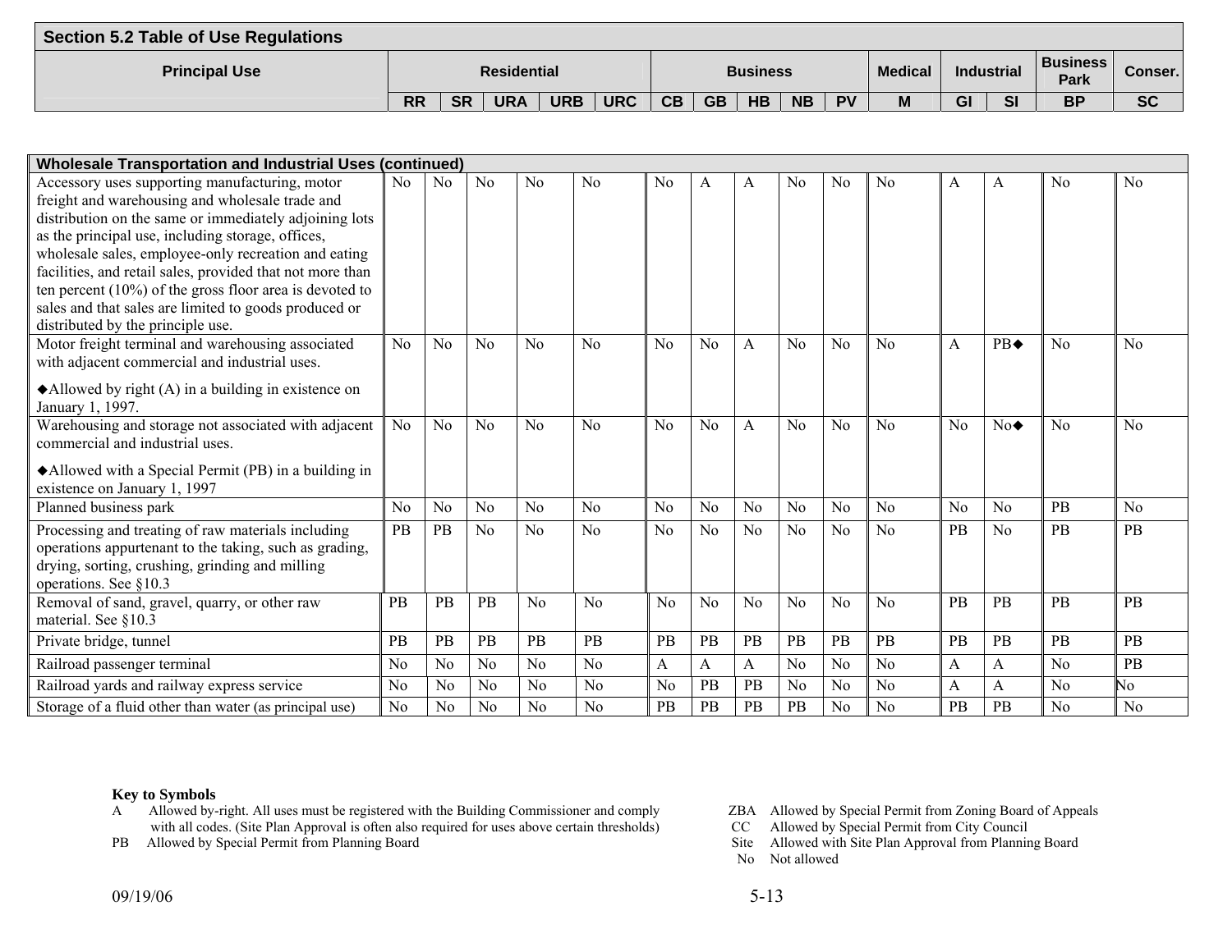## Section 5.2 Table of Use Regulations

| Principal Use | Residential | | | | | Business | | | | | Medical | Industrial | | Business Park | Conser. |
|---|---|---|---|---|---|---|---|---|---|---|---|---|---|---|---|
| | RR | SR | URA | URB | URC | CB | GB | HB | NB | PV | M | GI | SI | BP | SC |
| **Wholesale Transportation and Industrial Uses (continued)** | | | | | | | | | | | | | | | |
| Accessory uses supporting manufacturing, motor freight and warehousing and wholesale trade and distribution on the same or immediately adjoining lots as the principal use, including storage, offices, wholesale sales, employee-only recreation and eating facilities, and retail sales, provided that not more than ten percent (10%) of the gross floor area is devoted to sales and that sales are limited to goods produced or distributed by the principle use. | No | No | No | No | No | No | A | A | No | No | No | A | A | No | No |
| Motor freight terminal and warehousing associated with adjacent commercial and industrial uses. ◆Allowed by right (A) in a building in existence on January 1, 1997. | No | No | No | No | No | No | No | A | No | No | No | A | PB◆ | No | No |
| Warehousing and storage not associated with adjacent commercial and industrial uses. ◆Allowed with a Special Permit (PB) in a building in existence on January 1, 1997 | No | No | No | No | No | No | No | A | No | No | No | No | No◆ | No | No |
| Planned business park | No | No | No | No | No | No | No | No | No | No | No | No | No | PB | No |
| Processing and treating of raw materials including operations appurtenant to the taking, such as grading, drying, sorting, crushing, grinding and milling operations. See §10.3 | PB | PB | No | No | No | No | No | No | No | No | No | PB | No | PB | PB |
| Removal of sand, gravel, quarry, or other raw material. See §10.3 | PB | PB | PB | No | No | No | No | No | No | No | No | PB | PB | PB | PB |
| Private bridge, tunnel | PB | PB | PB | PB | PB | PB | PB | PB | PB | PB | PB | PB | PB | PB | PB |
| Railroad passenger terminal | No | No | No | No | No | A | A | A | No | No | No | A | A | No | PB |
| Railroad yards and railway express service | No | No | No | No | No | No | PB | PB | No | No | No | A | A | No | No |
| Storage of a fluid other than water (as principal use) | No | No | No | No | No | PB | PB | PB | PB | No | No | PB | PB | No | No |

**Key to Symbols**

A Allowed by-right. All uses must be registered with the Building Commissioner and comply with all codes. (Site Plan Approval is often also required for uses above certain thresholds)

PB Allowed by Special Permit from Planning Board

ZBA Allowed by Special Permit from Zoning Board of Appeals

CC Allowed by Special Permit from City Council

Site Allowed with Site Plan Approval from Planning Board

No Not allowed

09/19/06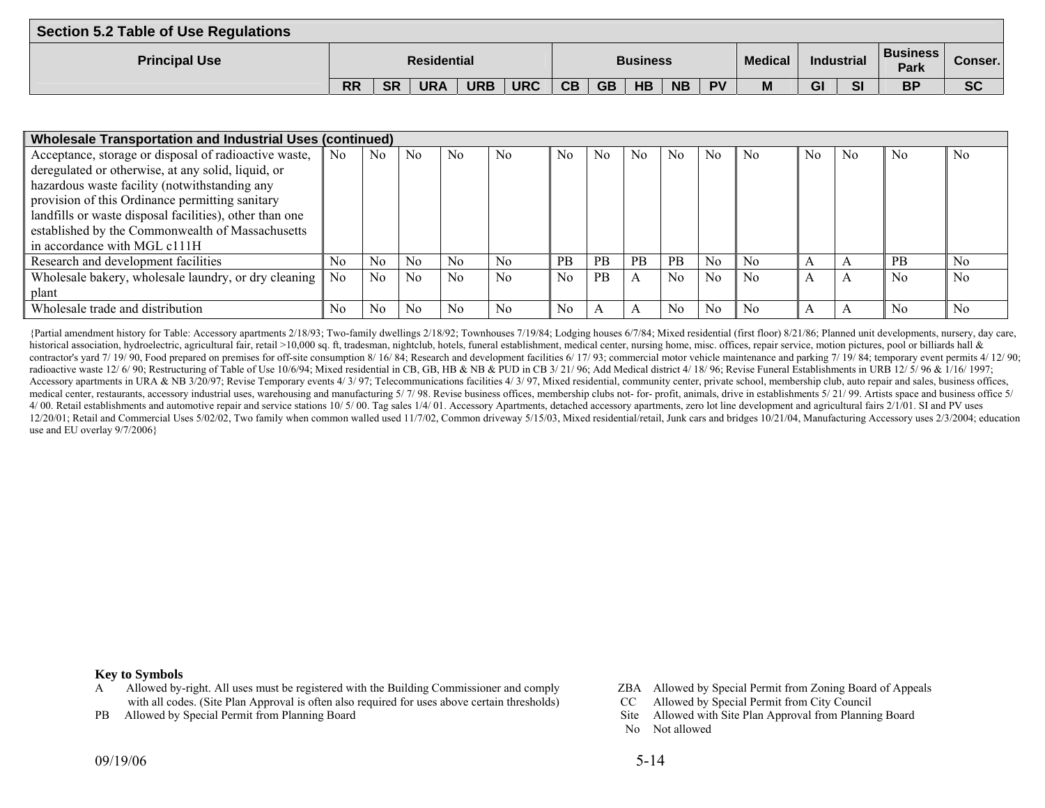## Section 5.2 Table of Use Regulations

| Principal Use | Residential | | | | | Business | | | | | Medical | Industrial | | Business Park | Conser. |
|---|---|---|---|---|---|---|---|---|---|---|---|---|---|---|---|
| | RR | SR | URA | URB | URC | CB | GB | HB | NB | PV | M | GI | SI | BP | SC |
| **Wholesale Transportation and Industrial Uses (continued)** | | | | | | | | | | | | | | | |
| Acceptance, storage or disposal of radioactive waste, deregulated or otherwise, at any solid, liquid, or hazardous waste facility (notwithstanding any provision of this Ordinance permitting sanitary landfills or waste disposal facilities), other than one established by the Commonwealth of Massachusetts in accordance with MGL c111H | No | No | No | No | No | No | No | No | No | No | No | No | No | No | No |
| Research and development facilities | No | No | No | No | No | PB | PB | PB | PB | No | No | A | A | PB | No |
| Wholesale bakery, wholesale laundry, or dry cleaning plant | No | No | No | No | No | No | PB | A | No | No | No | A | A | No | No |
| Wholesale trade and distribution | No | No | No | No | No | No | A | A | No | No | No | A | A | No | No |

{Partial amendment history for Table: Accessory apartments 2/18/93; Two-family dwellings 2/18/92; Townhouses 7/19/84; Lodging houses 6/7/84; Mixed residential (first floor) 8/21/86; Planned unit developments, nursery, day care, historical association, hydroelectric, agricultural fair, retail >10,000 sq. ft, tradesman, nightclub, hotels, funeral establishment, medical center, nursing home, misc. offices, repair service, motion pictures, pool or billiards hall & contractor's yard 7/ 19/ 90, Food prepared on premises for off-site consumption 8/ 16/ 84; Research and development facilities 6/ 17/ 93; commercial motor vehicle maintenance and parking 7/ 19/ 84; temporary event permits 4/ 12/ 90; radioactive waste 12/ 6/ 90; Restructuring of Table of Use 10/6/94; Mixed residential in CB, GB, HB & NB & PUD in CB 3/ 21/ 96; Add Medical district 4/ 18/ 96; Revise Funeral Establishments in URB 12/ 5/ 96 & 1/16/ 1997; Accessory apartments in URA & NB 3/20/97; Revise Temporary events 4/ 3/ 97; Telecommunications facilities 4/ 3/ 97, Mixed residential, community center, private school, membership club, auto repair and sales, business offices, medical center, restaurants, accessory industrial uses, warehousing and manufacturing 5/ 7/ 98. Revise business offices, membership clubs not- for- profit, animals, drive in establishments 5/ 21/ 99. Artists space and business office 5/ 4/ 00. Retail establishments and automotive repair and service stations 10/ 5/ 00. Tag sales 1/4/ 01. Accessory Apartments, detached accessory apartments, zero lot line development and agricultural fairs 2/1/01. SI and PV uses 12/20/01; Retail and Commercial Uses 5/02/02, Two family when common walled used 11/7/02, Common driveway 5/15/03, Mixed residential/retail, Junk cars and bridges 10/21/04, Manufacturing Accessory uses 2/3/2004; education use and EU overlay 9/7/2006}

**Key to Symbols**

- A — Allowed by-right. All uses must be registered with the Building Commissioner and comply with all codes. (Site Plan Approval is often also required for uses above certain thresholds)
- PB — Allowed by Special Permit from Planning Board
- ZBA — Allowed by Special Permit from Zoning Board of Appeals
- CC — Allowed by Special Permit from City Council
- Site — Allowed with Site Plan Approval from Planning Board
- No — Not allowed

09/19/06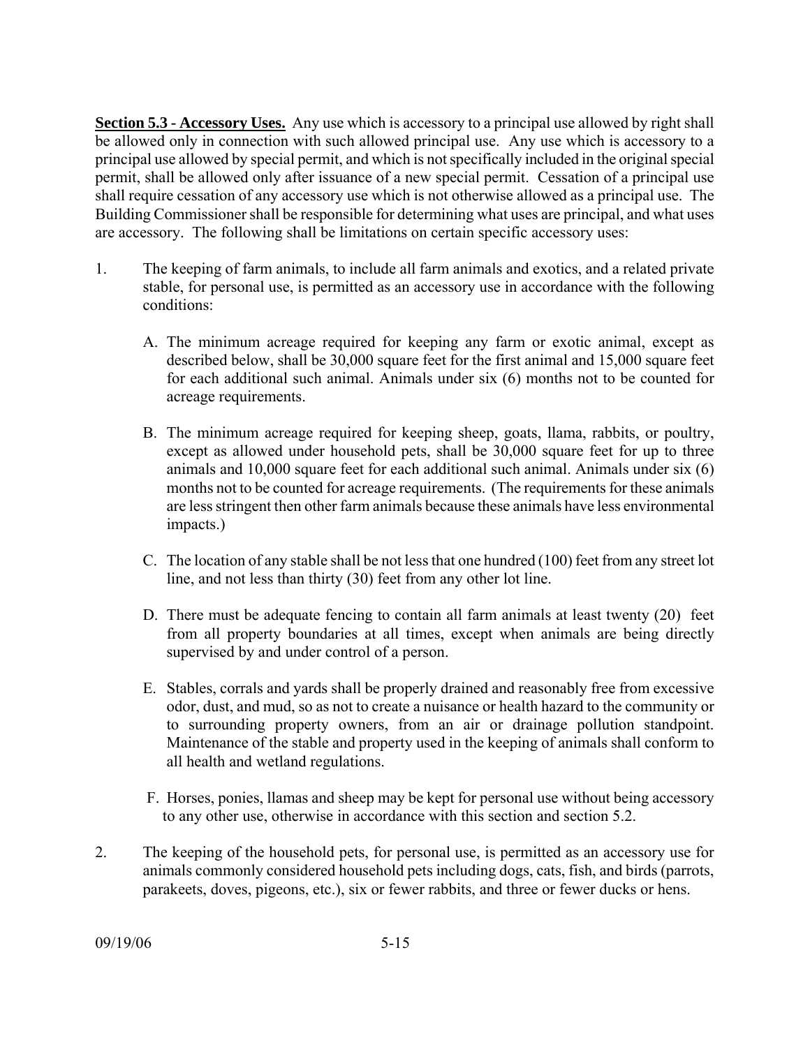**Section 5.3 - Accessory Uses.** Any use which is accessory to a principal use allowed by right shall be allowed only in connection with such allowed principal use. Any use which is accessory to a principal use allowed by special permit, and which is not specifically included in the original special permit, shall be allowed only after issuance of a new special permit. Cessation of a principal use shall require cessation of any accessory use which is not otherwise allowed as a principal use. The Building Commissioner shall be responsible for determining what uses are principal, and what uses are accessory. The following shall be limitations on certain specific accessory uses:

1. The keeping of farm animals, to include all farm animals and exotics, and a related private stable, for personal use, is permitted as an accessory use in accordance with the following conditions:

   A. The minimum acreage required for keeping any farm or exotic animal, except as described below, shall be 30,000 square feet for the first animal and 15,000 square feet for each additional such animal. Animals under six (6) months not to be counted for acreage requirements.

   B. The minimum acreage required for keeping sheep, goats, llama, rabbits, or poultry, except as allowed under household pets, shall be 30,000 square feet for up to three animals and 10,000 square feet for each additional such animal. Animals under six (6) months not to be counted for acreage requirements. (The requirements for these animals are less stringent then other farm animals because these animals have less environmental impacts.)

   C. The location of any stable shall be not less that one hundred (100) feet from any street lot line, and not less than thirty (30) feet from any other lot line.

   D. There must be adequate fencing to contain all farm animals at least twenty (20) feet from all property boundaries at all times, except when animals are being directly supervised by and under control of a person.

   E. Stables, corrals and yards shall be properly drained and reasonably free from excessive odor, dust, and mud, so as not to create a nuisance or health hazard to the community or to surrounding property owners, from an air or drainage pollution standpoint. Maintenance of the stable and property used in the keeping of animals shall conform to all health and wetland regulations.

   F. Horses, ponies, llamas and sheep may be kept for personal use without being accessory to any other use, otherwise in accordance with this section and section 5.2.

2. The keeping of the household pets, for personal use, is permitted as an accessory use for animals commonly considered household pets including dogs, cats, fish, and birds (parrots, parakeets, doves, pigeons, etc.), six or fewer rabbits, and three or fewer ducks or hens.

09/19/06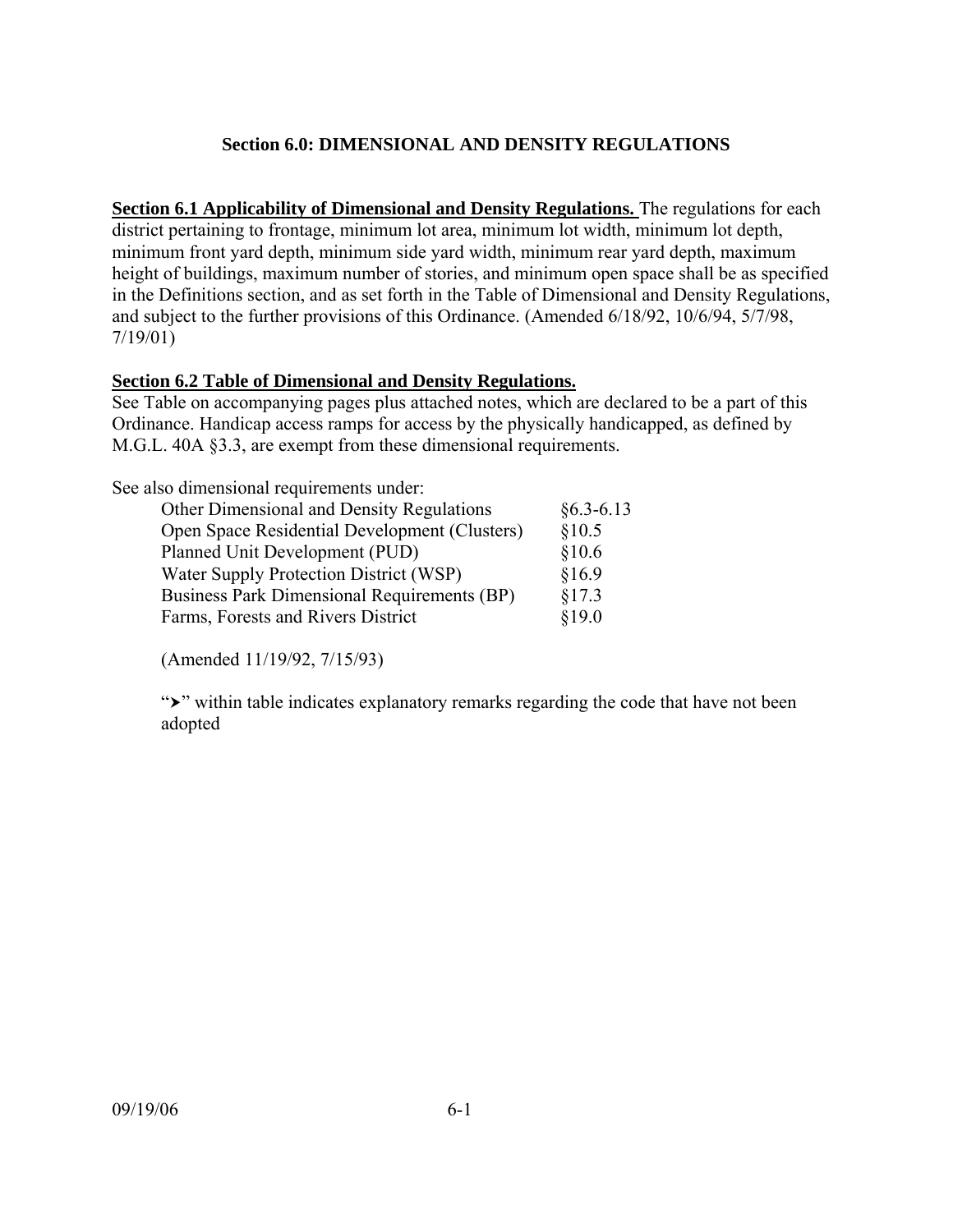## Section 6.0: DIMENSIONAL AND DENSITY REGULATIONS

**Section 6.1 Applicability of Dimensional and Density Regulations.** The regulations for each district pertaining to frontage, minimum lot area, minimum lot width, minimum lot depth, minimum front yard depth, minimum side yard width, minimum rear yard depth, maximum height of buildings, maximum number of stories, and minimum open space shall be as specified in the Definitions section, and as set forth in the Table of Dimensional and Density Regulations, and subject to the further provisions of this Ordinance. (Amended 6/18/92, 10/6/94, 5/7/98, 7/19/01)

**Section 6.2 Table of Dimensional and Density Regulations.**
See Table on accompanying pages plus attached notes, which are declared to be a part of this Ordinance. Handicap access ramps for access by the physically handicapped, as defined by M.G.L. 40A §3.3, are exempt from these dimensional requirements.

See also dimensional requirements under:

| | |
|---|---|
| Other Dimensional and Density Regulations | §6.3-6.13 |
| Open Space Residential Development (Clusters) | §10.5 |
| Planned Unit Development (PUD) | §10.6 |
| Water Supply Protection District (WSP) | §16.9 |
| Business Park Dimensional Requirements (BP) | §17.3 |
| Farms, Forests and Rivers District | §19.0 |

(Amended 11/19/92, 7/15/93)

"➤" within table indicates explanatory remarks regarding the code that have not been adopted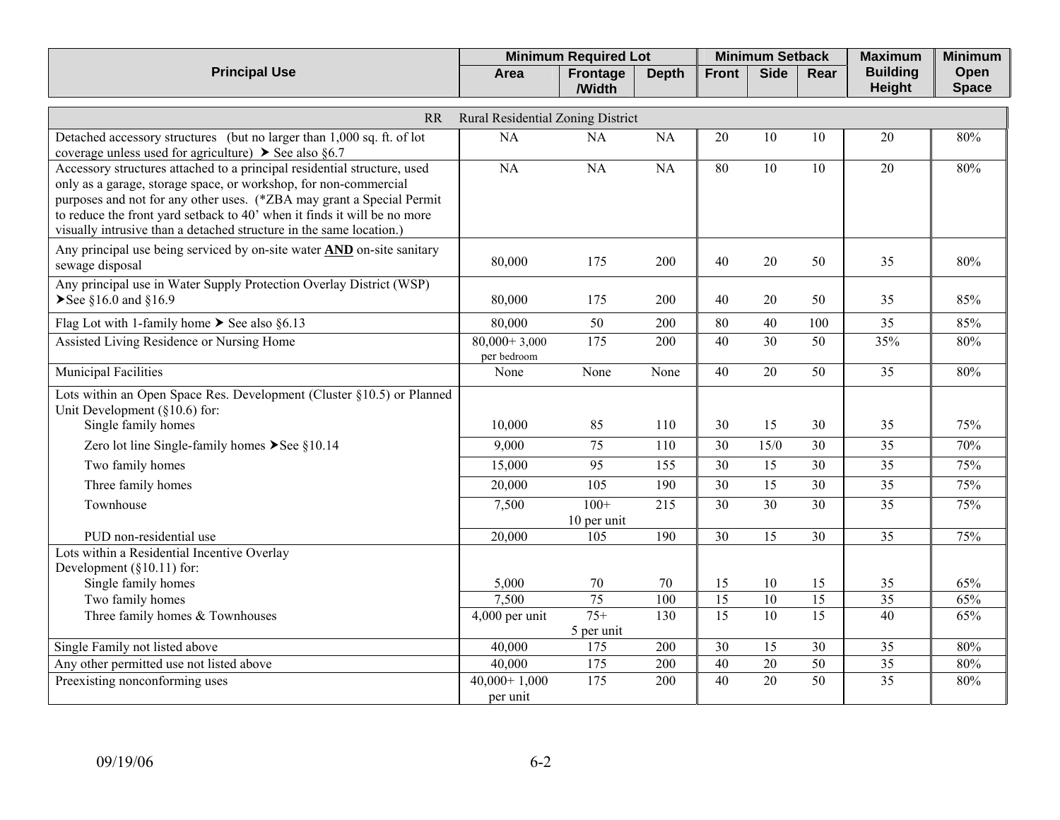| Principal Use | Minimum Required Lot | | | Minimum Setback | | | Maximum Building Height | Minimum Open Space |
|---|---|---|---|---|---|---|---|---|
| | Area | Frontage /Width | Depth | Front | Side | Rear | | |
| **RR Rural Residential Zoning District** | | | | | | | | |
| Detached accessory structures (but no larger than 1,000 sq. ft. of lot coverage unless used for agriculture) ➤ See also §6.7 | NA | NA | NA | 20 | 10 | 10 | 20 | 80% |
| Accessory structures attached to a principal residential structure, used only as a garage, storage space, or workshop, for non-commercial purposes and not for any other uses. (*ZBA may grant a Special Permit to reduce the front yard setback to 40' when it finds it will be no more visually intrusive than a detached structure in the same location.) | NA | NA | NA | 80 | 10 | 10 | 20 | 80% |
| Any principal use being serviced by on-site water **AND** on-site sanitary sewage disposal | 80,000 | 175 | 200 | 40 | 20 | 50 | 35 | 80% |
| Any principal use in Water Supply Protection Overlay District (WSP) ➤See §16.0 and §16.9 | 80,000 | 175 | 200 | 40 | 20 | 50 | 35 | 85% |
| Flag Lot with 1-family home ➤ See also §6.13 | 80,000 | 50 | 200 | 80 | 40 | 100 | 35 | 85% |
| Assisted Living Residence or Nursing Home | 80,000+ 3,000 per bedroom | 175 | 200 | 40 | 30 | 50 | 35% | 80% |
| Municipal Facilities | None | None | None | 40 | 20 | 50 | 35 | 80% |
| Lots within an Open Space Res. Development (Cluster §10.5) or Planned Unit Development (§10.6) for: | | | | | | | | |
| Single family homes | 10,000 | 85 | 110 | 30 | 15 | 30 | 35 | 75% |
| Zero lot line Single-family homes ➤See §10.14 | 9,000 | 75 | 110 | 30 | 15/0 | 30 | 35 | 70% |
| Two family homes | 15,000 | 95 | 155 | 30 | 15 | 30 | 35 | 75% |
| Three family homes | 20,000 | 105 | 190 | 30 | 15 | 30 | 35 | 75% |
| Townhouse | 7,500 | 100+ 10 per unit | 215 | 30 | 30 | 30 | 35 | 75% |
| PUD non-residential use | 20,000 | 105 | 190 | 30 | 15 | 30 | 35 | 75% |
| Lots within a Residential Incentive Overlay Development (§10.11) for: | | | | | | | | |
| Single family homes | 5,000 | 70 | 70 | 15 | 10 | 15 | 35 | 65% |
| Two family homes | 7,500 | 75 | 100 | 15 | 10 | 15 | 35 | 65% |
| Three family homes & Townhouses | 4,000 per unit | 75+ 5 per unit | 130 | 15 | 10 | 15 | 40 | 65% |
| Single Family not listed above | 40,000 | 175 | 200 | 30 | 15 | 30 | 35 | 80% |
| Any other permitted use not listed above | 40,000 | 175 | 200 | 40 | 20 | 50 | 35 | 80% |
| Preexisting nonconforming uses | 40,000+ 1,000 per unit | 175 | 200 | 40 | 20 | 50 | 35 | 80% |

09/19/06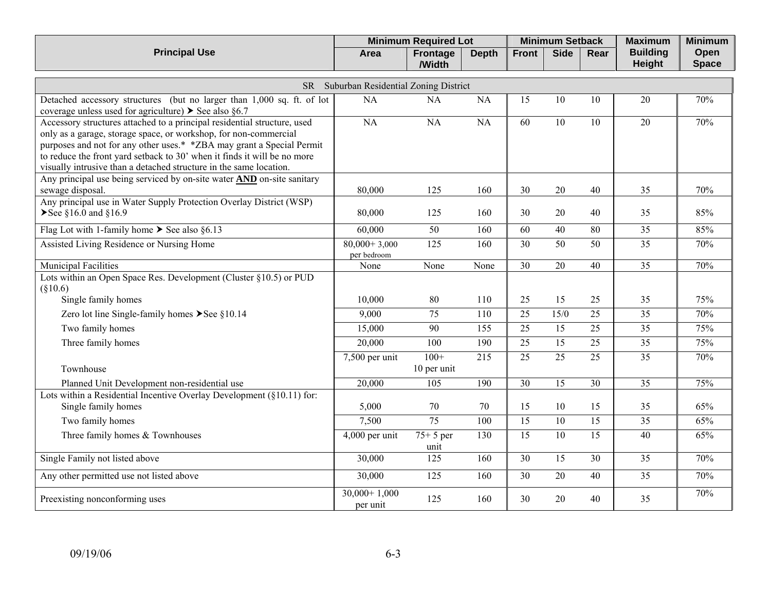| Principal Use | Minimum Required Lot | | | Minimum Setback | | | Maximum Building Height | Minimum Open Space |
|---|---|---|---|---|---|---|---|---|
| | Area | Frontage /Width | Depth | Front | Side | Rear | | |
| **SR Suburban Residential Zoning District** | | | | | | | | |
| Detached accessory structures (but no larger than 1,000 sq. ft. of lot coverage unless used for agriculture) ➤ See also §6.7 | NA | NA | NA | 15 | 10 | 10 | 20 | 70% |
| Accessory structures attached to a principal residential structure, used only as a garage, storage space, or workshop, for non-commercial purposes and not for any other uses.* *ZBA may grant a Special Permit to reduce the front yard setback to 30' when it finds it will be no more visually intrusive than a detached structure in the same location. | NA | NA | NA | 60 | 10 | 10 | 20 | 70% |
| Any principal use being serviced by on-site water **AND** on-site sanitary sewage disposal. | 80,000 | 125 | 160 | 30 | 20 | 40 | 35 | 70% |
| Any principal use in Water Supply Protection Overlay District (WSP) ➤See §16.0 and §16.9 | 80,000 | 125 | 160 | 30 | 20 | 40 | 35 | 85% |
| Flag Lot with 1-family home ➤ See also §6.13 | 60,000 | 50 | 160 | 60 | 40 | 80 | 35 | 85% |
| Assisted Living Residence or Nursing Home | 80,000+ 3,000 per bedroom | 125 | 160 | 30 | 50 | 50 | 35 | 70% |
| Municipal Facilities | None | None | None | 30 | 20 | 40 | 35 | 70% |
| Lots within an Open Space Res. Development (Cluster §10.5) or PUD (§10.6) Single family homes | 10,000 | 80 | 110 | 25 | 15 | 25 | 35 | 75% |
| Zero lot line Single-family homes ➤See §10.14 | 9,000 | 75 | 110 | 25 | 15/0 | 25 | 35 | 70% |
| Two family homes | 15,000 | 90 | 155 | 25 | 15 | 25 | 35 | 75% |
| Three family homes | 20,000 | 100 | 190 | 25 | 15 | 25 | 35 | 75% |
| Townhouse | 7,500 per unit | 100+ 10 per unit | 215 | 25 | 25 | 25 | 35 | 70% |
| Planned Unit Development non-residential use | 20,000 | 105 | 190 | 30 | 15 | 30 | 35 | 75% |
| Lots within a Residential Incentive Overlay Development (§10.11) for: Single family homes | 5,000 | 70 | 70 | 15 | 10 | 15 | 35 | 65% |
| Two family homes | 7,500 | 75 | 100 | 15 | 10 | 15 | 35 | 65% |
| Three family homes & Townhouses | 4,000 per unit | 75+ 5 per unit | 130 | 15 | 10 | 15 | 40 | 65% |
| Single Family not listed above | 30,000 | 125 | 160 | 30 | 15 | 30 | 35 | 70% |
| Any other permitted use not listed above | 30,000 | 125 | 160 | 30 | 20 | 40 | 35 | 70% |
| Preexisting nonconforming uses | 30,000+ 1,000 per unit | 125 | 160 | 30 | 20 | 40 | 35 | 70% |

09/19/06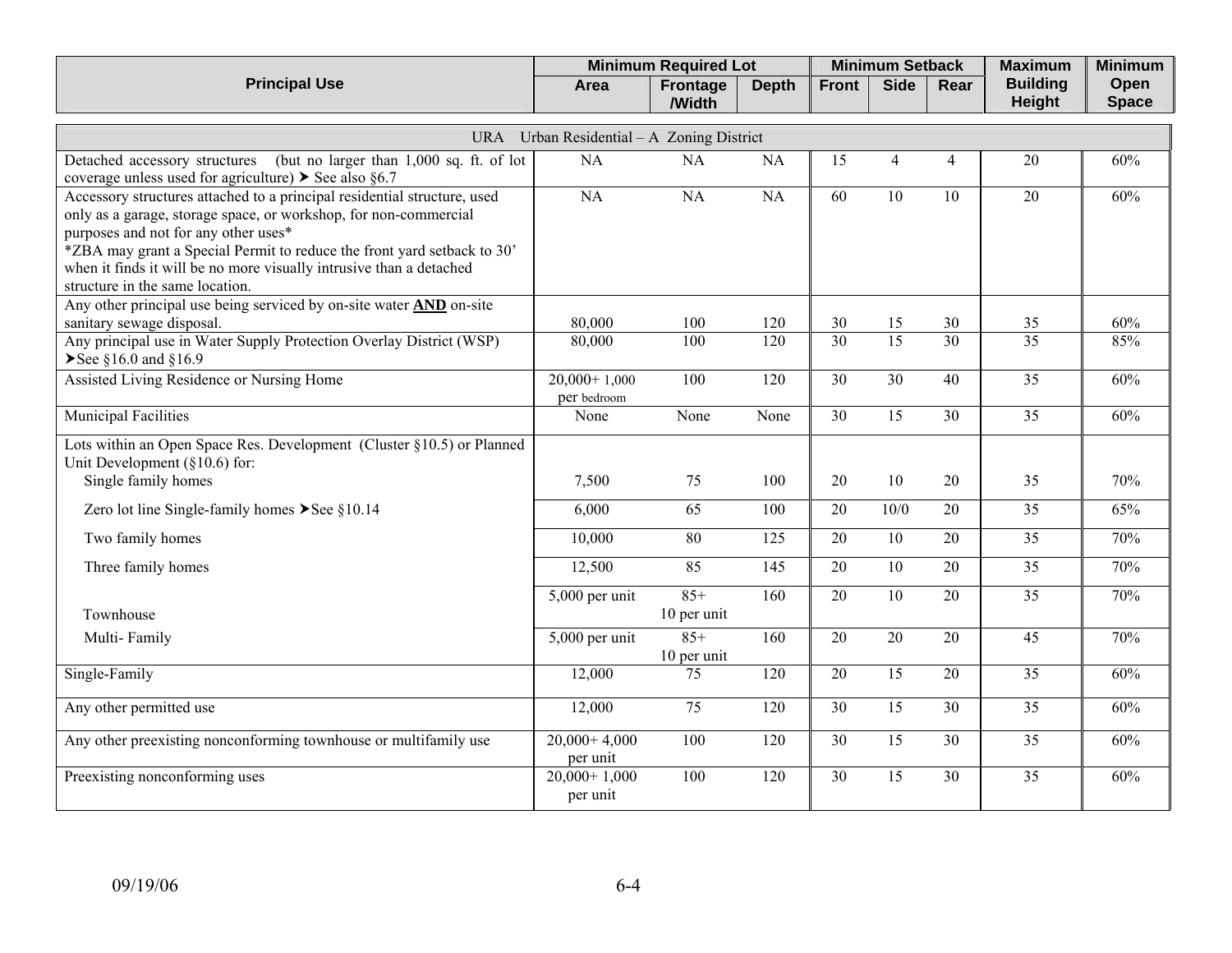| Principal Use | Minimum Required Lot | | | Minimum Setback | | | Maximum Building Height | Minimum Open Space |
|---|---|---|---|---|---|---|---|---|
| | Area | Frontage /Width | Depth | Front | Side | Rear | | |
| URA Urban Residential – A Zoning District | | | | | | | | |
| Detached accessory structures (but no larger than 1,000 sq. ft. of lot coverage unless used for agriculture) ➤ See also §6.7 | NA | NA | NA | 15 | 4 | 4 | 20 | 60% |
| Accessory structures attached to a principal residential structure, used only as a garage, storage space, or workshop, for non-commercial purposes and not for any other uses* *ZBA may grant a Special Permit to reduce the front yard setback to 30' when it finds it will be no more visually intrusive than a detached structure in the same location. | NA | NA | NA | 60 | 10 | 10 | 20 | 60% |
| Any other principal use being serviced by on-site water **AND** on-site sanitary sewage disposal. | 80,000 | 100 | 120 | 30 | 15 | 30 | 35 | 60% |
| Any principal use in Water Supply Protection Overlay District (WSP) ➤See §16.0 and §16.9 | 80,000 | 100 | 120 | 30 | 15 | 30 | 35 | 85% |
| Assisted Living Residence or Nursing Home | 20,000+ 1,000 per bedroom | 100 | 120 | 30 | 30 | 40 | 35 | 60% |
| Municipal Facilities | None | None | None | 30 | 15 | 30 | 35 | 60% |
| Lots within an Open Space Res. Development (Cluster §10.5) or Planned Unit Development (§10.6) for: Single family homes | 7,500 | 75 | 100 | 20 | 10 | 20 | 35 | 70% |
| Zero lot line Single-family homes ➤See §10.14 | 6,000 | 65 | 100 | 20 | 10/0 | 20 | 35 | 65% |
| Two family homes | 10,000 | 80 | 125 | 20 | 10 | 20 | 35 | 70% |
| Three family homes | 12,500 | 85 | 145 | 20 | 10 | 20 | 35 | 70% |
| Townhouse | 5,000 per unit | 85+ 10 per unit | 160 | 20 | 10 | 20 | 35 | 70% |
| Multi- Family | 5,000 per unit | 85+ 10 per unit | 160 | 20 | 20 | 20 | 45 | 70% |
| Single-Family | 12,000 | 75 | 120 | 20 | 15 | 20 | 35 | 60% |
| Any other permitted use | 12,000 | 75 | 120 | 30 | 15 | 30 | 35 | 60% |
| Any other preexisting nonconforming townhouse or multifamily use | 20,000+ 4,000 per unit | 100 | 120 | 30 | 15 | 30 | 35 | 60% |
| Preexisting nonconforming uses | 20,000+ 1,000 per unit | 100 | 120 | 30 | 15 | 30 | 35 | 60% |

09/19/06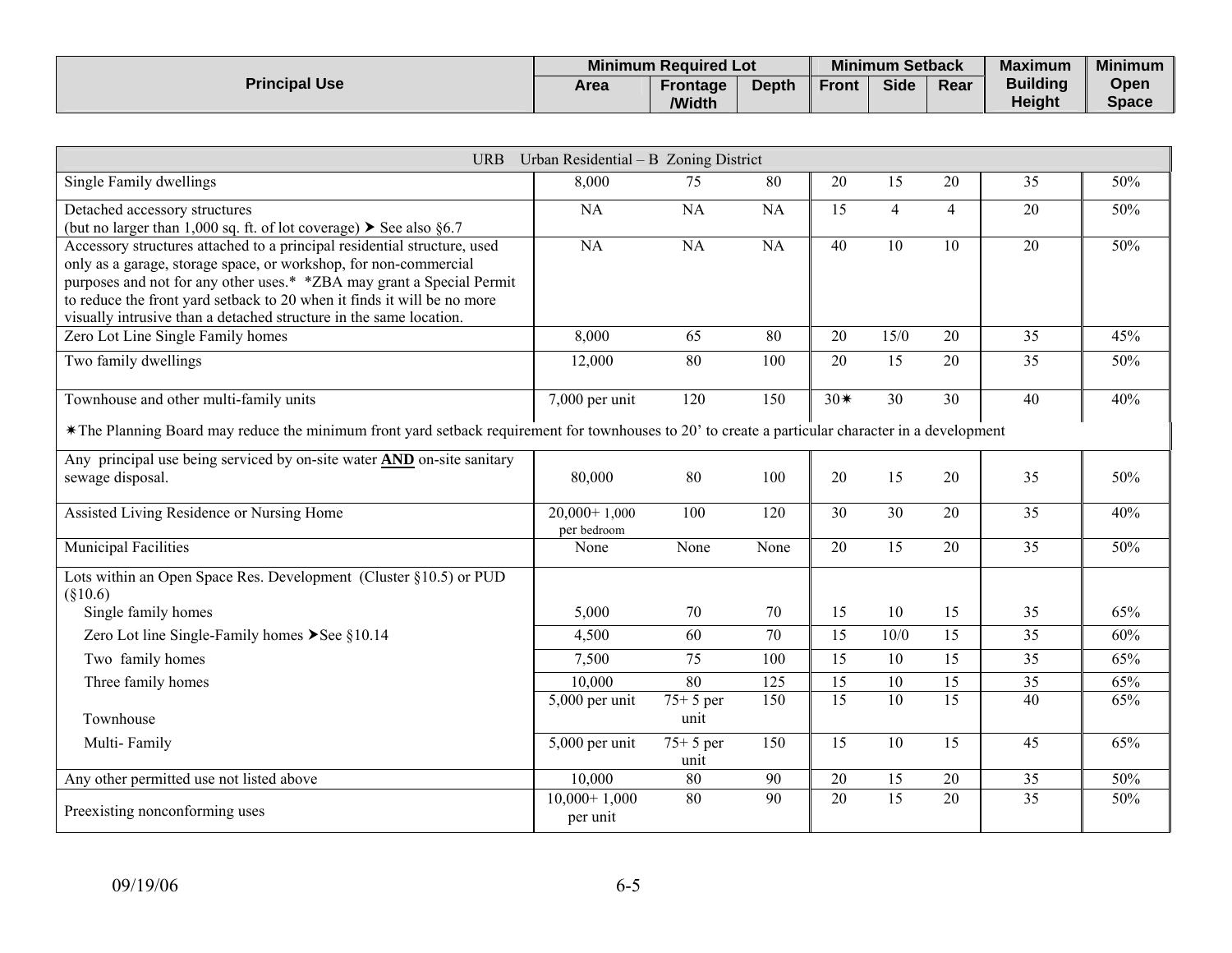| Principal Use | Minimum Required Lot | | | Minimum Setback | | | Maximum Building Height | Minimum Open Space |
|---|---|---|---|---|---|---|---|---|
| | Area | Frontage /Width | Depth | Front | Side | Rear | | |
| **URB Urban Residential – B Zoning District** | | | | | | | | |
| Single Family dwellings | 8,000 | 75 | 80 | 20 | 15 | 20 | 35 | 50% |
| Detached accessory structures (but no larger than 1,000 sq. ft. of lot coverage) ➤ See also §6.7 | NA | NA | NA | 15 | 4 | 4 | 20 | 50% |
| Accessory structures attached to a principal residential structure, used only as a garage, storage space, or workshop, for non-commercial purposes and not for any other uses.* *ZBA may grant a Special Permit to reduce the front yard setback to 20 when it finds it will be no more visually intrusive than a detached structure in the same location. | NA | NA | NA | 40 | 10 | 10 | 20 | 50% |
| Zero Lot Line Single Family homes | 8,000 | 65 | 80 | 20 | 15/0 | 20 | 35 | 45% |
| Two family dwellings | 12,000 | 80 | 100 | 20 | 15 | 20 | 35 | 50% |
| Townhouse and other multi-family units | 7,000 per unit | 120 | 150 | 30✷ | 30 | 30 | 40 | 40% |
| ✷The Planning Board may reduce the minimum front yard setback requirement for townhouses to 20' to create a particular character in a development | | | | | | | | |
| Any principal use being serviced by on-site water **AND** on-site sanitary sewage disposal. | 80,000 | 80 | 100 | 20 | 15 | 20 | 35 | 50% |
| Assisted Living Residence or Nursing Home | 20,000+ 1,000 per bedroom | 100 | 120 | 30 | 30 | 20 | 35 | 40% |
| Municipal Facilities | None | None | None | 20 | 15 | 20 | 35 | 50% |
| Lots within an Open Space Res. Development (Cluster §10.5) or PUD (§10.6) | | | | | | | | |
| Single family homes | 5,000 | 70 | 70 | 15 | 10 | 15 | 35 | 65% |
| Zero Lot line Single-Family homes ➤See §10.14 | 4,500 | 60 | 70 | 15 | 10/0 | 15 | 35 | 60% |
| Two family homes | 7,500 | 75 | 100 | 15 | 10 | 15 | 35 | 65% |
| Three family homes | 10,000 | 80 | 125 | 15 | 10 | 15 | 35 | 65% |
| Townhouse | 5,000 per unit | 75+ 5 per unit | 150 | 15 | 10 | 15 | 40 | 65% |
| Multi- Family | 5,000 per unit | 75+ 5 per unit | 150 | 15 | 10 | 15 | 45 | 65% |
| Any other permitted use not listed above | 10,000 | 80 | 90 | 20 | 15 | 20 | 35 | 50% |
| Preexisting nonconforming uses | 10,000+ 1,000 per unit | 80 | 90 | 20 | 15 | 20 | 35 | 50% |

09/19/06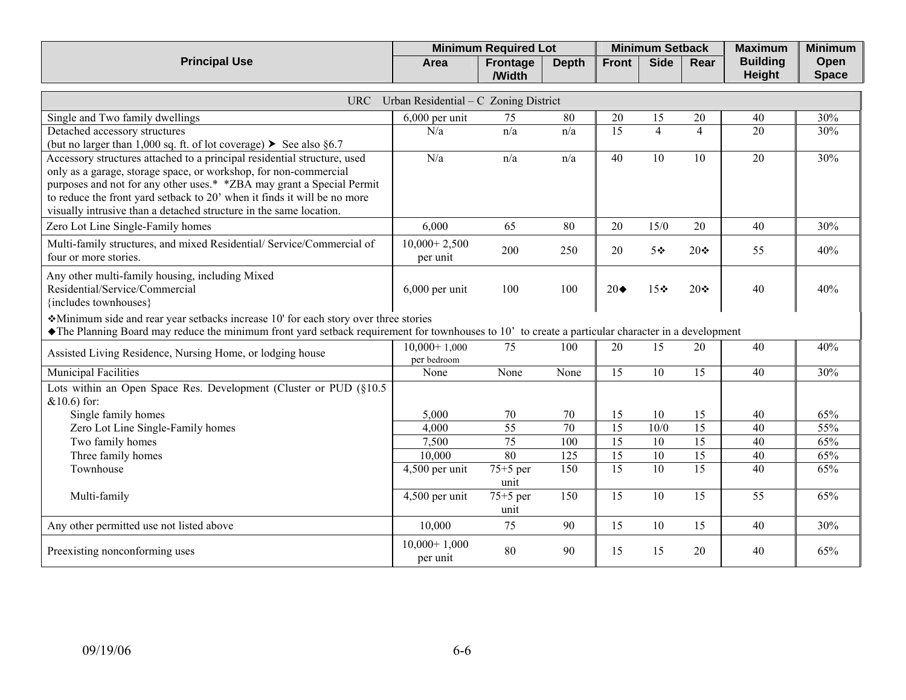| Principal Use | Minimum Required Lot | | | Minimum Setback | | | Maximum Building Height | Minimum Open Space |
|---|---|---|---|---|---|---|---|---|
| | Area | Frontage /Width | Depth | Front | Side | Rear | | |
| **URC Urban Residential – C Zoning District** | | | | | | | | |
| Single and Two family dwellings | 6,000 per unit | 75 | 80 | 20 | 15 | 20 | 40 | 30% |
| Detached accessory structures (but no larger than 1,000 sq. ft. of lot coverage) ➤ See also §6.7 | N/a | n/a | n/a | 15 | 4 | 4 | 20 | 30% |
| Accessory structures attached to a principal residential structure, used only as a garage, storage space, or workshop, for non-commercial purposes and not for any other uses.* *ZBA may grant a Special Permit to reduce the front yard setback to 20' when it finds it will be no more visually intrusive than a detached structure in the same location. | N/a | n/a | n/a | 40 | 10 | 10 | 20 | 30% |
| Zero Lot Line Single-Family homes | 6,000 | 65 | 80 | 20 | 15/0 | 20 | 40 | 30% |
| Multi-family structures, and mixed Residential/ Service/Commercial of four or more stories. | 10,000+ 2,500 per unit | 200 | 250 | 20 | 5❖ | 20❖ | 55 | 40% |
| Any other multi-family housing, including Mixed Residential/Service/Commercial {includes townhouses} | 6,000 per unit | 100 | 100 | 20◆ | 15❖ | 20❖ | 40 | 40% |
| ❖Minimum side and rear year setbacks increase 10' for each story over three stories<br>◆The Planning Board may reduce the minimum front yard setback requirement for townhouses to 10' to create a particular character in a development | | | | | | | | |
| Assisted Living Residence, Nursing Home, or lodging house | 10,000+ 1,000 per bedroom | 75 | 100 | 20 | 15 | 20 | 40 | 40% |
| Municipal Facilities | None | None | None | 15 | 10 | 15 | 40 | 30% |
| Lots within an Open Space Res. Development (Cluster or PUD (§10.5 &10.6) for: | | | | | | | | |
| Single family homes | 5,000 | 70 | 70 | 15 | 10 | 15 | 40 | 65% |
| Zero Lot Line Single-Family homes | 4,000 | 55 | 70 | 15 | 10/0 | 15 | 40 | 55% |
| Two family homes | 7,500 | 75 | 100 | 15 | 10 | 15 | 40 | 65% |
| Three family homes | 10,000 | 80 | 125 | 15 | 10 | 15 | 40 | 65% |
| Townhouse | 4,500 per unit | 75+5 per unit | 150 | 15 | 10 | 15 | 40 | 65% |
| Multi-family | 4,500 per unit | 75+5 per unit | 150 | 15 | 10 | 15 | 55 | 65% |
| Any other permitted use not listed above | 10,000 | 75 | 90 | 15 | 10 | 15 | 40 | 30% |
| Preexisting nonconforming uses | 10,000+ 1,000 per unit | 80 | 90 | 15 | 15 | 20 | 40 | 65% |

09/19/06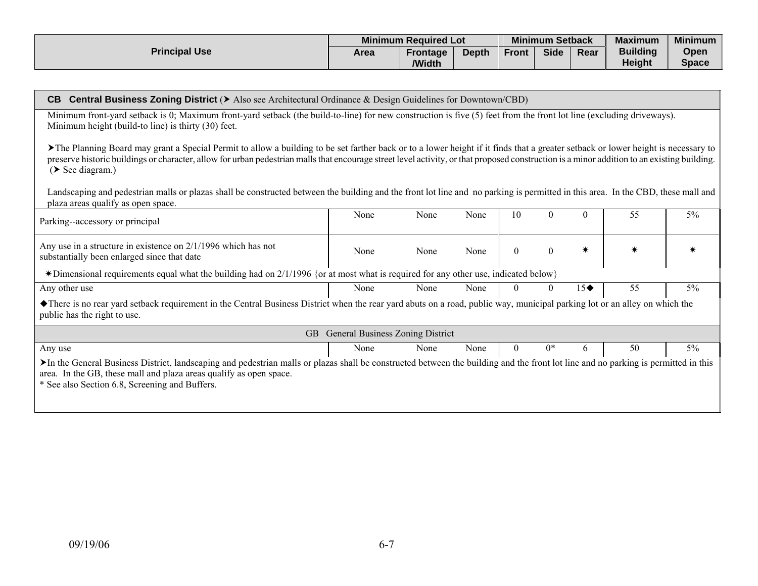| Principal Use | Minimum Required Lot | | | Minimum Setback | | | Maximum Building Height | Minimum Open Space |
|---|---|---|---|---|---|---|---|---|
| | Area | Frontage /Width | Depth | Front | Side | Rear | | |
| **CB Central Business Zoning District** (➤ Also see Architectural Ordinance & Design Guidelines for Downtown/CBD) | | | | | | | | |
| Parking--accessory or principal | None | None | None | 10 | 0 | 0 | 55 | 5% |
| Any use in a structure in existence on 2/1/1996 which has not substantially been enlarged since that date | None | None | None | 0 | 0 | ✷ | ✷ | ✷ |
| Any other use | None | None | None | 0 | 0 | 15◆ | 55 | 5% |
| **GB General Business Zoning District** | | | | | | | | |
| Any use | None | None | None | 0 | 0* | 6 | 50 | 5% |

**CB Central Business Zoning District** (➤ Also see Architectural Ordinance & Design Guidelines for Downtown/CBD)

Minimum front-yard setback is 0; Maximum front-yard setback (the build-to-line) for new construction is five (5) feet from the front lot line (excluding driveways). Minimum height (build-to line) is thirty (30) feet.

➤The Planning Board may grant a Special Permit to allow a building to be set farther back or to a lower height if it finds that a greater setback or lower height is necessary to preserve historic buildings or character, allow for urban pedestrian malls that encourage street level activity, or that proposed construction is a minor addition to an existing building. (➤ See diagram.)

Landscaping and pedestrian malls or plazas shall be constructed between the building and the front lot line and no parking is permitted in this area. In the CBD, these mall and plaza areas qualify as open space.

✷Dimensional requirements equal what the building had on 2/1/1996 {or at most what is required for any other use, indicated below}

◆There is no rear yard setback requirement in the Central Business District when the rear yard abuts on a road, public way, municipal parking lot or an alley on which the public has the right to use.

**GB General Business Zoning District**

➤In the General Business District, landscaping and pedestrian malls or plazas shall be constructed between the building and the front lot line and no parking is permitted in this area. In the GB, these mall and plaza areas qualify as open space.

* See also Section 6.8, Screening and Buffers.

09/19/06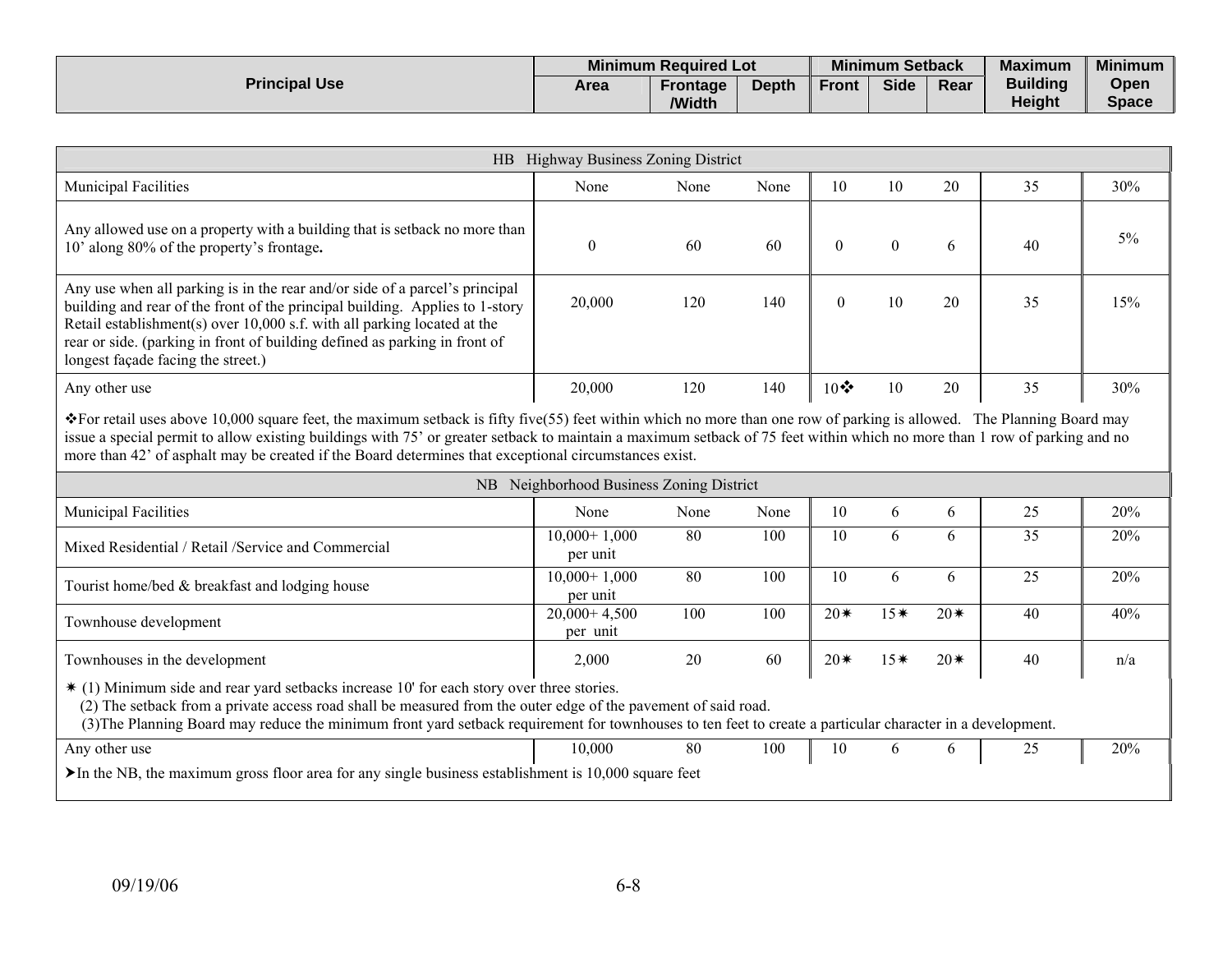| Principal Use | Minimum Required Lot | | | Minimum Setback | | | Maximum Building Height | Minimum Open Space |
|---|---|---|---|---|---|---|---|---|
| | Area | Frontage /Width | Depth | Front | Side | Rear | | |
| **HB Highway Business Zoning District** | | | | | | | | |
| Municipal Facilities | None | None | None | 10 | 10 | 20 | 35 | 30% |
| Any allowed use on a property with a building that is setback no more than 10' along 80% of the property's frontage**.** | 0 | 60 | 60 | 0 | 0 | 6 | 40 | 5% |
| Any use when all parking is in the rear and/or side of a parcel's principal building and rear of the front of the principal building. Applies to 1-story Retail establishment(s) over 10,000 s.f. with all parking located at the rear or side. (parking in front of building defined as parking in front of longest façade facing the street.) | 20,000 | 120 | 140 | 0 | 10 | 20 | 35 | 15% |
| Any other use | 20,000 | 120 | 140 | 10❖ | 10 | 20 | 35 | 30% |
| ❖For retail uses above 10,000 square feet, the maximum setback is fifty five(55) feet within which no more than one row of parking is allowed. The Planning Board may issue a special permit to allow existing buildings with 75' or greater setback to maintain a maximum setback of 75 feet within which no more than 1 row of parking and no more than 42' of asphalt may be created if the Board determines that exceptional circumstances exist. | | | | | | | | |
| **NB Neighborhood Business Zoning District** | | | | | | | | |
| Municipal Facilities | None | None | None | 10 | 6 | 6 | 25 | 20% |
| Mixed Residential / Retail /Service and Commercial | 10,000+ 1,000 per unit | 80 | 100 | 10 | 6 | 6 | 35 | 20% |
| Tourist home/bed & breakfast and lodging house | 10,000+ 1,000 per unit | 80 | 100 | 10 | 6 | 6 | 25 | 20% |
| Townhouse development | 20,000+ 4,500 per unit | 100 | 100 | 20✷ | 15✷ | 20✷ | 40 | 40% |
| Townhouses in the development | 2,000 | 20 | 60 | 20✷ | 15✷ | 20✷ | 40 | n/a |
| ✷ (1) Minimum side and rear yard setbacks increase 10' for each story over three stories. (2) The setback from a private access road shall be measured from the outer edge of the pavement of said road. (3)The Planning Board may reduce the minimum front yard setback requirement for townhouses to ten feet to create a particular character in a development. | | | | | | | | |
| Any other use | 10,000 | 80 | 100 | 10 | 6 | 6 | 25 | 20% |
| ➤In the NB, the maximum gross floor area for any single business establishment is 10,000 square feet | | | | | | | | |

09/19/06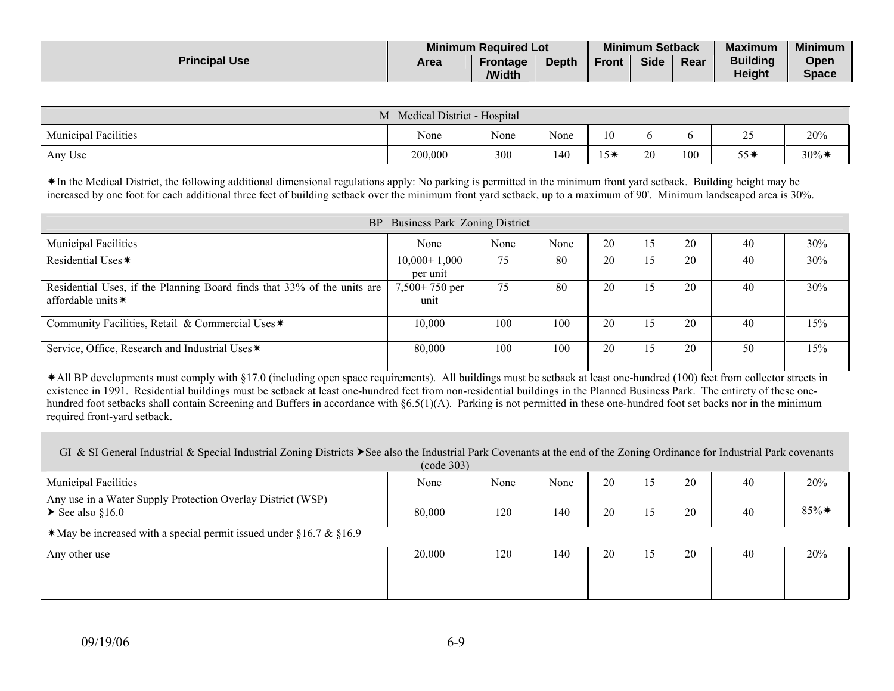| Principal Use | Minimum Required Lot | | | Minimum Setback | | | Maximum Building Height | Minimum Open Space |
|---|---|---|---|---|---|---|---|---|
| | Area | Frontage /Width | Depth | Front | Side | Rear | | |
| **M Medical District - Hospital** | | | | | | | | |
| Municipal Facilities | None | None | None | 10 | 6 | 6 | 25 | 20% |
| Any Use | 200,000 | 300 | 140 | 15✴ | 20 | 100 | 55✴ | 30%✴ |
| ✴In the Medical District, the following additional dimensional regulations apply: No parking is permitted in the minimum front yard setback. Building height may be increased by one foot for each additional three feet of building setback over the minimum front yard setback, up to a maximum of 90'. Minimum landscaped area is 30%. | | | | | | | | |
| **BP Business Park Zoning District** | | | | | | | | |
| Municipal Facilities | None | None | None | 20 | 15 | 20 | 40 | 30% |
| Residential Uses✴ | 10,000+ 1,000 per unit | 75 | 80 | 20 | 15 | 20 | 40 | 30% |
| Residential Uses, if the Planning Board finds that 33% of the units are affordable units✴ | 7,500+ 750 per unit | 75 | 80 | 20 | 15 | 20 | 40 | 30% |
| Community Facilities, Retail & Commercial Uses✴ | 10,000 | 100 | 100 | 20 | 15 | 20 | 40 | 15% |
| Service, Office, Research and Industrial Uses✴ | 80,000 | 100 | 100 | 20 | 15 | 20 | 50 | 15% |
| ✴All BP developments must comply with §17.0 (including open space requirements). All buildings must be setback at least one-hundred (100) feet from collector streets in existence in 1991. Residential buildings must be setback at least one-hundred feet from non-residential buildings in the Planned Business Park. The entirety of these one-hundred foot setbacks shall contain Screening and Buffers in accordance with §6.5(1)(A). Parking is not permitted in these one-hundred foot set backs nor in the minimum required front-yard setback. | | | | | | | | |
| **GI & SI General Industrial & Special Industrial Zoning Districts ➤See also the Industrial Park Covenants at the end of the Zoning Ordinance for Industrial Park covenants (code 303)** | | | | | | | | |
| Municipal Facilities | None | None | None | 20 | 15 | 20 | 40 | 20% |
| Any use in a Water Supply Protection Overlay District (WSP) ➤ See also §16.0 | 80,000 | 120 | 140 | 20 | 15 | 20 | 40 | 85%✴ |
| ✴May be increased with a special permit issued under §16.7 & §16.9 | | | | | | | | |
| Any other use | 20,000 | 120 | 140 | 20 | 15 | 20 | 40 | 20% |

09/19/06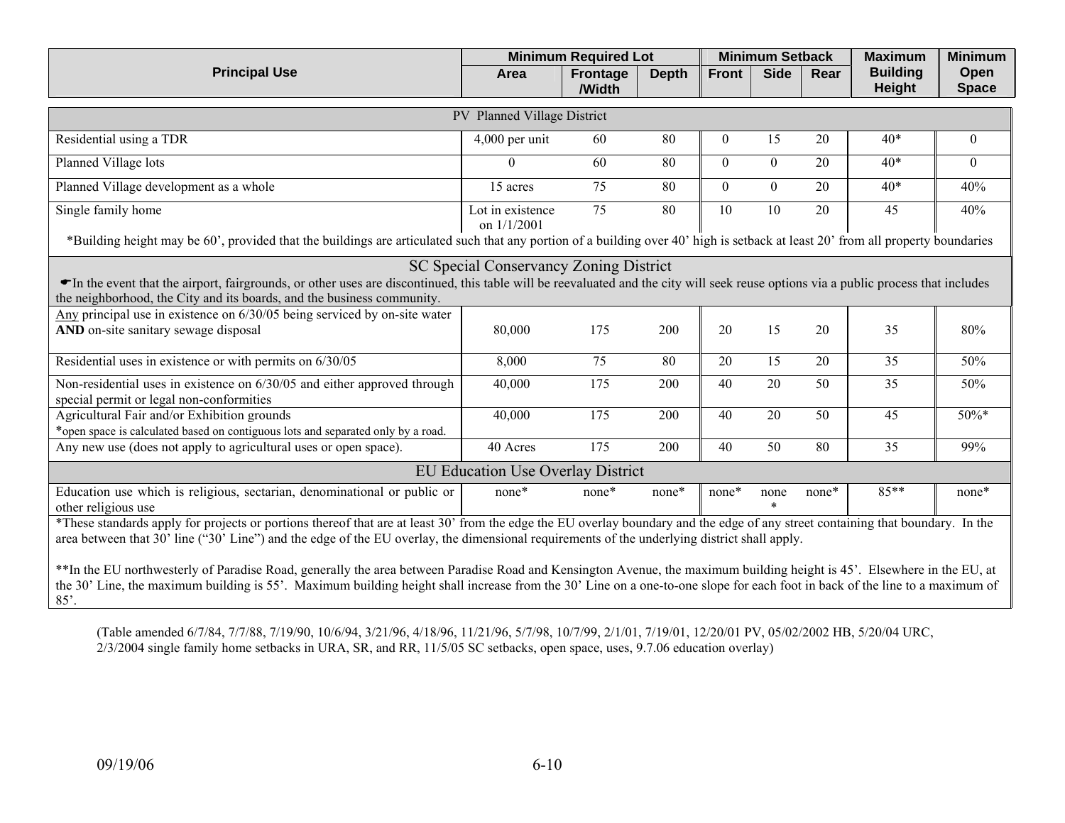| Principal Use | Minimum Required Lot | | | Minimum Setback | | | Maximum Building Height | Minimum Open Space |
|---|---|---|---|---|---|---|---|---|
| | Area | Frontage /Width | Depth | Front | Side | Rear | | |
| **PV Planned Village District** | | | | | | | | |
| Residential using a TDR | 4,000 per unit | 60 | 80 | 0 | 15 | 20 | 40* | 0 |
| Planned Village lots | 0 | 60 | 80 | 0 | 0 | 20 | 40* | 0 |
| Planned Village development as a whole | 15 acres | 75 | 80 | 0 | 0 | 20 | 40* | 40% |
| Single family home | Lot in existence on 1/1/2001 | 75 | 80 | 10 | 10 | 20 | 45 | 40% |
| *Building height may be 60', provided that the buildings are articulated such that any portion of a building over 40' high is setback at least 20' from all property boundaries | | | | | | | | |
| **SC Special Conservancy Zoning District** ☛In the event that the airport, fairgrounds, or other uses are discontinued, this table will be reevaluated and the city will seek reuse options via a public process that includes the neighborhood, the City and its boards, and the business community. | | | | | | | | |
| Any principal use in existence on 6/30/05 being serviced by on-site water **AND** on-site sanitary sewage disposal | 80,000 | 175 | 200 | 20 | 15 | 20 | 35 | 80% |
| Residential uses in existence or with permits on 6/30/05 | 8,000 | 75 | 80 | 20 | 15 | 20 | 35 | 50% |
| Non-residential uses in existence on 6/30/05 and either approved through special permit or legal non-conformities | 40,000 | 175 | 200 | 40 | 20 | 50 | 35 | 50% |
| Agricultural Fair and/or Exhibition grounds *open space is calculated based on contiguous lots and separated only by a road. | 40,000 | 175 | 200 | 40 | 20 | 50 | 45 | 50%* |
| Any new use (does not apply to agricultural uses or open space). | 40 Acres | 175 | 200 | 40 | 50 | 80 | 35 | 99% |
| **EU Education Use Overlay District** | | | | | | | | |
| Education use which is religious, sectarian, denominational or public or other religious use | none* | none* | none* | none* | none* | none* | 85** | none* |

*These standards apply for projects or portions thereof that are at least 30' from the edge the EU overlay boundary and the edge of any street containing that boundary. In the area between that 30' line ("30' Line") and the edge of the EU overlay, the dimensional requirements of the underlying district shall apply.

**In the EU northwesterly of Paradise Road, generally the area between Paradise Road and Kensington Avenue, the maximum building height is 45'. Elsewhere in the EU, at the 30' Line, the maximum building is 55'. Maximum building height shall increase from the 30' Line on a one-to-one slope for each foot in back of the line to a maximum of 85'.

(Table amended 6/7/84, 7/7/88, 7/19/90, 10/6/94, 3/21/96, 4/18/96, 11/21/96, 5/7/98, 10/7/99, 2/1/01, 7/19/01, 12/20/01 PV, 05/02/2002 HB, 5/20/04 URC, 2/3/2004 single family home setbacks in URA, SR, and RR, 11/5/05 SC setbacks, open space, uses, 9.7.06 education overlay)

09/19/06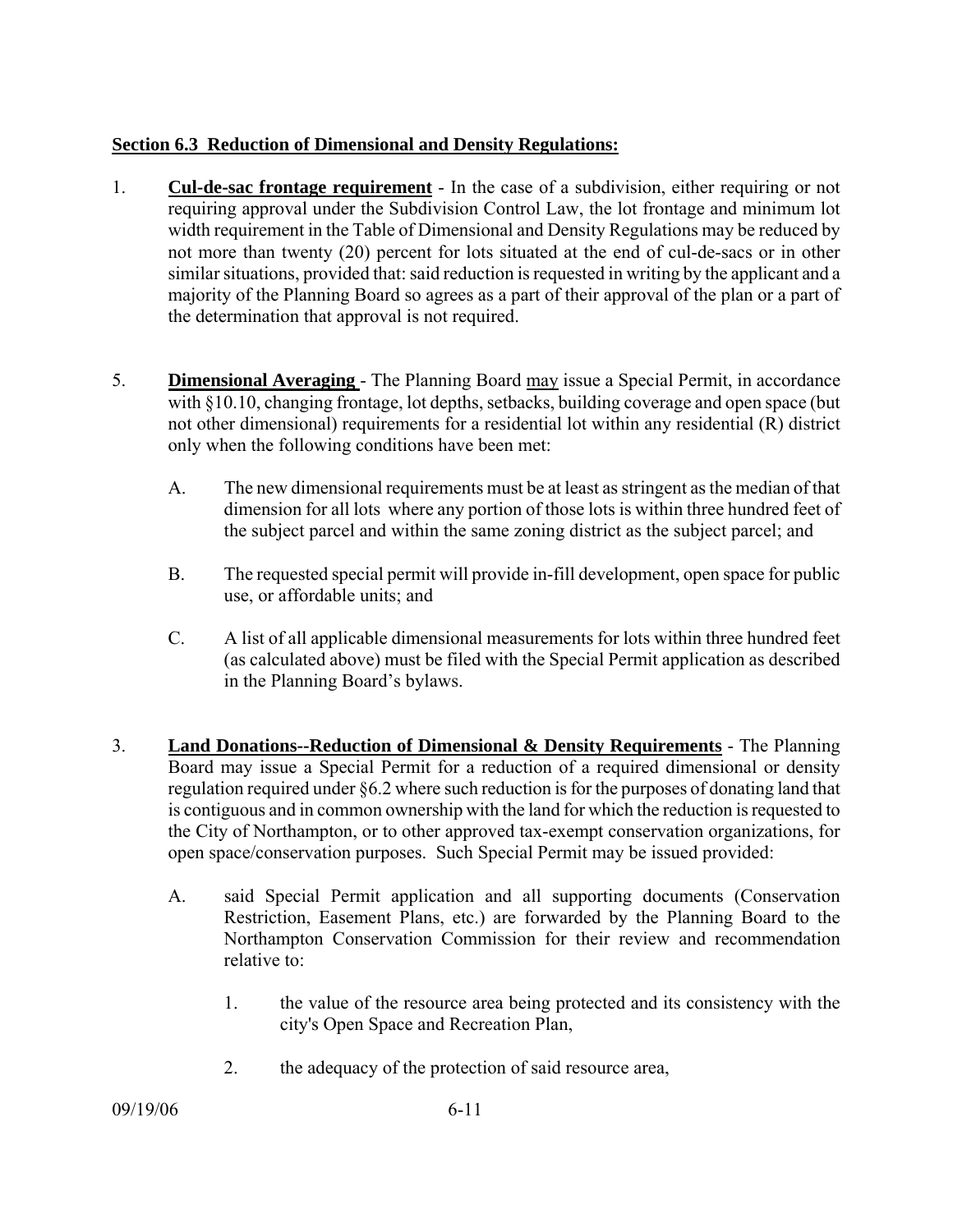**<u>Section 6.3 Reduction of Dimensional and Density Regulations:</u>**

1. **<u>Cul-de-sac frontage requirement</u>** - In the case of a subdivision, either requiring or not requiring approval under the Subdivision Control Law, the lot frontage and minimum lot width requirement in the Table of Dimensional and Density Regulations may be reduced by not more than twenty (20) percent for lots situated at the end of cul-de-sacs or in other similar situations, provided that: said reduction is requested in writing by the applicant and a majority of the Planning Board so agrees as a part of their approval of the plan or a part of the determination that approval is not required.

5. **<u>Dimensional Averaging</u>** - The Planning Board <u>may</u> issue a Special Permit, in accordance with §10.10, changing frontage, lot depths, setbacks, building coverage and open space (but not other dimensional) requirements for a residential lot within any residential (R) district only when the following conditions have been met:

   A. The new dimensional requirements must be at least as stringent as the median of that dimension for all lots where any portion of those lots is within three hundred feet of the subject parcel and within the same zoning district as the subject parcel; and

   B. The requested special permit will provide in-fill development, open space for public use, or affordable units; and

   C. A list of all applicable dimensional measurements for lots within three hundred feet (as calculated above) must be filed with the Special Permit application as described in the Planning Board's bylaws.

3. **<u>Land Donations--Reduction of Dimensional & Density Requirements</u>** - The Planning Board may issue a Special Permit for a reduction of a required dimensional or density regulation required under §6.2 where such reduction is for the purposes of donating land that is contiguous and in common ownership with the land for which the reduction is requested to the City of Northampton, or to other approved tax-exempt conservation organizations, for open space/conservation purposes. Such Special Permit may be issued provided:

   A. said Special Permit application and all supporting documents (Conservation Restriction, Easement Plans, etc.) are forwarded by the Planning Board to the Northampton Conservation Commission for their review and recommendation relative to:

      1. the value of the resource area being protected and its consistency with the city's Open Space and Recreation Plan,

      2. the adequacy of the protection of said resource area,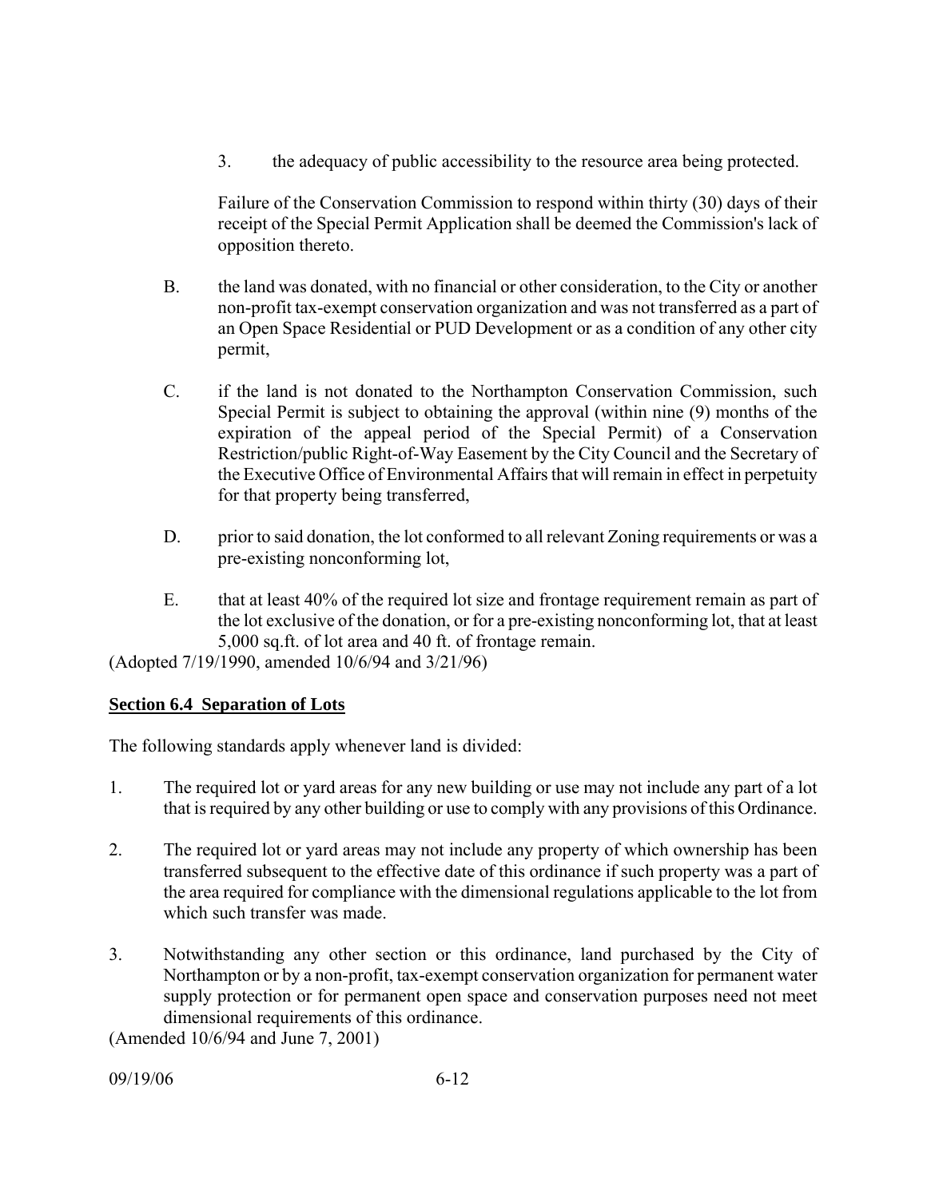3. the adequacy of public accessibility to the resource area being protected.

Failure of the Conservation Commission to respond within thirty (30) days of their receipt of the Special Permit Application shall be deemed the Commission's lack of opposition thereto.

B. the land was donated, with no financial or other consideration, to the City or another non-profit tax-exempt conservation organization and was not transferred as a part of an Open Space Residential or PUD Development or as a condition of any other city permit,

C. if the land is not donated to the Northampton Conservation Commission, such Special Permit is subject to obtaining the approval (within nine (9) months of the expiration of the appeal period of the Special Permit) of a Conservation Restriction/public Right-of-Way Easement by the City Council and the Secretary of the Executive Office of Environmental Affairs that will remain in effect in perpetuity for that property being transferred,

D. prior to said donation, the lot conformed to all relevant Zoning requirements or was a pre-existing nonconforming lot,

E. that at least 40% of the required lot size and frontage requirement remain as part of the lot exclusive of the donation, or for a pre-existing nonconforming lot, that at least 5,000 sq.ft. of lot area and 40 ft. of frontage remain.

(Adopted 7/19/1990, amended 10/6/94 and 3/21/96)

**Section 6.4 Separation of Lots**

The following standards apply whenever land is divided:

1. The required lot or yard areas for any new building or use may not include any part of a lot that is required by any other building or use to comply with any provisions of this Ordinance.

2. The required lot or yard areas may not include any property of which ownership has been transferred subsequent to the effective date of this ordinance if such property was a part of the area required for compliance with the dimensional regulations applicable to the lot from which such transfer was made.

3. Notwithstanding any other section or this ordinance, land purchased by the City of Northampton or by a non-profit, tax-exempt conservation organization for permanent water supply protection or for permanent open space and conservation purposes need not meet dimensional requirements of this ordinance.

(Amended 10/6/94 and June 7, 2001)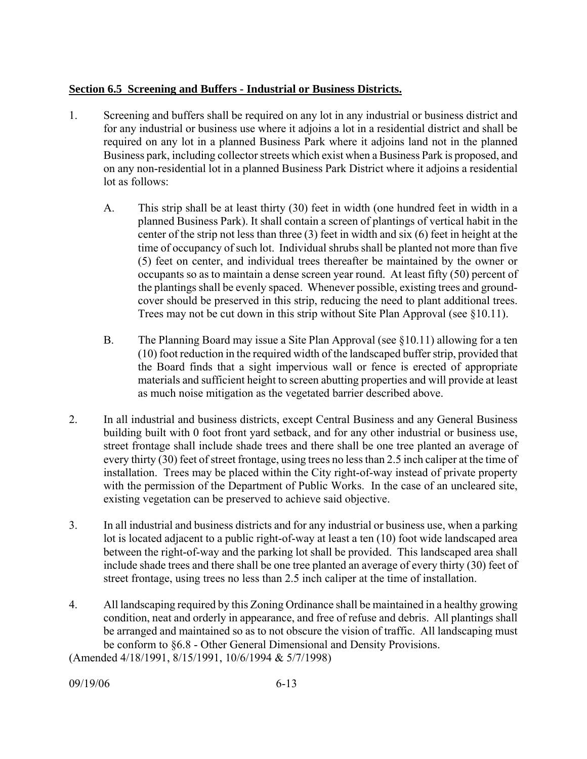**Section 6.5 Screening and Buffers - Industrial or Business Districts.**

1. Screening and buffers shall be required on any lot in any industrial or business district and for any industrial or business use where it adjoins a lot in a residential district and shall be required on any lot in a planned Business Park where it adjoins land not in the planned Business park, including collector streets which exist when a Business Park is proposed, and on any non-residential lot in a planned Business Park District where it adjoins a residential lot as follows:

   A. This strip shall be at least thirty (30) feet in width (one hundred feet in width in a planned Business Park). It shall contain a screen of plantings of vertical habit in the center of the strip not less than three (3) feet in width and six (6) feet in height at the time of occupancy of such lot. Individual shrubs shall be planted not more than five (5) feet on center, and individual trees thereafter be maintained by the owner or occupants so as to maintain a dense screen year round. At least fifty (50) percent of the plantings shall be evenly spaced. Whenever possible, existing trees and ground-cover should be preserved in this strip, reducing the need to plant additional trees. Trees may not be cut down in this strip without Site Plan Approval (see §10.11).

   B. The Planning Board may issue a Site Plan Approval (see §10.11) allowing for a ten (10) foot reduction in the required width of the landscaped buffer strip, provided that the Board finds that a sight impervious wall or fence is erected of appropriate materials and sufficient height to screen abutting properties and will provide at least as much noise mitigation as the vegetated barrier described above.

2. In all industrial and business districts, except Central Business and any General Business building built with 0 foot front yard setback, and for any other industrial or business use, street frontage shall include shade trees and there shall be one tree planted an average of every thirty (30) feet of street frontage, using trees no less than 2.5 inch caliper at the time of installation. Trees may be placed within the City right-of-way instead of private property with the permission of the Department of Public Works. In the case of an uncleared site, existing vegetation can be preserved to achieve said objective.

3. In all industrial and business districts and for any industrial or business use, when a parking lot is located adjacent to a public right-of-way at least a ten (10) foot wide landscaped area between the right-of-way and the parking lot shall be provided. This landscaped area shall include shade trees and there shall be one tree planted an average of every thirty (30) feet of street frontage, using trees no less than 2.5 inch caliper at the time of installation.

4. All landscaping required by this Zoning Ordinance shall be maintained in a healthy growing condition, neat and orderly in appearance, and free of refuse and debris. All plantings shall be arranged and maintained so as to not obscure the vision of traffic. All landscaping must be conform to §6.8 - Other General Dimensional and Density Provisions.

(Amended 4/18/1991, 8/15/1991, 10/6/1994 & 5/7/1998)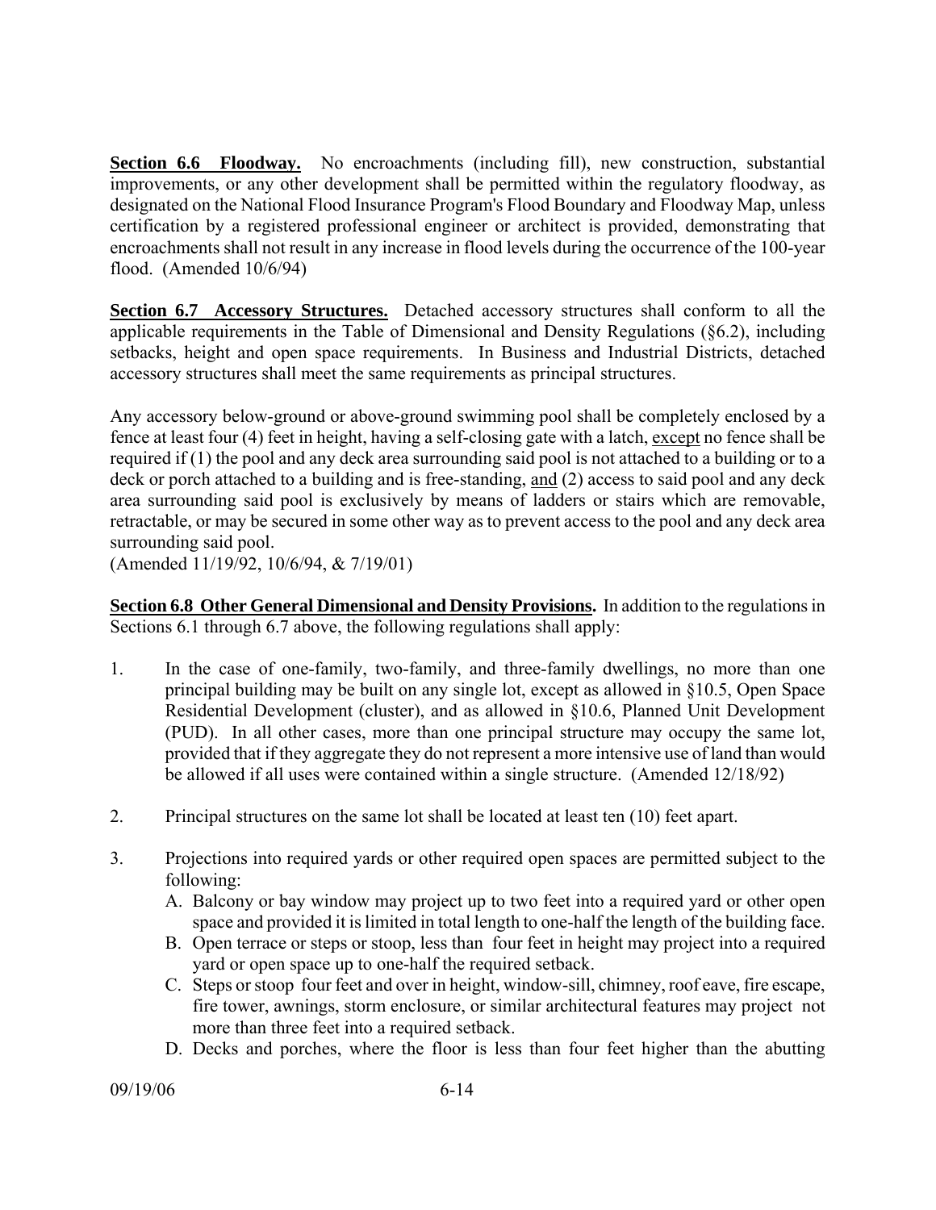**Section 6.6 Floodway.** No encroachments (including fill), new construction, substantial improvements, or any other development shall be permitted within the regulatory floodway, as designated on the National Flood Insurance Program's Flood Boundary and Floodway Map, unless certification by a registered professional engineer or architect is provided, demonstrating that encroachments shall not result in any increase in flood levels during the occurrence of the 100-year flood. (Amended 10/6/94)

**Section 6.7 Accessory Structures.** Detached accessory structures shall conform to all the applicable requirements in the Table of Dimensional and Density Regulations (§6.2), including setbacks, height and open space requirements. In Business and Industrial Districts, detached accessory structures shall meet the same requirements as principal structures.

Any accessory below-ground or above-ground swimming pool shall be completely enclosed by a fence at least four (4) feet in height, having a self-closing gate with a latch, except no fence shall be required if (1) the pool and any deck area surrounding said pool is not attached to a building or to a deck or porch attached to a building and is free-standing, and (2) access to said pool and any deck area surrounding said pool is exclusively by means of ladders or stairs which are removable, retractable, or may be secured in some other way as to prevent access to the pool and any deck area surrounding said pool.
(Amended 11/19/92, 10/6/94, & 7/19/01)

**Section 6.8 Other General Dimensional and Density Provisions.** In addition to the regulations in Sections 6.1 through 6.7 above, the following regulations shall apply:

1. In the case of one-family, two-family, and three-family dwellings, no more than one principal building may be built on any single lot, except as allowed in §10.5, Open Space Residential Development (cluster), and as allowed in §10.6, Planned Unit Development (PUD). In all other cases, more than one principal structure may occupy the same lot, provided that if they aggregate they do not represent a more intensive use of land than would be allowed if all uses were contained within a single structure. (Amended 12/18/92)

2. Principal structures on the same lot shall be located at least ten (10) feet apart.

3. Projections into required yards or other required open spaces are permitted subject to the following:
   A. Balcony or bay window may project up to two feet into a required yard or other open space and provided it is limited in total length to one-half the length of the building face.
   B. Open terrace or steps or stoop, less than four feet in height may project into a required yard or open space up to one-half the required setback.
   C. Steps or stoop four feet and over in height, window-sill, chimney, roof eave, fire escape, fire tower, awnings, storm enclosure, or similar architectural features may project not more than three feet into a required setback.
   D. Decks and porches, where the floor is less than four feet higher than the abutting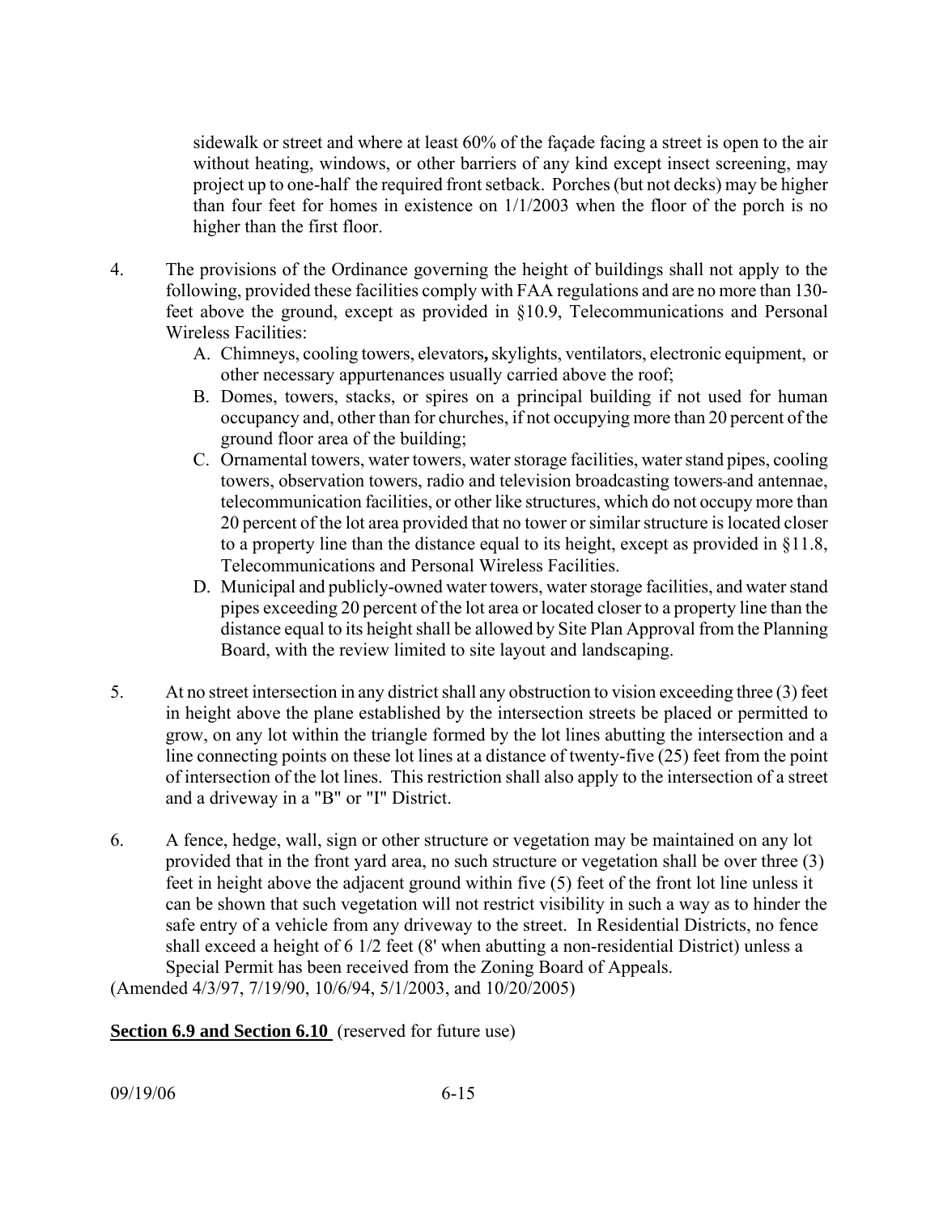sidewalk or street and where at least 60% of the façade facing a street is open to the air without heating, windows, or other barriers of any kind except insect screening, may project up to one-half the required front setback. Porches (but not decks) may be higher than four feet for homes in existence on 1/1/2003 when the floor of the porch is no higher than the first floor.

4. The provisions of the Ordinance governing the height of buildings shall not apply to the following, provided these facilities comply with FAA regulations and are no more than 130-feet above the ground, except as provided in §10.9, Telecommunications and Personal Wireless Facilities:
   A. Chimneys, cooling towers, elevators, skylights, ventilators, electronic equipment, or other necessary appurtenances usually carried above the roof;
   B. Domes, towers, stacks, or spires on a principal building if not used for human occupancy and, other than for churches, if not occupying more than 20 percent of the ground floor area of the building;
   C. Ornamental towers, water towers, water storage facilities, water stand pipes, cooling towers, observation towers, radio and television broadcasting towers and antennae, telecommunication facilities, or other like structures, which do not occupy more than 20 percent of the lot area provided that no tower or similar structure is located closer to a property line than the distance equal to its height, except as provided in §11.8, Telecommunications and Personal Wireless Facilities.
   D. Municipal and publicly-owned water towers, water storage facilities, and water stand pipes exceeding 20 percent of the lot area or located closer to a property line than the distance equal to its height shall be allowed by Site Plan Approval from the Planning Board, with the review limited to site layout and landscaping.

5. At no street intersection in any district shall any obstruction to vision exceeding three (3) feet in height above the plane established by the intersection streets be placed or permitted to grow, on any lot within the triangle formed by the lot lines abutting the intersection and a line connecting points on these lot lines at a distance of twenty-five (25) feet from the point of intersection of the lot lines. This restriction shall also apply to the intersection of a street and a driveway in a "B" or "I" District.

6. A fence, hedge, wall, sign or other structure or vegetation may be maintained on any lot provided that in the front yard area, no such structure or vegetation shall be over three (3) feet in height above the adjacent ground within five (5) feet of the front lot line unless it can be shown that such vegetation will not restrict visibility in such a way as to hinder the safe entry of a vehicle from any driveway to the street. In Residential Districts, no fence shall exceed a height of 6 1/2 feet (8' when abutting a non-residential District) unless a Special Permit has been received from the Zoning Board of Appeals.

(Amended 4/3/97, 7/19/90, 10/6/94, 5/1/2003, and 10/20/2005)

**Section 6.9 and Section 6.10** (reserved for future use)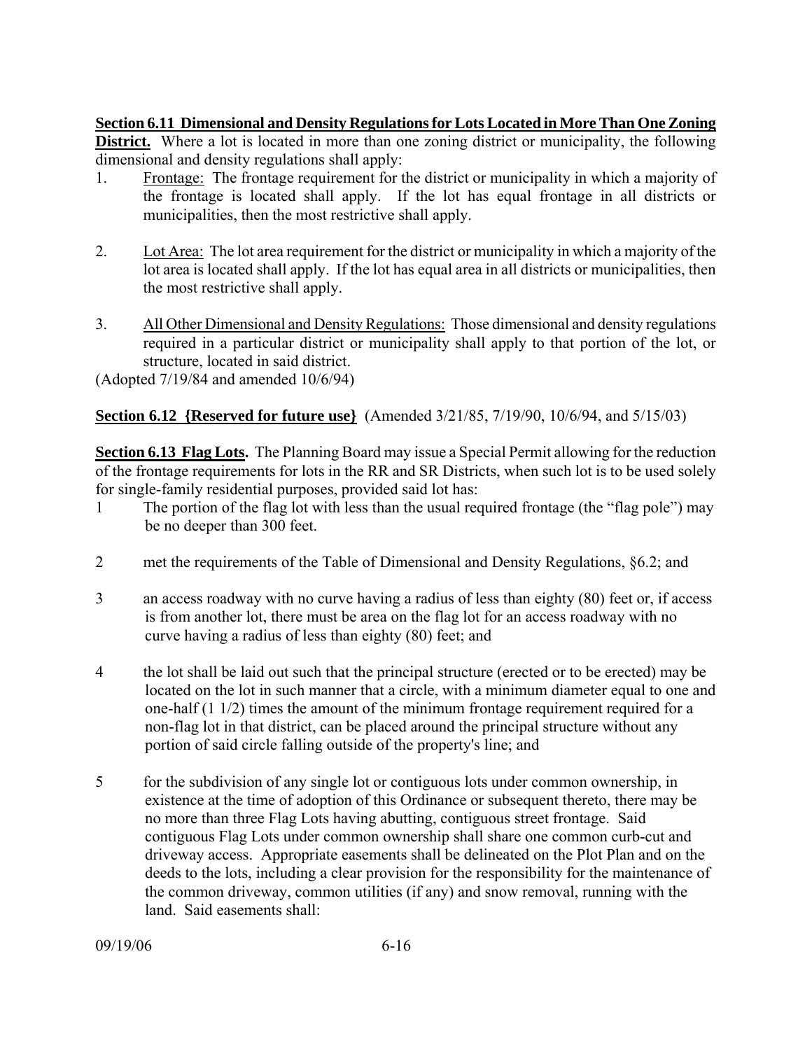**<u>Section 6.11 Dimensional and Density Regulations for Lots Located in More Than One Zoning District.</u>** Where a lot is located in more than one zoning district or municipality, the following dimensional and density regulations shall apply:

1. <u>Frontage:</u> The frontage requirement for the district or municipality in which a majority of the frontage is located shall apply. If the lot has equal frontage in all districts or municipalities, then the most restrictive shall apply.

2. <u>Lot Area:</u> The lot area requirement for the district or municipality in which a majority of the lot area is located shall apply. If the lot has equal area in all districts or municipalities, then the most restrictive shall apply.

3. <u>All Other Dimensional and Density Regulations:</u> Those dimensional and density regulations required in a particular district or municipality shall apply to that portion of the lot, or structure, located in said district.

(Adopted 7/19/84 and amended 10/6/94)

**<u>Section 6.12 {Reserved for future use}</u>** (Amended 3/21/85, 7/19/90, 10/6/94, and 5/15/03)

**<u>Section 6.13 Flag Lots</u>.** The Planning Board may issue a Special Permit allowing for the reduction of the frontage requirements for lots in the RR and SR Districts, when such lot is to be used solely for single-family residential purposes, provided said lot has:

1 The portion of the flag lot with less than the usual required frontage (the "flag pole") may be no deeper than 300 feet.

2 met the requirements of the Table of Dimensional and Density Regulations, §6.2; and

3 an access roadway with no curve having a radius of less than eighty (80) feet or, if access is from another lot, there must be area on the flag lot for an access roadway with no curve having a radius of less than eighty (80) feet; and

4 the lot shall be laid out such that the principal structure (erected or to be erected) may be located on the lot in such manner that a circle, with a minimum diameter equal to one and one-half (1 1/2) times the amount of the minimum frontage requirement required for a non-flag lot in that district, can be placed around the principal structure without any portion of said circle falling outside of the property's line; and

5 for the subdivision of any single lot or contiguous lots under common ownership, in existence at the time of adoption of this Ordinance or subsequent thereto, there may be no more than three Flag Lots having abutting, contiguous street frontage. Said contiguous Flag Lots under common ownership shall share one common curb-cut and driveway access. Appropriate easements shall be delineated on the Plot Plan and on the deeds to the lots, including a clear provision for the responsibility for the maintenance of the common driveway, common utilities (if any) and snow removal, running with the land. Said easements shall: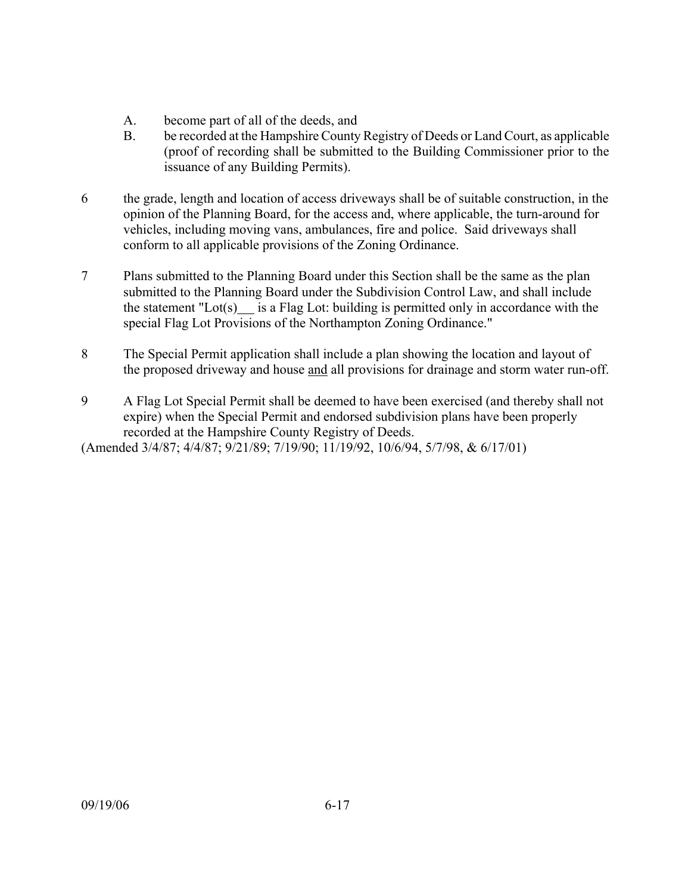A. become part of all of the deeds, and

B. be recorded at the Hampshire County Registry of Deeds or Land Court, as applicable (proof of recording shall be submitted to the Building Commissioner prior to the issuance of any Building Permits).

6 the grade, length and location of access driveways shall be of suitable construction, in the opinion of the Planning Board, for the access and, where applicable, the turn-around for vehicles, including moving vans, ambulances, fire and police. Said driveways shall conform to all applicable provisions of the Zoning Ordinance.

7 Plans submitted to the Planning Board under this Section shall be the same as the plan submitted to the Planning Board under the Subdivision Control Law, and shall include the statement "Lot(s)___ is a Flag Lot: building is permitted only in accordance with the special Flag Lot Provisions of the Northampton Zoning Ordinance."

8 The Special Permit application shall include a plan showing the location and layout of the proposed driveway and house <u>and</u> all provisions for drainage and storm water run-off.

9 A Flag Lot Special Permit shall be deemed to have been exercised (and thereby shall not expire) when the Special Permit and endorsed subdivision plans have been properly recorded at the Hampshire County Registry of Deeds.

(Amended 3/4/87; 4/4/87; 9/21/89; 7/19/90; 11/19/92, 10/6/94, 5/7/98, & 6/17/01)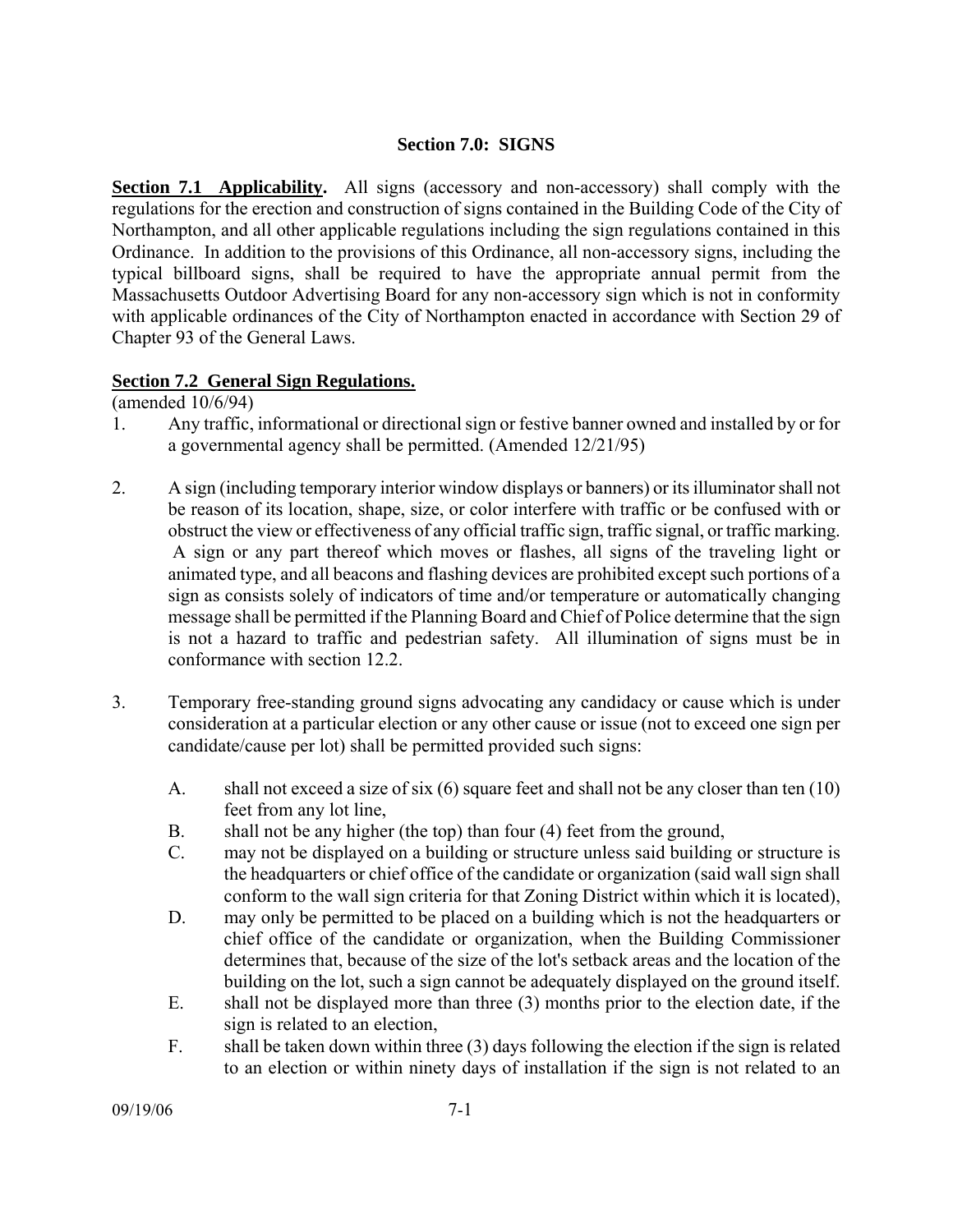## Section 7.0: SIGNS

**Section 7.1 Applicability.** All signs (accessory and non-accessory) shall comply with the regulations for the erection and construction of signs contained in the Building Code of the City of Northampton, and all other applicable regulations including the sign regulations contained in this Ordinance. In addition to the provisions of this Ordinance, all non-accessory signs, including the typical billboard signs, shall be required to have the appropriate annual permit from the Massachusetts Outdoor Advertising Board for any non-accessory sign which is not in conformity with applicable ordinances of the City of Northampton enacted in accordance with Section 29 of Chapter 93 of the General Laws.

**Section 7.2 General Sign Regulations.**

(amended 10/6/94)

1. Any traffic, informational or directional sign or festive banner owned and installed by or for a governmental agency shall be permitted. (Amended 12/21/95)

2. A sign (including temporary interior window displays or banners) or its illuminator shall not be reason of its location, shape, size, or color interfere with traffic or be confused with or obstruct the view or effectiveness of any official traffic sign, traffic signal, or traffic marking. A sign or any part thereof which moves or flashes, all signs of the traveling light or animated type, and all beacons and flashing devices are prohibited except such portions of a sign as consists solely of indicators of time and/or temperature or automatically changing message shall be permitted if the Planning Board and Chief of Police determine that the sign is not a hazard to traffic and pedestrian safety. All illumination of signs must be in conformance with section 12.2.

3. Temporary free-standing ground signs advocating any candidacy or cause which is under consideration at a particular election or any other cause or issue (not to exceed one sign per candidate/cause per lot) shall be permitted provided such signs:

   A. shall not exceed a size of six (6) square feet and shall not be any closer than ten (10) feet from any lot line,

   B. shall not be any higher (the top) than four (4) feet from the ground,

   C. may not be displayed on a building or structure unless said building or structure is the headquarters or chief office of the candidate or organization (said wall sign shall conform to the wall sign criteria for that Zoning District within which it is located),

   D. may only be permitted to be placed on a building which is not the headquarters or chief office of the candidate or organization, when the Building Commissioner determines that, because of the size of the lot's setback areas and the location of the building on the lot, such a sign cannot be adequately displayed on the ground itself.

   E. shall not be displayed more than three (3) months prior to the election date, if the sign is related to an election,

   F. shall be taken down within three (3) days following the election if the sign is related to an election or within ninety days of installation if the sign is not related to an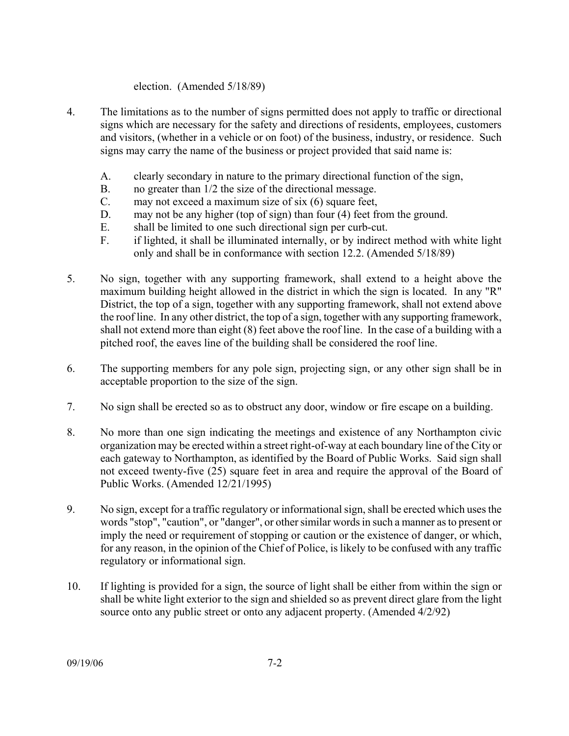election. (Amended 5/18/89)

4. The limitations as to the number of signs permitted does not apply to traffic or directional signs which are necessary for the safety and directions of residents, employees, customers and visitors, (whether in a vehicle or on foot) of the business, industry, or residence. Such signs may carry the name of the business or project provided that said name is:

   A. clearly secondary in nature to the primary directional function of the sign,
   B. no greater than 1/2 the size of the directional message.
   C. may not exceed a maximum size of six (6) square feet,
   D. may not be any higher (top of sign) than four (4) feet from the ground.
   E. shall be limited to one such directional sign per curb-cut.
   F. if lighted, it shall be illuminated internally, or by indirect method with white light only and shall be in conformance with section 12.2. (Amended 5/18/89)

5. No sign, together with any supporting framework, shall extend to a height above the maximum building height allowed in the district in which the sign is located. In any "R" District, the top of a sign, together with any supporting framework, shall not extend above the roof line. In any other district, the top of a sign, together with any supporting framework, shall not extend more than eight (8) feet above the roof line. In the case of a building with a pitched roof, the eaves line of the building shall be considered the roof line.

6. The supporting members for any pole sign, projecting sign, or any other sign shall be in acceptable proportion to the size of the sign.

7. No sign shall be erected so as to obstruct any door, window or fire escape on a building.

8. No more than one sign indicating the meetings and existence of any Northampton civic organization may be erected within a street right-of-way at each boundary line of the City or each gateway to Northampton, as identified by the Board of Public Works. Said sign shall not exceed twenty-five (25) square feet in area and require the approval of the Board of Public Works. (Amended 12/21/1995)

9. No sign, except for a traffic regulatory or informational sign, shall be erected which uses the words "stop", "caution", or "danger", or other similar words in such a manner as to present or imply the need or requirement of stopping or caution or the existence of danger, or which, for any reason, in the opinion of the Chief of Police, is likely to be confused with any traffic regulatory or informational sign.

10. If lighting is provided for a sign, the source of light shall be either from within the sign or shall be white light exterior to the sign and shielded so as prevent direct glare from the light source onto any public street or onto any adjacent property. (Amended 4/2/92)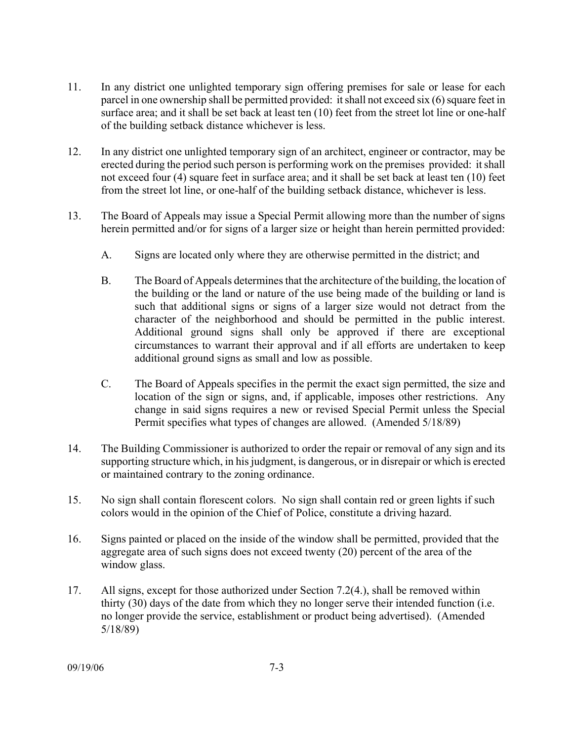11. In any district one unlighted temporary sign offering premises for sale or lease for each parcel in one ownership shall be permitted provided: it shall not exceed six (6) square feet in surface area; and it shall be set back at least ten (10) feet from the street lot line or one-half of the building setback distance whichever is less.

12. In any district one unlighted temporary sign of an architect, engineer or contractor, may be erected during the period such person is performing work on the premises provided: it shall not exceed four (4) square feet in surface area; and it shall be set back at least ten (10) feet from the street lot line, or one-half of the building setback distance, whichever is less.

13. The Board of Appeals may issue a Special Permit allowing more than the number of signs herein permitted and/or for signs of a larger size or height than herein permitted provided:

    A. Signs are located only where they are otherwise permitted in the district; and

    B. The Board of Appeals determines that the architecture of the building, the location of the building or the land or nature of the use being made of the building or land is such that additional signs or signs of a larger size would not detract from the character of the neighborhood and should be permitted in the public interest. Additional ground signs shall only be approved if there are exceptional circumstances to warrant their approval and if all efforts are undertaken to keep additional ground signs as small and low as possible.

    C. The Board of Appeals specifies in the permit the exact sign permitted, the size and location of the sign or signs, and, if applicable, imposes other restrictions. Any change in said signs requires a new or revised Special Permit unless the Special Permit specifies what types of changes are allowed. (Amended 5/18/89)

14. The Building Commissioner is authorized to order the repair or removal of any sign and its supporting structure which, in his judgment, is dangerous, or in disrepair or which is erected or maintained contrary to the zoning ordinance.

15. No sign shall contain florescent colors. No sign shall contain red or green lights if such colors would in the opinion of the Chief of Police, constitute a driving hazard.

16. Signs painted or placed on the inside of the window shall be permitted, provided that the aggregate area of such signs does not exceed twenty (20) percent of the area of the window glass.

17. All signs, except for those authorized under Section 7.2(4.), shall be removed within thirty (30) days of the date from which they no longer serve their intended function (i.e. no longer provide the service, establishment or product being advertised). (Amended 5/18/89)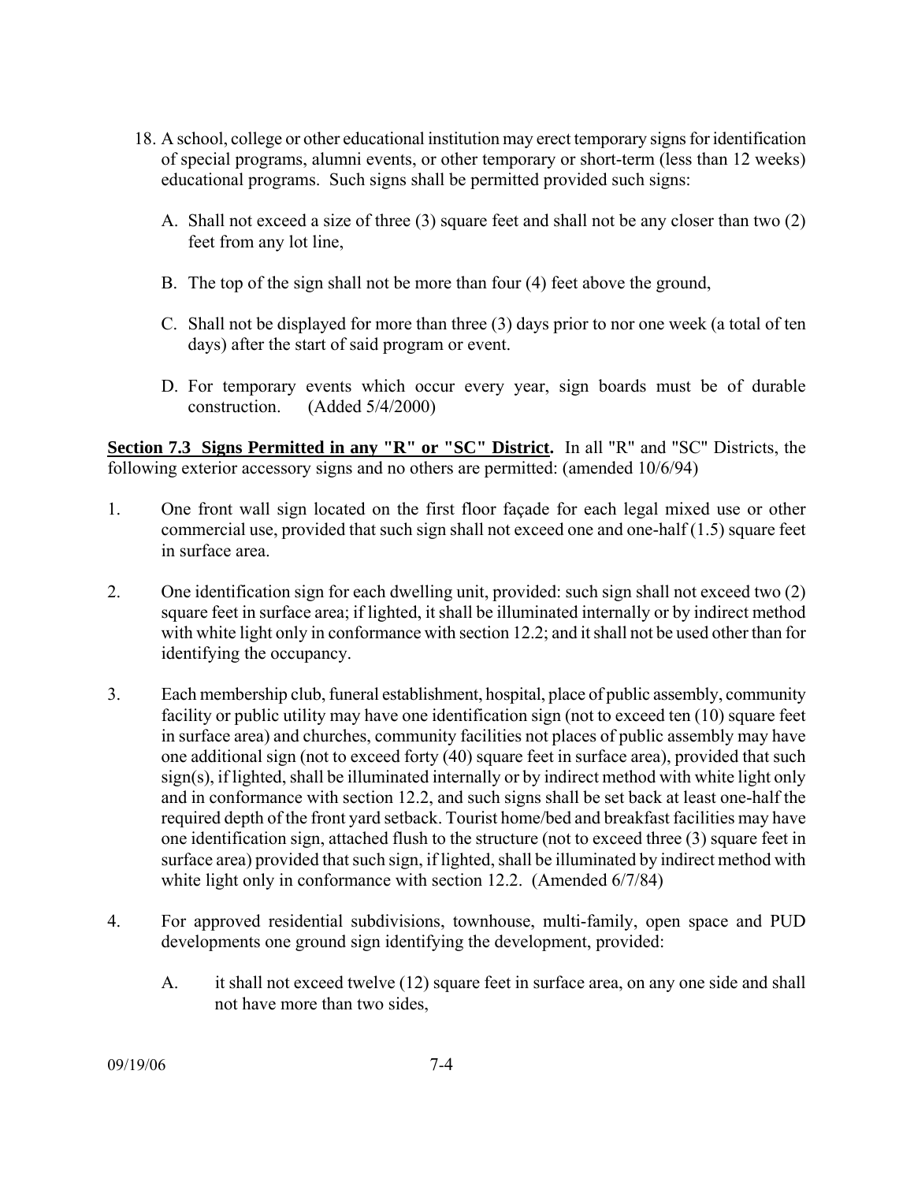18. A school, college or other educational institution may erect temporary signs for identification of special programs, alumni events, or other temporary or short-term (less than 12 weeks) educational programs. Such signs shall be permitted provided such signs:

    A. Shall not exceed a size of three (3) square feet and shall not be any closer than two (2) feet from any lot line,

    B. The top of the sign shall not be more than four (4) feet above the ground,

    C. Shall not be displayed for more than three (3) days prior to nor one week (a total of ten days) after the start of said program or event.

    D. For temporary events which occur every year, sign boards must be of durable construction. (Added 5/4/2000)

**Section 7.3 Signs Permitted in any "R" or "SC" District.** In all "R" and "SC" Districts, the following exterior accessory signs and no others are permitted: (amended 10/6/94)

1. One front wall sign located on the first floor façade for each legal mixed use or other commercial use, provided that such sign shall not exceed one and one-half (1.5) square feet in surface area.

2. One identification sign for each dwelling unit, provided: such sign shall not exceed two (2) square feet in surface area; if lighted, it shall be illuminated internally or by indirect method with white light only in conformance with section 12.2; and it shall not be used other than for identifying the occupancy.

3. Each membership club, funeral establishment, hospital, place of public assembly, community facility or public utility may have one identification sign (not to exceed ten (10) square feet in surface area) and churches, community facilities not places of public assembly may have one additional sign (not to exceed forty (40) square feet in surface area), provided that such sign(s), if lighted, shall be illuminated internally or by indirect method with white light only and in conformance with section 12.2, and such signs shall be set back at least one-half the required depth of the front yard setback. Tourist home/bed and breakfast facilities may have one identification sign, attached flush to the structure (not to exceed three (3) square feet in surface area) provided that such sign, if lighted, shall be illuminated by indirect method with white light only in conformance with section 12.2. (Amended 6/7/84)

4. For approved residential subdivisions, townhouse, multi-family, open space and PUD developments one ground sign identifying the development, provided:

    A. it shall not exceed twelve (12) square feet in surface area, on any one side and shall not have more than two sides,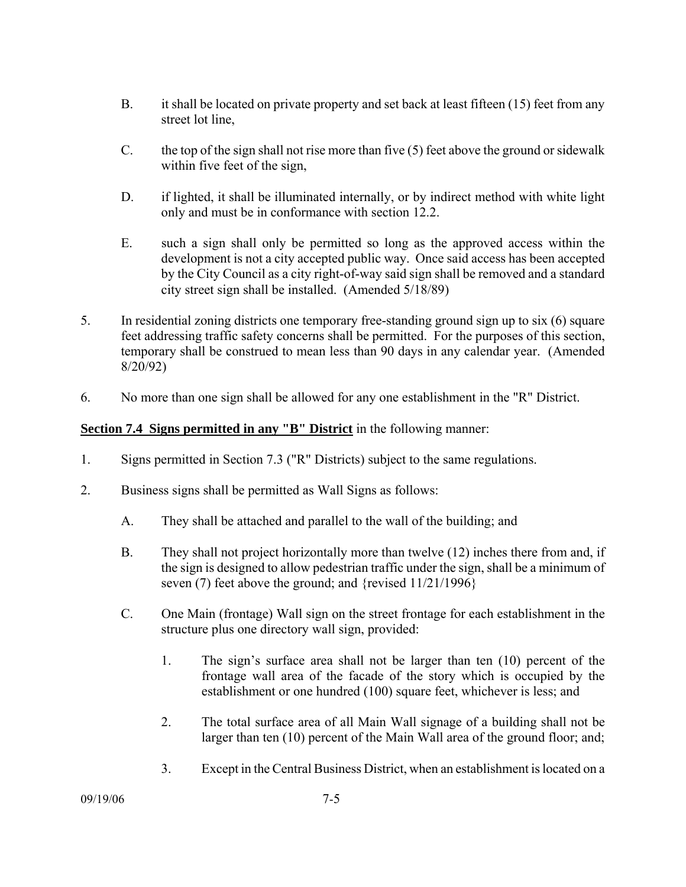B. it shall be located on private property and set back at least fifteen (15) feet from any street lot line,

C. the top of the sign shall not rise more than five (5) feet above the ground or sidewalk within five feet of the sign,

D. if lighted, it shall be illuminated internally, or by indirect method with white light only and must be in conformance with section 12.2.

E. such a sign shall only be permitted so long as the approved access within the development is not a city accepted public way. Once said access has been accepted by the City Council as a city right-of-way said sign shall be removed and a standard city street sign shall be installed. (Amended 5/18/89)

5. In residential zoning districts one temporary free-standing ground sign up to six (6) square feet addressing traffic safety concerns shall be permitted. For the purposes of this section, temporary shall be construed to mean less than 90 days in any calendar year. (Amended 8/20/92)

6. No more than one sign shall be allowed for any one establishment in the "R" District.

**Section 7.4 Signs permitted in any "B" District** in the following manner:

1. Signs permitted in Section 7.3 ("R" Districts) subject to the same regulations.

2. Business signs shall be permitted as Wall Signs as follows:

   A. They shall be attached and parallel to the wall of the building; and

   B. They shall not project horizontally more than twelve (12) inches there from and, if the sign is designed to allow pedestrian traffic under the sign, shall be a minimum of seven (7) feet above the ground; and {revised 11/21/1996}

   C. One Main (frontage) Wall sign on the street frontage for each establishment in the structure plus one directory wall sign, provided:

      1. The sign's surface area shall not be larger than ten (10) percent of the frontage wall area of the facade of the story which is occupied by the establishment or one hundred (100) square feet, whichever is less; and

      2. The total surface area of all Main Wall signage of a building shall not be larger than ten (10) percent of the Main Wall area of the ground floor; and;

      3. Except in the Central Business District, when an establishment is located on a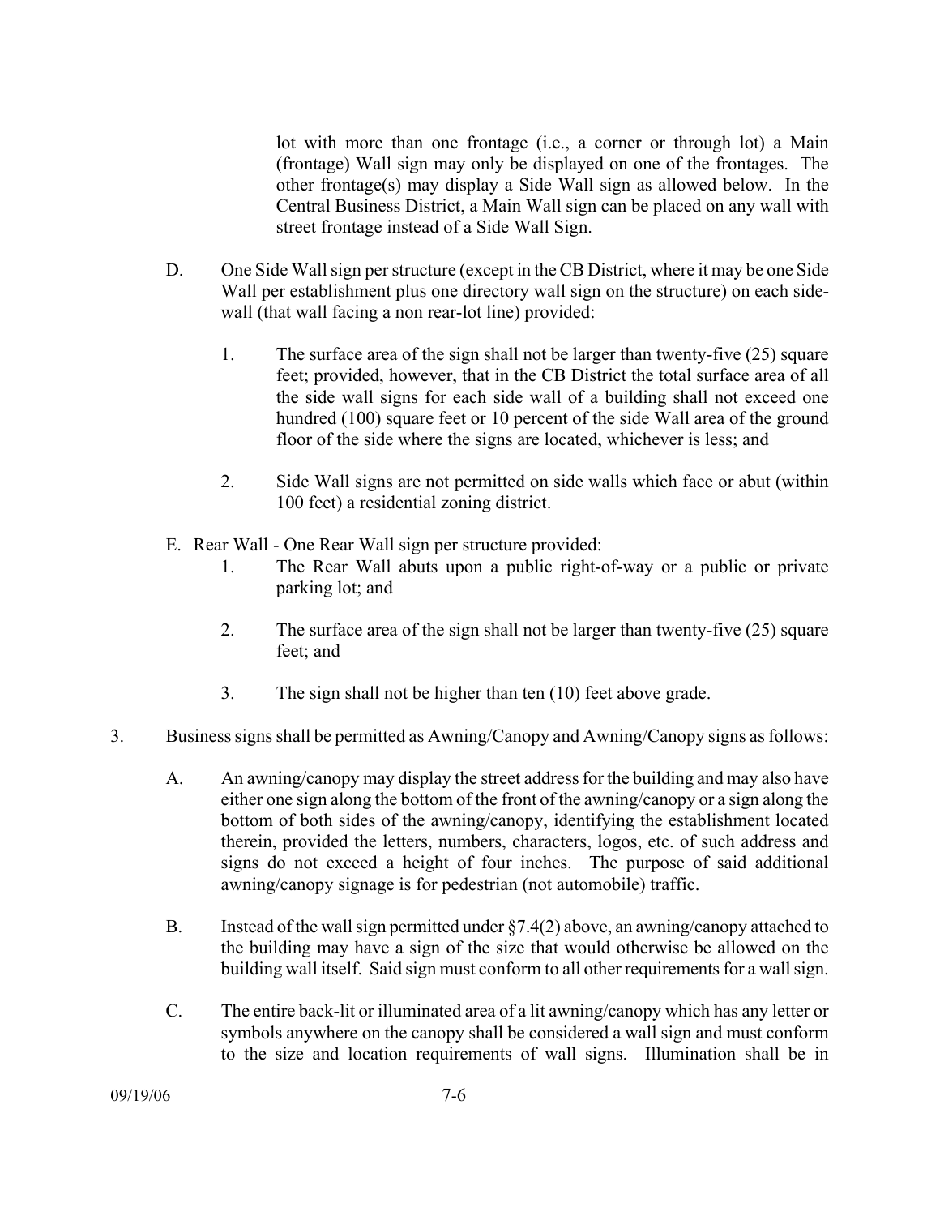lot with more than one frontage (i.e., a corner or through lot) a Main (frontage) Wall sign may only be displayed on one of the frontages. The other frontage(s) may display a Side Wall sign as allowed below. In the Central Business District, a Main Wall sign can be placed on any wall with street frontage instead of a Side Wall Sign.

D. One Side Wall sign per structure (except in the CB District, where it may be one Side Wall per establishment plus one directory wall sign on the structure) on each side-wall (that wall facing a non rear-lot line) provided:

   1. The surface area of the sign shall not be larger than twenty-five (25) square feet; provided, however, that in the CB District the total surface area of all the side wall signs for each side wall of a building shall not exceed one hundred (100) square feet or 10 percent of the side Wall area of the ground floor of the side where the signs are located, whichever is less; and

   2. Side Wall signs are not permitted on side walls which face or abut (within 100 feet) a residential zoning district.

E. Rear Wall - One Rear Wall sign per structure provided:

   1. The Rear Wall abuts upon a public right-of-way or a public or private parking lot; and

   2. The surface area of the sign shall not be larger than twenty-five (25) square feet; and

   3. The sign shall not be higher than ten (10) feet above grade.

3. Business signs shall be permitted as Awning/Canopy and Awning/Canopy signs as follows:

   A. An awning/canopy may display the street address for the building and may also have either one sign along the bottom of the front of the awning/canopy or a sign along the bottom of both sides of the awning/canopy, identifying the establishment located therein, provided the letters, numbers, characters, logos, etc. of such address and signs do not exceed a height of four inches. The purpose of said additional awning/canopy signage is for pedestrian (not automobile) traffic.

   B. Instead of the wall sign permitted under §7.4(2) above, an awning/canopy attached to the building may have a sign of the size that would otherwise be allowed on the building wall itself. Said sign must conform to all other requirements for a wall sign.

   C. The entire back-lit or illuminated area of a lit awning/canopy which has any letter or symbols anywhere on the canopy shall be considered a wall sign and must conform to the size and location requirements of wall signs. Illumination shall be in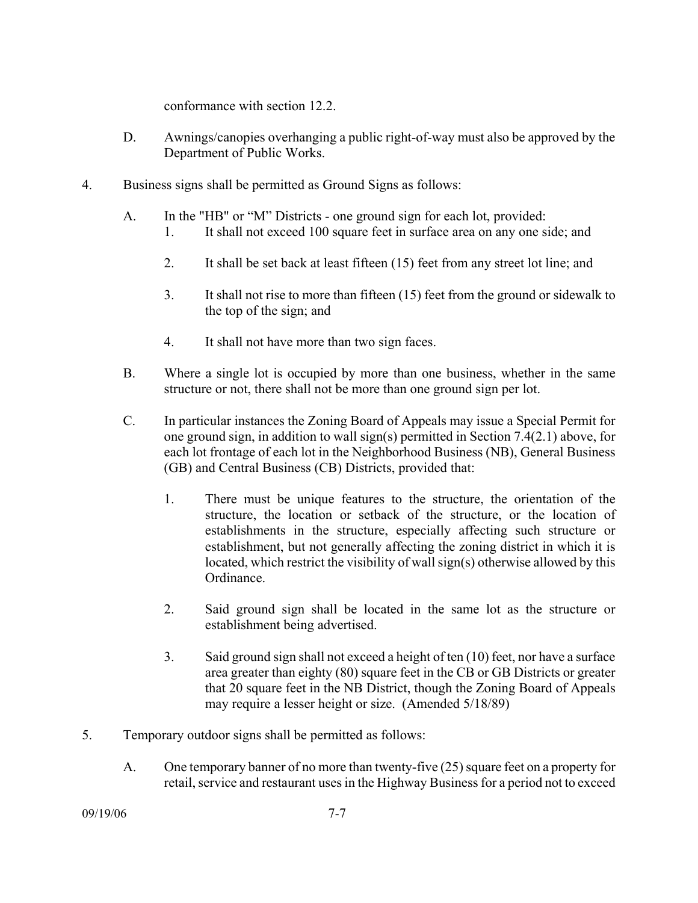conformance with section 12.2.

D. Awnings/canopies overhanging a public right-of-way must also be approved by the Department of Public Works.

4. Business signs shall be permitted as Ground Signs as follows:

   A. In the "HB" or “M” Districts - one ground sign for each lot, provided:

      1. It shall not exceed 100 square feet in surface area on any one side; and

      2. It shall be set back at least fifteen (15) feet from any street lot line; and

      3. It shall not rise to more than fifteen (15) feet from the ground or sidewalk to the top of the sign; and

      4. It shall not have more than two sign faces.

   B. Where a single lot is occupied by more than one business, whether in the same structure or not, there shall not be more than one ground sign per lot.

   C. In particular instances the Zoning Board of Appeals may issue a Special Permit for one ground sign, in addition to wall sign(s) permitted in Section 7.4(2.1) above, for each lot frontage of each lot in the Neighborhood Business (NB), General Business (GB) and Central Business (CB) Districts, provided that:

      1. There must be unique features to the structure, the orientation of the structure, the location or setback of the structure, or the location of establishments in the structure, especially affecting such structure or establishment, but not generally affecting the zoning district in which it is located, which restrict the visibility of wall sign(s) otherwise allowed by this Ordinance.

      2. Said ground sign shall be located in the same lot as the structure or establishment being advertised.

      3. Said ground sign shall not exceed a height of ten (10) feet, nor have a surface area greater than eighty (80) square feet in the CB or GB Districts or greater that 20 square feet in the NB District, though the Zoning Board of Appeals may require a lesser height or size. (Amended 5/18/89)

5. Temporary outdoor signs shall be permitted as follows:

   A. One temporary banner of no more than twenty-five (25) square feet on a property for retail, service and restaurant uses in the Highway Business for a period not to exceed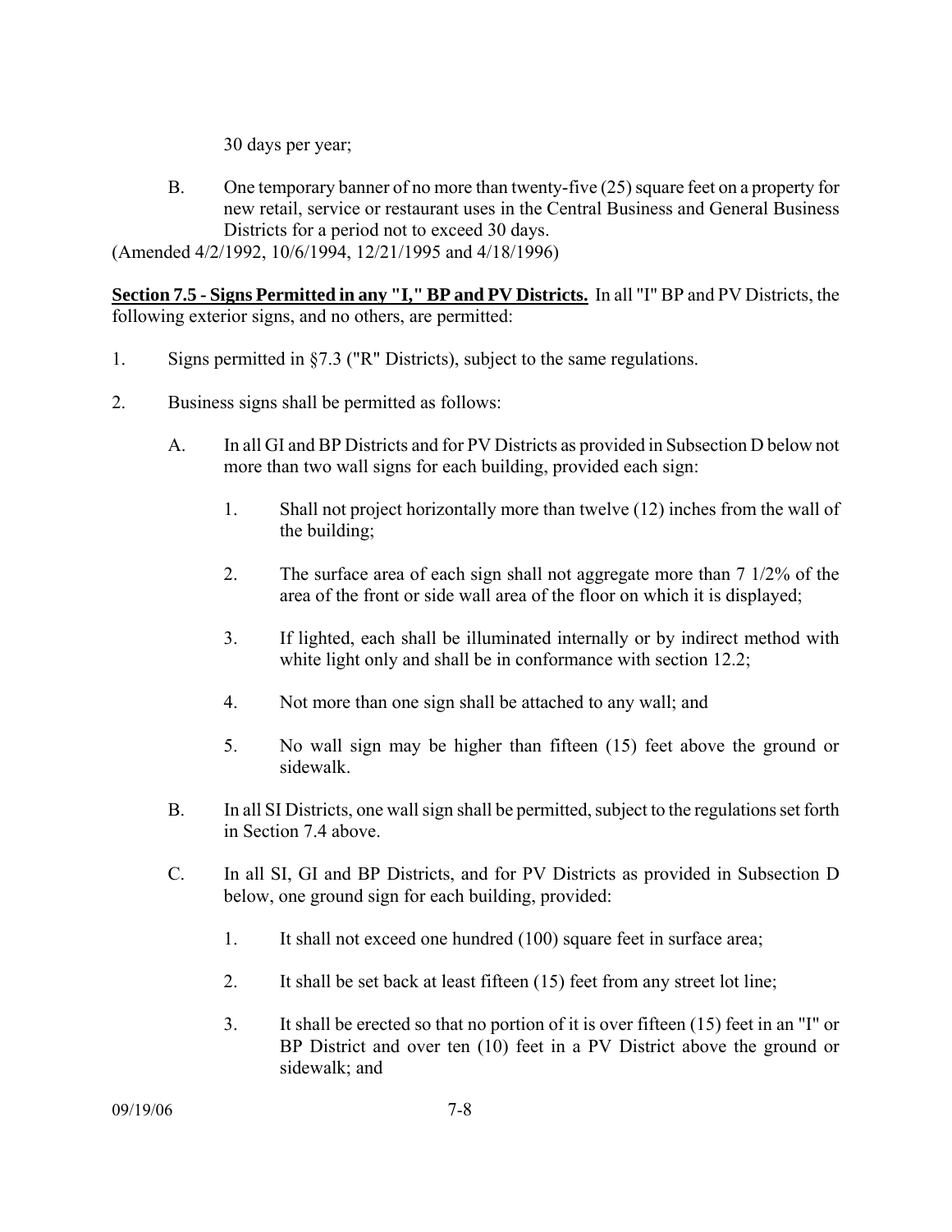30 days per year;

B. One temporary banner of no more than twenty-five (25) square feet on a property for new retail, service or restaurant uses in the Central Business and General Business Districts for a period not to exceed 30 days.

(Amended 4/2/1992, 10/6/1994, 12/21/1995 and 4/18/1996)

**Section 7.5 - Signs Permitted in any "I," BP and PV Districts.** In all "I" BP and PV Districts, the following exterior signs, and no others, are permitted:

1. Signs permitted in §7.3 ("R" Districts), subject to the same regulations.

2. Business signs shall be permitted as follows:

   A. In all GI and BP Districts and for PV Districts as provided in Subsection D below not more than two wall signs for each building, provided each sign:

      1. Shall not project horizontally more than twelve (12) inches from the wall of the building;

      2. The surface area of each sign shall not aggregate more than 7 1/2% of the area of the front or side wall area of the floor on which it is displayed;

      3. If lighted, each shall be illuminated internally or by indirect method with white light only and shall be in conformance with section 12.2;

      4. Not more than one sign shall be attached to any wall; and

      5. No wall sign may be higher than fifteen (15) feet above the ground or sidewalk.

   B. In all SI Districts, one wall sign shall be permitted, subject to the regulations set forth in Section 7.4 above.

   C. In all SI, GI and BP Districts, and for PV Districts as provided in Subsection D below, one ground sign for each building, provided:

      1. It shall not exceed one hundred (100) square feet in surface area;

      2. It shall be set back at least fifteen (15) feet from any street lot line;

      3. It shall be erected so that no portion of it is over fifteen (15) feet in an "I" or BP District and over ten (10) feet in a PV District above the ground or sidewalk; and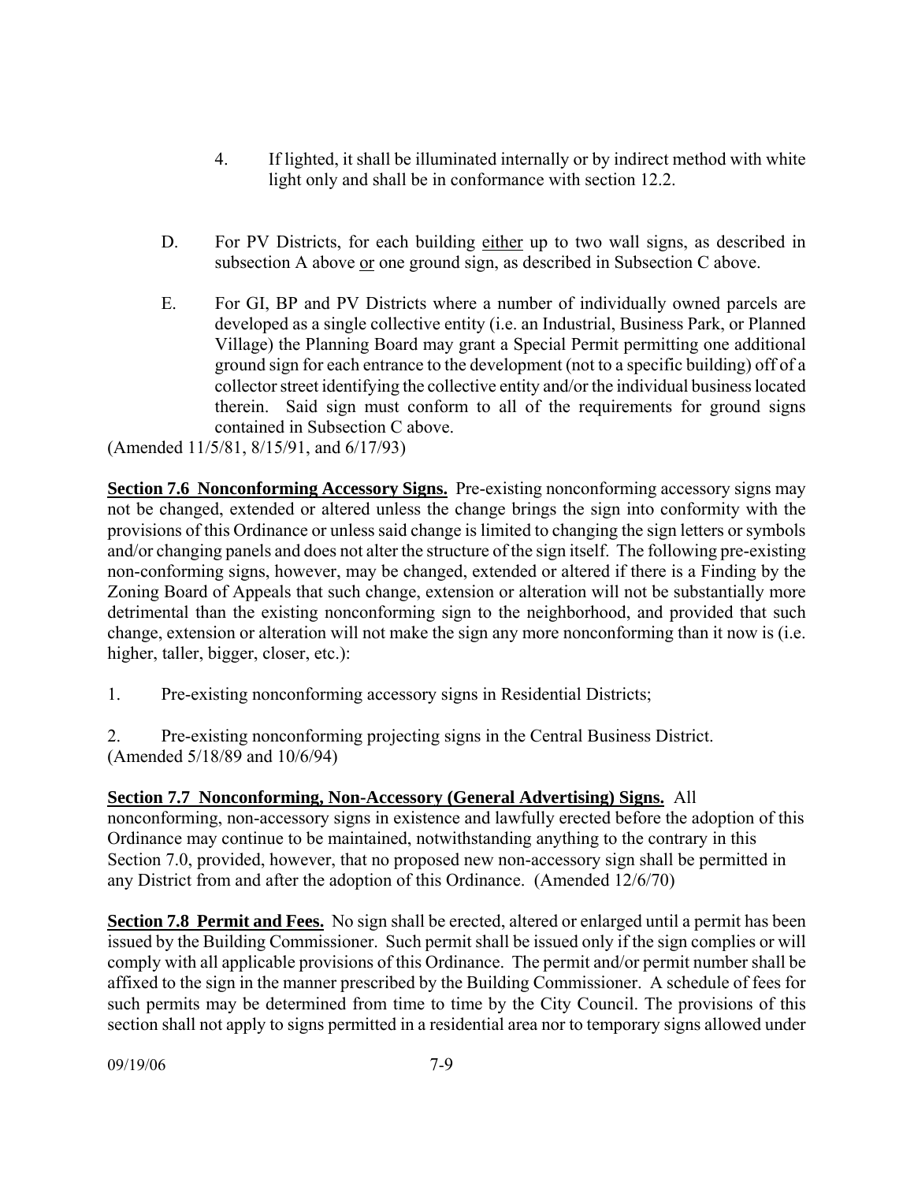4. If lighted, it shall be illuminated internally or by indirect method with white light only and shall be in conformance with section 12.2.

D. For PV Districts, for each building <u>either</u> up to two wall signs, as described in subsection A above <u>or</u> one ground sign, as described in Subsection C above.

E. For GI, BP and PV Districts where a number of individually owned parcels are developed as a single collective entity (i.e. an Industrial, Business Park, or Planned Village) the Planning Board may grant a Special Permit permitting one additional ground sign for each entrance to the development (not to a specific building) off of a collector street identifying the collective entity and/or the individual business located therein. Said sign must conform to all of the requirements for ground signs contained in Subsection C above.

(Amended 11/5/81, 8/15/91, and 6/17/93)

**<u>Section 7.6 Nonconforming Accessory Signs.</u>** Pre-existing nonconforming accessory signs may not be changed, extended or altered unless the change brings the sign into conformity with the provisions of this Ordinance or unless said change is limited to changing the sign letters or symbols and/or changing panels and does not alter the structure of the sign itself. The following pre-existing non-conforming signs, however, may be changed, extended or altered if there is a Finding by the Zoning Board of Appeals that such change, extension or alteration will not be substantially more detrimental than the existing nonconforming sign to the neighborhood, and provided that such change, extension or alteration will not make the sign any more nonconforming than it now is (i.e. higher, taller, bigger, closer, etc.):

1. Pre-existing nonconforming accessory signs in Residential Districts;

2. Pre-existing nonconforming projecting signs in the Central Business District.

(Amended 5/18/89 and 10/6/94)

**<u>Section 7.7 Nonconforming, Non-Accessory (General Advertising) Signs.</u>** All nonconforming, non-accessory signs in existence and lawfully erected before the adoption of this Ordinance may continue to be maintained, notwithstanding anything to the contrary in this Section 7.0, provided, however, that no proposed new non-accessory sign shall be permitted in any District from and after the adoption of this Ordinance. (Amended 12/6/70)

**<u>Section 7.8 Permit and Fees.</u>** No sign shall be erected, altered or enlarged until a permit has been issued by the Building Commissioner. Such permit shall be issued only if the sign complies or will comply with all applicable provisions of this Ordinance. The permit and/or permit number shall be affixed to the sign in the manner prescribed by the Building Commissioner. A schedule of fees for such permits may be determined from time to time by the City Council. The provisions of this section shall not apply to signs permitted in a residential area nor to temporary signs allowed under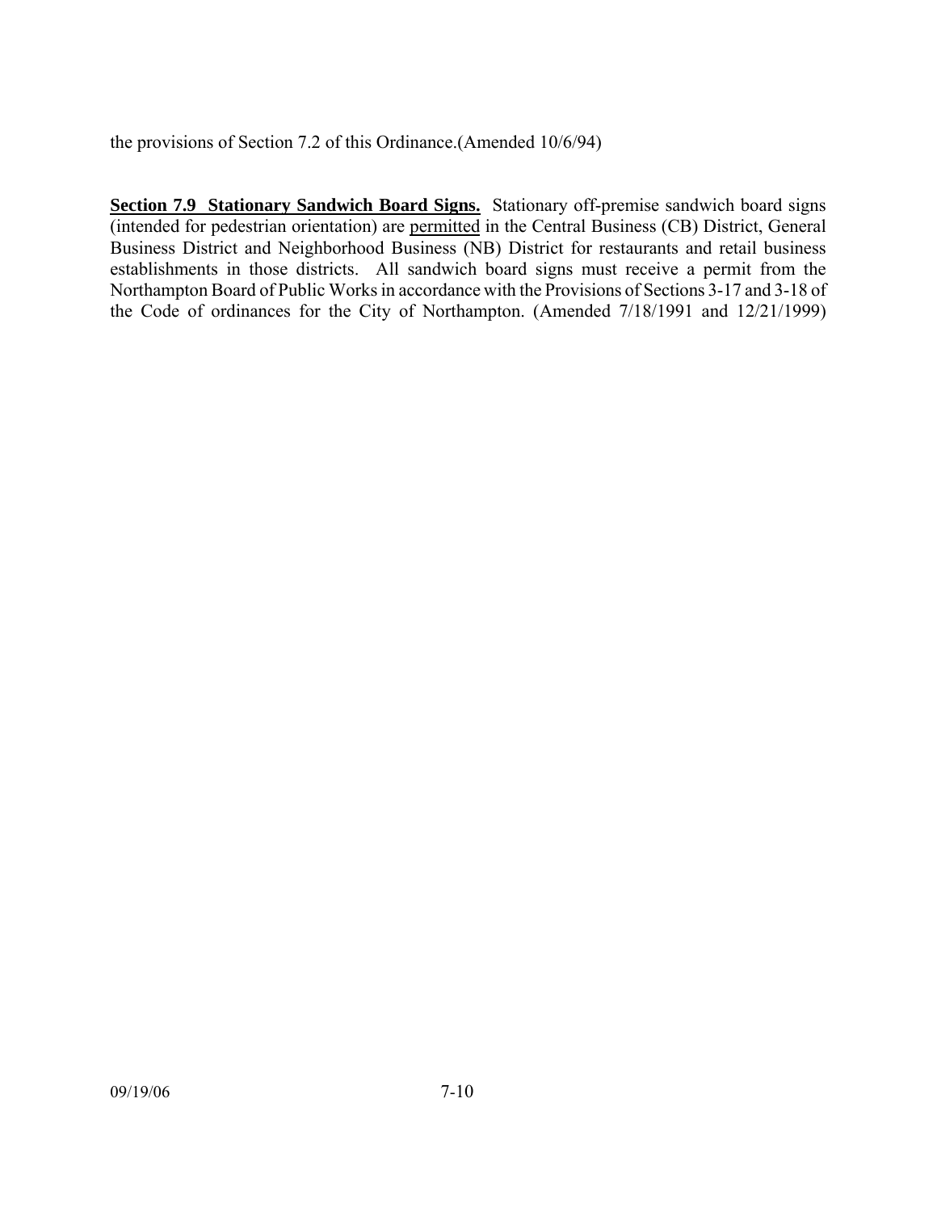the provisions of Section 7.2 of this Ordinance.(Amended 10/6/94)

**Section 7.9 Stationary Sandwich Board Signs.** Stationary off-premise sandwich board signs (intended for pedestrian orientation) are permitted in the Central Business (CB) District, General Business District and Neighborhood Business (NB) District for restaurants and retail business establishments in those districts. All sandwich board signs must receive a permit from the Northampton Board of Public Works in accordance with the Provisions of Sections 3-17 and 3-18 of the Code of ordinances for the City of Northampton. (Amended 7/18/1991 and 12/21/1999)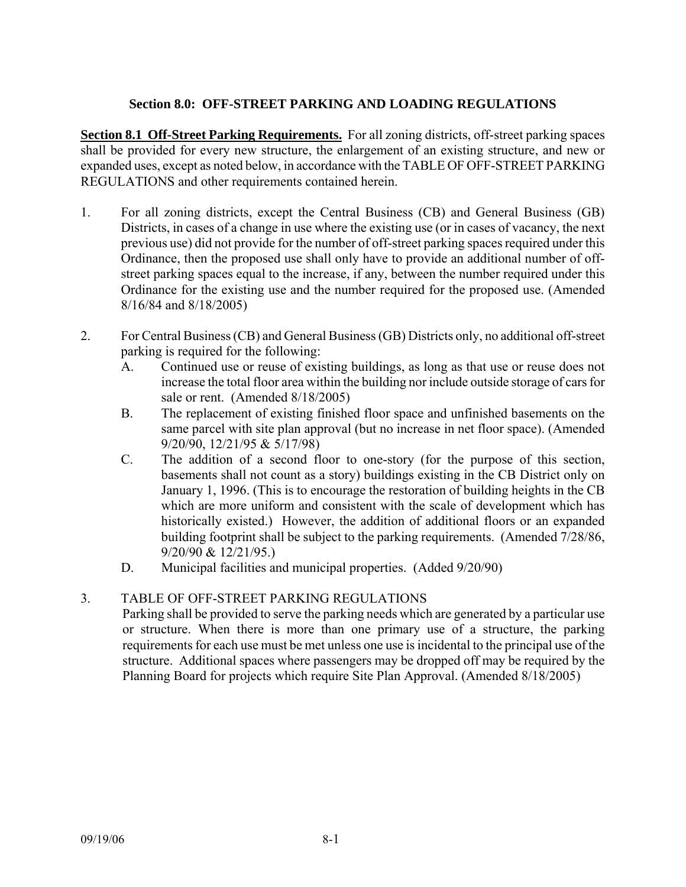## Section 8.0: OFF-STREET PARKING AND LOADING REGULATIONS

**Section 8.1 Off-Street Parking Requirements.** For all zoning districts, off-street parking spaces shall be provided for every new structure, the enlargement of an existing structure, and new or expanded uses, except as noted below, in accordance with the TABLE OF OFF-STREET PARKING REGULATIONS and other requirements contained herein.

1. For all zoning districts, except the Central Business (CB) and General Business (GB) Districts, in cases of a change in use where the existing use (or in cases of vacancy, the next previous use) did not provide for the number of off-street parking spaces required under this Ordinance, then the proposed use shall only have to provide an additional number of off-street parking spaces equal to the increase, if any, between the number required under this Ordinance for the existing use and the number required for the proposed use. (Amended 8/16/84 and 8/18/2005)

2. For Central Business (CB) and General Business (GB) Districts only, no additional off-street parking is required for the following:
   - A. Continued use or reuse of existing buildings, as long as that use or reuse does not increase the total floor area within the building nor include outside storage of cars for sale or rent. (Amended 8/18/2005)
   - B. The replacement of existing finished floor space and unfinished basements on the same parcel with site plan approval (but no increase in net floor space). (Amended 9/20/90, 12/21/95 & 5/17/98)
   - C. The addition of a second floor to one-story (for the purpose of this section, basements shall not count as a story) buildings existing in the CB District only on January 1, 1996. (This is to encourage the restoration of building heights in the CB which are more uniform and consistent with the scale of development which has historically existed.) However, the addition of additional floors or an expanded building footprint shall be subject to the parking requirements. (Amended 7/28/86, 9/20/90 & 12/21/95.)
   - D. Municipal facilities and municipal properties. (Added 9/20/90)

3. TABLE OF OFF-STREET PARKING REGULATIONS

   Parking shall be provided to serve the parking needs which are generated by a particular use or structure. When there is more than one primary use of a structure, the parking requirements for each use must be met unless one use is incidental to the principal use of the structure. Additional spaces where passengers may be dropped off may be required by the Planning Board for projects which require Site Plan Approval. (Amended 8/18/2005)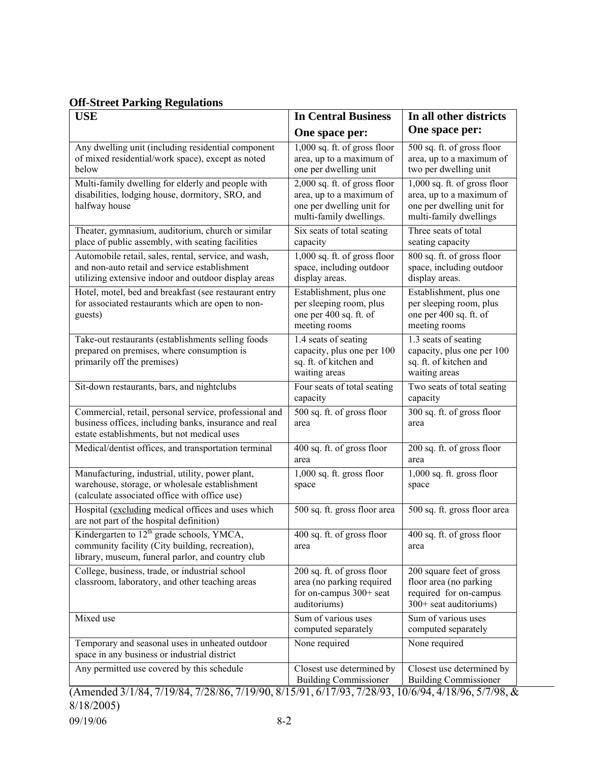## Off-Street Parking Regulations

| USE | In Central Business<br>One space per: | In all other districts<br>One space per: |
|---|---|---|
| Any dwelling unit (including residential component of mixed residential/work space), except as noted below | 1,000 sq. ft. of gross floor area, up to a maximum of one per dwelling unit | 500 sq. ft. of gross floor area, up to a maximum of two per dwelling unit |
| Multi-family dwelling for elderly and people with disabilities, lodging house, dormitory, SRO, and halfway house | 2,000 sq. ft. of gross floor area, up to a maximum of one per dwelling unit for multi-family dwellings. | 1,000 sq. ft. of gross floor area, up to a maximum of one per dwelling unit for multi-family dwellings |
| Theater, gymnasium, auditorium, church or similar place of public assembly, with seating facilities | Six seats of total seating capacity | Three seats of total seating capacity |
| Automobile retail, sales, rental, service, and wash, and non-auto retail and service establishment utilizing extensive indoor and outdoor display areas | 1,000 sq. ft. of gross floor space, including outdoor display areas. | 800 sq. ft. of gross floor space, including outdoor display areas. |
| Hotel, motel, bed and breakfast (see restaurant entry for associated restaurants which are open to non-guests) | Establishment, plus one per sleeping room, plus one per 400 sq. ft. of meeting rooms | Establishment, plus one per sleeping room, plus one per 400 sq. ft. of meeting rooms |
| Take-out restaurants (establishments selling foods prepared on premises, where consumption is primarily off the premises) | 1.4 seats of seating capacity, plus one per 100 sq. ft. of kitchen and waiting areas | 1.3 seats of seating capacity, plus one per 100 sq. ft. of kitchen and waiting areas |
| Sit-down restaurants, bars, and nightclubs | Four seats of total seating capacity | Two seats of total seating capacity |
| Commercial, retail, personal service, professional and business offices, including banks, insurance and real estate establishments, but not medical uses | 500 sq. ft. of gross floor area | 300 sq. ft. of gross floor area |
| Medical/dentist offices, and transportation terminal | 400 sq. ft. of gross floor area | 200 sq. ft. of gross floor area |
| Manufacturing, industrial, utility, power plant, warehouse, storage, or wholesale establishment (calculate associated office with office use) | 1,000 sq. ft. gross floor space | 1,000 sq. ft. gross floor space |
| Hospital (excluding medical offices and uses which are not part of the hospital definition) | 500 sq. ft. gross floor area | 500 sq. ft. gross floor area |
| Kindergarten to 12th grade schools, YMCA, community facility (City building, recreation), library, museum, funeral parlor, and country club | 400 sq. ft. of gross floor area | 400 sq. ft. of gross floor area |
| College, business, trade, or industrial school classroom, laboratory, and other teaching areas | 200 sq. ft. of gross floor area (no parking required for on-campus 300+ seat auditoriums) | 200 square feet of gross floor area (no parking required for on-campus 300+ seat auditoriums) |
| Mixed use | Sum of various uses computed separately | Sum of various uses computed separately |
| Temporary and seasonal uses in unheated outdoor space in any business or industrial district | None required | None required |
| Any permitted use covered by this schedule | Closest use determined by Building Commissioner | Closest use determined by Building Commissioner |

(Amended 3/1/84, 7/19/84, 7/28/86, 7/19/90, 8/15/91, 6/17/93, 7/28/93, 10/6/94, 4/18/96, 5/7/98, & 8/18/2005)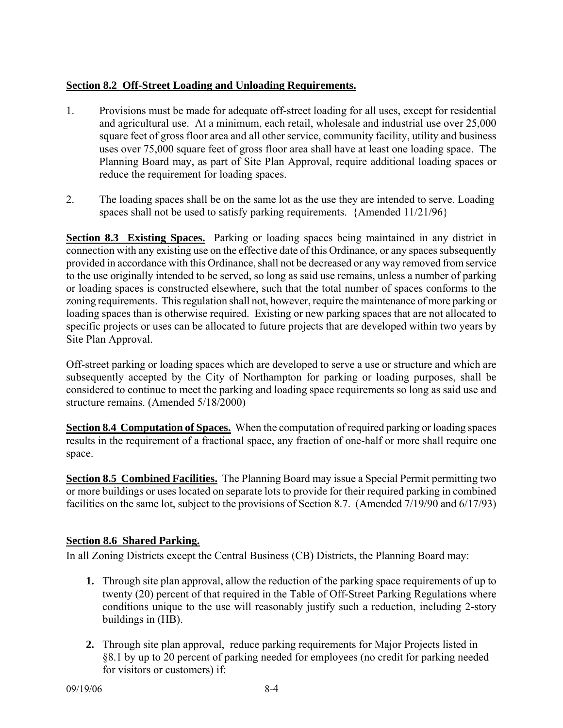**Section 8.2 Off-Street Loading and Unloading Requirements.**

1. Provisions must be made for adequate off-street loading for all uses, except for residential and agricultural use. At a minimum, each retail, wholesale and industrial use over 25,000 square feet of gross floor area and all other service, community facility, utility and business uses over 75,000 square feet of gross floor area shall have at least one loading space. The Planning Board may, as part of Site Plan Approval, require additional loading spaces or reduce the requirement for loading spaces.

2. The loading spaces shall be on the same lot as the use they are intended to serve. Loading spaces shall not be used to satisfy parking requirements. {Amended 11/21/96}

**Section 8.3 Existing Spaces.** Parking or loading spaces being maintained in any district in connection with any existing use on the effective date of this Ordinance, or any spaces subsequently provided in accordance with this Ordinance, shall not be decreased or any way removed from service to the use originally intended to be served, so long as said use remains, unless a number of parking or loading spaces is constructed elsewhere, such that the total number of spaces conforms to the zoning requirements. This regulation shall not, however, require the maintenance of more parking or loading spaces than is otherwise required. Existing or new parking spaces that are not allocated to specific projects or uses can be allocated to future projects that are developed within two years by Site Plan Approval.

Off-street parking or loading spaces which are developed to serve a use or structure and which are subsequently accepted by the City of Northampton for parking or loading purposes, shall be considered to continue to meet the parking and loading space requirements so long as said use and structure remains. (Amended 5/18/2000)

**Section 8.4 Computation of Spaces.** When the computation of required parking or loading spaces results in the requirement of a fractional space, any fraction of one-half or more shall require one space.

**Section 8.5 Combined Facilities.** The Planning Board may issue a Special Permit permitting two or more buildings or uses located on separate lots to provide for their required parking in combined facilities on the same lot, subject to the provisions of Section 8.7. (Amended 7/19/90 and 6/17/93)

**Section 8.6 Shared Parking.**

In all Zoning Districts except the Central Business (CB) Districts, the Planning Board may:

1. Through site plan approval, allow the reduction of the parking space requirements of up to twenty (20) percent of that required in the Table of Off-Street Parking Regulations where conditions unique to the use will reasonably justify such a reduction, including 2-story buildings in (HB).

2. Through site plan approval, reduce parking requirements for Major Projects listed in §8.1 by up to 20 percent of parking needed for employees (no credit for parking needed for visitors or customers) if: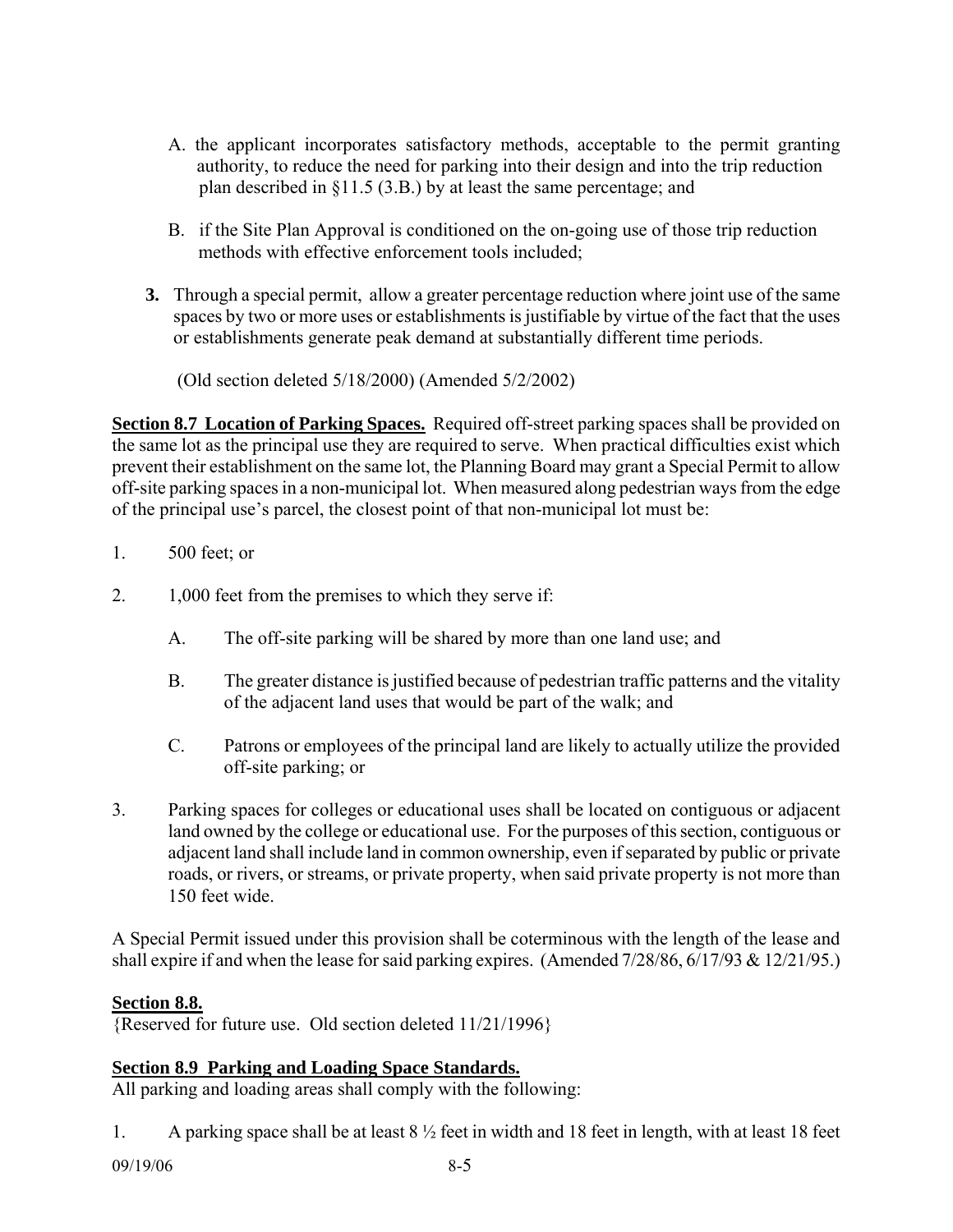A. the applicant incorporates satisfactory methods, acceptable to the permit granting authority, to reduce the need for parking into their design and into the trip reduction plan described in §11.5 (3.B.) by at least the same percentage; and

B. if the Site Plan Approval is conditioned on the on-going use of those trip reduction methods with effective enforcement tools included;

**3.** Through a special permit, allow a greater percentage reduction where joint use of the same spaces by two or more uses or establishments is justifiable by virtue of the fact that the uses or establishments generate peak demand at substantially different time periods.

(Old section deleted 5/18/2000) (Amended 5/2/2002)

**Section 8.7 Location of Parking Spaces.** Required off-street parking spaces shall be provided on the same lot as the principal use they are required to serve. When practical difficulties exist which prevent their establishment on the same lot, the Planning Board may grant a Special Permit to allow off-site parking spaces in a non-municipal lot. When measured along pedestrian ways from the edge of the principal use's parcel, the closest point of that non-municipal lot must be:

1. 500 feet; or

2. 1,000 feet from the premises to which they serve if:

   A. The off-site parking will be shared by more than one land use; and

   B. The greater distance is justified because of pedestrian traffic patterns and the vitality of the adjacent land uses that would be part of the walk; and

   C. Patrons or employees of the principal land are likely to actually utilize the provided off-site parking; or

3. Parking spaces for colleges or educational uses shall be located on contiguous or adjacent land owned by the college or educational use. For the purposes of this section, contiguous or adjacent land shall include land in common ownership, even if separated by public or private roads, or rivers, or streams, or private property, when said private property is not more than 150 feet wide.

A Special Permit issued under this provision shall be coterminous with the length of the lease and shall expire if and when the lease for said parking expires. (Amended 7/28/86, 6/17/93 & 12/21/95.)

**Section 8.8.**

{Reserved for future use. Old section deleted 11/21/1996}

**Section 8.9 Parking and Loading Space Standards.**

All parking and loading areas shall comply with the following:

1. A parking space shall be at least 8 ½ feet in width and 18 feet in length, with at least 18 feet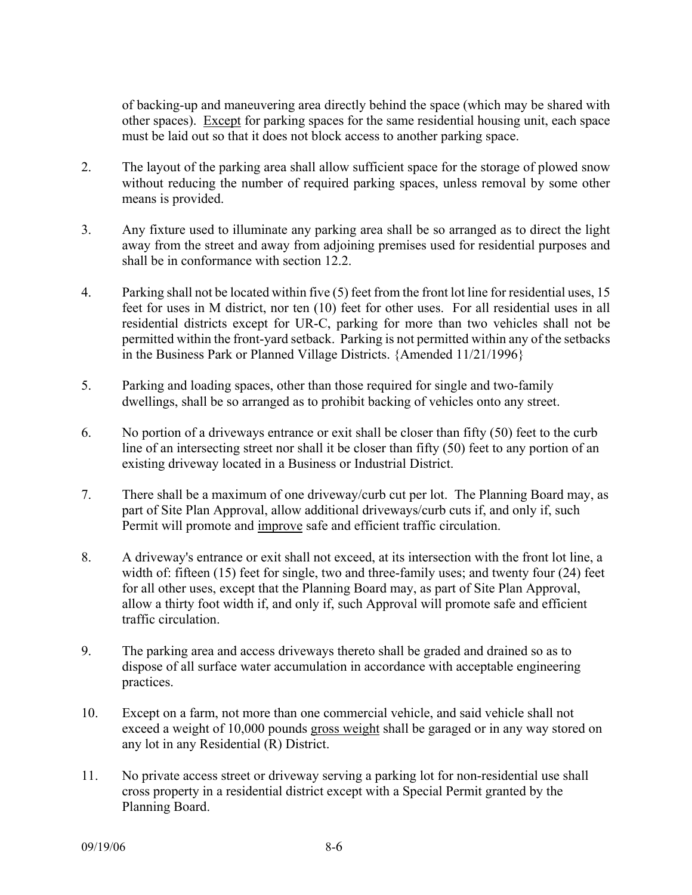of backing-up and maneuvering area directly behind the space (which may be shared with other spaces). Except for parking spaces for the same residential housing unit, each space must be laid out so that it does not block access to another parking space.

2. The layout of the parking area shall allow sufficient space for the storage of plowed snow without reducing the number of required parking spaces, unless removal by some other means is provided.

3. Any fixture used to illuminate any parking area shall be so arranged as to direct the light away from the street and away from adjoining premises used for residential purposes and shall be in conformance with section 12.2.

4. Parking shall not be located within five (5) feet from the front lot line for residential uses, 15 feet for uses in M district, nor ten (10) feet for other uses. For all residential uses in all residential districts except for UR-C, parking for more than two vehicles shall not be permitted within the front-yard setback. Parking is not permitted within any of the setbacks in the Business Park or Planned Village Districts. {Amended 11/21/1996}

5. Parking and loading spaces, other than those required for single and two-family dwellings, shall be so arranged as to prohibit backing of vehicles onto any street.

6. No portion of a driveways entrance or exit shall be closer than fifty (50) feet to the curb line of an intersecting street nor shall it be closer than fifty (50) feet to any portion of an existing driveway located in a Business or Industrial District.

7. There shall be a maximum of one driveway/curb cut per lot. The Planning Board may, as part of Site Plan Approval, allow additional driveways/curb cuts if, and only if, such Permit will promote and improve safe and efficient traffic circulation.

8. A driveway's entrance or exit shall not exceed, at its intersection with the front lot line, a width of: fifteen (15) feet for single, two and three-family uses; and twenty four (24) feet for all other uses, except that the Planning Board may, as part of Site Plan Approval, allow a thirty foot width if, and only if, such Approval will promote safe and efficient traffic circulation.

9. The parking area and access driveways thereto shall be graded and drained so as to dispose of all surface water accumulation in accordance with acceptable engineering practices.

10. Except on a farm, not more than one commercial vehicle, and said vehicle shall not exceed a weight of 10,000 pounds gross weight shall be garaged or in any way stored on any lot in any Residential (R) District.

11. No private access street or driveway serving a parking lot for non-residential use shall cross property in a residential district except with a Special Permit granted by the Planning Board.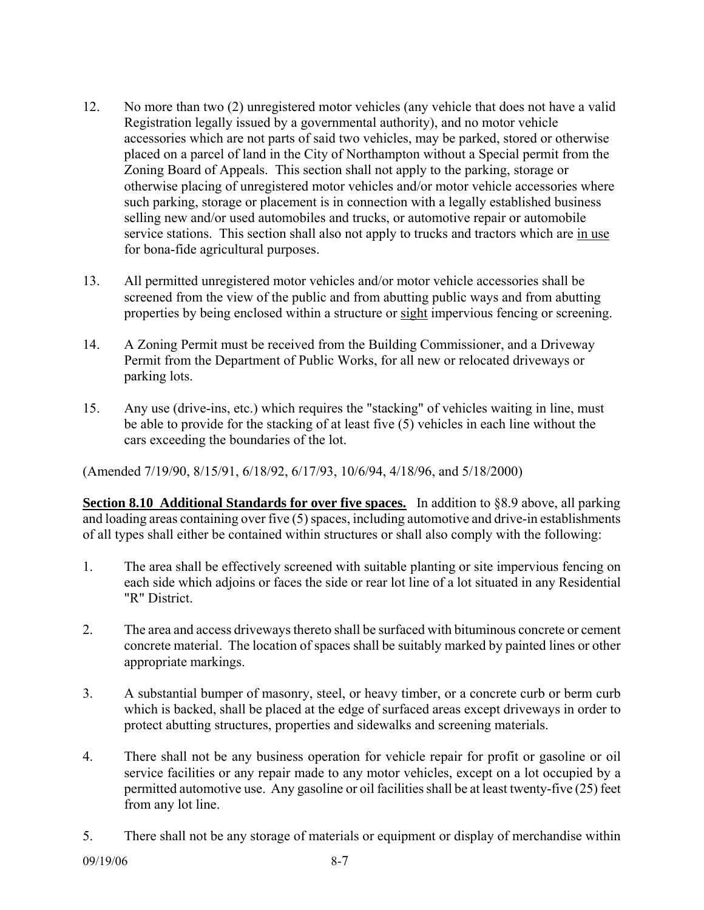12. No more than two (2) unregistered motor vehicles (any vehicle that does not have a valid Registration legally issued by a governmental authority), and no motor vehicle accessories which are not parts of said two vehicles, may be parked, stored or otherwise placed on a parcel of land in the City of Northampton without a Special permit from the Zoning Board of Appeals. This section shall not apply to the parking, storage or otherwise placing of unregistered motor vehicles and/or motor vehicle accessories where such parking, storage or placement is in connection with a legally established business selling new and/or used automobiles and trucks, or automotive repair or automobile service stations. This section shall also not apply to trucks and tractors which are <u>in use</u> for bona-fide agricultural purposes.

13. All permitted unregistered motor vehicles and/or motor vehicle accessories shall be screened from the view of the public and from abutting public ways and from abutting properties by being enclosed within a structure or <u>sight</u> impervious fencing or screening.

14. A Zoning Permit must be received from the Building Commissioner, and a Driveway Permit from the Department of Public Works, for all new or relocated driveways or parking lots.

15. Any use (drive-ins, etc.) which requires the "stacking" of vehicles waiting in line, must be able to provide for the stacking of at least five (5) vehicles in each line without the cars exceeding the boundaries of the lot.

(Amended 7/19/90, 8/15/91, 6/18/92, 6/17/93, 10/6/94, 4/18/96, and 5/18/2000)

**<u>Section 8.10 Additional Standards for over five spaces.</u>** In addition to §8.9 above, all parking and loading areas containing over five (5) spaces, including automotive and drive-in establishments of all types shall either be contained within structures or shall also comply with the following:

1. The area shall be effectively screened with suitable planting or site impervious fencing on each side which adjoins or faces the side or rear lot line of a lot situated in any Residential "R" District.

2. The area and access driveways thereto shall be surfaced with bituminous concrete or cement concrete material. The location of spaces shall be suitably marked by painted lines or other appropriate markings.

3. A substantial bumper of masonry, steel, or heavy timber, or a concrete curb or berm curb which is backed, shall be placed at the edge of surfaced areas except driveways in order to protect abutting structures, properties and sidewalks and screening materials.

4. There shall not be any business operation for vehicle repair for profit or gasoline or oil service facilities or any repair made to any motor vehicles, except on a lot occupied by a permitted automotive use. Any gasoline or oil facilities shall be at least twenty-five (25) feet from any lot line.

5. There shall not be any storage of materials or equipment or display of merchandise within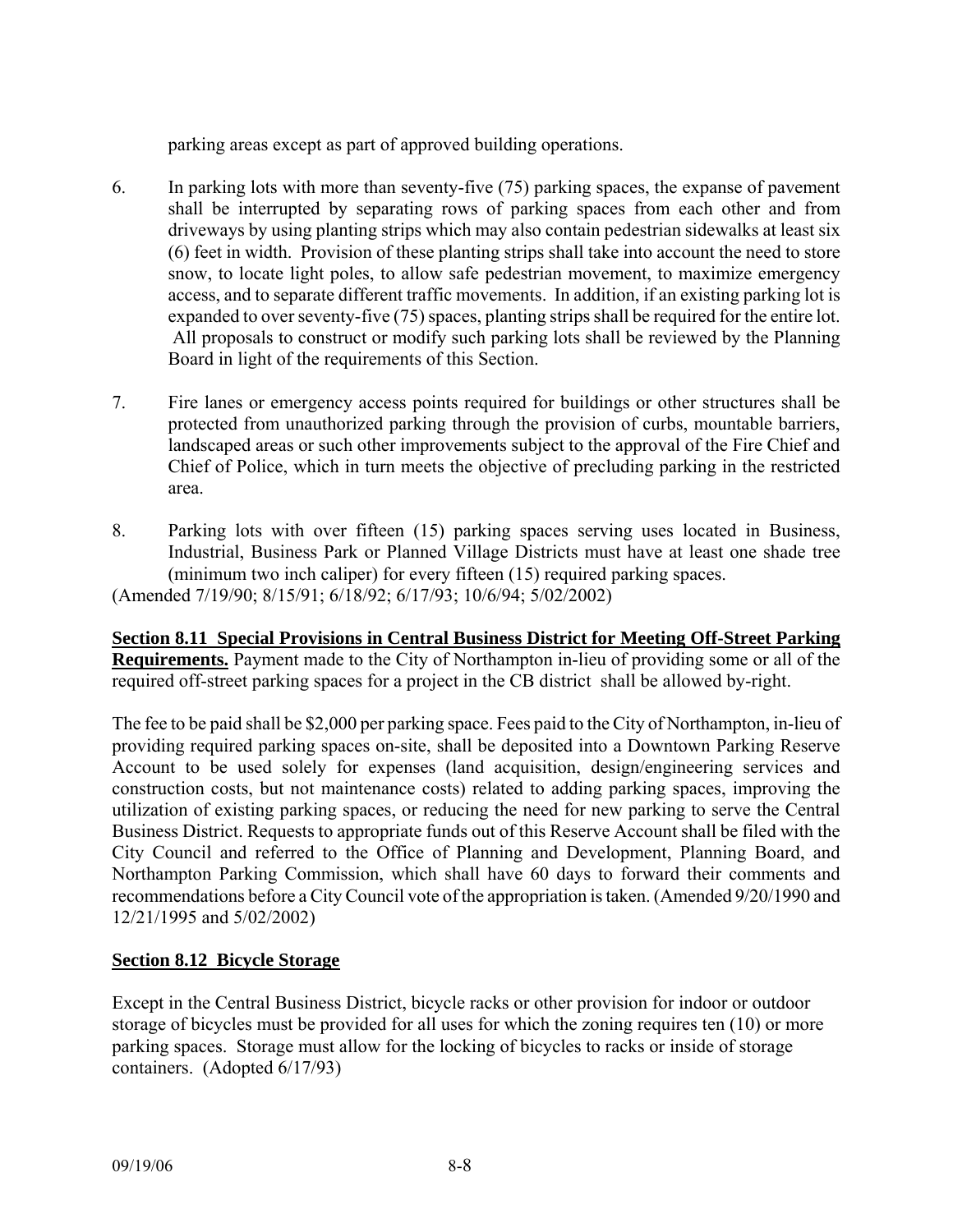parking areas except as part of approved building operations.

6. In parking lots with more than seventy-five (75) parking spaces, the expanse of pavement shall be interrupted by separating rows of parking spaces from each other and from driveways by using planting strips which may also contain pedestrian sidewalks at least six (6) feet in width. Provision of these planting strips shall take into account the need to store snow, to locate light poles, to allow safe pedestrian movement, to maximize emergency access, and to separate different traffic movements. In addition, if an existing parking lot is expanded to over seventy-five (75) spaces, planting strips shall be required for the entire lot. All proposals to construct or modify such parking lots shall be reviewed by the Planning Board in light of the requirements of this Section.

7. Fire lanes or emergency access points required for buildings or other structures shall be protected from unauthorized parking through the provision of curbs, mountable barriers, landscaped areas or such other improvements subject to the approval of the Fire Chief and Chief of Police, which in turn meets the objective of precluding parking in the restricted area.

8. Parking lots with over fifteen (15) parking spaces serving uses located in Business, Industrial, Business Park or Planned Village Districts must have at least one shade tree (minimum two inch caliper) for every fifteen (15) required parking spaces.

(Amended 7/19/90; 8/15/91; 6/18/92; 6/17/93; 10/6/94; 5/02/2002)

**Section 8.11 Special Provisions in Central Business District for Meeting Off-Street Parking Requirements.** Payment made to the City of Northampton in-lieu of providing some or all of the required off-street parking spaces for a project in the CB district shall be allowed by-right.

The fee to be paid shall be $2,000 per parking space. Fees paid to the City of Northampton, in-lieu of providing required parking spaces on-site, shall be deposited into a Downtown Parking Reserve Account to be used solely for expenses (land acquisition, design/engineering services and construction costs, but not maintenance costs) related to adding parking spaces, improving the utilization of existing parking spaces, or reducing the need for new parking to serve the Central Business District. Requests to appropriate funds out of this Reserve Account shall be filed with the City Council and referred to the Office of Planning and Development, Planning Board, and Northampton Parking Commission, which shall have 60 days to forward their comments and recommendations before a City Council vote of the appropriation is taken. (Amended 9/20/1990 and 12/21/1995 and 5/02/2002)

**Section 8.12 Bicycle Storage**

Except in the Central Business District, bicycle racks or other provision for indoor or outdoor storage of bicycles must be provided for all uses for which the zoning requires ten (10) or more parking spaces. Storage must allow for the locking of bicycles to racks or inside of storage containers. (Adopted 6/17/93)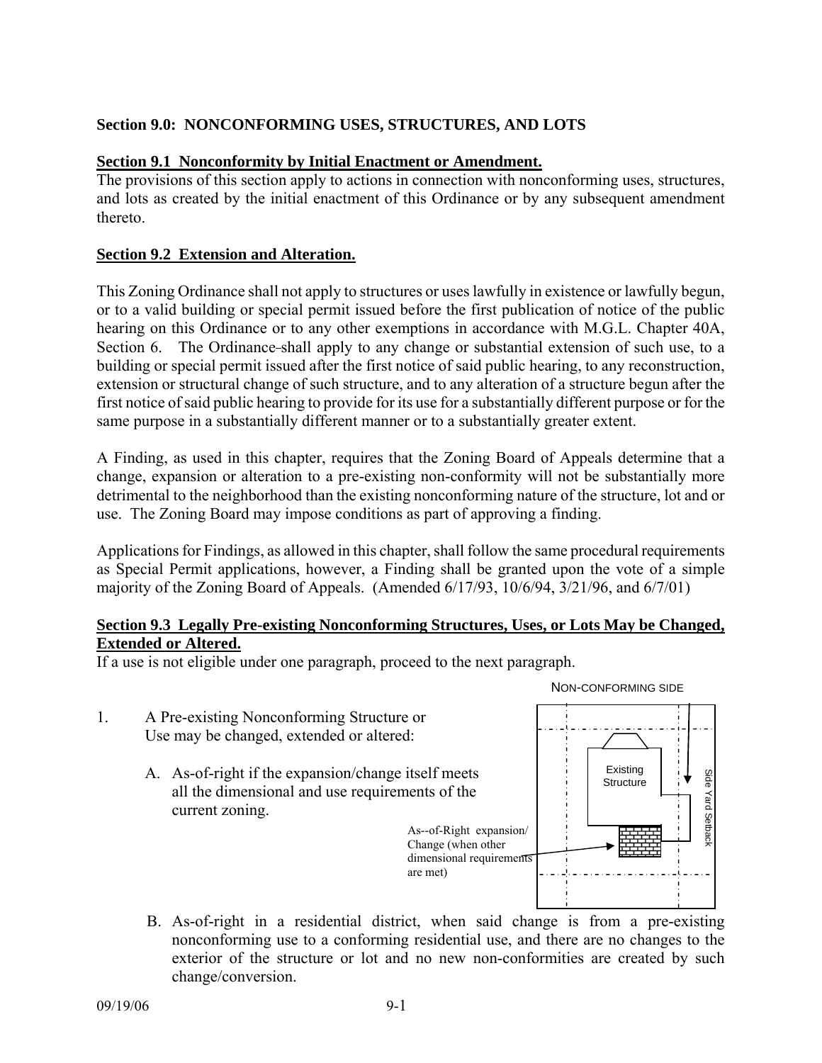**Section 9.0: NONCONFORMING USES, STRUCTURES, AND LOTS**

**Section 9.1 Nonconformity by Initial Enactment or Amendment.**

The provisions of this section apply to actions in connection with nonconforming uses, structures, and lots as created by the initial enactment of this Ordinance or by any subsequent amendment thereto.

**Section 9.2 Extension and Alteration.**

This Zoning Ordinance shall not apply to structures or uses lawfully in existence or lawfully begun, or to a valid building or special permit issued before the first publication of notice of the public hearing on this Ordinance or to any other exemptions in accordance with M.G.L. Chapter 40A, Section 6. The Ordinance shall apply to any change or substantial extension of such use, to a building or special permit issued after the first notice of said public hearing, to any reconstruction, extension or structural change of such structure, and to any alteration of a structure begun after the first notice of said public hearing to provide for its use for a substantially different purpose or for the same purpose in a substantially different manner or to a substantially greater extent.

A Finding, as used in this chapter, requires that the Zoning Board of Appeals determine that a change, expansion or alteration to a pre-existing non-conformity will not be substantially more detrimental to the neighborhood than the existing nonconforming nature of the structure, lot and or use. The Zoning Board may impose conditions as part of approving a finding.

Applications for Findings, as allowed in this chapter, shall follow the same procedural requirements as Special Permit applications, however, a Finding shall be granted upon the vote of a simple majority of the Zoning Board of Appeals. (Amended 6/17/93, 10/6/94, 3/21/96, and 6/7/01)

**Section 9.3 Legally Pre-existing Nonconforming Structures, Uses, or Lots May be Changed, Extended or Altered.**

If a use is not eligible under one paragraph, proceed to the next paragraph.

NON-CONFORMING SIDE

Existing Structure

Side Yard Setback

As-of-Right expansion/ Change (when other dimensional requirements are met)

1. A Pre-existing Nonconforming Structure or Use may be changed, extended or altered:

   A. As-of-right if the expansion/change itself meets all the dimensional and use requirements of the current zoning.

   B. As-of-right in a residential district, when said change is from a pre-existing nonconforming use to a conforming residential use, and there are no changes to the exterior of the structure or lot and no new non-conformities are created by such change/conversion.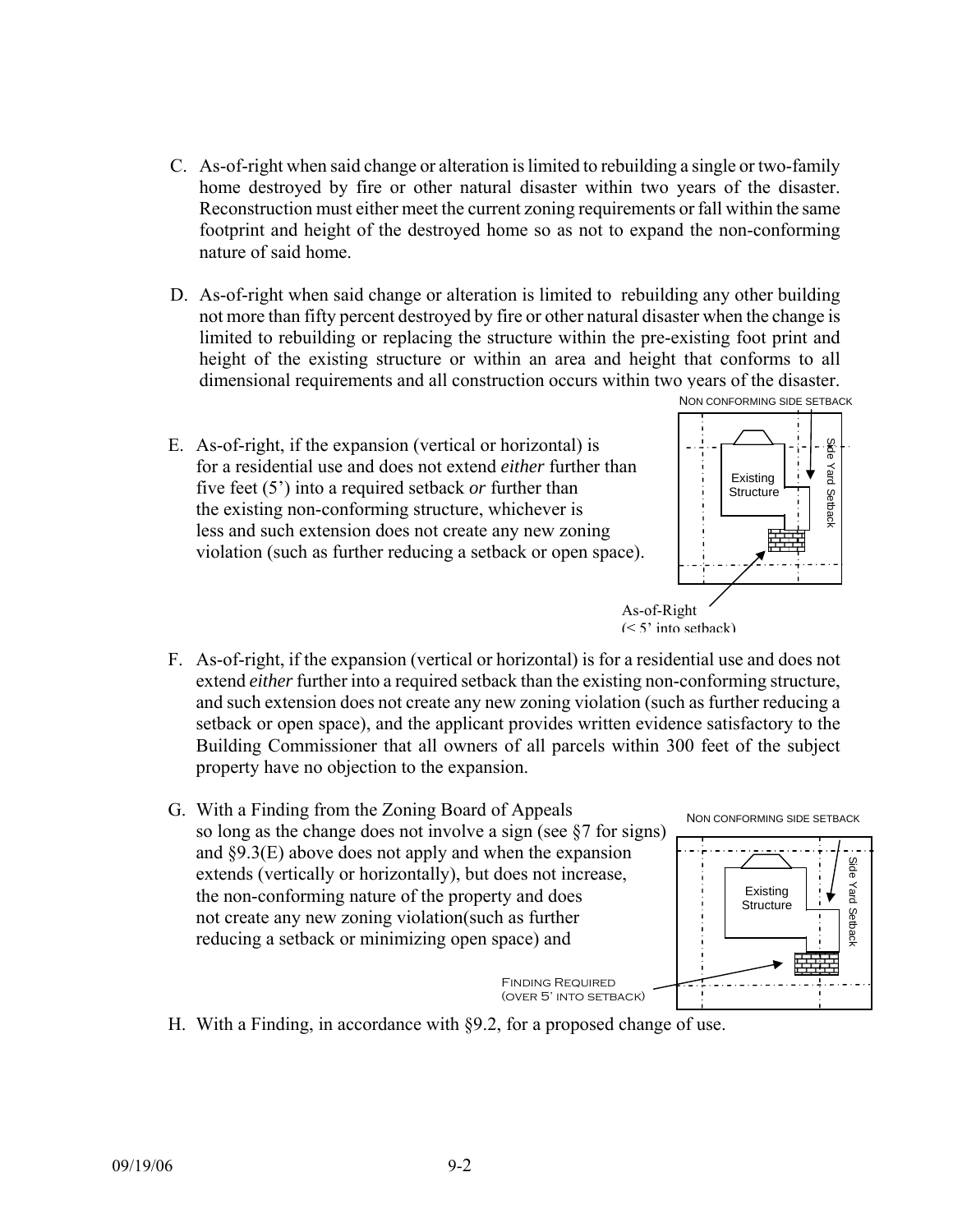C. As-of-right when said change or alteration is limited to rebuilding a single or two-family home destroyed by fire or other natural disaster within two years of the disaster. Reconstruction must either meet the current zoning requirements or fall within the same footprint and height of the destroyed home so as not to expand the non-conforming nature of said home.

D. As-of-right when said change or alteration is limited to rebuilding any other building not more than fifty percent destroyed by fire or other natural disaster when the change is limited to rebuilding or replacing the structure within the pre-existing foot print and height of the existing structure or within an area and height that conforms to all dimensional requirements and all construction occurs within two years of the disaster.

E. As-of-right, if the expansion (vertical or horizontal) is for a residential use and does not extend *either* further than five feet (5') into a required setback *or* further than the existing non-conforming structure, whichever is less and such extension does not create any new zoning violation (such as further reducing a setback or open space).

NON CONFORMING SIDE SETBACK

Existing Structure

Side Yard Setback

As-of-Right (< 5' into setback)

F. As-of-right, if the expansion (vertical or horizontal) is for a residential use and does not extend *either* further into a required setback than the existing non-conforming structure, and such extension does not create any new zoning violation (such as further reducing a setback or open space), and the applicant provides written evidence satisfactory to the Building Commissioner that all owners of all parcels within 300 feet of the subject property have no objection to the expansion.

G. With a Finding from the Zoning Board of Appeals so long as the change does not involve a sign (see §7 for signs) and §9.3(E) above does not apply and when the expansion extends (vertically or horizontally), but does not increase, the non-conforming nature of the property and does not create any new zoning violation(such as further reducing a setback or minimizing open space) and

NON CONFORMING SIDE SETBACK

Existing Structure

Side Yard Setback

FINDING REQUIRED (OVER 5' INTO SETBACK)

H. With a Finding, in accordance with §9.2, for a proposed change of use.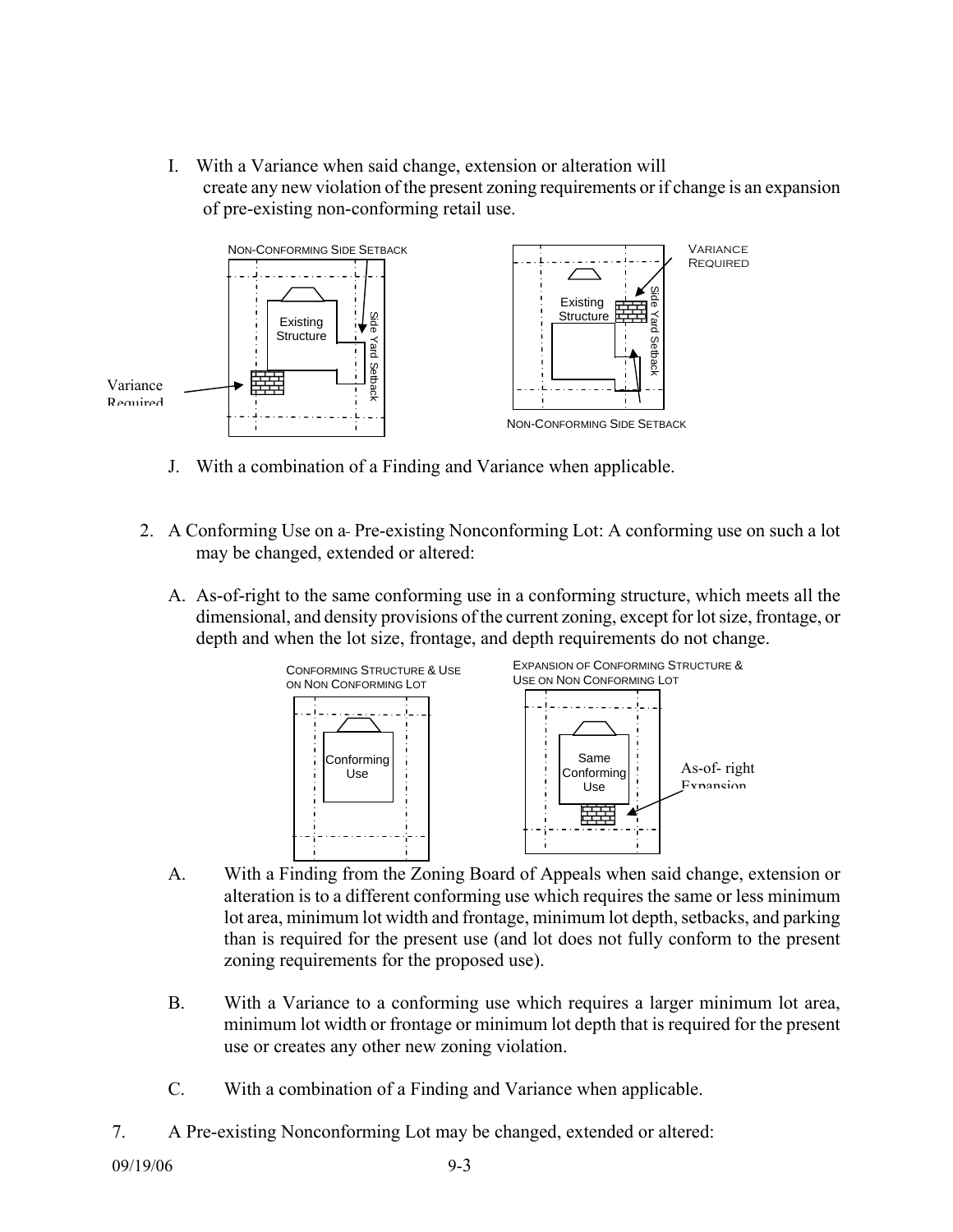I. With a Variance when said change, extension or alteration will create any new violation of the present zoning requirements or if change is an expansion of pre-existing non-conforming retail use.

NON-CONFORMING SIDE SETBACK

Existing Structure

Side Yard Setback

Variance Required

VARIANCE REQUIRED

Existing Structure

Side Yard Setback

NON-CONFORMING SIDE SETBACK

J. With a combination of a Finding and Variance when applicable.

2. A Conforming Use on a Pre-existing Nonconforming Lot: A conforming use on such a lot may be changed, extended or altered:

A. As-of-right to the same conforming use in a conforming structure, which meets all the dimensional, and density provisions of the current zoning, except for lot size, frontage, or depth and when the lot size, frontage, and depth requirements do not change.

CONFORMING STRUCTURE & USE ON NON CONFORMING LOT

Conforming Use

EXPANSION OF CONFORMING STRUCTURE & USE ON NON CONFORMING LOT

Same Conforming Use

As-of- right Expansion

A. With a Finding from the Zoning Board of Appeals when said change, extension or alteration is to a different conforming use which requires the same or less minimum lot area, minimum lot width and frontage, minimum lot depth, setbacks, and parking than is required for the present use (and lot does not fully conform to the present zoning requirements for the proposed use).

B. With a Variance to a conforming use which requires a larger minimum lot area, minimum lot width or frontage or minimum lot depth that is required for the present use or creates any other new zoning violation.

C. With a combination of a Finding and Variance when applicable.

7. A Pre-existing Nonconforming Lot may be changed, extended or altered: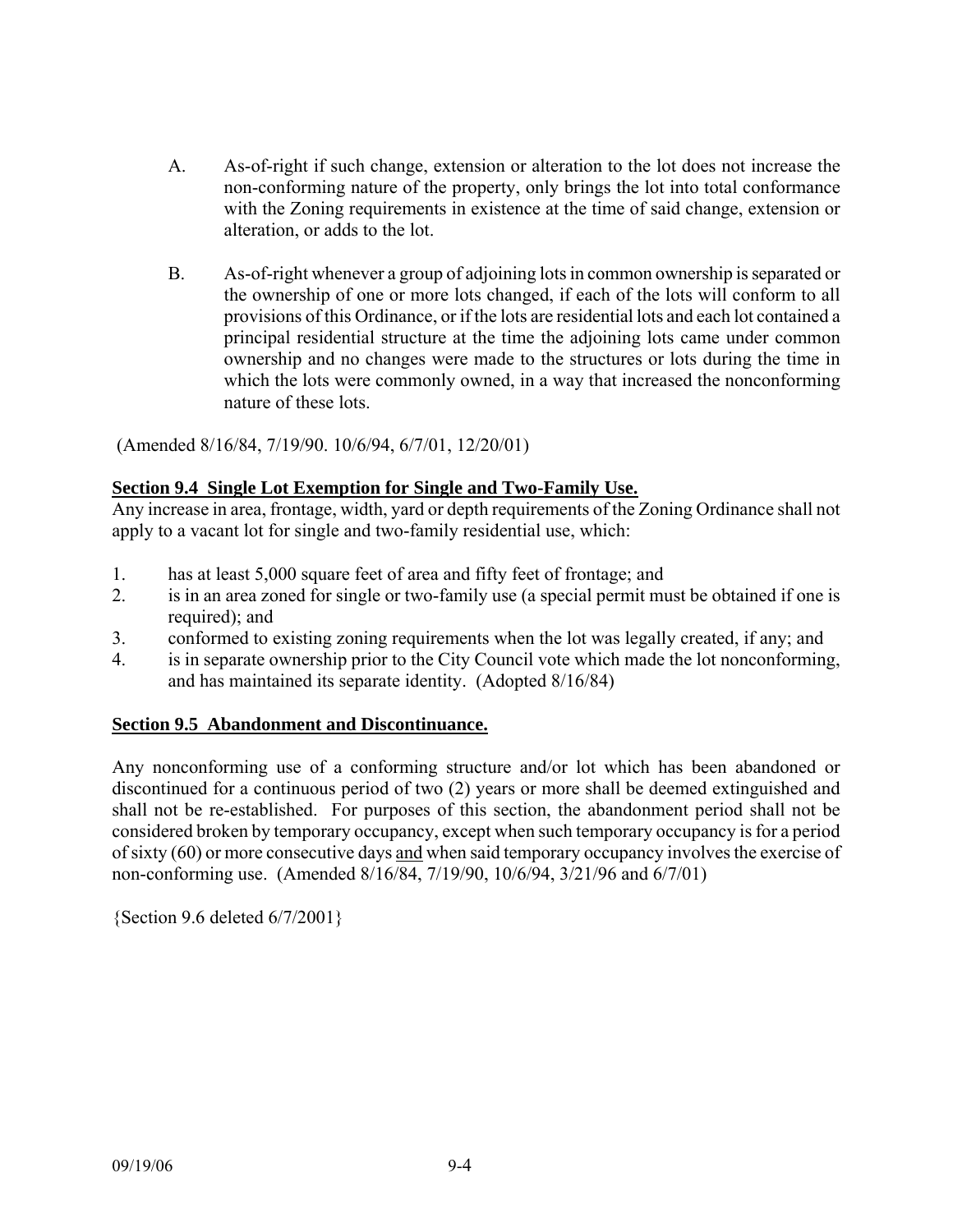A. As-of-right if such change, extension or alteration to the lot does not increase the non-conforming nature of the property, only brings the lot into total conformance with the Zoning requirements in existence at the time of said change, extension or alteration, or adds to the lot.

B. As-of-right whenever a group of adjoining lots in common ownership is separated or the ownership of one or more lots changed, if each of the lots will conform to all provisions of this Ordinance, or if the lots are residential lots and each lot contained a principal residential structure at the time the adjoining lots came under common ownership and no changes were made to the structures or lots during the time in which the lots were commonly owned, in a way that increased the nonconforming nature of these lots.

(Amended 8/16/84, 7/19/90. 10/6/94, 6/7/01, 12/20/01)

**Section 9.4 Single Lot Exemption for Single and Two-Family Use.**

Any increase in area, frontage, width, yard or depth requirements of the Zoning Ordinance shall not apply to a vacant lot for single and two-family residential use, which:

1. has at least 5,000 square feet of area and fifty feet of frontage; and
2. is in an area zoned for single or two-family use (a special permit must be obtained if one is required); and
3. conformed to existing zoning requirements when the lot was legally created, if any; and
4. is in separate ownership prior to the City Council vote which made the lot nonconforming, and has maintained its separate identity. (Adopted 8/16/84)

**Section 9.5 Abandonment and Discontinuance.**

Any nonconforming use of a conforming structure and/or lot which has been abandoned or discontinued for a continuous period of two (2) years or more shall be deemed extinguished and shall not be re-established. For purposes of this section, the abandonment period shall not be considered broken by temporary occupancy, except when such temporary occupancy is for a period of sixty (60) or more consecutive days and when said temporary occupancy involves the exercise of non-conforming use. (Amended 8/16/84, 7/19/90, 10/6/94, 3/21/96 and 6/7/01)

{Section 9.6 deleted 6/7/2001}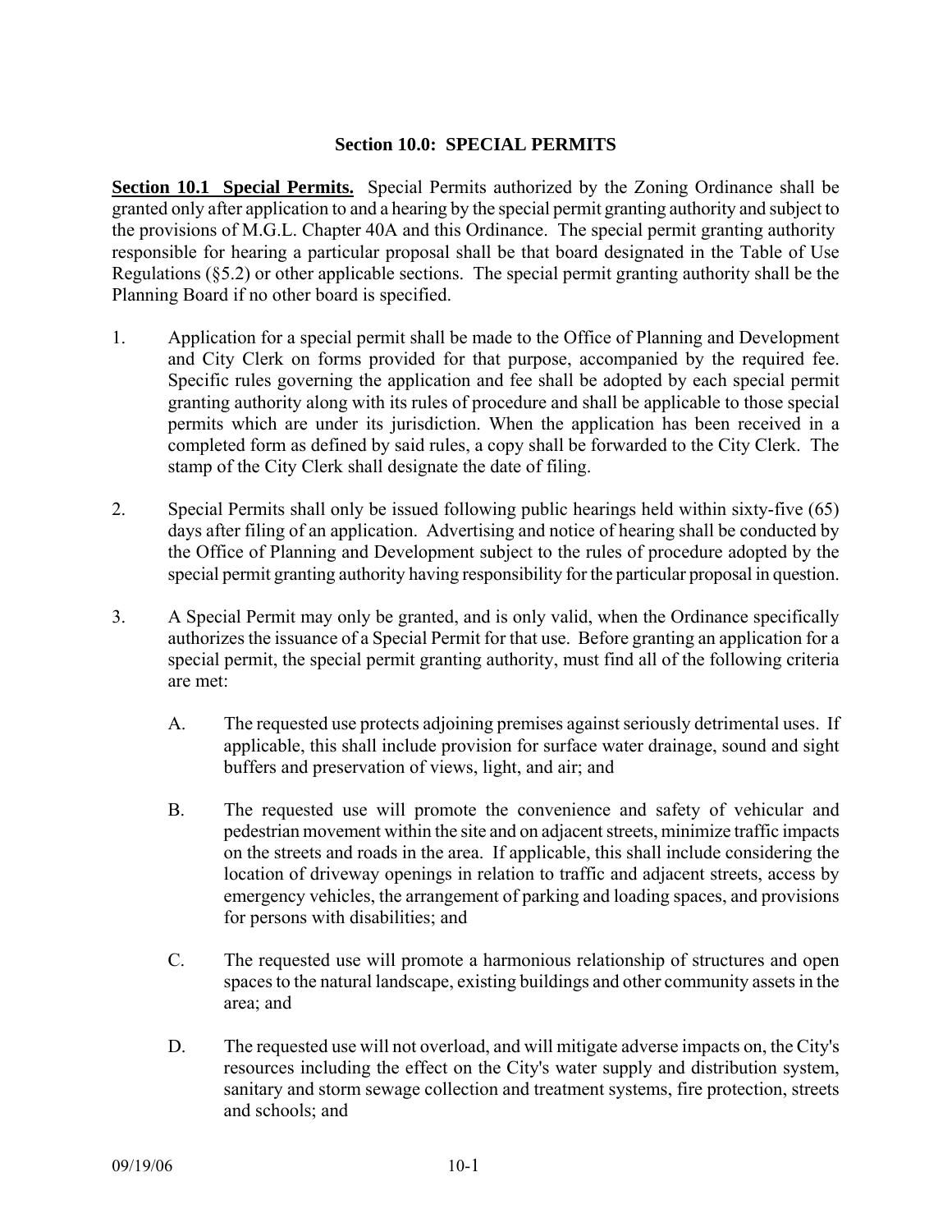# Section 10.0: SPECIAL PERMITS

**Section 10.1 Special Permits.** Special Permits authorized by the Zoning Ordinance shall be granted only after application to and a hearing by the special permit granting authority and subject to the provisions of M.G.L. Chapter 40A and this Ordinance. The special permit granting authority responsible for hearing a particular proposal shall be that board designated in the Table of Use Regulations (§5.2) or other applicable sections. The special permit granting authority shall be the Planning Board if no other board is specified.

1. Application for a special permit shall be made to the Office of Planning and Development and City Clerk on forms provided for that purpose, accompanied by the required fee. Specific rules governing the application and fee shall be adopted by each special permit granting authority along with its rules of procedure and shall be applicable to those special permits which are under its jurisdiction. When the application has been received in a completed form as defined by said rules, a copy shall be forwarded to the City Clerk. The stamp of the City Clerk shall designate the date of filing.

2. Special Permits shall only be issued following public hearings held within sixty-five (65) days after filing of an application. Advertising and notice of hearing shall be conducted by the Office of Planning and Development subject to the rules of procedure adopted by the special permit granting authority having responsibility for the particular proposal in question.

3. A Special Permit may only be granted, and is only valid, when the Ordinance specifically authorizes the issuance of a Special Permit for that use. Before granting an application for a special permit, the special permit granting authority, must find all of the following criteria are met:

   A. The requested use protects adjoining premises against seriously detrimental uses. If applicable, this shall include provision for surface water drainage, sound and sight buffers and preservation of views, light, and air; and

   B. The requested use will promote the convenience and safety of vehicular and pedestrian movement within the site and on adjacent streets, minimize traffic impacts on the streets and roads in the area. If applicable, this shall include considering the location of driveway openings in relation to traffic and adjacent streets, access by emergency vehicles, the arrangement of parking and loading spaces, and provisions for persons with disabilities; and

   C. The requested use will promote a harmonious relationship of structures and open spaces to the natural landscape, existing buildings and other community assets in the area; and

   D. The requested use will not overload, and will mitigate adverse impacts on, the City's resources including the effect on the City's water supply and distribution system, sanitary and storm sewage collection and treatment systems, fire protection, streets and schools; and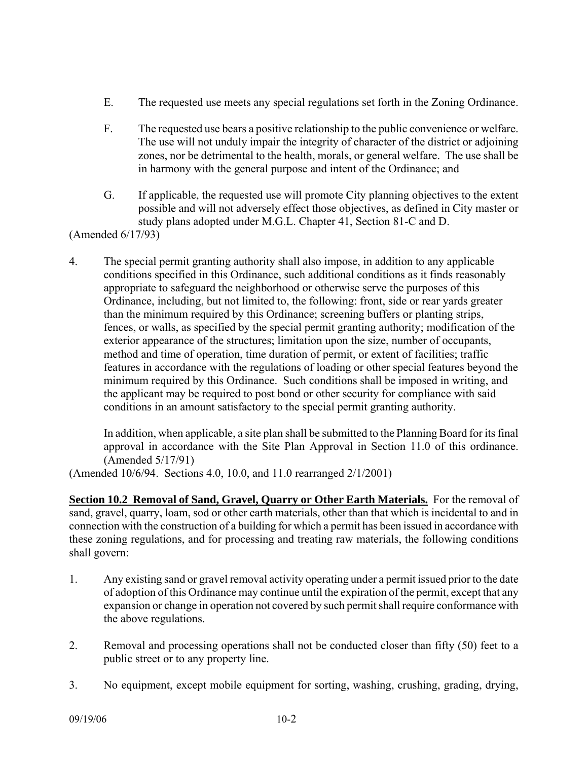E. The requested use meets any special regulations set forth in the Zoning Ordinance.

F. The requested use bears a positive relationship to the public convenience or welfare. The use will not unduly impair the integrity of character of the district or adjoining zones, nor be detrimental to the health, morals, or general welfare. The use shall be in harmony with the general purpose and intent of the Ordinance; and

G. If applicable, the requested use will promote City planning objectives to the extent possible and will not adversely effect those objectives, as defined in City master or study plans adopted under M.G.L. Chapter 41, Section 81-C and D.

(Amended 6/17/93)

4. The special permit granting authority shall also impose, in addition to any applicable conditions specified in this Ordinance, such additional conditions as it finds reasonably appropriate to safeguard the neighborhood or otherwise serve the purposes of this Ordinance, including, but not limited to, the following: front, side or rear yards greater than the minimum required by this Ordinance; screening buffers or planting strips, fences, or walls, as specified by the special permit granting authority; modification of the exterior appearance of the structures; limitation upon the size, number of occupants, method and time of operation, time duration of permit, or extent of facilities; traffic features in accordance with the regulations of loading or other special features beyond the minimum required by this Ordinance. Such conditions shall be imposed in writing, and the applicant may be required to post bond or other security for compliance with said conditions in an amount satisfactory to the special permit granting authority.

   In addition, when applicable, a site plan shall be submitted to the Planning Board for its final approval in accordance with the Site Plan Approval in Section 11.0 of this ordinance. (Amended 5/17/91)

(Amended 10/6/94. Sections 4.0, 10.0, and 11.0 rearranged 2/1/2001)

**Section 10.2 Removal of Sand, Gravel, Quarry or Other Earth Materials.** For the removal of sand, gravel, quarry, loam, sod or other earth materials, other than that which is incidental to and in connection with the construction of a building for which a permit has been issued in accordance with these zoning regulations, and for processing and treating raw materials, the following conditions shall govern:

1. Any existing sand or gravel removal activity operating under a permit issued prior to the date of adoption of this Ordinance may continue until the expiration of the permit, except that any expansion or change in operation not covered by such permit shall require conformance with the above regulations.

2. Removal and processing operations shall not be conducted closer than fifty (50) feet to a public street or to any property line.

3. No equipment, except mobile equipment for sorting, washing, crushing, grading, drying,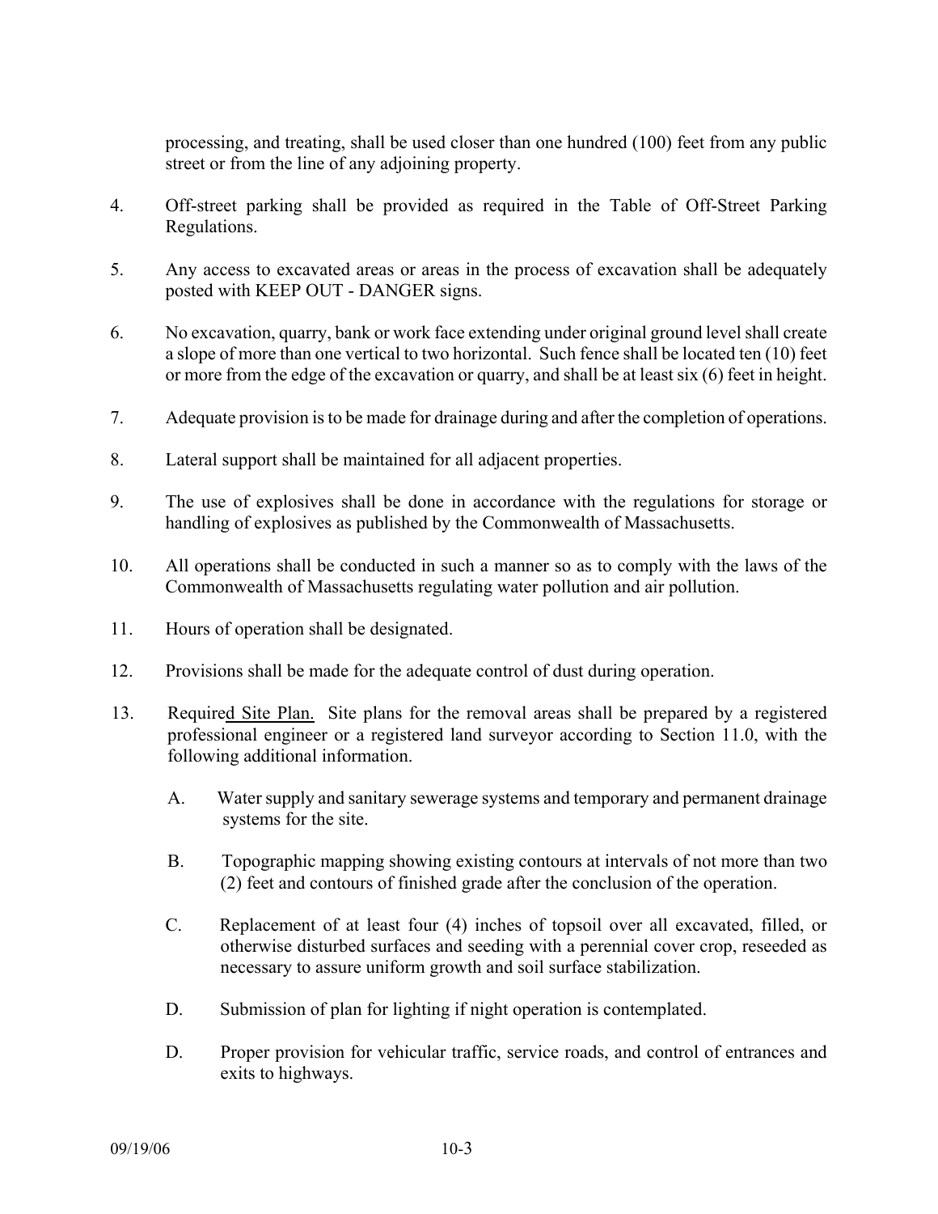processing, and treating, shall be used closer than one hundred (100) feet from any public street or from the line of any adjoining property.

4. Off-street parking shall be provided as required in the Table of Off-Street Parking Regulations.

5. Any access to excavated areas or areas in the process of excavation shall be adequately posted with KEEP OUT - DANGER signs.

6. No excavation, quarry, bank or work face extending under original ground level shall create a slope of more than one vertical to two horizontal. Such fence shall be located ten (10) feet or more from the edge of the excavation or quarry, and shall be at least six (6) feet in height.

7. Adequate provision is to be made for drainage during and after the completion of operations.

8. Lateral support shall be maintained for all adjacent properties.

9. The use of explosives shall be done in accordance with the regulations for storage or handling of explosives as published by the Commonwealth of Massachusetts.

10. All operations shall be conducted in such a manner so as to comply with the laws of the Commonwealth of Massachusetts regulating water pollution and air pollution.

11. Hours of operation shall be designated.

12. Provisions shall be made for the adequate control of dust during operation.

13. Required Site Plan. Site plans for the removal areas shall be prepared by a registered professional engineer or a registered land surveyor according to Section 11.0, with the following additional information.

    A. Water supply and sanitary sewerage systems and temporary and permanent drainage systems for the site.

    B. Topographic mapping showing existing contours at intervals of not more than two (2) feet and contours of finished grade after the conclusion of the operation.

    C. Replacement of at least four (4) inches of topsoil over all excavated, filled, or otherwise disturbed surfaces and seeding with a perennial cover crop, reseeded as necessary to assure uniform growth and soil surface stabilization.

    D. Submission of plan for lighting if night operation is contemplated.

    D. Proper provision for vehicular traffic, service roads, and control of entrances and exits to highways.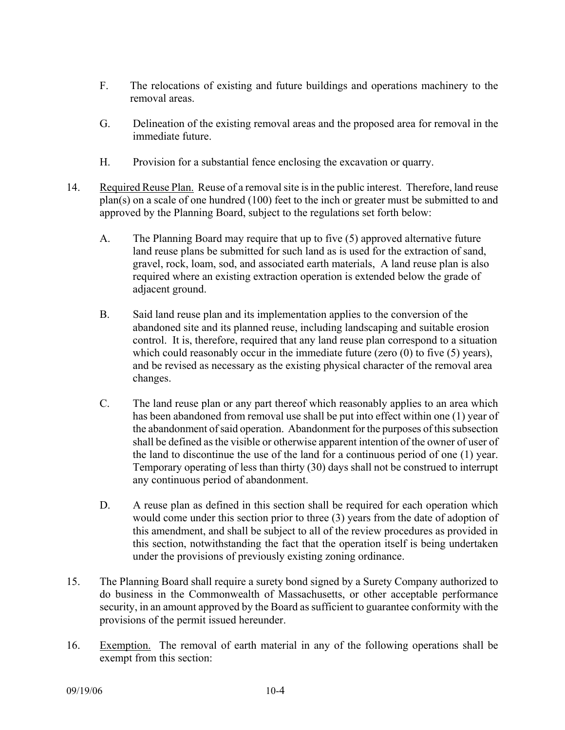F. The relocations of existing and future buildings and operations machinery to the removal areas.

G. Delineation of the existing removal areas and the proposed area for removal in the immediate future.

H. Provision for a substantial fence enclosing the excavation or quarry.

14. Required Reuse Plan. Reuse of a removal site is in the public interest. Therefore, land reuse plan(s) on a scale of one hundred (100) feet to the inch or greater must be submitted to and approved by the Planning Board, subject to the regulations set forth below:

    A. The Planning Board may require that up to five (5) approved alternative future land reuse plans be submitted for such land as is used for the extraction of sand, gravel, rock, loam, sod, and associated earth materials, A land reuse plan is also required where an existing extraction operation is extended below the grade of adjacent ground.

    B. Said land reuse plan and its implementation applies to the conversion of the abandoned site and its planned reuse, including landscaping and suitable erosion control. It is, therefore, required that any land reuse plan correspond to a situation which could reasonably occur in the immediate future (zero (0) to five (5) years), and be revised as necessary as the existing physical character of the removal area changes.

    C. The land reuse plan or any part thereof which reasonably applies to an area which has been abandoned from removal use shall be put into effect within one (1) year of the abandonment of said operation. Abandonment for the purposes of this subsection shall be defined as the visible or otherwise apparent intention of the owner of user of the land to discontinue the use of the land for a continuous period of one (1) year. Temporary operating of less than thirty (30) days shall not be construed to interrupt any continuous period of abandonment.

    D. A reuse plan as defined in this section shall be required for each operation which would come under this section prior to three (3) years from the date of adoption of this amendment, and shall be subject to all of the review procedures as provided in this section, notwithstanding the fact that the operation itself is being undertaken under the provisions of previously existing zoning ordinance.

15. The Planning Board shall require a surety bond signed by a Surety Company authorized to do business in the Commonwealth of Massachusetts, or other acceptable performance security, in an amount approved by the Board as sufficient to guarantee conformity with the provisions of the permit issued hereunder.

16. Exemption. The removal of earth material in any of the following operations shall be exempt from this section: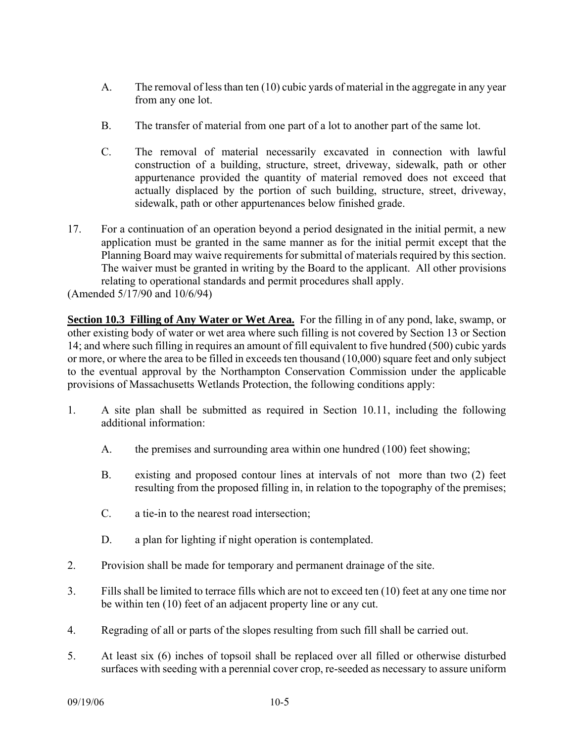A. The removal of less than ten (10) cubic yards of material in the aggregate in any year from any one lot.

B. The transfer of material from one part of a lot to another part of the same lot.

C. The removal of material necessarily excavated in connection with lawful construction of a building, structure, street, driveway, sidewalk, path or other appurtenance provided the quantity of material removed does not exceed that actually displaced by the portion of such building, structure, street, driveway, sidewalk, path or other appurtenances below finished grade.

17. For a continuation of an operation beyond a period designated in the initial permit, a new application must be granted in the same manner as for the initial permit except that the Planning Board may waive requirements for submittal of materials required by this section. The waiver must be granted in writing by the Board to the applicant. All other provisions relating to operational standards and permit procedures shall apply.

(Amended 5/17/90 and 10/6/94)

**Section 10.3 Filling of Any Water or Wet Area.** For the filling in of any pond, lake, swamp, or other existing body of water or wet area where such filling is not covered by Section 13 or Section 14; and where such filling in requires an amount of fill equivalent to five hundred (500) cubic yards or more, or where the area to be filled in exceeds ten thousand (10,000) square feet and only subject to the eventual approval by the Northampton Conservation Commission under the applicable provisions of Massachusetts Wetlands Protection, the following conditions apply:

1. A site plan shall be submitted as required in Section 10.11, including the following additional information:

   A. the premises and surrounding area within one hundred (100) feet showing;

   B. existing and proposed contour lines at intervals of not more than two (2) feet resulting from the proposed filling in, in relation to the topography of the premises;

   C. a tie-in to the nearest road intersection;

   D. a plan for lighting if night operation is contemplated.

2. Provision shall be made for temporary and permanent drainage of the site.

3. Fills shall be limited to terrace fills which are not to exceed ten (10) feet at any one time nor be within ten (10) feet of an adjacent property line or any cut.

4. Regrading of all or parts of the slopes resulting from such fill shall be carried out.

5. At least six (6) inches of topsoil shall be replaced over all filled or otherwise disturbed surfaces with seeding with a perennial cover crop, re-seeded as necessary to assure uniform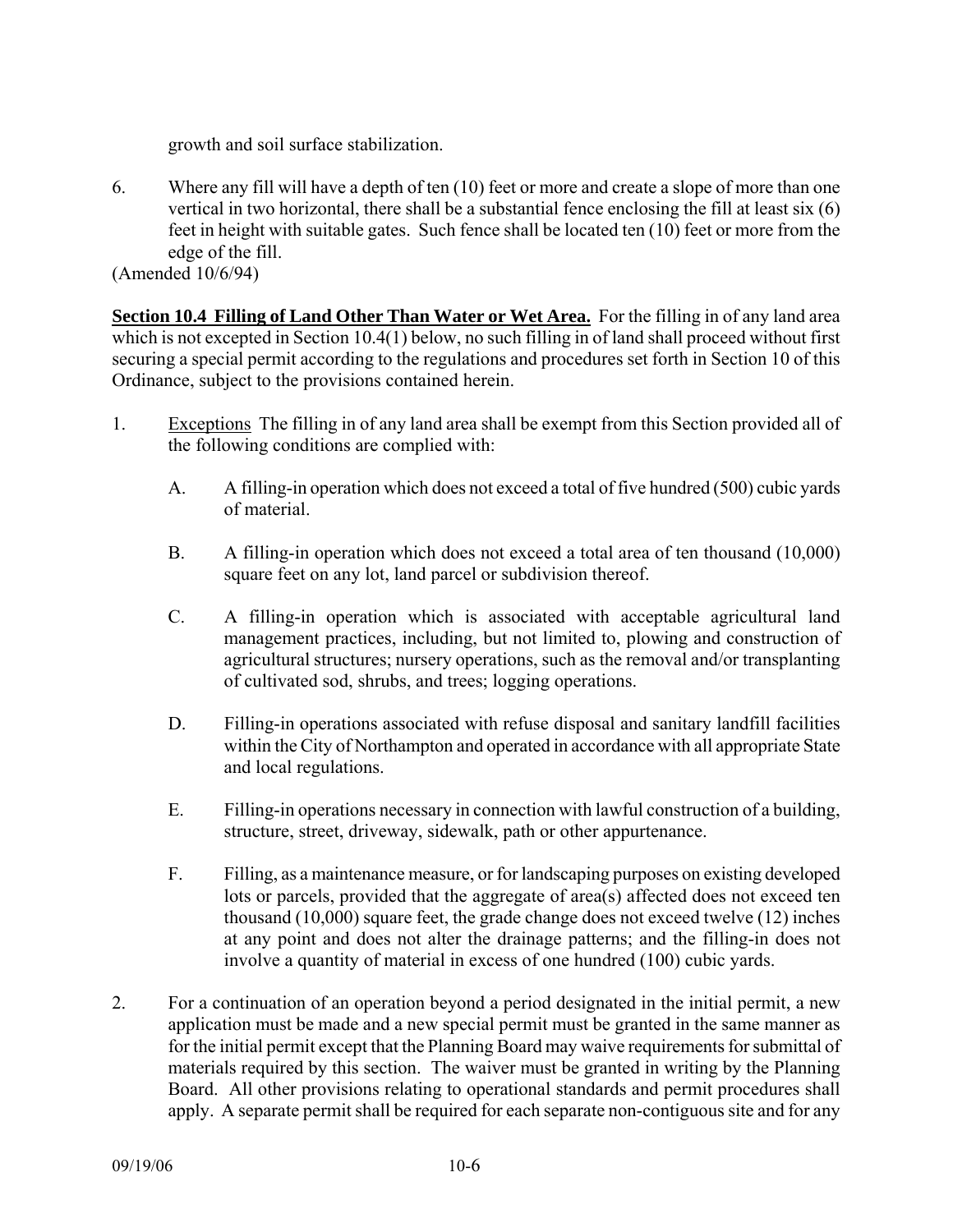growth and soil surface stabilization.

6. Where any fill will have a depth of ten (10) feet or more and create a slope of more than one vertical in two horizontal, there shall be a substantial fence enclosing the fill at least six (6) feet in height with suitable gates. Such fence shall be located ten (10) feet or more from the edge of the fill.

(Amended 10/6/94)

**Section 10.4 Filling of Land Other Than Water or Wet Area.** For the filling in of any land area which is not excepted in Section 10.4(1) below, no such filling in of land shall proceed without first securing a special permit according to the regulations and procedures set forth in Section 10 of this Ordinance, subject to the provisions contained herein.

1. Exceptions The filling in of any land area shall be exempt from this Section provided all of the following conditions are complied with:

   A. A filling-in operation which does not exceed a total of five hundred (500) cubic yards of material.

   B. A filling-in operation which does not exceed a total area of ten thousand (10,000) square feet on any lot, land parcel or subdivision thereof.

   C. A filling-in operation which is associated with acceptable agricultural land management practices, including, but not limited to, plowing and construction of agricultural structures; nursery operations, such as the removal and/or transplanting of cultivated sod, shrubs, and trees; logging operations.

   D. Filling-in operations associated with refuse disposal and sanitary landfill facilities within the City of Northampton and operated in accordance with all appropriate State and local regulations.

   E. Filling-in operations necessary in connection with lawful construction of a building, structure, street, driveway, sidewalk, path or other appurtenance.

   F. Filling, as a maintenance measure, or for landscaping purposes on existing developed lots or parcels, provided that the aggregate of area(s) affected does not exceed ten thousand (10,000) square feet, the grade change does not exceed twelve (12) inches at any point and does not alter the drainage patterns; and the filling-in does not involve a quantity of material in excess of one hundred (100) cubic yards.

2. For a continuation of an operation beyond a period designated in the initial permit, a new application must be made and a new special permit must be granted in the same manner as for the initial permit except that the Planning Board may waive requirements for submittal of materials required by this section. The waiver must be granted in writing by the Planning Board. All other provisions relating to operational standards and permit procedures shall apply. A separate permit shall be required for each separate non-contiguous site and for any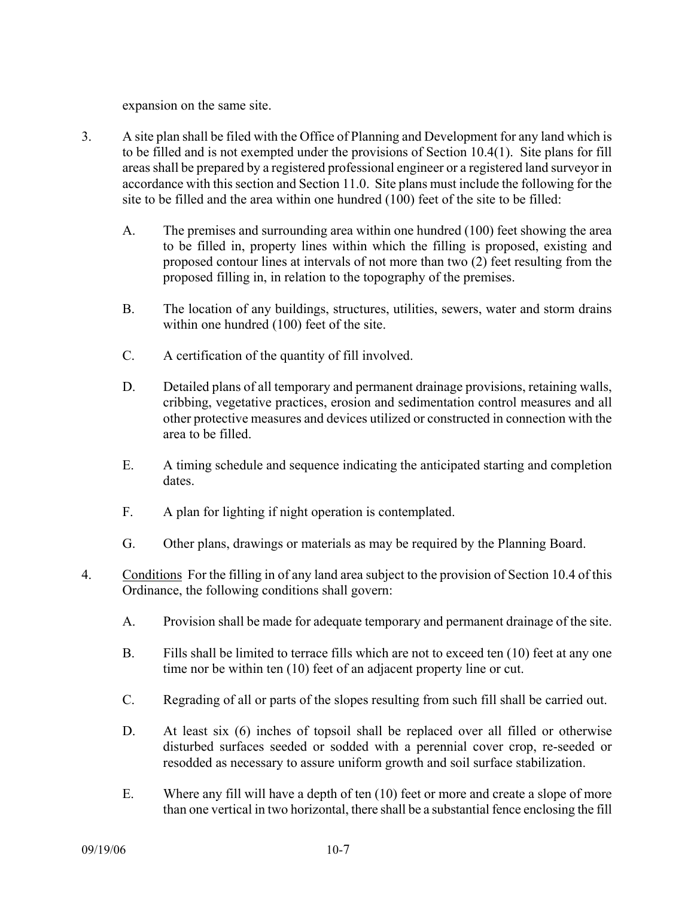expansion on the same site.

3. A site plan shall be filed with the Office of Planning and Development for any land which is to be filled and is not exempted under the provisions of Section 10.4(1). Site plans for fill areas shall be prepared by a registered professional engineer or a registered land surveyor in accordance with this section and Section 11.0. Site plans must include the following for the site to be filled and the area within one hundred (100) feet of the site to be filled:

   A. The premises and surrounding area within one hundred (100) feet showing the area to be filled in, property lines within which the filling is proposed, existing and proposed contour lines at intervals of not more than two (2) feet resulting from the proposed filling in, in relation to the topography of the premises.

   B. The location of any buildings, structures, utilities, sewers, water and storm drains within one hundred (100) feet of the site.

   C. A certification of the quantity of fill involved.

   D. Detailed plans of all temporary and permanent drainage provisions, retaining walls, cribbing, vegetative practices, erosion and sedimentation control measures and all other protective measures and devices utilized or constructed in connection with the area to be filled.

   E. A timing schedule and sequence indicating the anticipated starting and completion dates.

   F. A plan for lighting if night operation is contemplated.

   G. Other plans, drawings or materials as may be required by the Planning Board.

4. Conditions For the filling in of any land area subject to the provision of Section 10.4 of this Ordinance, the following conditions shall govern:

   A. Provision shall be made for adequate temporary and permanent drainage of the site.

   B. Fills shall be limited to terrace fills which are not to exceed ten (10) feet at any one time nor be within ten (10) feet of an adjacent property line or cut.

   C. Regrading of all or parts of the slopes resulting from such fill shall be carried out.

   D. At least six (6) inches of topsoil shall be replaced over all filled or otherwise disturbed surfaces seeded or sodded with a perennial cover crop, re-seeded or resodded as necessary to assure uniform growth and soil surface stabilization.

   E. Where any fill will have a depth of ten (10) feet or more and create a slope of more than one vertical in two horizontal, there shall be a substantial fence enclosing the fill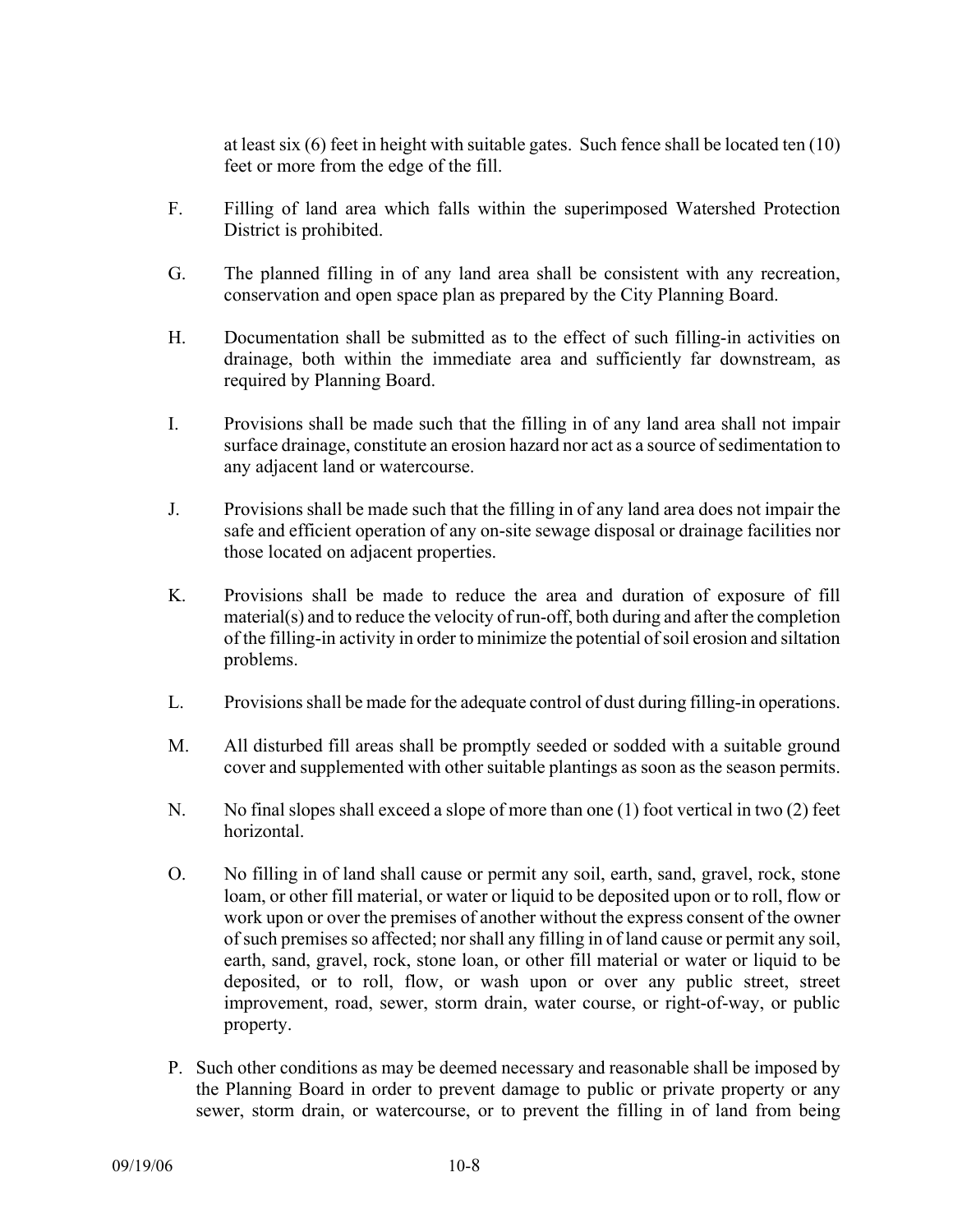at least six (6) feet in height with suitable gates. Such fence shall be located ten (10) feet or more from the edge of the fill.

F. Filling of land area which falls within the superimposed Watershed Protection District is prohibited.

G. The planned filling in of any land area shall be consistent with any recreation, conservation and open space plan as prepared by the City Planning Board.

H. Documentation shall be submitted as to the effect of such filling-in activities on drainage, both within the immediate area and sufficiently far downstream, as required by Planning Board.

I. Provisions shall be made such that the filling in of any land area shall not impair surface drainage, constitute an erosion hazard nor act as a source of sedimentation to any adjacent land or watercourse.

J. Provisions shall be made such that the filling in of any land area does not impair the safe and efficient operation of any on-site sewage disposal or drainage facilities nor those located on adjacent properties.

K. Provisions shall be made to reduce the area and duration of exposure of fill material(s) and to reduce the velocity of run-off, both during and after the completion of the filling-in activity in order to minimize the potential of soil erosion and siltation problems.

L. Provisions shall be made for the adequate control of dust during filling-in operations.

M. All disturbed fill areas shall be promptly seeded or sodded with a suitable ground cover and supplemented with other suitable plantings as soon as the season permits.

N. No final slopes shall exceed a slope of more than one (1) foot vertical in two (2) feet horizontal.

O. No filling in of land shall cause or permit any soil, earth, sand, gravel, rock, stone loam, or other fill material, or water or liquid to be deposited upon or to roll, flow or work upon or over the premises of another without the express consent of the owner of such premises so affected; nor shall any filling in of land cause or permit any soil, earth, sand, gravel, rock, stone loan, or other fill material or water or liquid to be deposited, or to roll, flow, or wash upon or over any public street, street improvement, road, sewer, storm drain, water course, or right-of-way, or public property.

P. Such other conditions as may be deemed necessary and reasonable shall be imposed by the Planning Board in order to prevent damage to public or private property or any sewer, storm drain, or watercourse, or to prevent the filling in of land from being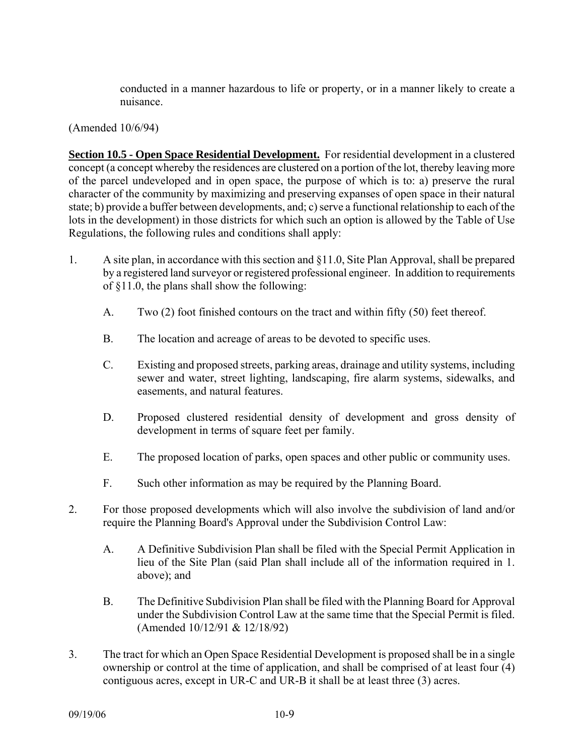conducted in a manner hazardous to life or property, or in a manner likely to create a nuisance.

(Amended 10/6/94)

**Section 10.5 - Open Space Residential Development.** For residential development in a clustered concept (a concept whereby the residences are clustered on a portion of the lot, thereby leaving more of the parcel undeveloped and in open space, the purpose of which is to: a) preserve the rural character of the community by maximizing and preserving expanses of open space in their natural state; b) provide a buffer between developments, and; c) serve a functional relationship to each of the lots in the development) in those districts for which such an option is allowed by the Table of Use Regulations, the following rules and conditions shall apply:

1. A site plan, in accordance with this section and §11.0, Site Plan Approval, shall be prepared by a registered land surveyor or registered professional engineer. In addition to requirements of §11.0, the plans shall show the following:

   A. Two (2) foot finished contours on the tract and within fifty (50) feet thereof.

   B. The location and acreage of areas to be devoted to specific uses.

   C. Existing and proposed streets, parking areas, drainage and utility systems, including sewer and water, street lighting, landscaping, fire alarm systems, sidewalks, and easements, and natural features.

   D. Proposed clustered residential density of development and gross density of development in terms of square feet per family.

   E. The proposed location of parks, open spaces and other public or community uses.

   F. Such other information as may be required by the Planning Board.

2. For those proposed developments which will also involve the subdivision of land and/or require the Planning Board's Approval under the Subdivision Control Law:

   A. A Definitive Subdivision Plan shall be filed with the Special Permit Application in lieu of the Site Plan (said Plan shall include all of the information required in 1. above); and

   B. The Definitive Subdivision Plan shall be filed with the Planning Board for Approval under the Subdivision Control Law at the same time that the Special Permit is filed. (Amended 10/12/91 & 12/18/92)

3. The tract for which an Open Space Residential Development is proposed shall be in a single ownership or control at the time of application, and shall be comprised of at least four (4) contiguous acres, except in UR-C and UR-B it shall be at least three (3) acres.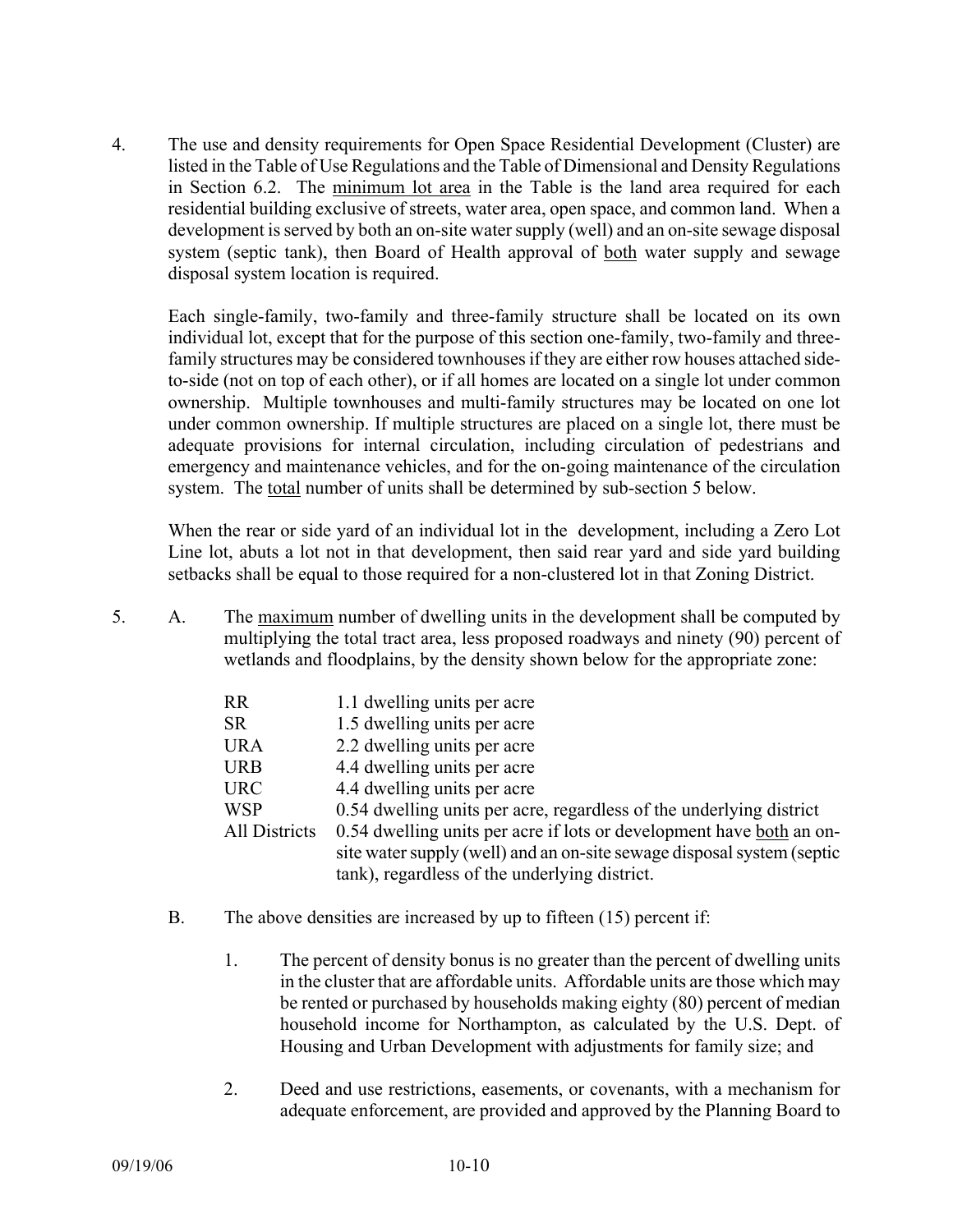4. The use and density requirements for Open Space Residential Development (Cluster) are listed in the Table of Use Regulations and the Table of Dimensional and Density Regulations in Section 6.2. The minimum lot area in the Table is the land area required for each residential building exclusive of streets, water area, open space, and common land. When a development is served by both an on-site water supply (well) and an on-site sewage disposal system (septic tank), then Board of Health approval of both water supply and sewage disposal system location is required.

   Each single-family, two-family and three-family structure shall be located on its own individual lot, except that for the purpose of this section one-family, two-family and three-family structures may be considered townhouses if they are either row houses attached side-to-side (not on top of each other), or if all homes are located on a single lot under common ownership. Multiple townhouses and multi-family structures may be located on one lot under common ownership. If multiple structures are placed on a single lot, there must be adequate provisions for internal circulation, including circulation of pedestrians and emergency and maintenance vehicles, and for the on-going maintenance of the circulation system. The total number of units shall be determined by sub-section 5 below.

   When the rear or side yard of an individual lot in the development, including a Zero Lot Line lot, abuts a lot not in that development, then said rear yard and side yard building setbacks shall be equal to those required for a non-clustered lot in that Zoning District.

5. A. The maximum number of dwelling units in the development shall be computed by multiplying the total tract area, less proposed roadways and ninety (90) percent of wetlands and floodplains, by the density shown below for the appropriate zone:

| | |
|---|---|
| RR | 1.1 dwelling units per acre |
| SR | 1.5 dwelling units per acre |
| URA | 2.2 dwelling units per acre |
| URB | 4.4 dwelling units per acre |
| URC | 4.4 dwelling units per acre |
| WSP | 0.54 dwelling units per acre, regardless of the underlying district |
| All Districts | 0.54 dwelling units per acre if lots or development have both an on-site water supply (well) and an on-site sewage disposal system (septic tank), regardless of the underlying district. |

   B. The above densities are increased by up to fifteen (15) percent if:

      1. The percent of density bonus is no greater than the percent of dwelling units in the cluster that are affordable units. Affordable units are those which may be rented or purchased by households making eighty (80) percent of median household income for Northampton, as calculated by the U.S. Dept. of Housing and Urban Development with adjustments for family size; and

      2. Deed and use restrictions, easements, or covenants, with a mechanism for adequate enforcement, are provided and approved by the Planning Board to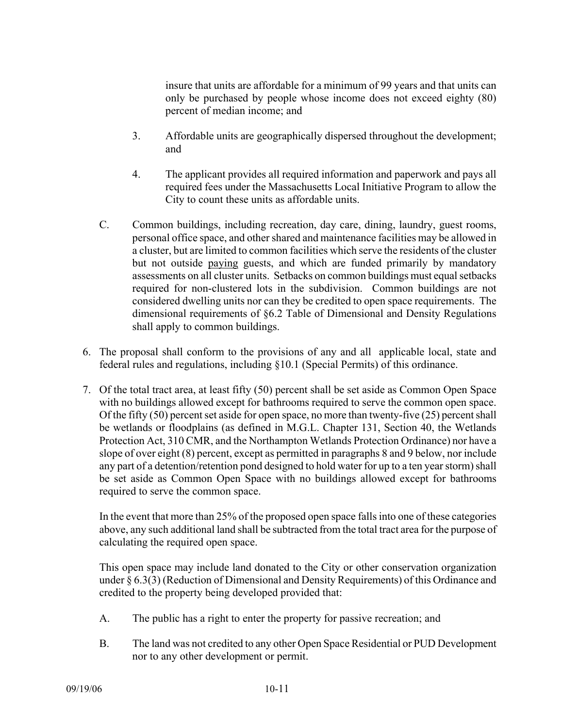insure that units are affordable for a minimum of 99 years and that units can only be purchased by people whose income does not exceed eighty (80) percent of median income; and

3. Affordable units are geographically dispersed throughout the development; and

4. The applicant provides all required information and paperwork and pays all required fees under the Massachusetts Local Initiative Program to allow the City to count these units as affordable units.

C. Common buildings, including recreation, day care, dining, laundry, guest rooms, personal office space, and other shared and maintenance facilities may be allowed in a cluster, but are limited to common facilities which serve the residents of the cluster but not outside <u>paying</u> guests, and which are funded primarily by mandatory assessments on all cluster units. Setbacks on common buildings must equal setbacks required for non-clustered lots in the subdivision. Common buildings are not considered dwelling units nor can they be credited to open space requirements. The dimensional requirements of §6.2 Table of Dimensional and Density Regulations shall apply to common buildings.

6. The proposal shall conform to the provisions of any and all applicable local, state and federal rules and regulations, including §10.1 (Special Permits) of this ordinance.

7. Of the total tract area, at least fifty (50) percent shall be set aside as Common Open Space with no buildings allowed except for bathrooms required to serve the common open space. Of the fifty (50) percent set aside for open space, no more than twenty-five (25) percent shall be wetlands or floodplains (as defined in M.G.L. Chapter 131, Section 40, the Wetlands Protection Act, 310 CMR, and the Northampton Wetlands Protection Ordinance) nor have a slope of over eight (8) percent, except as permitted in paragraphs 8 and 9 below, nor include any part of a detention/retention pond designed to hold water for up to a ten year storm) shall be set aside as Common Open Space with no buildings allowed except for bathrooms required to serve the common space.

   In the event that more than 25% of the proposed open space falls into one of these categories above, any such additional land shall be subtracted from the total tract area for the purpose of calculating the required open space.

   This open space may include land donated to the City or other conservation organization under § 6.3(3) (Reduction of Dimensional and Density Requirements) of this Ordinance and credited to the property being developed provided that:

   A. The public has a right to enter the property for passive recreation; and

   B. The land was not credited to any other Open Space Residential or PUD Development nor to any other development or permit.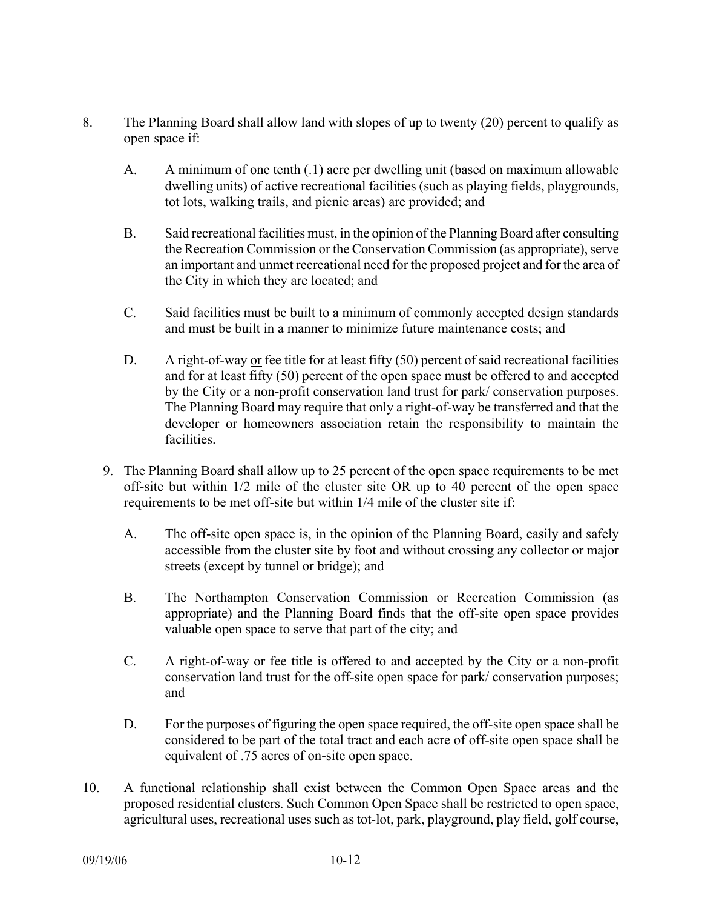8. The Planning Board shall allow land with slopes of up to twenty (20) percent to qualify as open space if:

   A. A minimum of one tenth (.1) acre per dwelling unit (based on maximum allowable dwelling units) of active recreational facilities (such as playing fields, playgrounds, tot lots, walking trails, and picnic areas) are provided; and

   B. Said recreational facilities must, in the opinion of the Planning Board after consulting the Recreation Commission or the Conservation Commission (as appropriate), serve an important and unmet recreational need for the proposed project and for the area of the City in which they are located; and

   C. Said facilities must be built to a minimum of commonly accepted design standards and must be built in a manner to minimize future maintenance costs; and

   D. A right-of-way <u>or</u> fee title for at least fifty (50) percent of said recreational facilities and for at least fifty (50) percent of the open space must be offered to and accepted by the City or a non-profit conservation land trust for park/ conservation purposes. The Planning Board may require that only a right-of-way be transferred and that the developer or homeowners association retain the responsibility to maintain the facilities.

9. The Planning Board shall allow up to 25 percent of the open space requirements to be met off-site but within 1/2 mile of the cluster site <u>OR</u> up to 40 percent of the open space requirements to be met off-site but within 1/4 mile of the cluster site if:

   A. The off-site open space is, in the opinion of the Planning Board, easily and safely accessible from the cluster site by foot and without crossing any collector or major streets (except by tunnel or bridge); and

   B. The Northampton Conservation Commission or Recreation Commission (as appropriate) and the Planning Board finds that the off-site open space provides valuable open space to serve that part of the city; and

   C. A right-of-way or fee title is offered to and accepted by the City or a non-profit conservation land trust for the off-site open space for park/ conservation purposes; and

   D. For the purposes of figuring the open space required, the off-site open space shall be considered to be part of the total tract and each acre of off-site open space shall be equivalent of .75 acres of on-site open space.

10. A functional relationship shall exist between the Common Open Space areas and the proposed residential clusters. Such Common Open Space shall be restricted to open space, agricultural uses, recreational uses such as tot-lot, park, playground, play field, golf course,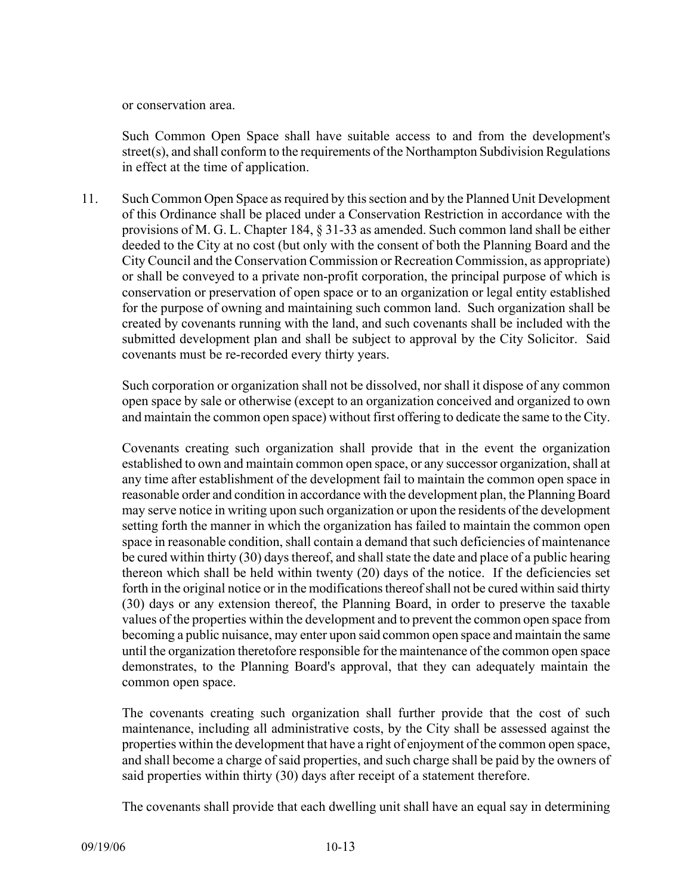or conservation area.

Such Common Open Space shall have suitable access to and from the development's street(s), and shall conform to the requirements of the Northampton Subdivision Regulations in effect at the time of application.

11. Such Common Open Space as required by this section and by the Planned Unit Development of this Ordinance shall be placed under a Conservation Restriction in accordance with the provisions of M. G. L. Chapter 184, § 31-33 as amended. Such common land shall be either deeded to the City at no cost (but only with the consent of both the Planning Board and the City Council and the Conservation Commission or Recreation Commission, as appropriate) or shall be conveyed to a private non-profit corporation, the principal purpose of which is conservation or preservation of open space or to an organization or legal entity established for the purpose of owning and maintaining such common land. Such organization shall be created by covenants running with the land, and such covenants shall be included with the submitted development plan and shall be subject to approval by the City Solicitor. Said covenants must be re-recorded every thirty years.

    Such corporation or organization shall not be dissolved, nor shall it dispose of any common open space by sale or otherwise (except to an organization conceived and organized to own and maintain the common open space) without first offering to dedicate the same to the City.

    Covenants creating such organization shall provide that in the event the organization established to own and maintain common open space, or any successor organization, shall at any time after establishment of the development fail to maintain the common open space in reasonable order and condition in accordance with the development plan, the Planning Board may serve notice in writing upon such organization or upon the residents of the development setting forth the manner in which the organization has failed to maintain the common open space in reasonable condition, shall contain a demand that such deficiencies of maintenance be cured within thirty (30) days thereof, and shall state the date and place of a public hearing thereon which shall be held within twenty (20) days of the notice. If the deficiencies set forth in the original notice or in the modifications thereof shall not be cured within said thirty (30) days or any extension thereof, the Planning Board, in order to preserve the taxable values of the properties within the development and to prevent the common open space from becoming a public nuisance, may enter upon said common open space and maintain the same until the organization theretofore responsible for the maintenance of the common open space demonstrates, to the Planning Board's approval, that they can adequately maintain the common open space.

    The covenants creating such organization shall further provide that the cost of such maintenance, including all administrative costs, by the City shall be assessed against the properties within the development that have a right of enjoyment of the common open space, and shall become a charge of said properties, and such charge shall be paid by the owners of said properties within thirty (30) days after receipt of a statement therefore.

    The covenants shall provide that each dwelling unit shall have an equal say in determining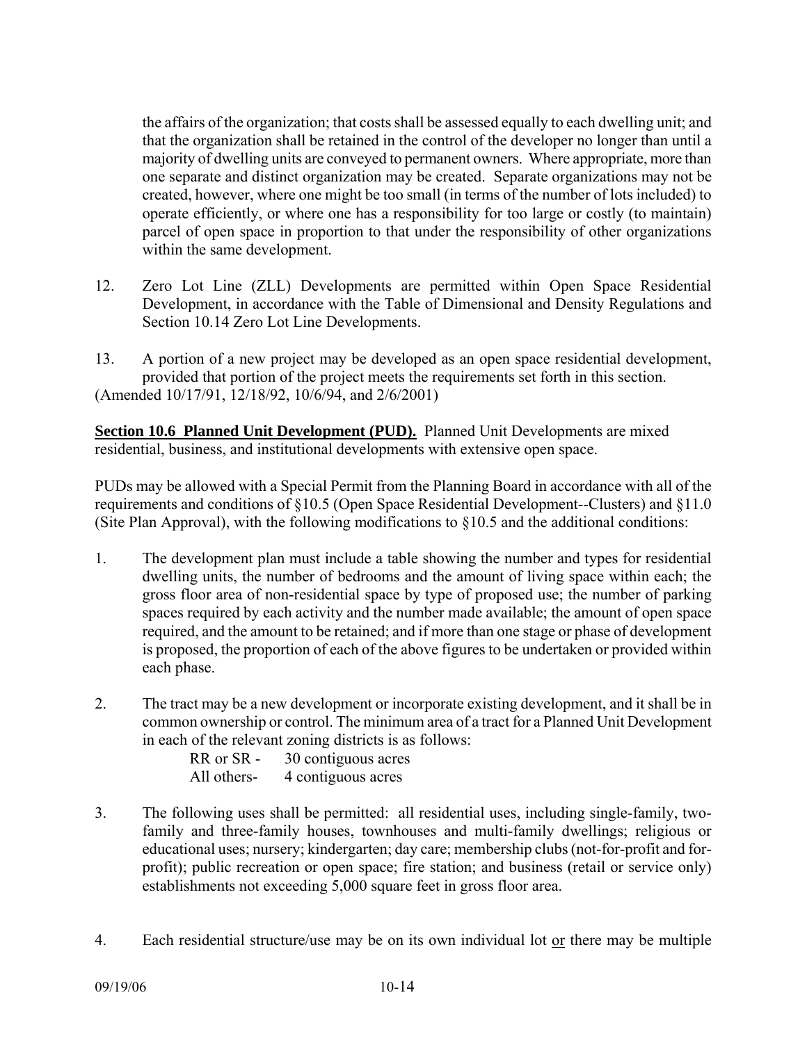the affairs of the organization; that costs shall be assessed equally to each dwelling unit; and that the organization shall be retained in the control of the developer no longer than until a majority of dwelling units are conveyed to permanent owners. Where appropriate, more than one separate and distinct organization may be created. Separate organizations may not be created, however, where one might be too small (in terms of the number of lots included) to operate efficiently, or where one has a responsibility for too large or costly (to maintain) parcel of open space in proportion to that under the responsibility of other organizations within the same development.

12. Zero Lot Line (ZLL) Developments are permitted within Open Space Residential Development, in accordance with the Table of Dimensional and Density Regulations and Section 10.14 Zero Lot Line Developments.

13. A portion of a new project may be developed as an open space residential development, provided that portion of the project meets the requirements set forth in this section.

(Amended 10/17/91, 12/18/92, 10/6/94, and 2/6/2001)

**Section 10.6 Planned Unit Development (PUD).** Planned Unit Developments are mixed residential, business, and institutional developments with extensive open space.

PUDs may be allowed with a Special Permit from the Planning Board in accordance with all of the requirements and conditions of §10.5 (Open Space Residential Development--Clusters) and §11.0 (Site Plan Approval), with the following modifications to §10.5 and the additional conditions:

1. The development plan must include a table showing the number and types for residential dwelling units, the number of bedrooms and the amount of living space within each; the gross floor area of non-residential space by type of proposed use; the number of parking spaces required by each activity and the number made available; the amount of open space required, and the amount to be retained; and if more than one stage or phase of development is proposed, the proportion of each of the above figures to be undertaken or provided within each phase.

2. The tract may be a new development or incorporate existing development, and it shall be in common ownership or control. The minimum area of a tract for a Planned Unit Development in each of the relevant zoning districts is as follows:

   RR or SR - 30 contiguous acres
   All others- 4 contiguous acres

3. The following uses shall be permitted: all residential uses, including single-family, two-family and three-family houses, townhouses and multi-family dwellings; religious or educational uses; nursery; kindergarten; day care; membership clubs (not-for-profit and for-profit); public recreation or open space; fire station; and business (retail or service only) establishments not exceeding 5,000 square feet in gross floor area.

4. Each residential structure/use may be on its own individual lot <u>or</u> there may be multiple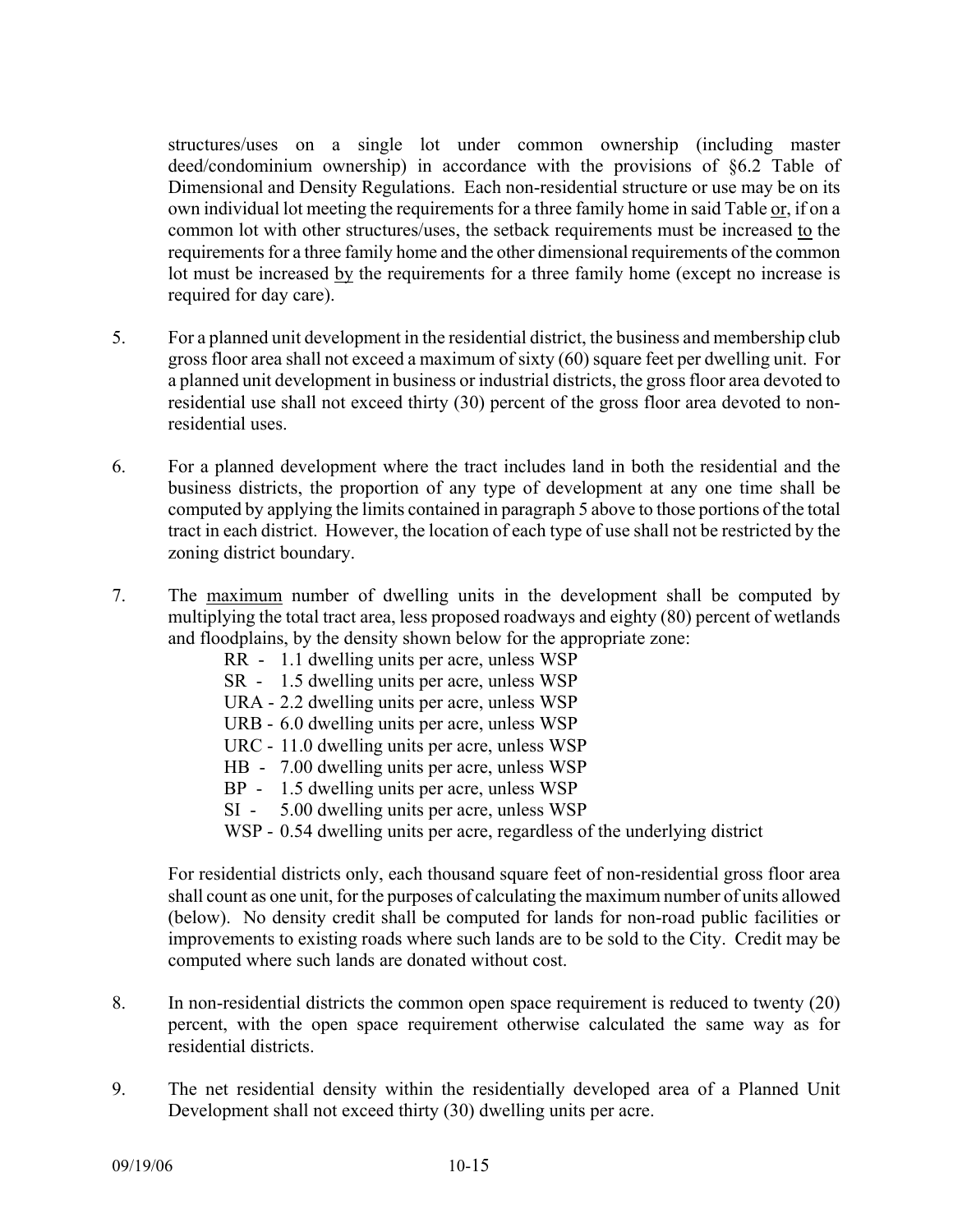structures/uses on a single lot under common ownership (including master deed/condominium ownership) in accordance with the provisions of §6.2 Table of Dimensional and Density Regulations. Each non-residential structure or use may be on its own individual lot meeting the requirements for a three family home in said Table or, if on a common lot with other structures/uses, the setback requirements must be increased to the requirements for a three family home and the other dimensional requirements of the common lot must be increased by the requirements for a three family home (except no increase is required for day care).

5. For a planned unit development in the residential district, the business and membership club gross floor area shall not exceed a maximum of sixty (60) square feet per dwelling unit. For a planned unit development in business or industrial districts, the gross floor area devoted to residential use shall not exceed thirty (30) percent of the gross floor area devoted to non-residential uses.

6. For a planned development where the tract includes land in both the residential and the business districts, the proportion of any type of development at any one time shall be computed by applying the limits contained in paragraph 5 above to those portions of the total tract in each district. However, the location of each type of use shall not be restricted by the zoning district boundary.

7. The maximum number of dwelling units in the development shall be computed by multiplying the total tract area, less proposed roadways and eighty (80) percent of wetlands and floodplains, by the density shown below for the appropriate zone:

   RR - 1.1 dwelling units per acre, unless WSP
   SR - 1.5 dwelling units per acre, unless WSP
   URA - 2.2 dwelling units per acre, unless WSP
   URB - 6.0 dwelling units per acre, unless WSP
   URC - 11.0 dwelling units per acre, unless WSP
   HB - 7.00 dwelling units per acre, unless WSP
   BP - 1.5 dwelling units per acre, unless WSP
   SI - 5.00 dwelling units per acre, unless WSP
   WSP - 0.54 dwelling units per acre, regardless of the underlying district

   For residential districts only, each thousand square feet of non-residential gross floor area shall count as one unit, for the purposes of calculating the maximum number of units allowed (below). No density credit shall be computed for lands for non-road public facilities or improvements to existing roads where such lands are to be sold to the City. Credit may be computed where such lands are donated without cost.

8. In non-residential districts the common open space requirement is reduced to twenty (20) percent, with the open space requirement otherwise calculated the same way as for residential districts.

9. The net residential density within the residentially developed area of a Planned Unit Development shall not exceed thirty (30) dwelling units per acre.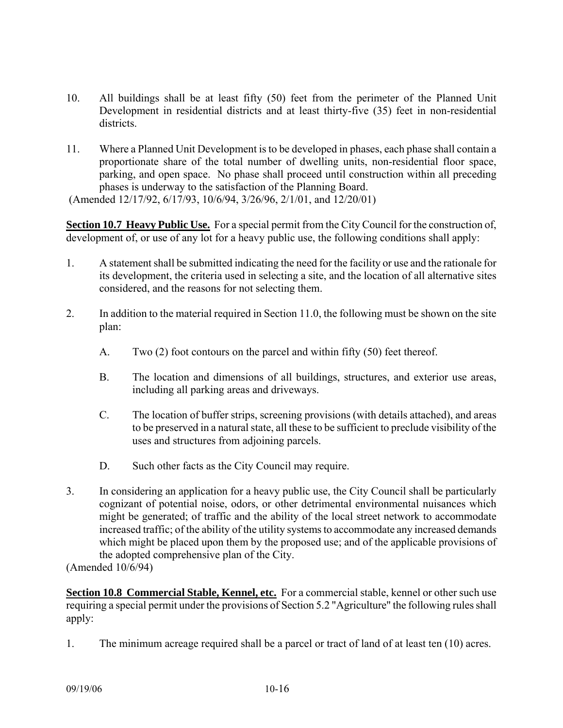10. All buildings shall be at least fifty (50) feet from the perimeter of the Planned Unit Development in residential districts and at least thirty-five (35) feet in non-residential districts.

11. Where a Planned Unit Development is to be developed in phases, each phase shall contain a proportionate share of the total number of dwelling units, non-residential floor space, parking, and open space. No phase shall proceed until construction within all preceding phases is underway to the satisfaction of the Planning Board.

(Amended 12/17/92, 6/17/93, 10/6/94, 3/26/96, 2/1/01, and 12/20/01)

**Section 10.7 Heavy Public Use.** For a special permit from the City Council for the construction of, development of, or use of any lot for a heavy public use, the following conditions shall apply:

1. A statement shall be submitted indicating the need for the facility or use and the rationale for its development, the criteria used in selecting a site, and the location of all alternative sites considered, and the reasons for not selecting them.

2. In addition to the material required in Section 11.0, the following must be shown on the site plan:

   A. Two (2) foot contours on the parcel and within fifty (50) feet thereof.

   B. The location and dimensions of all buildings, structures, and exterior use areas, including all parking areas and driveways.

   C. The location of buffer strips, screening provisions (with details attached), and areas to be preserved in a natural state, all these to be sufficient to preclude visibility of the uses and structures from adjoining parcels.

   D. Such other facts as the City Council may require.

3. In considering an application for a heavy public use, the City Council shall be particularly cognizant of potential noise, odors, or other detrimental environmental nuisances which might be generated; of traffic and the ability of the local street network to accommodate increased traffic; of the ability of the utility systems to accommodate any increased demands which might be placed upon them by the proposed use; and of the applicable provisions of the adopted comprehensive plan of the City.

(Amended 10/6/94)

**Section 10.8 Commercial Stable, Kennel, etc.** For a commercial stable, kennel or other such use requiring a special permit under the provisions of Section 5.2 "Agriculture" the following rules shall apply:

1. The minimum acreage required shall be a parcel or tract of land of at least ten (10) acres.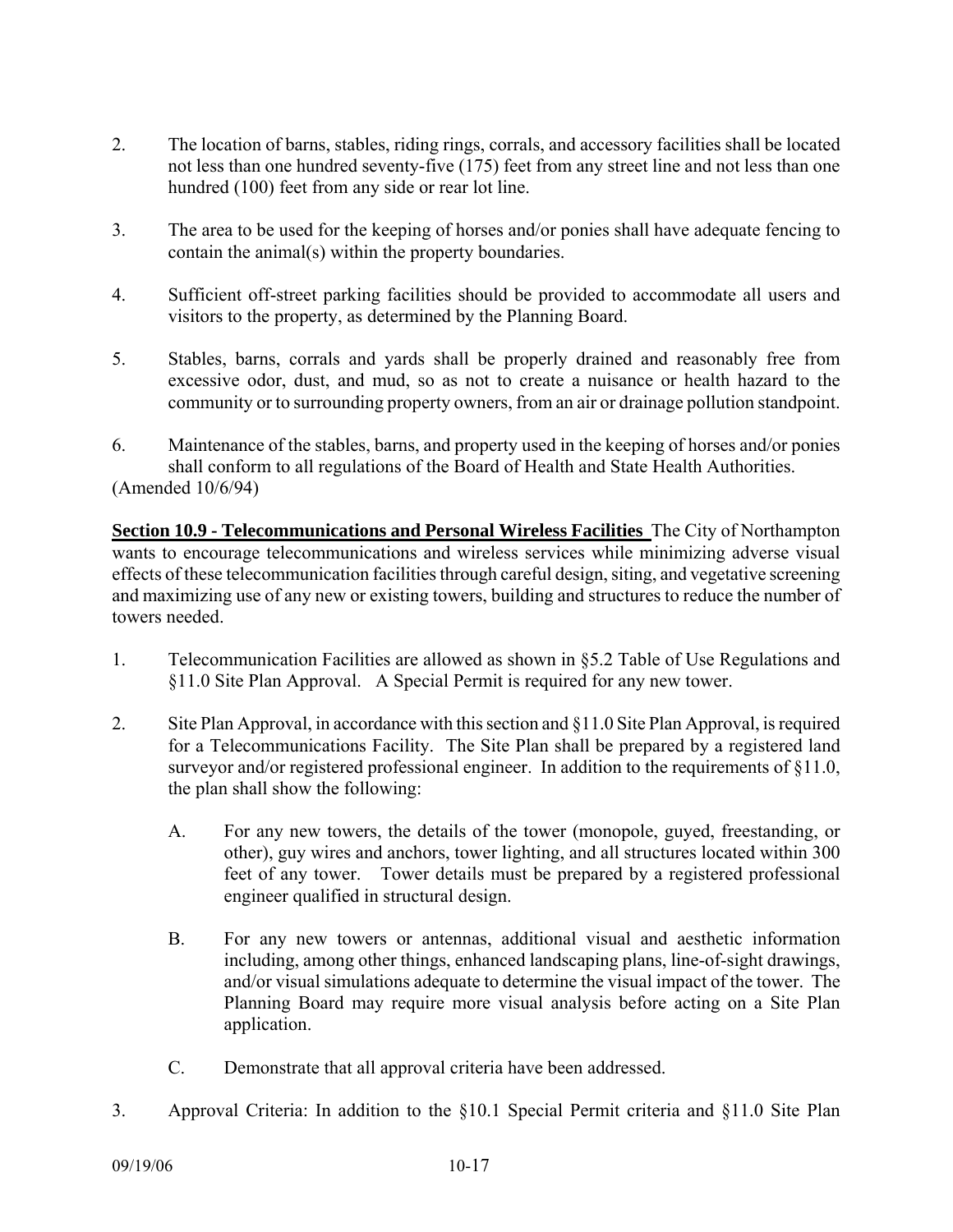2. The location of barns, stables, riding rings, corrals, and accessory facilities shall be located not less than one hundred seventy-five (175) feet from any street line and not less than one hundred (100) feet from any side or rear lot line.

3. The area to be used for the keeping of horses and/or ponies shall have adequate fencing to contain the animal(s) within the property boundaries.

4. Sufficient off-street parking facilities should be provided to accommodate all users and visitors to the property, as determined by the Planning Board.

5. Stables, barns, corrals and yards shall be properly drained and reasonably free from excessive odor, dust, and mud, so as not to create a nuisance or health hazard to the community or to surrounding property owners, from an air or drainage pollution standpoint.

6. Maintenance of the stables, barns, and property used in the keeping of horses and/or ponies shall conform to all regulations of the Board of Health and State Health Authorities.

(Amended 10/6/94)

**Section 10.9 - Telecommunications and Personal Wireless Facilities** The City of Northampton wants to encourage telecommunications and wireless services while minimizing adverse visual effects of these telecommunication facilities through careful design, siting, and vegetative screening and maximizing use of any new or existing towers, building and structures to reduce the number of towers needed.

1. Telecommunication Facilities are allowed as shown in §5.2 Table of Use Regulations and §11.0 Site Plan Approval. A Special Permit is required for any new tower.

2. Site Plan Approval, in accordance with this section and §11.0 Site Plan Approval, is required for a Telecommunications Facility. The Site Plan shall be prepared by a registered land surveyor and/or registered professional engineer. In addition to the requirements of §11.0, the plan shall show the following:

   A. For any new towers, the details of the tower (monopole, guyed, freestanding, or other), guy wires and anchors, tower lighting, and all structures located within 300 feet of any tower. Tower details must be prepared by a registered professional engineer qualified in structural design.

   B. For any new towers or antennas, additional visual and aesthetic information including, among other things, enhanced landscaping plans, line-of-sight drawings, and/or visual simulations adequate to determine the visual impact of the tower. The Planning Board may require more visual analysis before acting on a Site Plan application.

   C. Demonstrate that all approval criteria have been addressed.

3. Approval Criteria: In addition to the §10.1 Special Permit criteria and §11.0 Site Plan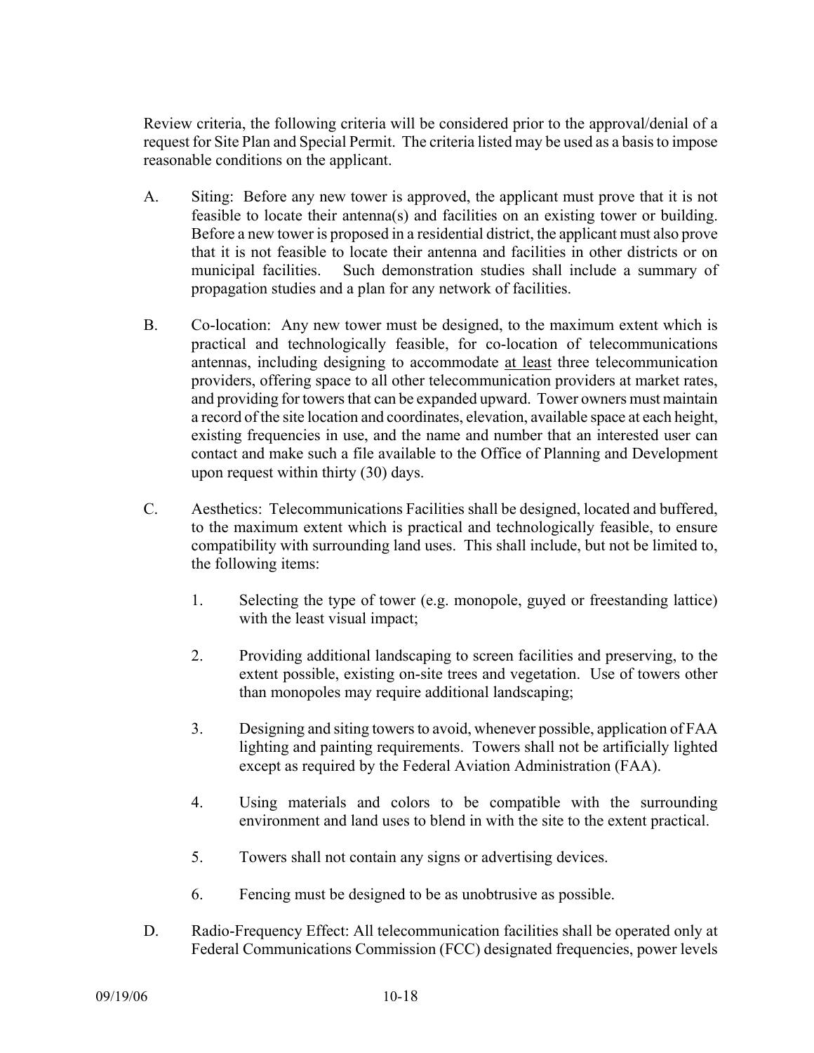Review criteria, the following criteria will be considered prior to the approval/denial of a request for Site Plan and Special Permit. The criteria listed may be used as a basis to impose reasonable conditions on the applicant.

A. Siting: Before any new tower is approved, the applicant must prove that it is not feasible to locate their antenna(s) and facilities on an existing tower or building. Before a new tower is proposed in a residential district, the applicant must also prove that it is not feasible to locate their antenna and facilities in other districts or on municipal facilities. Such demonstration studies shall include a summary of propagation studies and a plan for any network of facilities.

B. Co-location: Any new tower must be designed, to the maximum extent which is practical and technologically feasible, for co-location of telecommunications antennas, including designing to accommodate <u>at least</u> three telecommunication providers, offering space to all other telecommunication providers at market rates, and providing for towers that can be expanded upward. Tower owners must maintain a record of the site location and coordinates, elevation, available space at each height, existing frequencies in use, and the name and number that an interested user can contact and make such a file available to the Office of Planning and Development upon request within thirty (30) days.

C. Aesthetics: Telecommunications Facilities shall be designed, located and buffered, to the maximum extent which is practical and technologically feasible, to ensure compatibility with surrounding land uses. This shall include, but not be limited to, the following items:

   1. Selecting the type of tower (e.g. monopole, guyed or freestanding lattice) with the least visual impact;

   2. Providing additional landscaping to screen facilities and preserving, to the extent possible, existing on-site trees and vegetation. Use of towers other than monopoles may require additional landscaping;

   3. Designing and siting towers to avoid, whenever possible, application of FAA lighting and painting requirements. Towers shall not be artificially lighted except as required by the Federal Aviation Administration (FAA).

   4. Using materials and colors to be compatible with the surrounding environment and land uses to blend in with the site to the extent practical.

   5. Towers shall not contain any signs or advertising devices.

   6. Fencing must be designed to be as unobtrusive as possible.

D. Radio-Frequency Effect: All telecommunication facilities shall be operated only at Federal Communications Commission (FCC) designated frequencies, power levels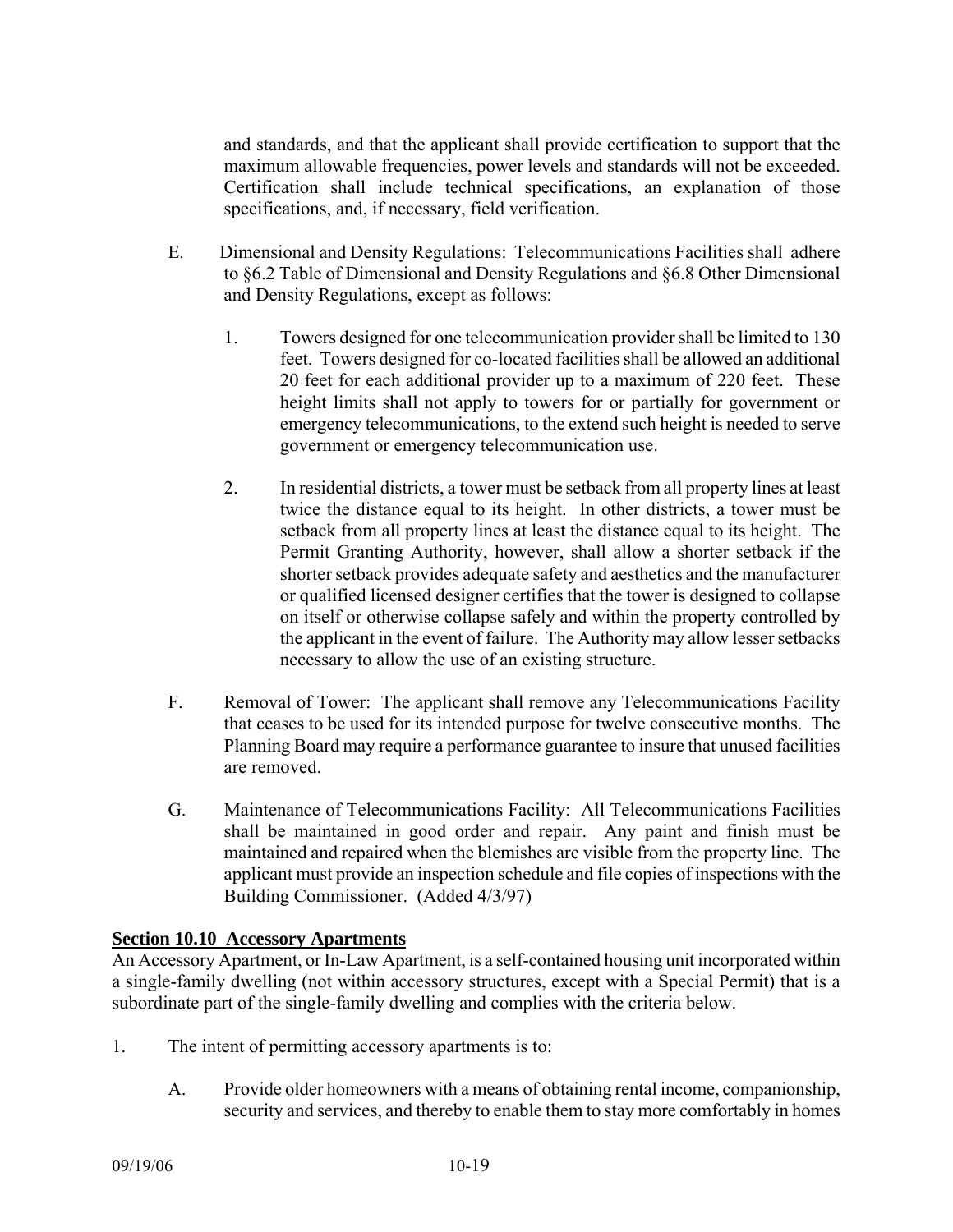and standards, and that the applicant shall provide certification to support that the maximum allowable frequencies, power levels and standards will not be exceeded. Certification shall include technical specifications, an explanation of those specifications, and, if necessary, field verification.

E. Dimensional and Density Regulations: Telecommunications Facilities shall adhere to §6.2 Table of Dimensional and Density Regulations and §6.8 Other Dimensional and Density Regulations, except as follows:

   1. Towers designed for one telecommunication provider shall be limited to 130 feet. Towers designed for co-located facilities shall be allowed an additional 20 feet for each additional provider up to a maximum of 220 feet. These height limits shall not apply to towers for or partially for government or emergency telecommunications, to the extend such height is needed to serve government or emergency telecommunication use.

   2. In residential districts, a tower must be setback from all property lines at least twice the distance equal to its height. In other districts, a tower must be setback from all property lines at least the distance equal to its height. The Permit Granting Authority, however, shall allow a shorter setback if the shorter setback provides adequate safety and aesthetics and the manufacturer or qualified licensed designer certifies that the tower is designed to collapse on itself or otherwise collapse safely and within the property controlled by the applicant in the event of failure. The Authority may allow lesser setbacks necessary to allow the use of an existing structure.

F. Removal of Tower: The applicant shall remove any Telecommunications Facility that ceases to be used for its intended purpose for twelve consecutive months. The Planning Board may require a performance guarantee to insure that unused facilities are removed.

G. Maintenance of Telecommunications Facility: All Telecommunications Facilities shall be maintained in good order and repair. Any paint and finish must be maintained and repaired when the blemishes are visible from the property line. The applicant must provide an inspection schedule and file copies of inspections with the Building Commissioner. (Added 4/3/97)

## Section 10.10 Accessory Apartments

An Accessory Apartment, or In-Law Apartment, is a self-contained housing unit incorporated within a single-family dwelling (not within accessory structures, except with a Special Permit) that is a subordinate part of the single-family dwelling and complies with the criteria below.

1. The intent of permitting accessory apartments is to:

   A. Provide older homeowners with a means of obtaining rental income, companionship, security and services, and thereby to enable them to stay more comfortably in homes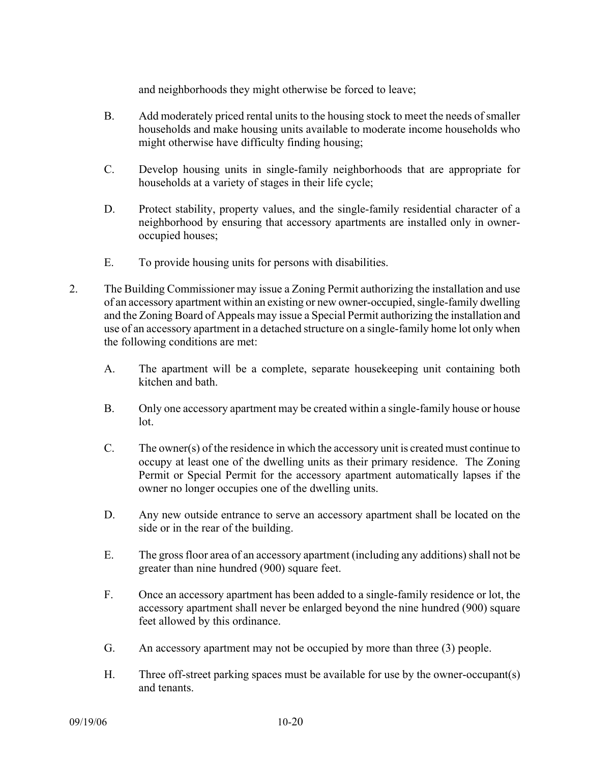and neighborhoods they might otherwise be forced to leave;

B. Add moderately priced rental units to the housing stock to meet the needs of smaller households and make housing units available to moderate income households who might otherwise have difficulty finding housing;

C. Develop housing units in single-family neighborhoods that are appropriate for households at a variety of stages in their life cycle;

D. Protect stability, property values, and the single-family residential character of a neighborhood by ensuring that accessory apartments are installed only in owner-occupied houses;

E. To provide housing units for persons with disabilities.

2. The Building Commissioner may issue a Zoning Permit authorizing the installation and use of an accessory apartment within an existing or new owner-occupied, single-family dwelling and the Zoning Board of Appeals may issue a Special Permit authorizing the installation and use of an accessory apartment in a detached structure on a single-family home lot only when the following conditions are met:

   A. The apartment will be a complete, separate housekeeping unit containing both kitchen and bath.

   B. Only one accessory apartment may be created within a single-family house or house lot.

   C. The owner(s) of the residence in which the accessory unit is created must continue to occupy at least one of the dwelling units as their primary residence. The Zoning Permit or Special Permit for the accessory apartment automatically lapses if the owner no longer occupies one of the dwelling units.

   D. Any new outside entrance to serve an accessory apartment shall be located on the side or in the rear of the building.

   E. The gross floor area of an accessory apartment (including any additions) shall not be greater than nine hundred (900) square feet.

   F. Once an accessory apartment has been added to a single-family residence or lot, the accessory apartment shall never be enlarged beyond the nine hundred (900) square feet allowed by this ordinance.

   G. An accessory apartment may not be occupied by more than three (3) people.

   H. Three off-street parking spaces must be available for use by the owner-occupant(s) and tenants.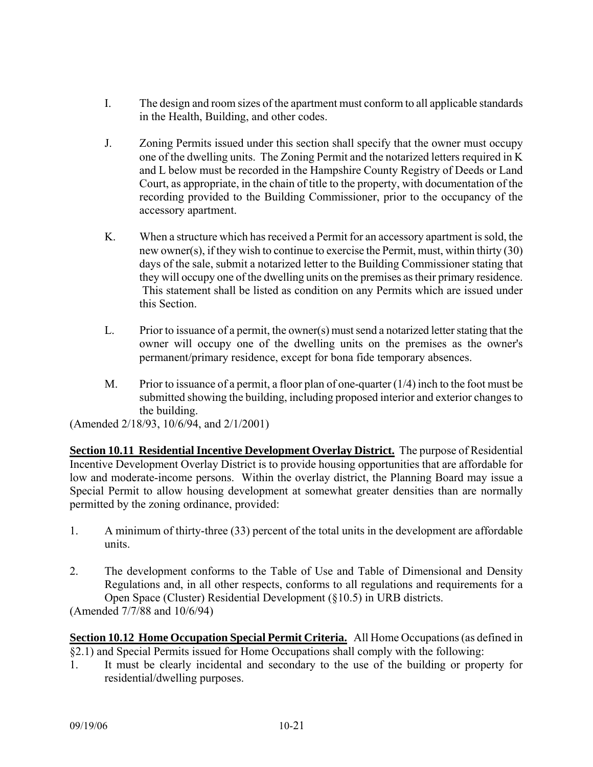I. The design and room sizes of the apartment must conform to all applicable standards in the Health, Building, and other codes.

J. Zoning Permits issued under this section shall specify that the owner must occupy one of the dwelling units. The Zoning Permit and the notarized letters required in K and L below must be recorded in the Hampshire County Registry of Deeds or Land Court, as appropriate, in the chain of title to the property, with documentation of the recording provided to the Building Commissioner, prior to the occupancy of the accessory apartment.

K. When a structure which has received a Permit for an accessory apartment is sold, the new owner(s), if they wish to continue to exercise the Permit, must, within thirty (30) days of the sale, submit a notarized letter to the Building Commissioner stating that they will occupy one of the dwelling units on the premises as their primary residence. This statement shall be listed as condition on any Permits which are issued under this Section.

L. Prior to issuance of a permit, the owner(s) must send a notarized letter stating that the owner will occupy one of the dwelling units on the premises as the owner's permanent/primary residence, except for bona fide temporary absences.

M. Prior to issuance of a permit, a floor plan of one-quarter (1/4) inch to the foot must be submitted showing the building, including proposed interior and exterior changes to the building.

(Amended 2/18/93, 10/6/94, and 2/1/2001)

**Section 10.11 Residential Incentive Development Overlay District.** The purpose of Residential Incentive Development Overlay District is to provide housing opportunities that are affordable for low and moderate-income persons. Within the overlay district, the Planning Board may issue a Special Permit to allow housing development at somewhat greater densities than are normally permitted by the zoning ordinance, provided:

1. A minimum of thirty-three (33) percent of the total units in the development are affordable units.

2. The development conforms to the Table of Use and Table of Dimensional and Density Regulations and, in all other respects, conforms to all regulations and requirements for a Open Space (Cluster) Residential Development (§10.5) in URB districts.

(Amended 7/7/88 and 10/6/94)

**Section 10.12 Home Occupation Special Permit Criteria.** All Home Occupations (as defined in §2.1) and Special Permits issued for Home Occupations shall comply with the following:

1. It must be clearly incidental and secondary to the use of the building or property for residential/dwelling purposes.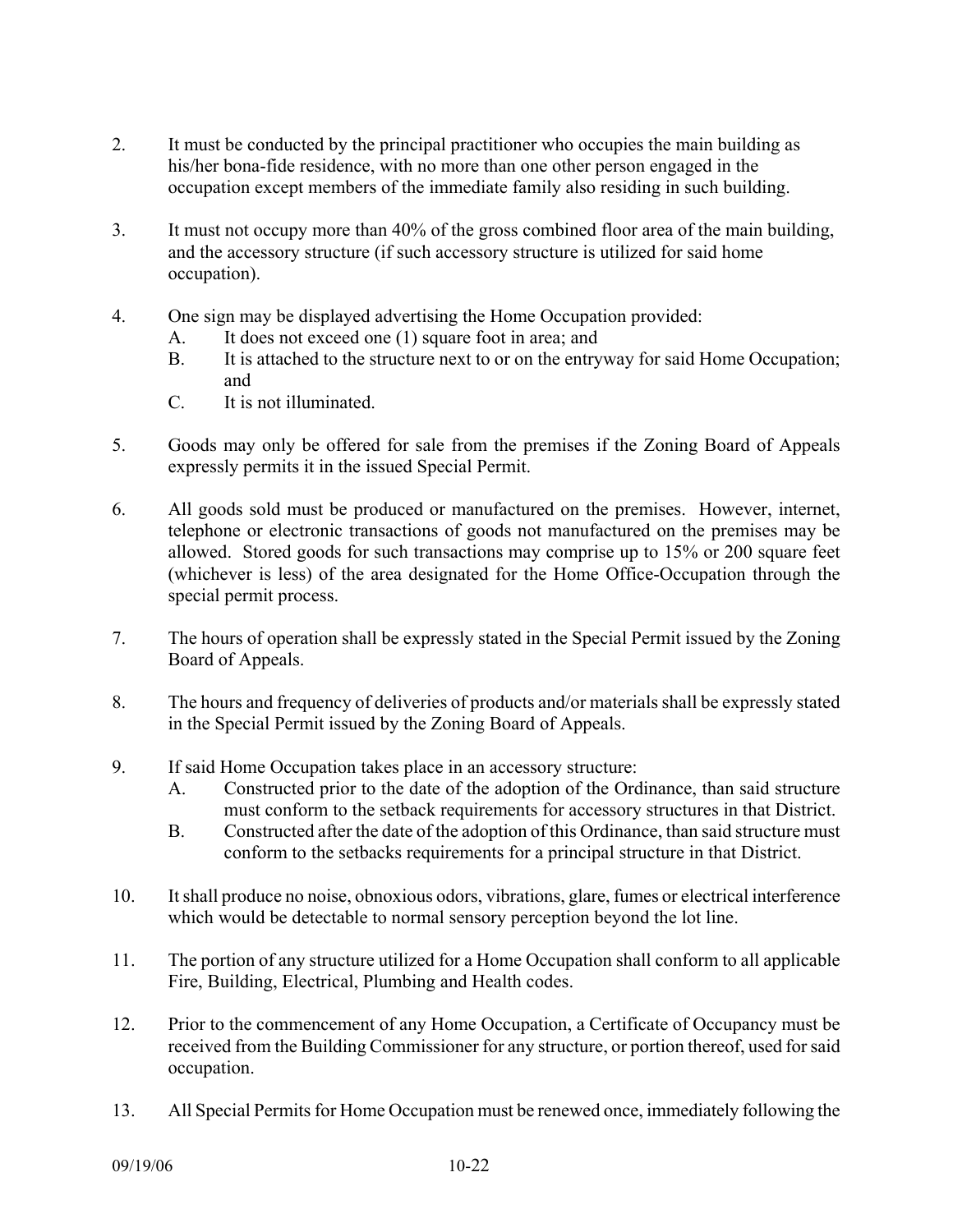2. It must be conducted by the principal practitioner who occupies the main building as his/her bona-fide residence, with no more than one other person engaged in the occupation except members of the immediate family also residing in such building.

3. It must not occupy more than 40% of the gross combined floor area of the main building, and the accessory structure (if such accessory structure is utilized for said home occupation).

4. One sign may be displayed advertising the Home Occupation provided:
   - A. It does not exceed one (1) square foot in area; and
   - B. It is attached to the structure next to or on the entryway for said Home Occupation; and
   - C. It is not illuminated.

5. Goods may only be offered for sale from the premises if the Zoning Board of Appeals expressly permits it in the issued Special Permit.

6. All goods sold must be produced or manufactured on the premises. However, internet, telephone or electronic transactions of goods not manufactured on the premises may be allowed. Stored goods for such transactions may comprise up to 15% or 200 square feet (whichever is less) of the area designated for the Home Office-Occupation through the special permit process.

7. The hours of operation shall be expressly stated in the Special Permit issued by the Zoning Board of Appeals.

8. The hours and frequency of deliveries of products and/or materials shall be expressly stated in the Special Permit issued by the Zoning Board of Appeals.

9. If said Home Occupation takes place in an accessory structure:
   - A. Constructed prior to the date of the adoption of the Ordinance, than said structure must conform to the setback requirements for accessory structures in that District.
   - B. Constructed after the date of the adoption of this Ordinance, than said structure must conform to the setbacks requirements for a principal structure in that District.

10. It shall produce no noise, obnoxious odors, vibrations, glare, fumes or electrical interference which would be detectable to normal sensory perception beyond the lot line.

11. The portion of any structure utilized for a Home Occupation shall conform to all applicable Fire, Building, Electrical, Plumbing and Health codes.

12. Prior to the commencement of any Home Occupation, a Certificate of Occupancy must be received from the Building Commissioner for any structure, or portion thereof, used for said occupation.

13. All Special Permits for Home Occupation must be renewed once, immediately following the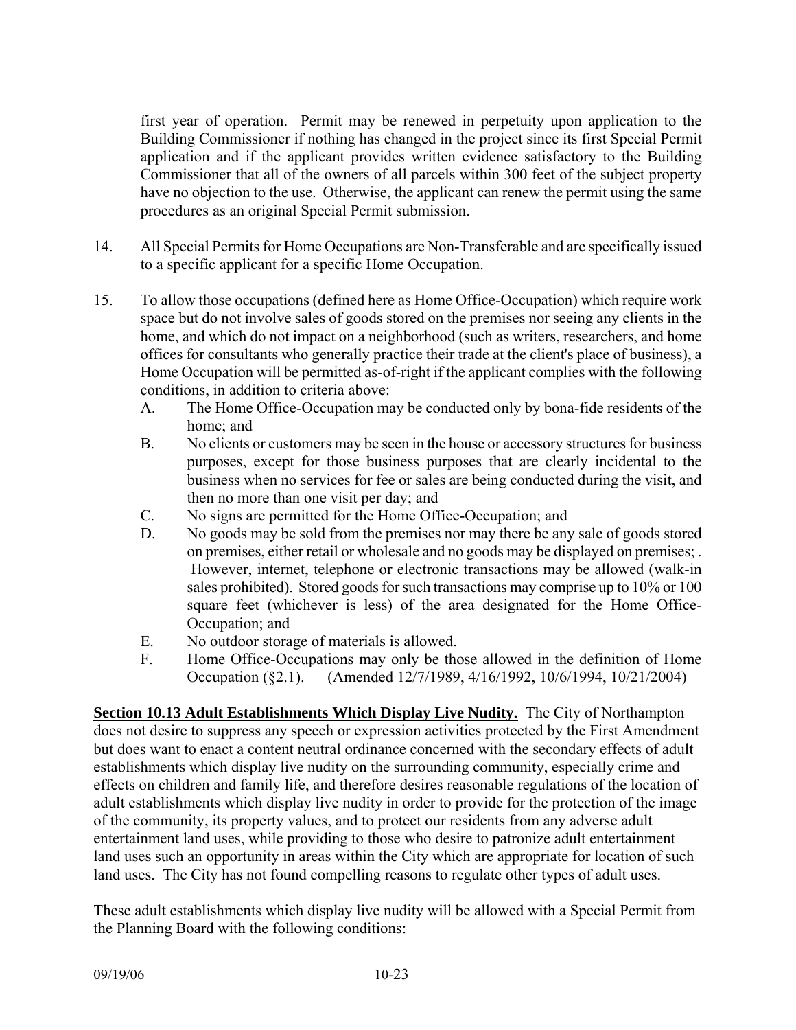first year of operation. Permit may be renewed in perpetuity upon application to the Building Commissioner if nothing has changed in the project since its first Special Permit application and if the applicant provides written evidence satisfactory to the Building Commissioner that all of the owners of all parcels within 300 feet of the subject property have no objection to the use. Otherwise, the applicant can renew the permit using the same procedures as an original Special Permit submission.

14. All Special Permits for Home Occupations are Non-Transferable and are specifically issued to a specific applicant for a specific Home Occupation.

15. To allow those occupations (defined here as Home Office-Occupation) which require work space but do not involve sales of goods stored on the premises nor seeing any clients in the home, and which do not impact on a neighborhood (such as writers, researchers, and home offices for consultants who generally practice their trade at the client's place of business), a Home Occupation will be permitted as-of-right if the applicant complies with the following conditions, in addition to criteria above:
    - A. The Home Office-Occupation may be conducted only by bona-fide residents of the home; and
    - B. No clients or customers may be seen in the house or accessory structures for business purposes, except for those business purposes that are clearly incidental to the business when no services for fee or sales are being conducted during the visit, and then no more than one visit per day; and
    - C. No signs are permitted for the Home Office-Occupation; and
    - D. No goods may be sold from the premises nor may there be any sale of goods stored on premises, either retail or wholesale and no goods may be displayed on premises; . However, internet, telephone or electronic transactions may be allowed (walk-in sales prohibited). Stored goods for such transactions may comprise up to 10% or 100 square feet (whichever is less) of the area designated for the Home Office-Occupation; and
    - E. No outdoor storage of materials is allowed.
    - F. Home Office-Occupations may only be those allowed in the definition of Home Occupation (§2.1). (Amended 12/7/1989, 4/16/1992, 10/6/1994, 10/21/2004)

**Section 10.13 Adult Establishments Which Display Live Nudity.** The City of Northampton does not desire to suppress any speech or expression activities protected by the First Amendment but does want to enact a content neutral ordinance concerned with the secondary effects of adult establishments which display live nudity on the surrounding community, especially crime and effects on children and family life, and therefore desires reasonable regulations of the location of adult establishments which display live nudity in order to provide for the protection of the image of the community, its property values, and to protect our residents from any adverse adult entertainment land uses, while providing to those who desire to patronize adult entertainment land uses such an opportunity in areas within the City which are appropriate for location of such land uses. The City has not found compelling reasons to regulate other types of adult uses.

These adult establishments which display live nudity will be allowed with a Special Permit from the Planning Board with the following conditions: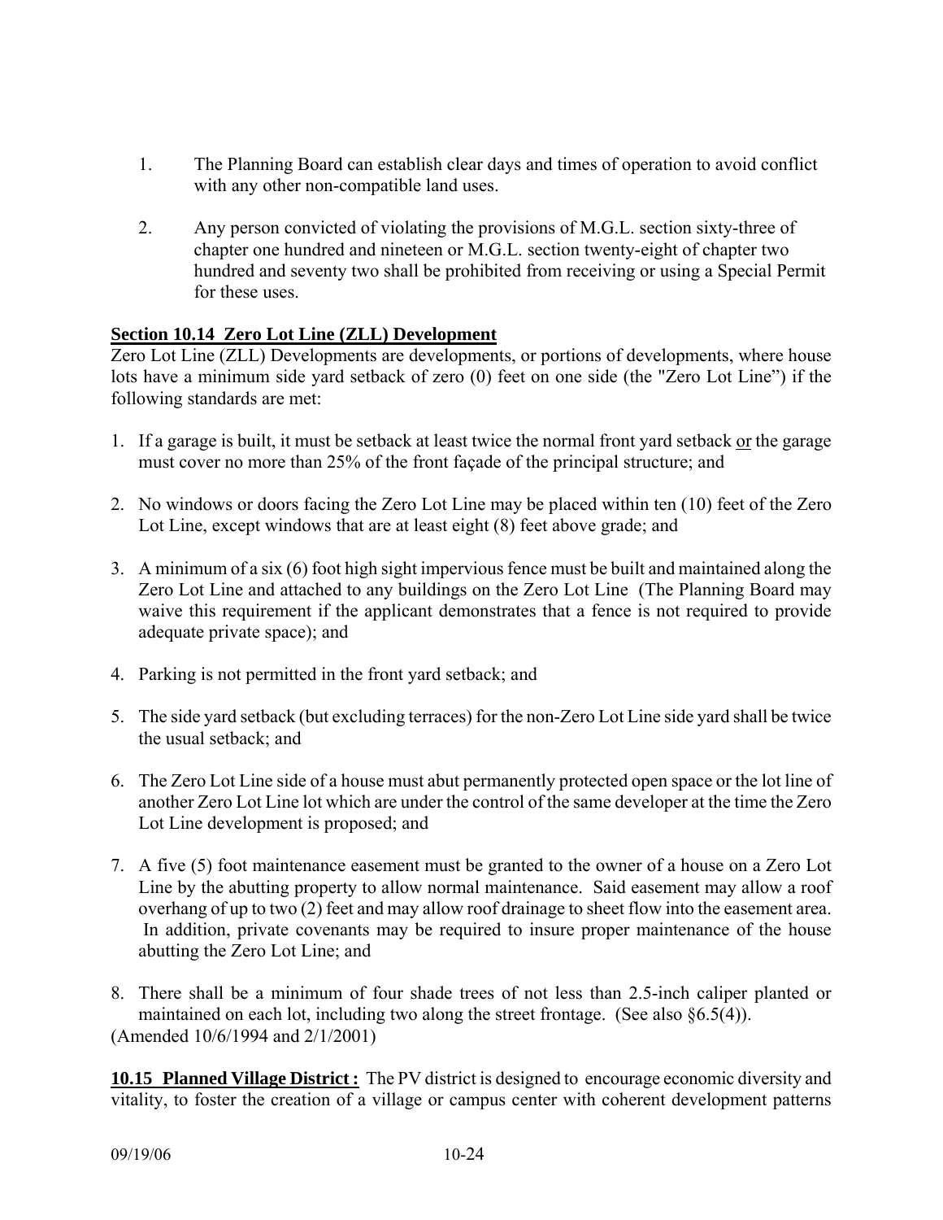1. The Planning Board can establish clear days and times of operation to avoid conflict with any other non-compatible land uses.

2. Any person convicted of violating the provisions of M.G.L. section sixty-three of chapter one hundred and nineteen or M.G.L. section twenty-eight of chapter two hundred and seventy two shall be prohibited from receiving or using a Special Permit for these uses.

**Section 10.14 Zero Lot Line (ZLL) Development**

Zero Lot Line (ZLL) Developments are developments, or portions of developments, where house lots have a minimum side yard setback of zero (0) feet on one side (the "Zero Lot Line") if the following standards are met:

1. If a garage is built, it must be setback at least twice the normal front yard setback or the garage must cover no more than 25% of the front façade of the principal structure; and

2. No windows or doors facing the Zero Lot Line may be placed within ten (10) feet of the Zero Lot Line, except windows that are at least eight (8) feet above grade; and

3. A minimum of a six (6) foot high sight impervious fence must be built and maintained along the Zero Lot Line and attached to any buildings on the Zero Lot Line (The Planning Board may waive this requirement if the applicant demonstrates that a fence is not required to provide adequate private space); and

4. Parking is not permitted in the front yard setback; and

5. The side yard setback (but excluding terraces) for the non-Zero Lot Line side yard shall be twice the usual setback; and

6. The Zero Lot Line side of a house must abut permanently protected open space or the lot line of another Zero Lot Line lot which are under the control of the same developer at the time the Zero Lot Line development is proposed; and

7. A five (5) foot maintenance easement must be granted to the owner of a house on a Zero Lot Line by the abutting property to allow normal maintenance. Said easement may allow a roof overhang of up to two (2) feet and may allow roof drainage to sheet flow into the easement area. In addition, private covenants may be required to insure proper maintenance of the house abutting the Zero Lot Line; and

8. There shall be a minimum of four shade trees of not less than 2.5-inch caliper planted or maintained on each lot, including two along the street frontage. (See also §6.5(4)).

(Amended 10/6/1994 and 2/1/2001)

**10.15 Planned Village District :** The PV district is designed to encourage economic diversity and vitality, to foster the creation of a village or campus center with coherent development patterns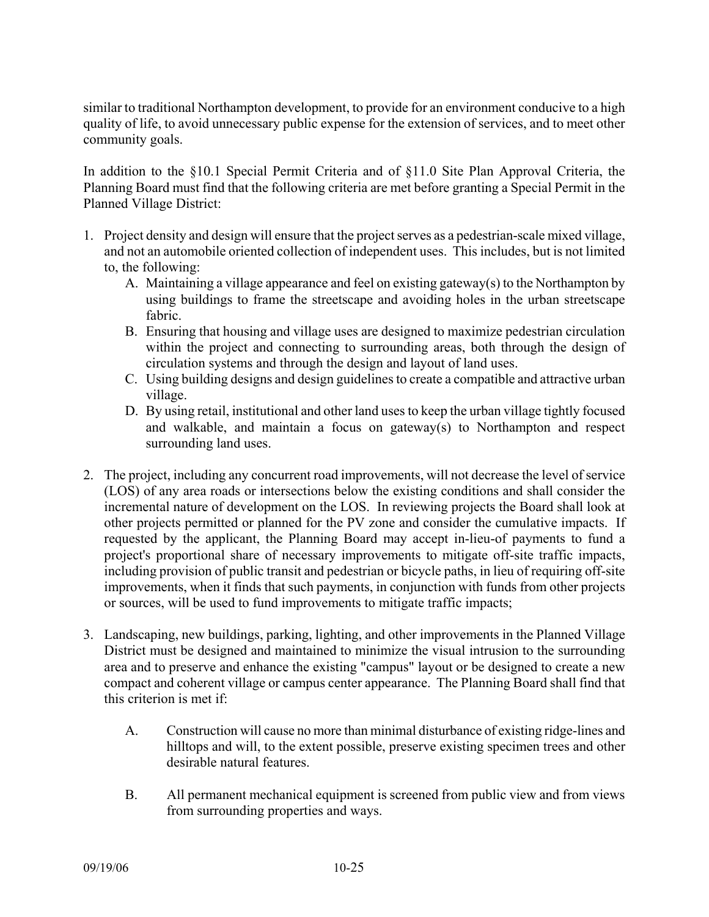similar to traditional Northampton development, to provide for an environment conducive to a high quality of life, to avoid unnecessary public expense for the extension of services, and to meet other community goals.

In addition to the §10.1 Special Permit Criteria and of §11.0 Site Plan Approval Criteria, the Planning Board must find that the following criteria are met before granting a Special Permit in the Planned Village District:

1. Project density and design will ensure that the project serves as a pedestrian-scale mixed village, and not an automobile oriented collection of independent uses. This includes, but is not limited to, the following:
   A. Maintaining a village appearance and feel on existing gateway(s) to the Northampton by using buildings to frame the streetscape and avoiding holes in the urban streetscape fabric.
   B. Ensuring that housing and village uses are designed to maximize pedestrian circulation within the project and connecting to surrounding areas, both through the design of circulation systems and through the design and layout of land uses.
   C. Using building designs and design guidelines to create a compatible and attractive urban village.
   D. By using retail, institutional and other land uses to keep the urban village tightly focused and walkable, and maintain a focus on gateway(s) to Northampton and respect surrounding land uses.

2. The project, including any concurrent road improvements, will not decrease the level of service (LOS) of any area roads or intersections below the existing conditions and shall consider the incremental nature of development on the LOS. In reviewing projects the Board shall look at other projects permitted or planned for the PV zone and consider the cumulative impacts. If requested by the applicant, the Planning Board may accept in-lieu-of payments to fund a project's proportional share of necessary improvements to mitigate off-site traffic impacts, including provision of public transit and pedestrian or bicycle paths, in lieu of requiring off-site improvements, when it finds that such payments, in conjunction with funds from other projects or sources, will be used to fund improvements to mitigate traffic impacts;

3. Landscaping, new buildings, parking, lighting, and other improvements in the Planned Village District must be designed and maintained to minimize the visual intrusion to the surrounding area and to preserve and enhance the existing "campus" layout or be designed to create a new compact and coherent village or campus center appearance. The Planning Board shall find that this criterion is met if:

   A. Construction will cause no more than minimal disturbance of existing ridge-lines and hilltops and will, to the extent possible, preserve existing specimen trees and other desirable natural features.

   B. All permanent mechanical equipment is screened from public view and from views from surrounding properties and ways.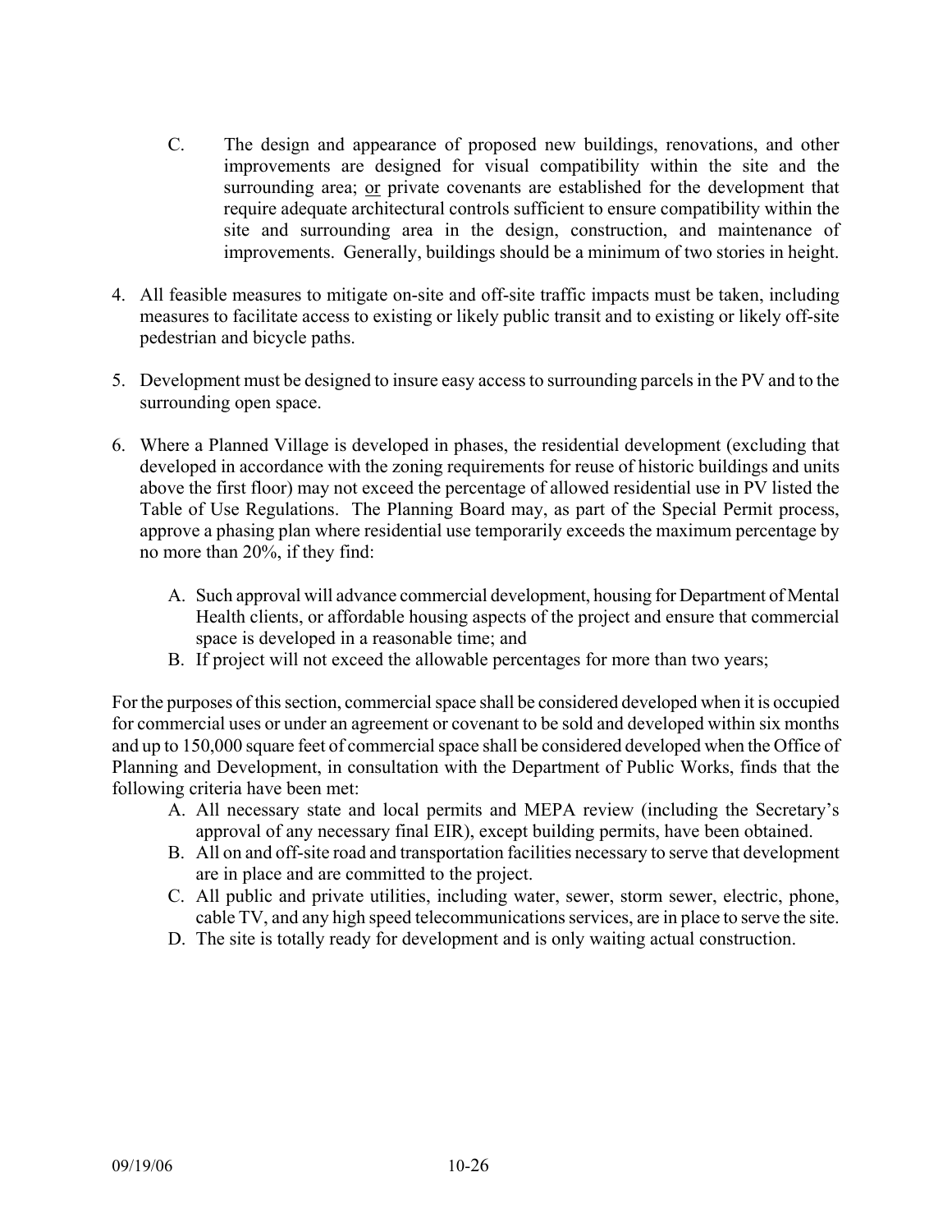C. The design and appearance of proposed new buildings, renovations, and other improvements are designed for visual compatibility within the site and the surrounding area; <u>or</u> private covenants are established for the development that require adequate architectural controls sufficient to ensure compatibility within the site and surrounding area in the design, construction, and maintenance of improvements. Generally, buildings should be a minimum of two stories in height.

4. All feasible measures to mitigate on-site and off-site traffic impacts must be taken, including measures to facilitate access to existing or likely public transit and to existing or likely off-site pedestrian and bicycle paths.

5. Development must be designed to insure easy access to surrounding parcels in the PV and to the surrounding open space.

6. Where a Planned Village is developed in phases, the residential development (excluding that developed in accordance with the zoning requirements for reuse of historic buildings and units above the first floor) may not exceed the percentage of allowed residential use in PV listed the Table of Use Regulations. The Planning Board may, as part of the Special Permit process, approve a phasing plan where residential use temporarily exceeds the maximum percentage by no more than 20%, if they find:

   A. Such approval will advance commercial development, housing for Department of Mental Health clients, or affordable housing aspects of the project and ensure that commercial space is developed in a reasonable time; and
   B. If project will not exceed the allowable percentages for more than two years;

For the purposes of this section, commercial space shall be considered developed when it is occupied for commercial uses or under an agreement or covenant to be sold and developed within six months and up to 150,000 square feet of commercial space shall be considered developed when the Office of Planning and Development, in consultation with the Department of Public Works, finds that the following criteria have been met:

A. All necessary state and local permits and MEPA review (including the Secretary's approval of any necessary final EIR), except building permits, have been obtained.
B. All on and off-site road and transportation facilities necessary to serve that development are in place and are committed to the project.
C. All public and private utilities, including water, sewer, storm sewer, electric, phone, cable TV, and any high speed telecommunications services, are in place to serve the site.
D. The site is totally ready for development and is only waiting actual construction.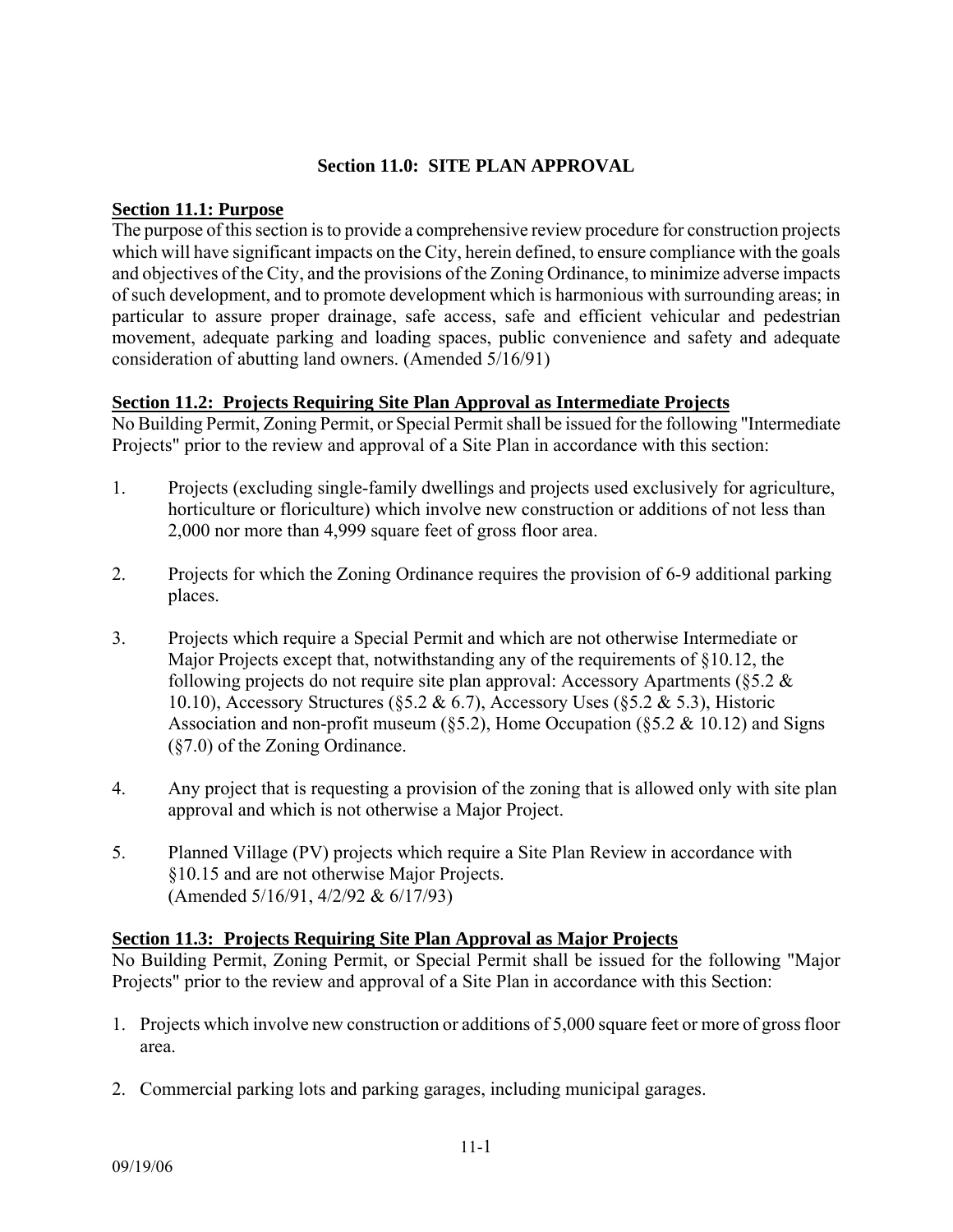# Section 11.0: SITE PLAN APPROVAL

## Section 11.1: Purpose

The purpose of this section is to provide a comprehensive review procedure for construction projects which will have significant impacts on the City, herein defined, to ensure compliance with the goals and objectives of the City, and the provisions of the Zoning Ordinance, to minimize adverse impacts of such development, and to promote development which is harmonious with surrounding areas; in particular to assure proper drainage, safe access, safe and efficient vehicular and pedestrian movement, adequate parking and loading spaces, public convenience and safety and adequate consideration of abutting land owners. (Amended 5/16/91)

## Section 11.2: Projects Requiring Site Plan Approval as Intermediate Projects

No Building Permit, Zoning Permit, or Special Permit shall be issued for the following "Intermediate Projects" prior to the review and approval of a Site Plan in accordance with this section:

1. Projects (excluding single-family dwellings and projects used exclusively for agriculture, horticulture or floriculture) which involve new construction or additions of not less than 2,000 nor more than 4,999 square feet of gross floor area.

2. Projects for which the Zoning Ordinance requires the provision of 6-9 additional parking places.

3. Projects which require a Special Permit and which are not otherwise Intermediate or Major Projects except that, notwithstanding any of the requirements of §10.12, the following projects do not require site plan approval: Accessory Apartments (§5.2 & 10.10), Accessory Structures (§5.2 & 6.7), Accessory Uses (§5.2 & 5.3), Historic Association and non-profit museum (§5.2), Home Occupation (§5.2 & 10.12) and Signs (§7.0) of the Zoning Ordinance.

4. Any project that is requesting a provision of the zoning that is allowed only with site plan approval and which is not otherwise a Major Project.

5. Planned Village (PV) projects which require a Site Plan Review in accordance with §10.15 and are not otherwise Major Projects.
   (Amended 5/16/91, 4/2/92 & 6/17/93)

## Section 11.3: Projects Requiring Site Plan Approval as Major Projects

No Building Permit, Zoning Permit, or Special Permit shall be issued for the following "Major Projects" prior to the review and approval of a Site Plan in accordance with this Section:

1. Projects which involve new construction or additions of 5,000 square feet or more of gross floor area.

2. Commercial parking lots and parking garages, including municipal garages.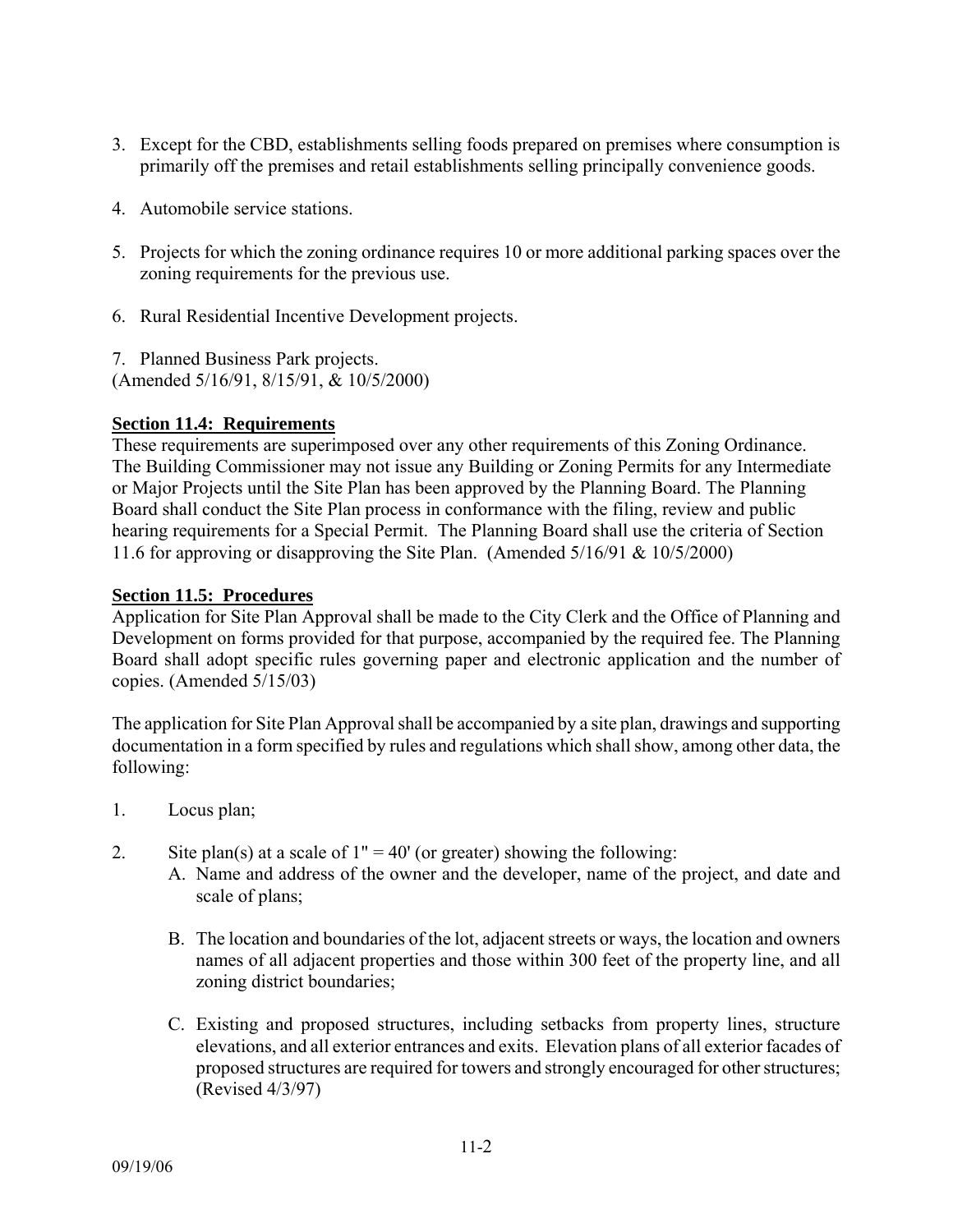3. Except for the CBD, establishments selling foods prepared on premises where consumption is primarily off the premises and retail establishments selling principally convenience goods.

4. Automobile service stations.

5. Projects for which the zoning ordinance requires 10 or more additional parking spaces over the zoning requirements for the previous use.

6. Rural Residential Incentive Development projects.

7. Planned Business Park projects.

(Amended 5/16/91, 8/15/91, & 10/5/2000)

**Section 11.4: Requirements**

These requirements are superimposed over any other requirements of this Zoning Ordinance. The Building Commissioner may not issue any Building or Zoning Permits for any Intermediate or Major Projects until the Site Plan has been approved by the Planning Board. The Planning Board shall conduct the Site Plan process in conformance with the filing, review and public hearing requirements for a Special Permit. The Planning Board shall use the criteria of Section 11.6 for approving or disapproving the Site Plan. (Amended 5/16/91 & 10/5/2000)

**Section 11.5: Procedures**

Application for Site Plan Approval shall be made to the City Clerk and the Office of Planning and Development on forms provided for that purpose, accompanied by the required fee. The Planning Board shall adopt specific rules governing paper and electronic application and the number of copies. (Amended 5/15/03)

The application for Site Plan Approval shall be accompanied by a site plan, drawings and supporting documentation in a form specified by rules and regulations which shall show, among other data, the following:

1. Locus plan;

2. Site plan(s) at a scale of 1" = 40' (or greater) showing the following:

   A. Name and address of the owner and the developer, name of the project, and date and scale of plans;

   B. The location and boundaries of the lot, adjacent streets or ways, the location and owners names of all adjacent properties and those within 300 feet of the property line, and all zoning district boundaries;

   C. Existing and proposed structures, including setbacks from property lines, structure elevations, and all exterior entrances and exits. Elevation plans of all exterior facades of proposed structures are required for towers and strongly encouraged for other structures; (Revised 4/3/97)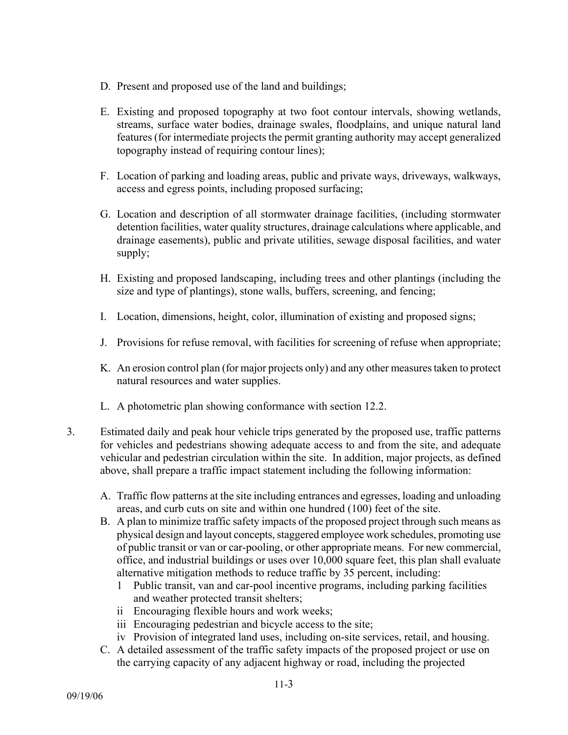D. Present and proposed use of the land and buildings;

E. Existing and proposed topography at two foot contour intervals, showing wetlands, streams, surface water bodies, drainage swales, floodplains, and unique natural land features (for intermediate projects the permit granting authority may accept generalized topography instead of requiring contour lines);

F. Location of parking and loading areas, public and private ways, driveways, walkways, access and egress points, including proposed surfacing;

G. Location and description of all stormwater drainage facilities, (including stormwater detention facilities, water quality structures, drainage calculations where applicable, and drainage easements), public and private utilities, sewage disposal facilities, and water supply;

H. Existing and proposed landscaping, including trees and other plantings (including the size and type of plantings), stone walls, buffers, screening, and fencing;

I. Location, dimensions, height, color, illumination of existing and proposed signs;

J. Provisions for refuse removal, with facilities for screening of refuse when appropriate;

K. An erosion control plan (for major projects only) and any other measures taken to protect natural resources and water supplies.

L. A photometric plan showing conformance with section 12.2.

3. Estimated daily and peak hour vehicle trips generated by the proposed use, traffic patterns for vehicles and pedestrians showing adequate access to and from the site, and adequate vehicular and pedestrian circulation within the site. In addition, major projects, as defined above, shall prepare a traffic impact statement including the following information:

   A. Traffic flow patterns at the site including entrances and egresses, loading and unloading areas, and curb cuts on site and within one hundred (100) feet of the site.
   B. A plan to minimize traffic safety impacts of the proposed project through such means as physical design and layout concepts, staggered employee work schedules, promoting use of public transit or van or car-pooling, or other appropriate means. For new commercial, office, and industrial buildings or uses over 10,000 square feet, this plan shall evaluate alternative mitigation methods to reduce traffic by 35 percent, including:
      1 Public transit, van and car-pool incentive programs, including parking facilities and weather protected transit shelters;
      ii Encouraging flexible hours and work weeks;
      iii Encouraging pedestrian and bicycle access to the site;
      iv Provision of integrated land uses, including on-site services, retail, and housing.
   C. A detailed assessment of the traffic safety impacts of the proposed project or use on the carrying capacity of any adjacent highway or road, including the projected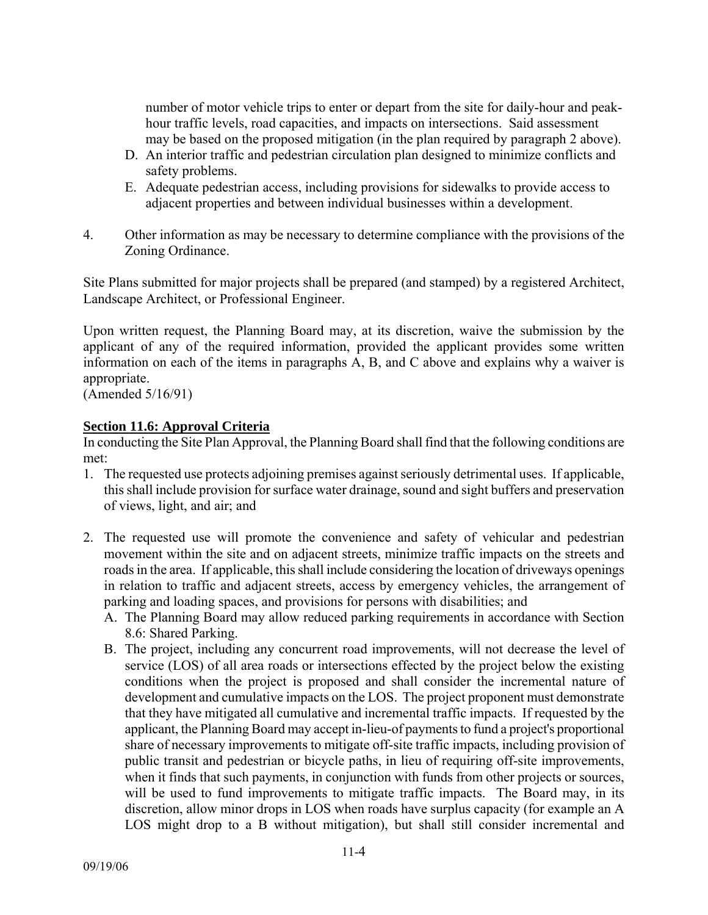number of motor vehicle trips to enter or depart from the site for daily-hour and peak-hour traffic levels, road capacities, and impacts on intersections. Said assessment may be based on the proposed mitigation (in the plan required by paragraph 2 above).

D. An interior traffic and pedestrian circulation plan designed to minimize conflicts and safety problems.
E. Adequate pedestrian access, including provisions for sidewalks to provide access to adjacent properties and between individual businesses within a development.

4. Other information as may be necessary to determine compliance with the provisions of the Zoning Ordinance.

Site Plans submitted for major projects shall be prepared (and stamped) by a registered Architect, Landscape Architect, or Professional Engineer.

Upon written request, the Planning Board may, at its discretion, waive the submission by the applicant of any of the required information, provided the applicant provides some written information on each of the items in paragraphs A, B, and C above and explains why a waiver is appropriate.
(Amended 5/16/91)

**Section 11.6: Approval Criteria**

In conducting the Site Plan Approval, the Planning Board shall find that the following conditions are met:

1. The requested use protects adjoining premises against seriously detrimental uses. If applicable, this shall include provision for surface water drainage, sound and sight buffers and preservation of views, light, and air; and

2. The requested use will promote the convenience and safety of vehicular and pedestrian movement within the site and on adjacent streets, minimize traffic impacts on the streets and roads in the area. If applicable, this shall include considering the location of driveways openings in relation to traffic and adjacent streets, access by emergency vehicles, the arrangement of parking and loading spaces, and provisions for persons with disabilities; and
   A. The Planning Board may allow reduced parking requirements in accordance with Section 8.6: Shared Parking.
   B. The project, including any concurrent road improvements, will not decrease the level of service (LOS) of all area roads or intersections effected by the project below the existing conditions when the project is proposed and shall consider the incremental nature of development and cumulative impacts on the LOS. The project proponent must demonstrate that they have mitigated all cumulative and incremental traffic impacts. If requested by the applicant, the Planning Board may accept in-lieu-of payments to fund a project's proportional share of necessary improvements to mitigate off-site traffic impacts, including provision of public transit and pedestrian or bicycle paths, in lieu of requiring off-site improvements, when it finds that such payments, in conjunction with funds from other projects or sources, will be used to fund improvements to mitigate traffic impacts. The Board may, in its discretion, allow minor drops in LOS when roads have surplus capacity (for example an A LOS might drop to a B without mitigation), but shall still consider incremental and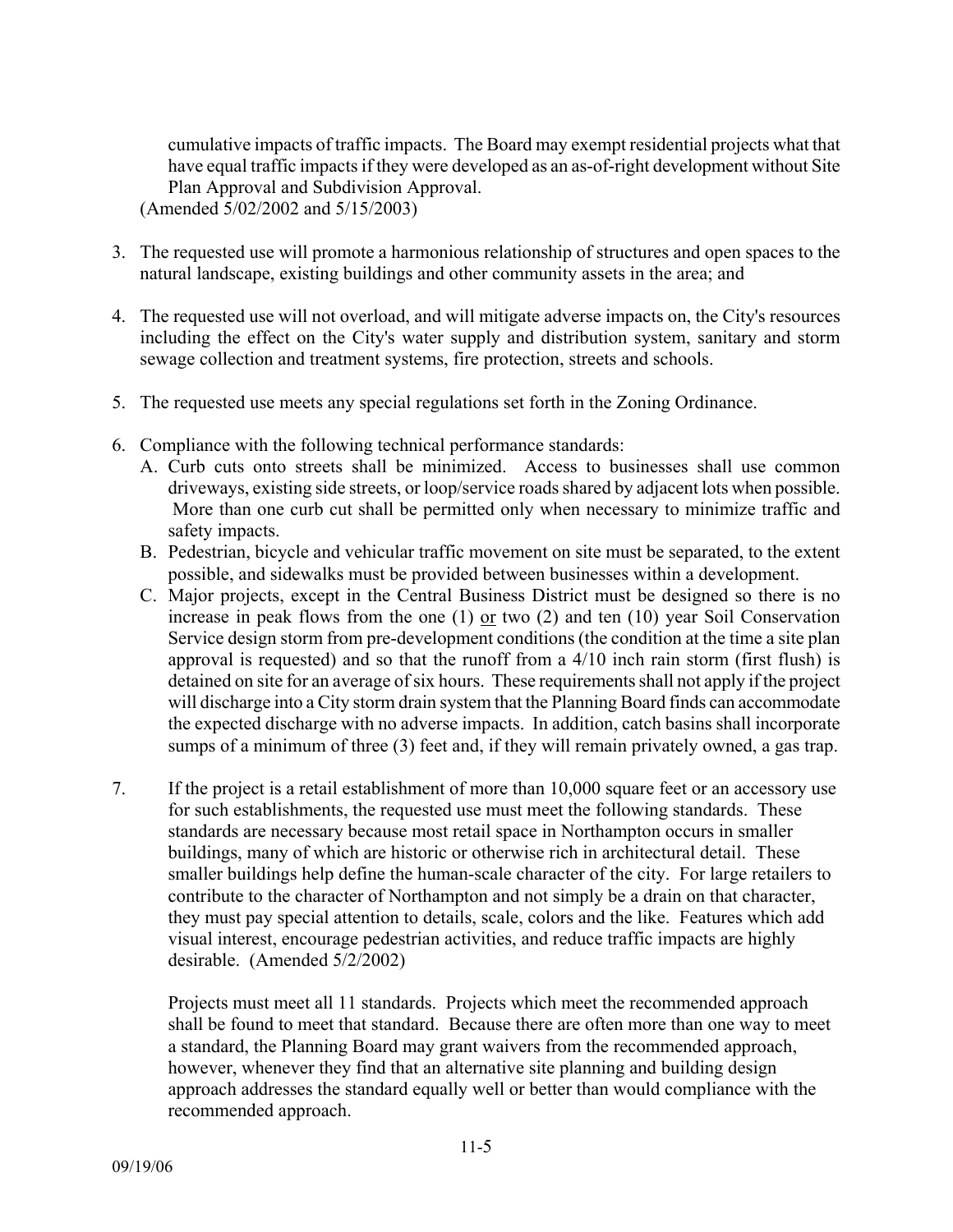cumulative impacts of traffic impacts. The Board may exempt residential projects what that have equal traffic impacts if they were developed as an as-of-right development without Site Plan Approval and Subdivision Approval.
(Amended 5/02/2002 and 5/15/2003)

3. The requested use will promote a harmonious relationship of structures and open spaces to the natural landscape, existing buildings and other community assets in the area; and

4. The requested use will not overload, and will mitigate adverse impacts on, the City's resources including the effect on the City's water supply and distribution system, sanitary and storm sewage collection and treatment systems, fire protection, streets and schools.

5. The requested use meets any special regulations set forth in the Zoning Ordinance.

6. Compliance with the following technical performance standards:
   A. Curb cuts onto streets shall be minimized. Access to businesses shall use common driveways, existing side streets, or loop/service roads shared by adjacent lots when possible. More than one curb cut shall be permitted only when necessary to minimize traffic and safety impacts.
   B. Pedestrian, bicycle and vehicular traffic movement on site must be separated, to the extent possible, and sidewalks must be provided between businesses within a development.
   C. Major projects, except in the Central Business District must be designed so there is no increase in peak flows from the one (1) <u>or</u> two (2) and ten (10) year Soil Conservation Service design storm from pre-development conditions (the condition at the time a site plan approval is requested) and so that the runoff from a 4/10 inch rain storm (first flush) is detained on site for an average of six hours. These requirements shall not apply if the project will discharge into a City storm drain system that the Planning Board finds can accommodate the expected discharge with no adverse impacts. In addition, catch basins shall incorporate sumps of a minimum of three (3) feet and, if they will remain privately owned, a gas trap.

7. If the project is a retail establishment of more than 10,000 square feet or an accessory use for such establishments, the requested use must meet the following standards. These standards are necessary because most retail space in Northampton occurs in smaller buildings, many of which are historic or otherwise rich in architectural detail. These smaller buildings help define the human-scale character of the city. For large retailers to contribute to the character of Northampton and not simply be a drain on that character, they must pay special attention to details, scale, colors and the like. Features which add visual interest, encourage pedestrian activities, and reduce traffic impacts are highly desirable. (Amended 5/2/2002)

   Projects must meet all 11 standards. Projects which meet the recommended approach shall be found to meet that standard. Because there are often more than one way to meet a standard, the Planning Board may grant waivers from the recommended approach, however, whenever they find that an alternative site planning and building design approach addresses the standard equally well or better than would compliance with the recommended approach.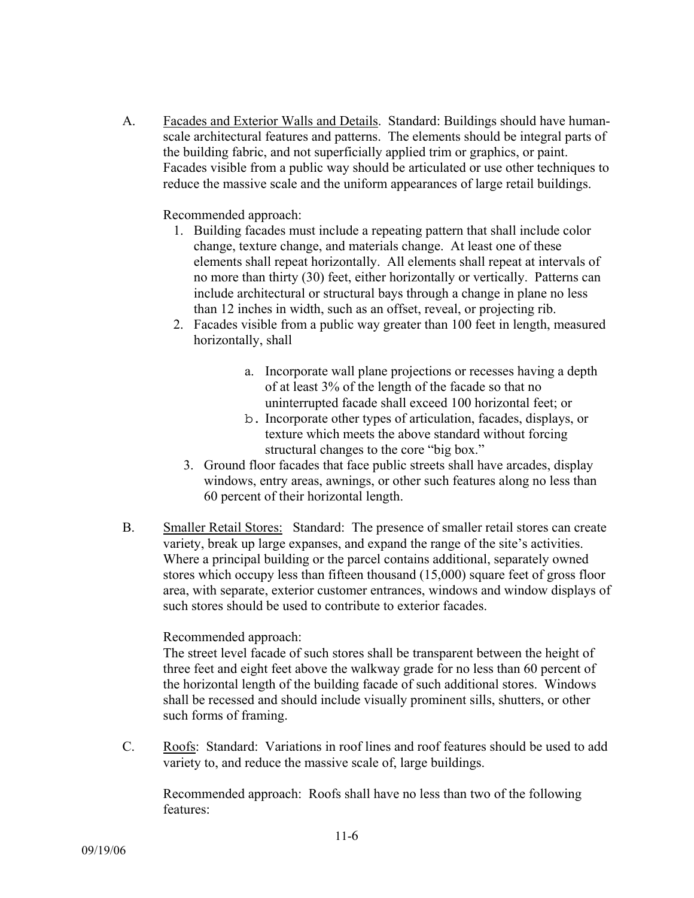A. <u>Facades and Exterior Walls and Details</u>. Standard: Buildings should have human-scale architectural features and patterns. The elements should be integral parts of the building fabric, and not superficially applied trim or graphics, or paint. Facades visible from a public way should be articulated or use other techniques to reduce the massive scale and the uniform appearances of large retail buildings.

Recommended approach:

1. Building facades must include a repeating pattern that shall include color change, texture change, and materials change. At least one of these elements shall repeat horizontally. All elements shall repeat at intervals of no more than thirty (30) feet, either horizontally or vertically. Patterns can include architectural or structural bays through a change in plane no less than 12 inches in width, such as an offset, reveal, or projecting rib.
2. Facades visible from a public way greater than 100 feet in length, measured horizontally, shall
    a. Incorporate wall plane projections or recesses having a depth of at least 3% of the length of the facade so that no uninterrupted facade shall exceed 100 horizontal feet; or
    b. Incorporate other types of articulation, facades, displays, or texture which meets the above standard without forcing structural changes to the core "big box."
3. Ground floor facades that face public streets shall have arcades, display windows, entry areas, awnings, or other such features along no less than 60 percent of their horizontal length.

B. <u>Smaller Retail Stores:</u> Standard: The presence of smaller retail stores can create variety, break up large expanses, and expand the range of the site's activities. Where a principal building or the parcel contains additional, separately owned stores which occupy less than fifteen thousand (15,000) square feet of gross floor area, with separate, exterior customer entrances, windows and window displays of such stores should be used to contribute to exterior facades.

Recommended approach:
The street level facade of such stores shall be transparent between the height of three feet and eight feet above the walkway grade for no less than 60 percent of the horizontal length of the building facade of such additional stores. Windows shall be recessed and should include visually prominent sills, shutters, or other such forms of framing.

C. <u>Roofs</u>: Standard: Variations in roof lines and roof features should be used to add variety to, and reduce the massive scale of, large buildings.

Recommended approach: Roofs shall have no less than two of the following features: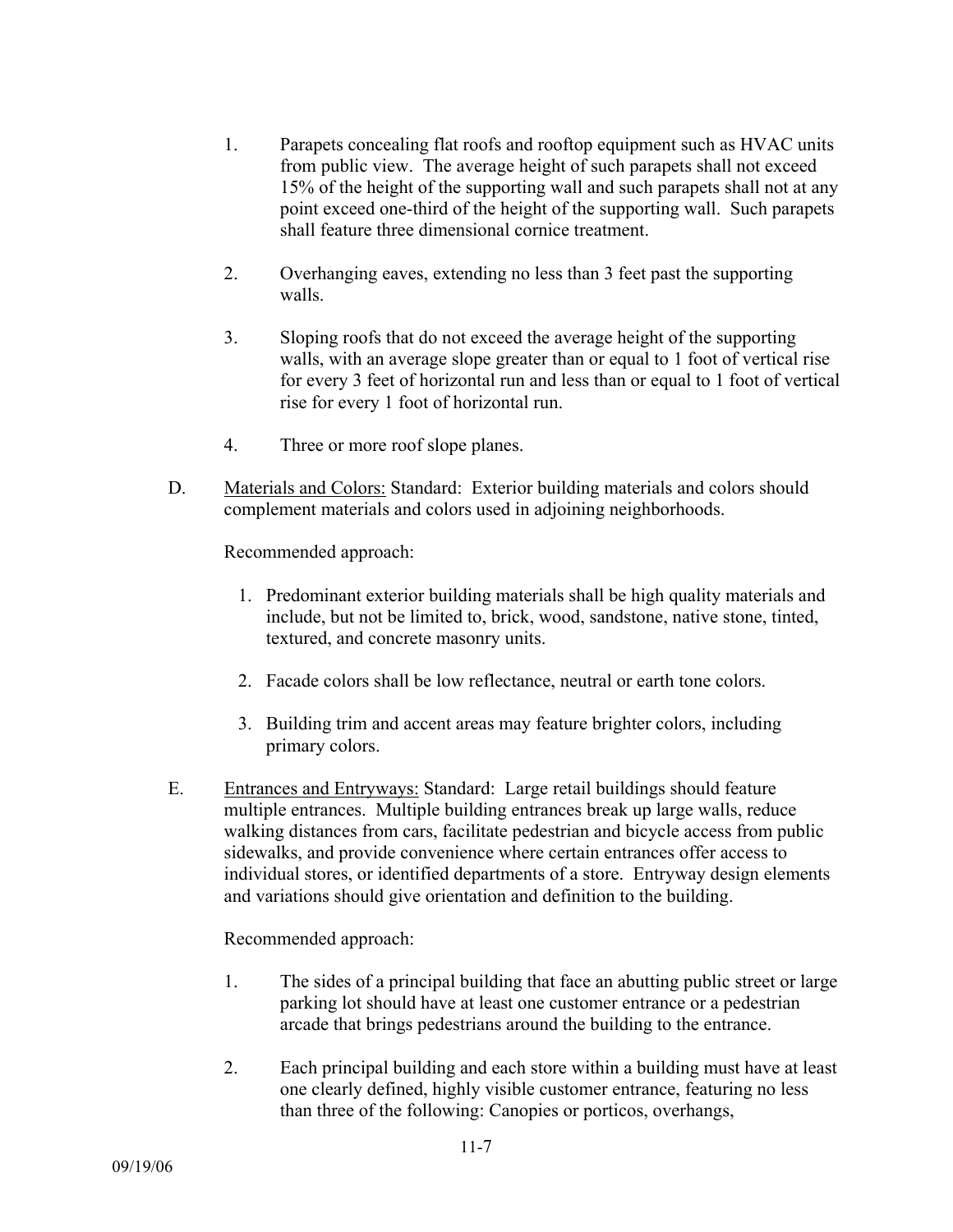1. Parapets concealing flat roofs and rooftop equipment such as HVAC units from public view. The average height of such parapets shall not exceed 15% of the height of the supporting wall and such parapets shall not at any point exceed one-third of the height of the supporting wall. Such parapets shall feature three dimensional cornice treatment.

2. Overhanging eaves, extending no less than 3 feet past the supporting walls.

3. Sloping roofs that do not exceed the average height of the supporting walls, with an average slope greater than or equal to 1 foot of vertical rise for every 3 feet of horizontal run and less than or equal to 1 foot of vertical rise for every 1 foot of horizontal run.

4. Three or more roof slope planes.

D. <u>Materials and Colors:</u> Standard: Exterior building materials and colors should complement materials and colors used in adjoining neighborhoods.

Recommended approach:

1. Predominant exterior building materials shall be high quality materials and include, but not be limited to, brick, wood, sandstone, native stone, tinted, textured, and concrete masonry units.

2. Facade colors shall be low reflectance, neutral or earth tone colors.

3. Building trim and accent areas may feature brighter colors, including primary colors.

E. <u>Entrances and Entryways:</u> Standard: Large retail buildings should feature multiple entrances. Multiple building entrances break up large walls, reduce walking distances from cars, facilitate pedestrian and bicycle access from public sidewalks, and provide convenience where certain entrances offer access to individual stores, or identified departments of a store. Entryway design elements and variations should give orientation and definition to the building.

Recommended approach:

1. The sides of a principal building that face an abutting public street or large parking lot should have at least one customer entrance or a pedestrian arcade that brings pedestrians around the building to the entrance.

2. Each principal building and each store within a building must have at least one clearly defined, highly visible customer entrance, featuring no less than three of the following: Canopies or porticos, overhangs,

09/19/06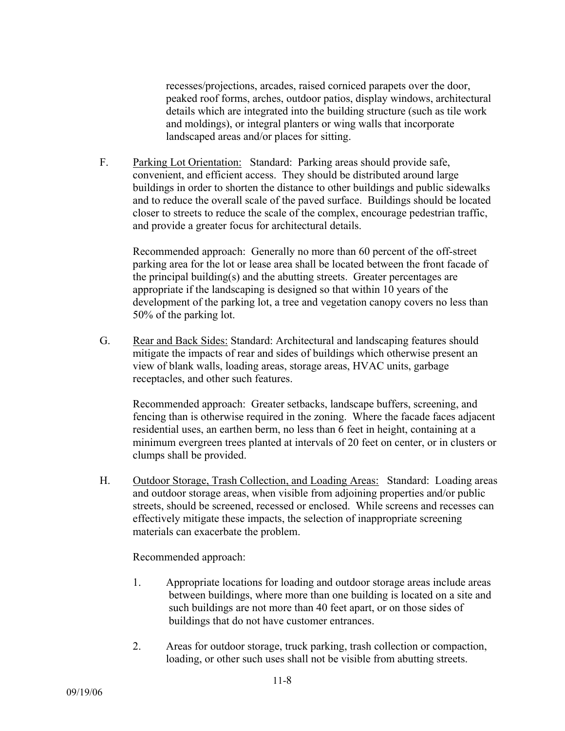recesses/projections, arcades, raised corniced parapets over the door, peaked roof forms, arches, outdoor patios, display windows, architectural details which are integrated into the building structure (such as tile work and moldings), or integral planters or wing walls that incorporate landscaped areas and/or places for sitting.

F. <u>Parking Lot Orientation:</u> Standard: Parking areas should provide safe, convenient, and efficient access. They should be distributed around large buildings in order to shorten the distance to other buildings and public sidewalks and to reduce the overall scale of the paved surface. Buildings should be located closer to streets to reduce the scale of the complex, encourage pedestrian traffic, and provide a greater focus for architectural details.

   Recommended approach: Generally no more than 60 percent of the off-street parking area for the lot or lease area shall be located between the front facade of the principal building(s) and the abutting streets. Greater percentages are appropriate if the landscaping is designed so that within 10 years of the development of the parking lot, a tree and vegetation canopy covers no less than 50% of the parking lot.

G. <u>Rear and Back Sides:</u> Standard: Architectural and landscaping features should mitigate the impacts of rear and sides of buildings which otherwise present an view of blank walls, loading areas, storage areas, HVAC units, garbage receptacles, and other such features.

   Recommended approach: Greater setbacks, landscape buffers, screening, and fencing than is otherwise required in the zoning. Where the facade faces adjacent residential uses, an earthen berm, no less than 6 feet in height, containing at a minimum evergreen trees planted at intervals of 20 feet on center, or in clusters or clumps shall be provided.

H. <u>Outdoor Storage, Trash Collection, and Loading Areas:</u> Standard: Loading areas and outdoor storage areas, when visible from adjoining properties and/or public streets, should be screened, recessed or enclosed. While screens and recesses can effectively mitigate these impacts, the selection of inappropriate screening materials can exacerbate the problem.

   Recommended approach:

   1. Appropriate locations for loading and outdoor storage areas include areas between buildings, where more than one building is located on a site and such buildings are not more than 40 feet apart, or on those sides of buildings that do not have customer entrances.

   2. Areas for outdoor storage, truck parking, trash collection or compaction, loading, or other such uses shall not be visible from abutting streets.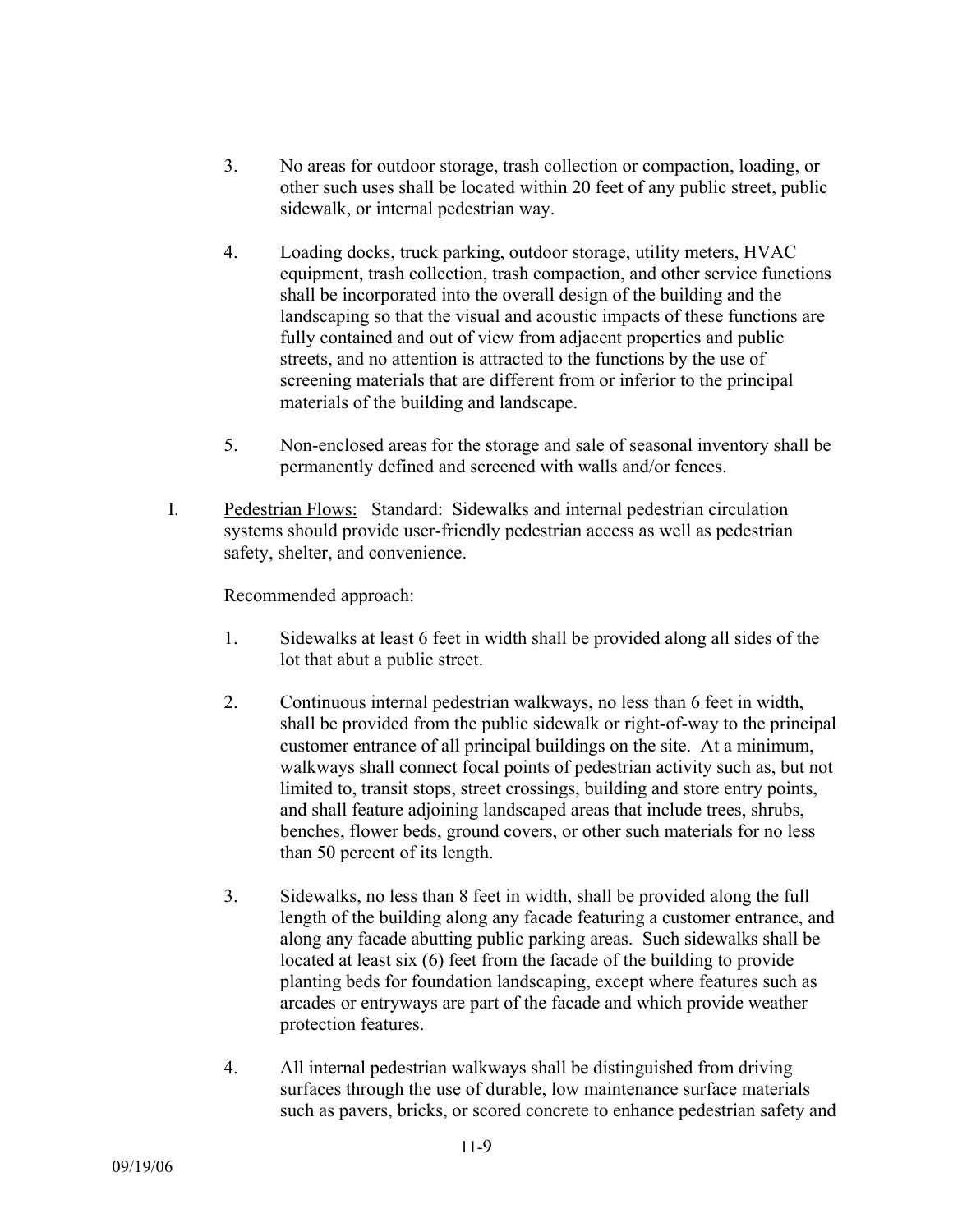3. No areas for outdoor storage, trash collection or compaction, loading, or other such uses shall be located within 20 feet of any public street, public sidewalk, or internal pedestrian way.

4. Loading docks, truck parking, outdoor storage, utility meters, HVAC equipment, trash collection, trash compaction, and other service functions shall be incorporated into the overall design of the building and the landscaping so that the visual and acoustic impacts of these functions are fully contained and out of view from adjacent properties and public streets, and no attention is attracted to the functions by the use of screening materials that are different from or inferior to the principal materials of the building and landscape.

5. Non-enclosed areas for the storage and sale of seasonal inventory shall be permanently defined and screened with walls and/or fences.

I. <u>Pedestrian Flows:</u> Standard: Sidewalks and internal pedestrian circulation systems should provide user-friendly pedestrian access as well as pedestrian safety, shelter, and convenience.

Recommended approach:

1. Sidewalks at least 6 feet in width shall be provided along all sides of the lot that abut a public street.

2. Continuous internal pedestrian walkways, no less than 6 feet in width, shall be provided from the public sidewalk or right-of-way to the principal customer entrance of all principal buildings on the site. At a minimum, walkways shall connect focal points of pedestrian activity such as, but not limited to, transit stops, street crossings, building and store entry points, and shall feature adjoining landscaped areas that include trees, shrubs, benches, flower beds, ground covers, or other such materials for no less than 50 percent of its length.

3. Sidewalks, no less than 8 feet in width, shall be provided along the full length of the building along any facade featuring a customer entrance, and along any facade abutting public parking areas. Such sidewalks shall be located at least six (6) feet from the facade of the building to provide planting beds for foundation landscaping, except where features such as arcades or entryways are part of the facade and which provide weather protection features.

4. All internal pedestrian walkways shall be distinguished from driving surfaces through the use of durable, low maintenance surface materials such as pavers, bricks, or scored concrete to enhance pedestrian safety and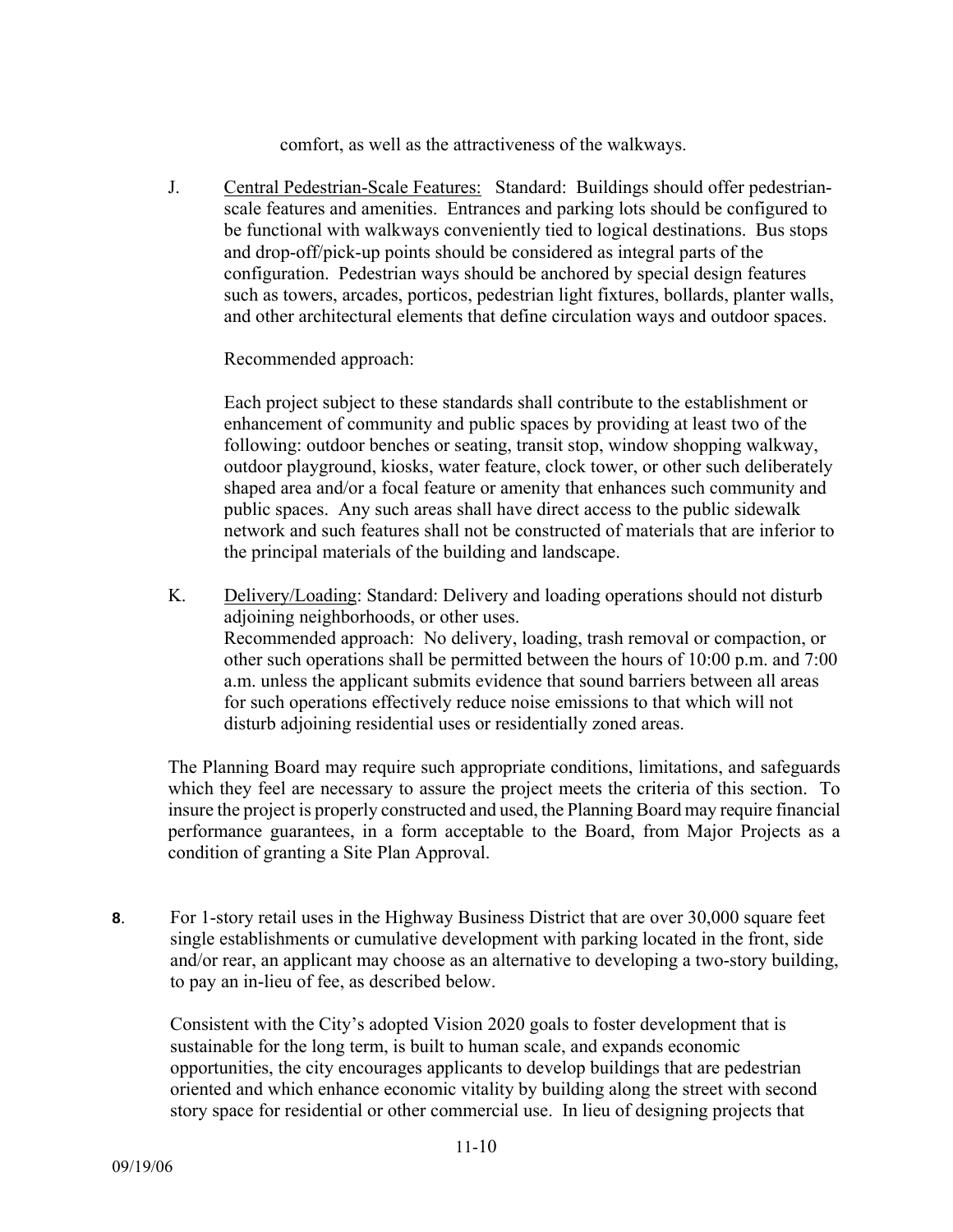comfort, as well as the attractiveness of the walkways.

J. Central Pedestrian-Scale Features: Standard: Buildings should offer pedestrian-scale features and amenities. Entrances and parking lots should be configured to be functional with walkways conveniently tied to logical destinations. Bus stops and drop-off/pick-up points should be considered as integral parts of the configuration. Pedestrian ways should be anchored by special design features such as towers, arcades, porticos, pedestrian light fixtures, bollards, planter walls, and other architectural elements that define circulation ways and outdoor spaces.

Recommended approach:

Each project subject to these standards shall contribute to the establishment or enhancement of community and public spaces by providing at least two of the following: outdoor benches or seating, transit stop, window shopping walkway, outdoor playground, kiosks, water feature, clock tower, or other such deliberately shaped area and/or a focal feature or amenity that enhances such community and public spaces. Any such areas shall have direct access to the public sidewalk network and such features shall not be constructed of materials that are inferior to the principal materials of the building and landscape.

K. Delivery/Loading: Standard: Delivery and loading operations should not disturb adjoining neighborhoods, or other uses.
Recommended approach: No delivery, loading, trash removal or compaction, or other such operations shall be permitted between the hours of 10:00 p.m. and 7:00 a.m. unless the applicant submits evidence that sound barriers between all areas for such operations effectively reduce noise emissions to that which will not disturb adjoining residential uses or residentially zoned areas.

The Planning Board may require such appropriate conditions, limitations, and safeguards which they feel are necessary to assure the project meets the criteria of this section. To insure the project is properly constructed and used, the Planning Board may require financial performance guarantees, in a form acceptable to the Board, from Major Projects as a condition of granting a Site Plan Approval.

**8**. For 1-story retail uses in the Highway Business District that are over 30,000 square feet single establishments or cumulative development with parking located in the front, side and/or rear, an applicant may choose as an alternative to developing a two-story building, to pay an in-lieu of fee, as described below.

Consistent with the City's adopted Vision 2020 goals to foster development that is sustainable for the long term, is built to human scale, and expands economic opportunities, the city encourages applicants to develop buildings that are pedestrian oriented and which enhance economic vitality by building along the street with second story space for residential or other commercial use. In lieu of designing projects that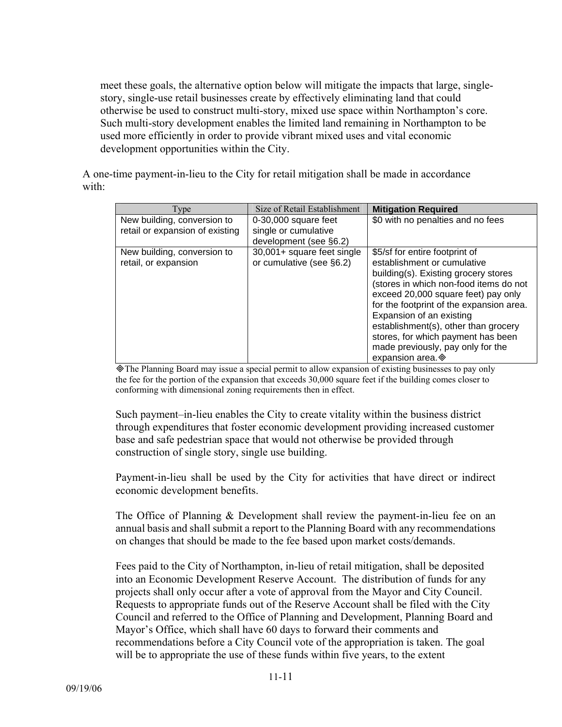meet these goals, the alternative option below will mitigate the impacts that large, single-story, single-use retail businesses create by effectively eliminating land that could otherwise be used to construct multi-story, mixed use space within Northampton's core. Such multi-story development enables the limited land remaining in Northampton to be used more efficiently in order to provide vibrant mixed uses and vital economic development opportunities within the City.

A one-time payment-in-lieu to the City for retail mitigation shall be made in accordance with:

| Type | Size of Retail Establishment | **Mitigation Required** |
|---|---|---|
| New building, conversion to retail or expansion of existing | 0-30,000 square feet single or cumulative development (see §6.2) | $0 with no penalties and no fees |
| New building, conversion to retail, or expansion | 30,001+ square feet single or cumulative (see §6.2) | $5/sf for entire footprint of establishment or cumulative building(s). Existing grocery stores (stores in which non-food items do not exceed 20,000 square feet) pay only for the footprint of the expansion area. Expansion of an existing establishment(s), other than grocery stores, for which payment has been made previously, pay only for the expansion area.◈ |

◈The Planning Board may issue a special permit to allow expansion of existing businesses to pay only the fee for the portion of the expansion that exceeds 30,000 square feet if the building comes closer to conforming with dimensional zoning requirements then in effect.

Such payment–in-lieu enables the City to create vitality within the business district through expenditures that foster economic development providing increased customer base and safe pedestrian space that would not otherwise be provided through construction of single story, single use building.

Payment-in-lieu shall be used by the City for activities that have direct or indirect economic development benefits.

The Office of Planning & Development shall review the payment-in-lieu fee on an annual basis and shall submit a report to the Planning Board with any recommendations on changes that should be made to the fee based upon market costs/demands.

Fees paid to the City of Northampton, in-lieu of retail mitigation, shall be deposited into an Economic Development Reserve Account. The distribution of funds for any projects shall only occur after a vote of approval from the Mayor and City Council. Requests to appropriate funds out of the Reserve Account shall be filed with the City Council and referred to the Office of Planning and Development, Planning Board and Mayor's Office, which shall have 60 days to forward their comments and recommendations before a City Council vote of the appropriation is taken. The goal will be to appropriate the use of these funds within five years, to the extent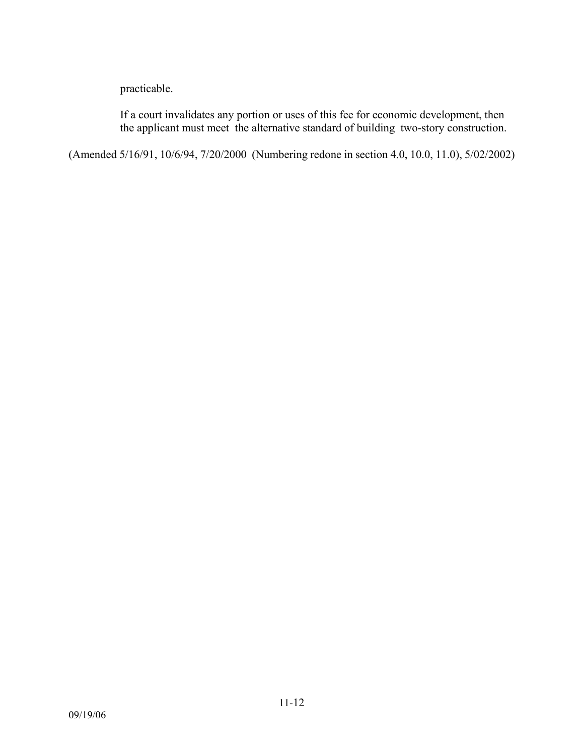practicable.

If a court invalidates any portion or uses of this fee for economic development, then the applicant must meet the alternative standard of building two-story construction.

(Amended 5/16/91, 10/6/94, 7/20/2000 (Numbering redone in section 4.0, 10.0, 11.0), 5/02/2002)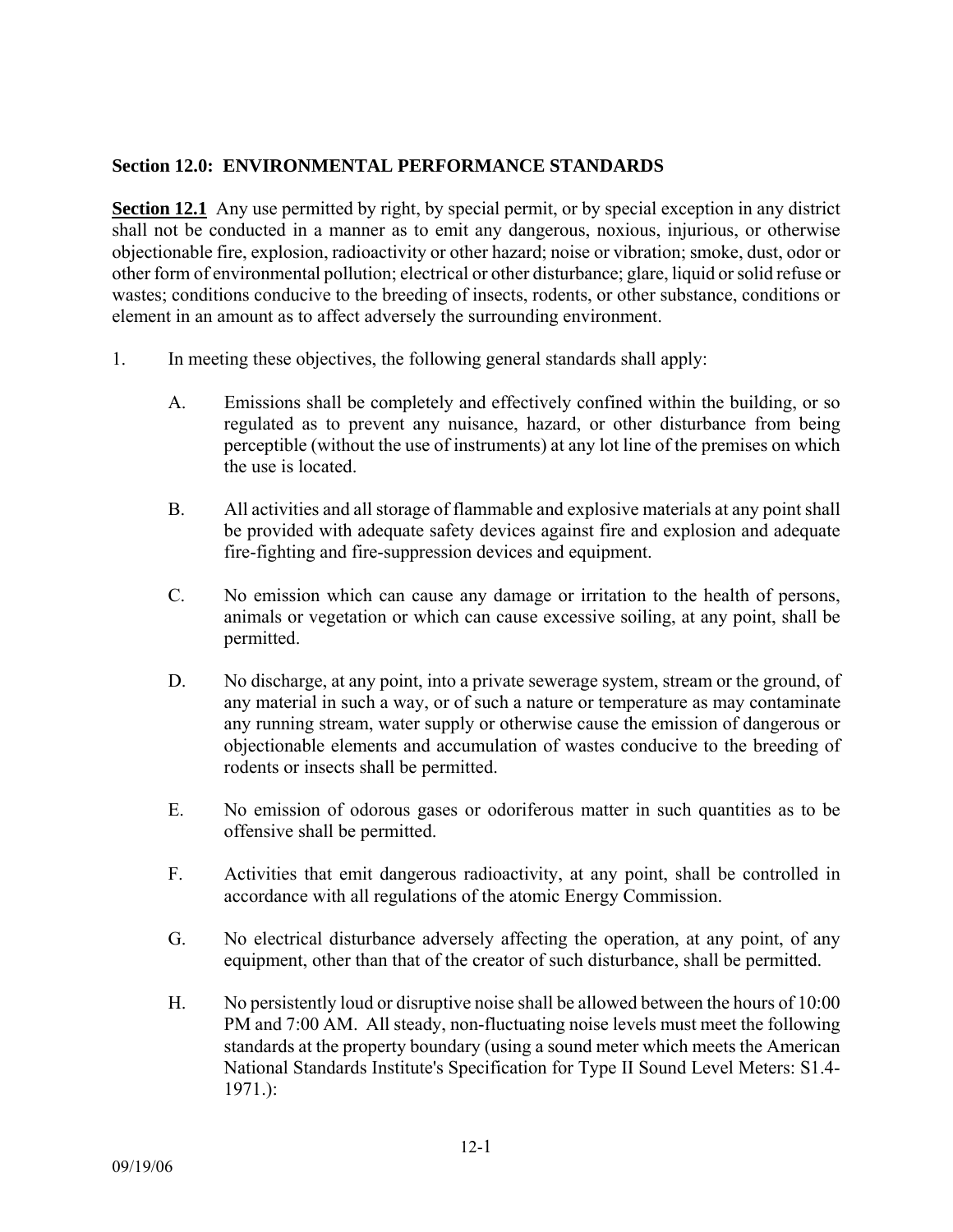## Section 12.0: ENVIRONMENTAL PERFORMANCE STANDARDS

**Section 12.1** Any use permitted by right, by special permit, or by special exception in any district shall not be conducted in a manner as to emit any dangerous, noxious, injurious, or otherwise objectionable fire, explosion, radioactivity or other hazard; noise or vibration; smoke, dust, odor or other form of environmental pollution; electrical or other disturbance; glare, liquid or solid refuse or wastes; conditions conducive to the breeding of insects, rodents, or other substance, conditions or element in an amount as to affect adversely the surrounding environment.

1. In meeting these objectives, the following general standards shall apply:

   A. Emissions shall be completely and effectively confined within the building, or so regulated as to prevent any nuisance, hazard, or other disturbance from being perceptible (without the use of instruments) at any lot line of the premises on which the use is located.

   B. All activities and all storage of flammable and explosive materials at any point shall be provided with adequate safety devices against fire and explosion and adequate fire-fighting and fire-suppression devices and equipment.

   C. No emission which can cause any damage or irritation to the health of persons, animals or vegetation or which can cause excessive soiling, at any point, shall be permitted.

   D. No discharge, at any point, into a private sewerage system, stream or the ground, of any material in such a way, or of such a nature or temperature as may contaminate any running stream, water supply or otherwise cause the emission of dangerous or objectionable elements and accumulation of wastes conducive to the breeding of rodents or insects shall be permitted.

   E. No emission of odorous gases or odoriferous matter in such quantities as to be offensive shall be permitted.

   F. Activities that emit dangerous radioactivity, at any point, shall be controlled in accordance with all regulations of the atomic Energy Commission.

   G. No electrical disturbance adversely affecting the operation, at any point, of any equipment, other than that of the creator of such disturbance, shall be permitted.

   H. No persistently loud or disruptive noise shall be allowed between the hours of 10:00 PM and 7:00 AM. All steady, non-fluctuating noise levels must meet the following standards at the property boundary (using a sound meter which meets the American National Standards Institute's Specification for Type II Sound Level Meters: S1.4-1971.):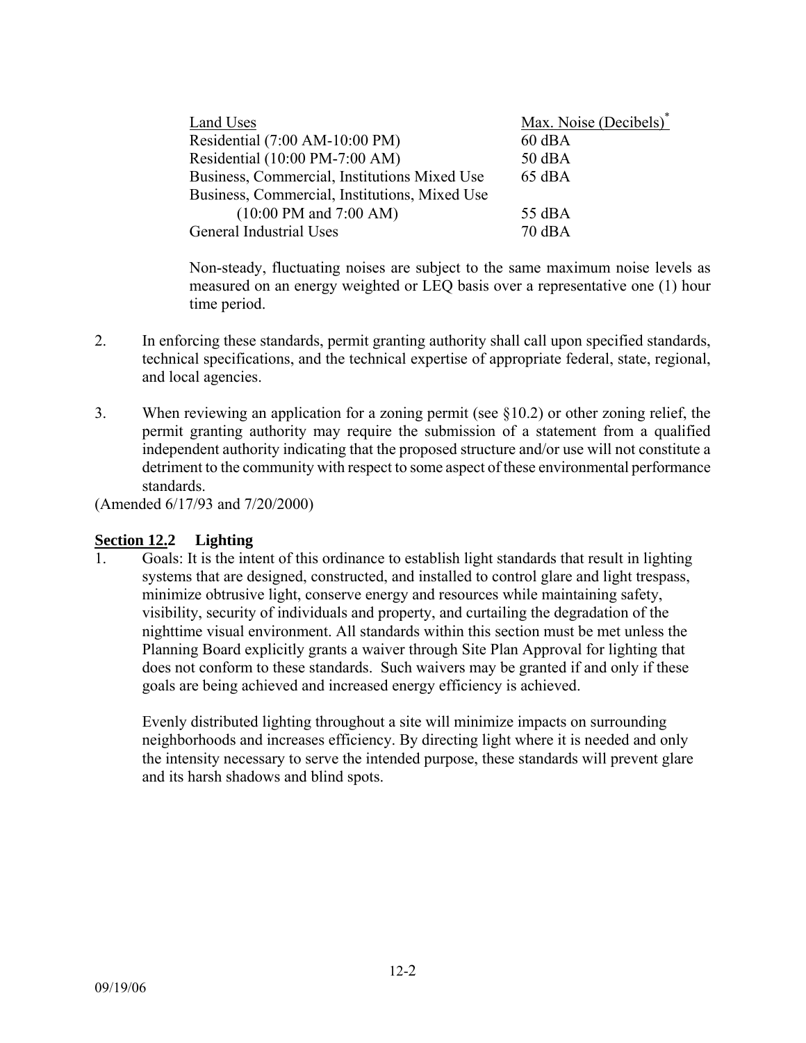| Land Uses | Max. Noise (Decibels)* |
|---|---|
| Residential (7:00 AM-10:00 PM) | 60 dBA |
| Residential (10:00 PM-7:00 AM) | 50 dBA |
| Business, Commercial, Institutions Mixed Use | 65 dBA |
| Business, Commercial, Institutions, Mixed Use (10:00 PM and 7:00 AM) | 55 dBA |
| General Industrial Uses | 70 dBA |

Non-steady, fluctuating noises are subject to the same maximum noise levels as measured on an energy weighted or LEQ basis over a representative one (1) hour time period.

2. In enforcing these standards, permit granting authority shall call upon specified standards, technical specifications, and the technical expertise of appropriate federal, state, regional, and local agencies.

3. When reviewing an application for a zoning permit (see §10.2) or other zoning relief, the permit granting authority may require the submission of a statement from a qualified independent authority indicating that the proposed structure and/or use will not constitute a detriment to the community with respect to some aspect of these environmental performance standards.

(Amended 6/17/93 and 7/20/2000)

## Section 12.2 Lighting

1. Goals: It is the intent of this ordinance to establish light standards that result in lighting systems that are designed, constructed, and installed to control glare and light trespass, minimize obtrusive light, conserve energy and resources while maintaining safety, visibility, security of individuals and property, and curtailing the degradation of the nighttime visual environment. All standards within this section must be met unless the Planning Board explicitly grants a waiver through Site Plan Approval for lighting that does not conform to these standards. Such waivers may be granted if and only if these goals are being achieved and increased energy efficiency is achieved.

   Evenly distributed lighting throughout a site will minimize impacts on surrounding neighborhoods and increases efficiency. By directing light where it is needed and only the intensity necessary to serve the intended purpose, these standards will prevent glare and its harsh shadows and blind spots.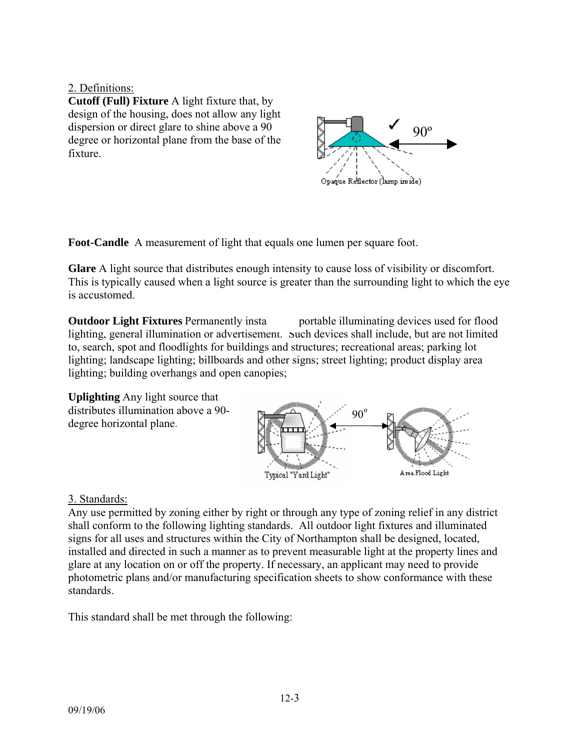2. Definitions:

**Cutoff (Full) Fixture** A light fixture that, by design of the housing, does not allow any light dispersion or direct glare to shine above a 90 degree or horizontal plane from the base of the fixture.

**Foot-Candle** A measurement of light that equals one lumen per square foot.

**Glare** A light source that distributes enough intensity to cause loss of visibility or discomfort. This is typically caused when a light source is greater than the surrounding light to which the eye is accustomed.

**Outdoor Light Fixtures** Permanently insta portable illuminating devices used for flood lighting, general illumination or advertisement. Such devices shall include, but are not limited to, search, spot and floodlights for buildings and structures; recreational areas; parking lot lighting; landscape lighting; billboards and other signs; street lighting; product display area lighting; building overhangs and open canopies;

**Uplighting** Any light source that distributes illumination above a 90-degree horizontal plane.

3. Standards:

Any use permitted by zoning either by right or through any type of zoning relief in any district shall conform to the following lighting standards. All outdoor light fixtures and illuminated signs for all uses and structures within the City of Northampton shall be designed, located, installed and directed in such a manner as to prevent measurable light at the property lines and glare at any location on or off the property. If necessary, an applicant may need to provide photometric plans and/or manufacturing specification sheets to show conformance with these standards.

This standard shall be met through the following: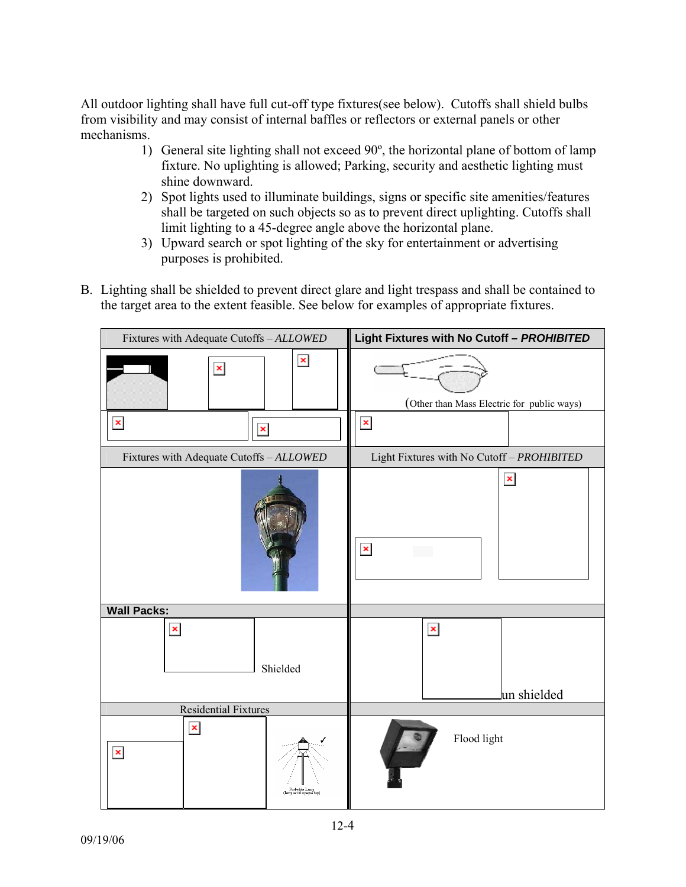All outdoor lighting shall have full cut-off type fixtures(see below). Cutoffs shall shield bulbs from visibility and may consist of internal baffles or reflectors or external panels or other mechanisms.

1) General site lighting shall not exceed 90º, the horizontal plane of bottom of lamp fixture. No uplighting is allowed; Parking, security and aesthetic lighting must shine downward.
2) Spot lights used to illuminate buildings, signs or specific site amenities/features shall be targeted on such objects so as to prevent direct uplighting. Cutoffs shall limit lighting to a 45-degree angle above the horizontal plane.
3) Upward search or spot lighting of the sky for entertainment or advertising purposes is prohibited.

B. Lighting shall be shielded to prevent direct glare and light trespass and shall be contained to the target area to the extent feasible. See below for examples of appropriate fixtures.

| Fixtures with Adequate Cutoffs – *ALLOWED* | **Light Fixtures with No Cutoff – *PROHIBITED*** |
|---|---|
| | (Other than Mass Electric for public ways) |
| Fixtures with Adequate Cutoffs – *ALLOWED* | Light Fixtures with No Cutoff – *PROHIBITED* |
| | |
| **Wall Packs:** | |
| Shielded | un shielded |
| Residential Fixtures | |
| | Flood light |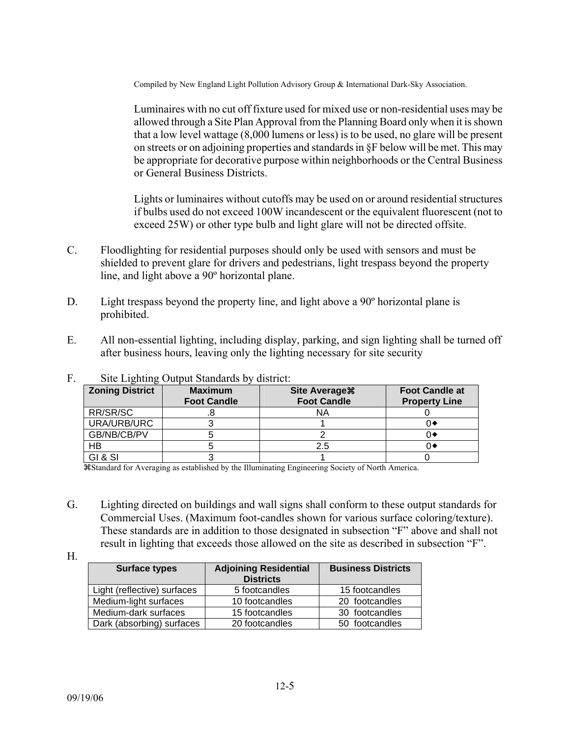Compiled by New England Light Pollution Advisory Group & International Dark-Sky Association.

Luminaires with no cut off fixture used for mixed use or non-residential uses may be allowed through a Site Plan Approval from the Planning Board only when it is shown that a low level wattage (8,000 lumens or less) is to be used, no glare will be present on streets or on adjoining properties and standards in §F below will be met. This may be appropriate for decorative purpose within neighborhoods or the Central Business or General Business Districts.

Lights or luminaires without cutoffs may be used on or around residential structures if bulbs used do not exceed 100W incandescent or the equivalent fluorescent (not to exceed 25W) or other type bulb and light glare will not be directed offsite.

C. Floodlighting for residential purposes should only be used with sensors and must be shielded to prevent glare for drivers and pedestrians, light trespass beyond the property line, and light above a 90º horizontal plane.

D. Light trespass beyond the property line, and light above a 90º horizontal plane is prohibited.

E. All non-essential lighting, including display, parking, and sign lighting shall be turned off after business hours, leaving only the lighting necessary for site security

F. Site Lighting Output Standards by district:

| Zoning District | Maximum Foot Candle | Site Average⌘ Foot Candle | Foot Candle at Property Line |
|---|---|---|---|
| RR/SR/SC | .8 | NA | 0 |
| URA/URB/URC | 3 | 1 | 0◆ |
| GB/NB/CB/PV | 5 | 2 | 0◆ |
| HB | 5 | 2.5 | 0◆ |
| GI & SI | 3 | 1 | 0 |

⌘Standard for Averaging as established by the Illuminating Engineering Society of North America.

G. Lighting directed on buildings and wall signs shall conform to these output standards for Commercial Uses. (Maximum foot-candles shown for various surface coloring/texture). These standards are in addition to those designated in subsection "F" above and shall not result in lighting that exceeds those allowed on the site as described in subsection "F".

H.

| Surface types | Adjoining Residential Districts | Business Districts |
|---|---|---|
| Light (reflective) surfaces | 5 footcandles | 15 footcandles |
| Medium-light surfaces | 10 footcandles | 20 footcandles |
| Medium-dark surfaces | 15 footcandles | 30 footcandles |
| Dark (absorbing) surfaces | 20 footcandles | 50 footcandles |

09/19/06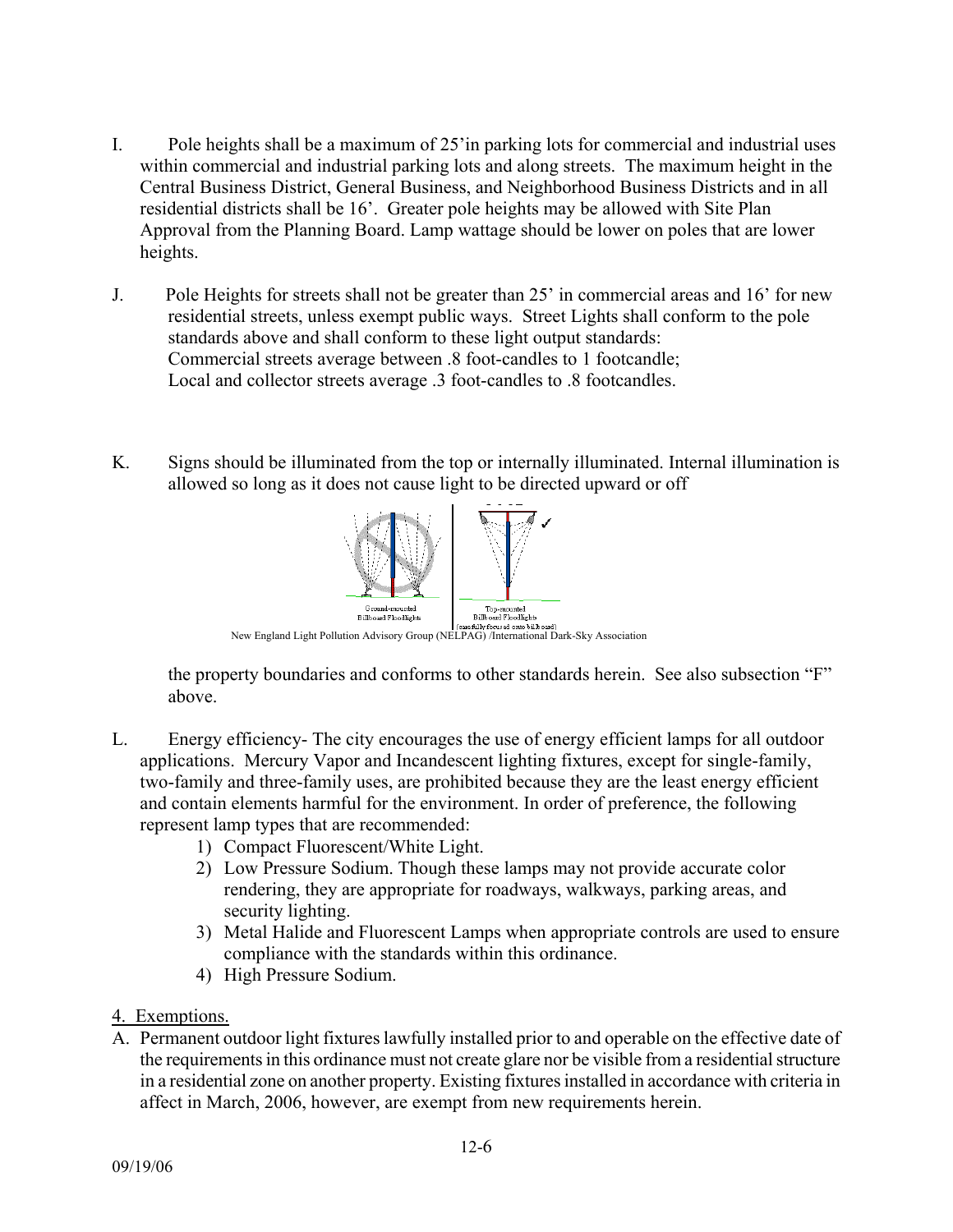I. Pole heights shall be a maximum of 25'in parking lots for commercial and industrial uses within commercial and industrial parking lots and along streets. The maximum height in the Central Business District, General Business, and Neighborhood Business Districts and in all residential districts shall be 16'. Greater pole heights may be allowed with Site Plan Approval from the Planning Board. Lamp wattage should be lower on poles that are lower heights.

J. Pole Heights for streets shall not be greater than 25' in commercial areas and 16' for new residential streets, unless exempt public ways. Street Lights shall conform to the pole standards above and shall conform to these light output standards:
Commercial streets average between .8 foot-candles to 1 footcandle;
Local and collector streets average .3 foot-candles to .8 footcandles.

K. Signs should be illuminated from the top or internally illuminated. Internal illumination is allowed so long as it does not cause light to be directed upward or off the property boundaries and conforms to other standards herein. See also subsection "F" above.

Ground-mounted Billboard Floodlights | Top-mounted Billboard Floodlights (carefully focused onto billboard)

New England Light Pollution Advisory Group (NELPAG) /International Dark-Sky Association

L. Energy efficiency- The city encourages the use of energy efficient lamps for all outdoor applications. Mercury Vapor and Incandescent lighting fixtures, except for single-family, two-family and three-family uses, are prohibited because they are the least energy efficient and contain elements harmful for the environment. In order of preference, the following represent lamp types that are recommended:
   1) Compact Fluorescent/White Light.
   2) Low Pressure Sodium. Though these lamps may not provide accurate color rendering, they are appropriate for roadways, walkways, parking areas, and security lighting.
   3) Metal Halide and Fluorescent Lamps when appropriate controls are used to ensure compliance with the standards within this ordinance.
   4) High Pressure Sodium.

4. Exemptions.

A. Permanent outdoor light fixtures lawfully installed prior to and operable on the effective date of the requirements in this ordinance must not create glare nor be visible from a residential structure in a residential zone on another property. Existing fixtures installed in accordance with criteria in affect in March, 2006, however, are exempt from new requirements herein.

09/19/06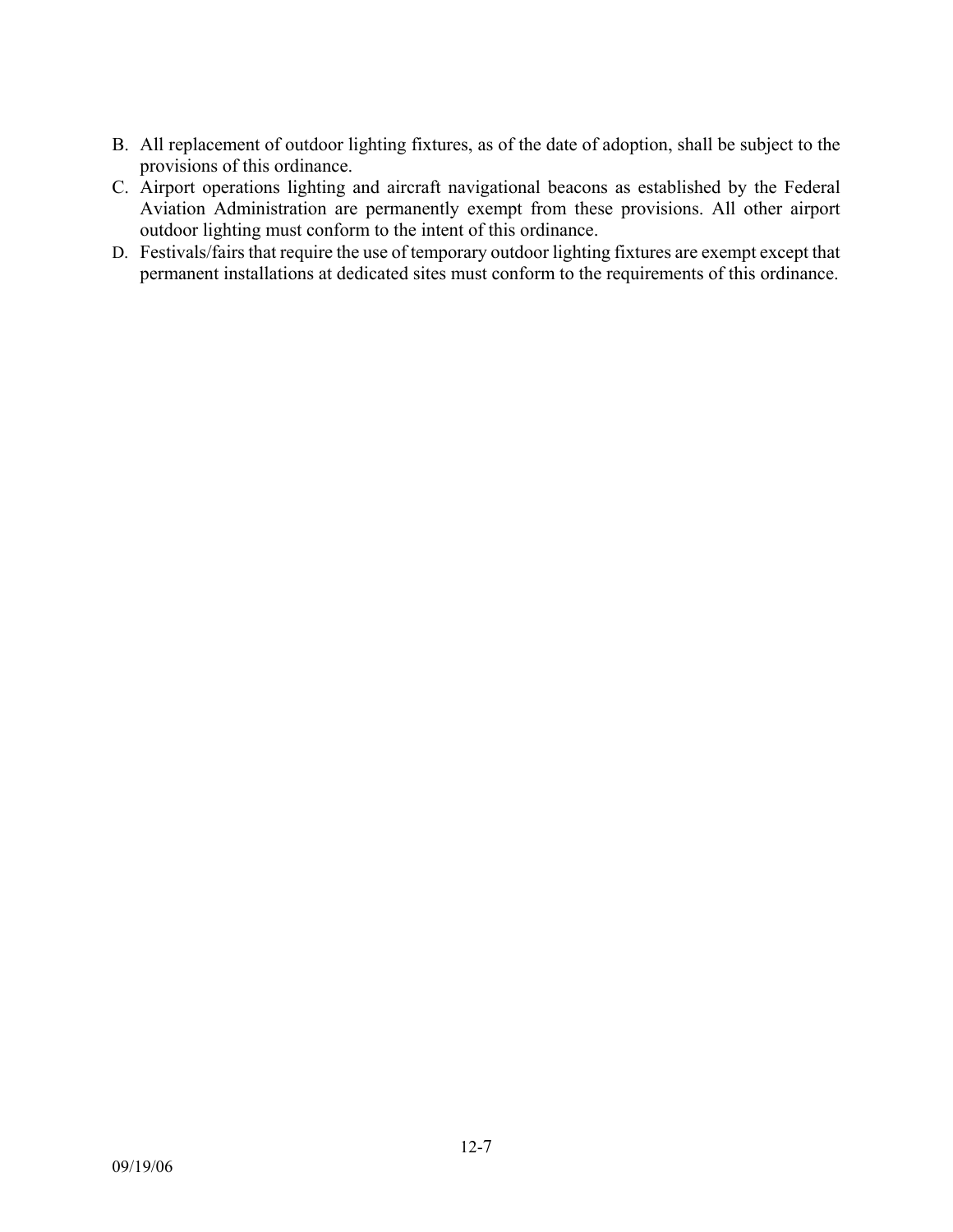B. All replacement of outdoor lighting fixtures, as of the date of adoption, shall be subject to the provisions of this ordinance.
C. Airport operations lighting and aircraft navigational beacons as established by the Federal Aviation Administration are permanently exempt from these provisions. All other airport outdoor lighting must conform to the intent of this ordinance.
D. Festivals/fairs that require the use of temporary outdoor lighting fixtures are exempt except that permanent installations at dedicated sites must conform to the requirements of this ordinance.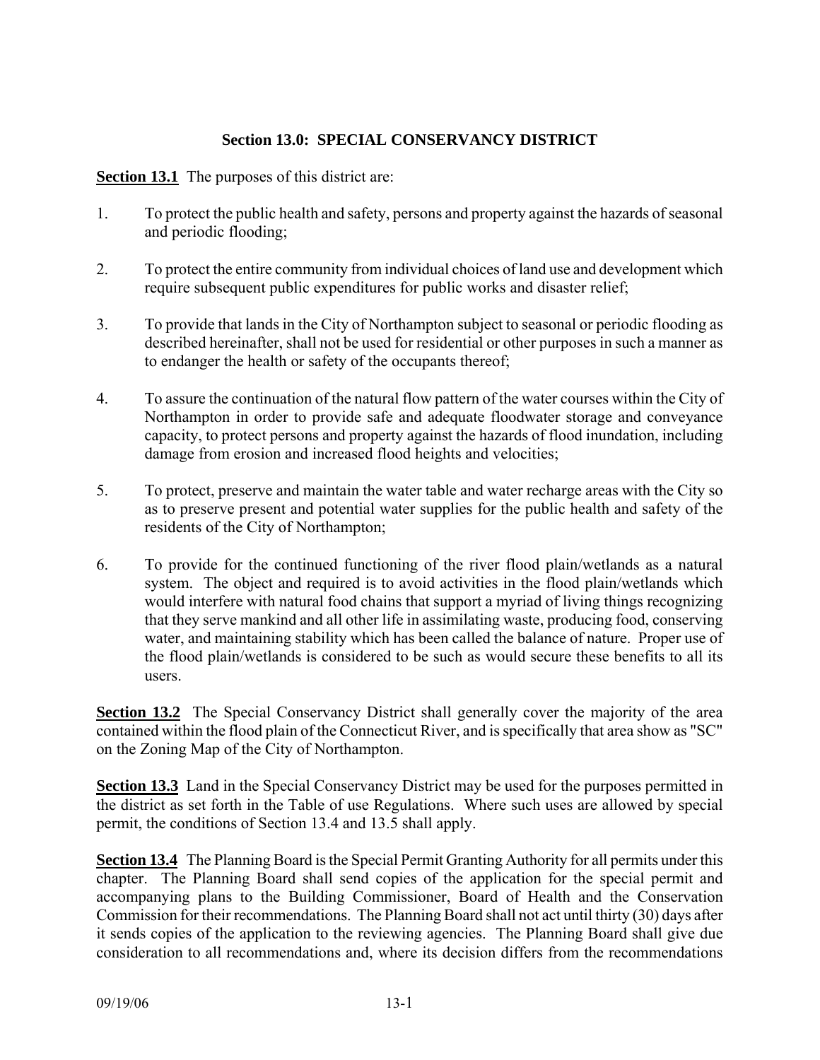# Section 13.0: SPECIAL CONSERVANCY DISTRICT

**Section 13.1** The purposes of this district are:

1. To protect the public health and safety, persons and property against the hazards of seasonal and periodic flooding;

2. To protect the entire community from individual choices of land use and development which require subsequent public expenditures for public works and disaster relief;

3. To provide that lands in the City of Northampton subject to seasonal or periodic flooding as described hereinafter, shall not be used for residential or other purposes in such a manner as to endanger the health or safety of the occupants thereof;

4. To assure the continuation of the natural flow pattern of the water courses within the City of Northampton in order to provide safe and adequate floodwater storage and conveyance capacity, to protect persons and property against the hazards of flood inundation, including damage from erosion and increased flood heights and velocities;

5. To protect, preserve and maintain the water table and water recharge areas with the City so as to preserve present and potential water supplies for the public health and safety of the residents of the City of Northampton;

6. To provide for the continued functioning of the river flood plain/wetlands as a natural system. The object and required is to avoid activities in the flood plain/wetlands which would interfere with natural food chains that support a myriad of living things recognizing that they serve mankind and all other life in assimilating waste, producing food, conserving water, and maintaining stability which has been called the balance of nature. Proper use of the flood plain/wetlands is considered to be such as would secure these benefits to all its users.

**Section 13.2** The Special Conservancy District shall generally cover the majority of the area contained within the flood plain of the Connecticut River, and is specifically that area show as "SC" on the Zoning Map of the City of Northampton.

**Section 13.3** Land in the Special Conservancy District may be used for the purposes permitted in the district as set forth in the Table of use Regulations. Where such uses are allowed by special permit, the conditions of Section 13.4 and 13.5 shall apply.

**Section 13.4** The Planning Board is the Special Permit Granting Authority for all permits under this chapter. The Planning Board shall send copies of the application for the special permit and accompanying plans to the Building Commissioner, Board of Health and the Conservation Commission for their recommendations. The Planning Board shall not act until thirty (30) days after it sends copies of the application to the reviewing agencies. The Planning Board shall give due consideration to all recommendations and, where its decision differs from the recommendations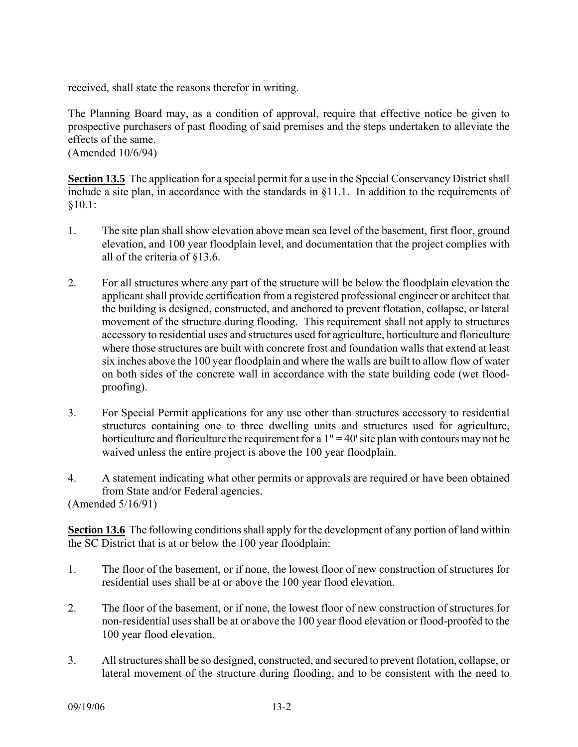received, shall state the reasons therefor in writing.

The Planning Board may, as a condition of approval, require that effective notice be given to prospective purchasers of past flooding of said premises and the steps undertaken to alleviate the effects of the same.
(Amended 10/6/94)

**Section 13.5** The application for a special permit for a use in the Special Conservancy District shall include a site plan, in accordance with the standards in §11.1. In addition to the requirements of §10.1:

1. The site plan shall show elevation above mean sea level of the basement, first floor, ground elevation, and 100 year floodplain level, and documentation that the project complies with all of the criteria of §13.6.

2. For all structures where any part of the structure will be below the floodplain elevation the applicant shall provide certification from a registered professional engineer or architect that the building is designed, constructed, and anchored to prevent flotation, collapse, or lateral movement of the structure during flooding. This requirement shall not apply to structures accessory to residential uses and structures used for agriculture, horticulture and floriculture where those structures are built with concrete frost and foundation walls that extend at least six inches above the 100 year floodplain and where the walls are built to allow flow of water on both sides of the concrete wall in accordance with the state building code (wet flood-proofing).

3. For Special Permit applications for any use other than structures accessory to residential structures containing one to three dwelling units and structures used for agriculture, horticulture and floriculture the requirement for a 1" = 40' site plan with contours may not be waived unless the entire project is above the 100 year floodplain.

4. A statement indicating what other permits or approvals are required or have been obtained from State and/or Federal agencies.

(Amended 5/16/91)

**Section 13.6** The following conditions shall apply for the development of any portion of land within the SC District that is at or below the 100 year floodplain:

1. The floor of the basement, or if none, the lowest floor of new construction of structures for residential uses shall be at or above the 100 year flood elevation.

2. The floor of the basement, or if none, the lowest floor of new construction of structures for non-residential uses shall be at or above the 100 year flood elevation or flood-proofed to the 100 year flood elevation.

3. All structures shall be so designed, constructed, and secured to prevent flotation, collapse, or lateral movement of the structure during flooding, and to be consistent with the need to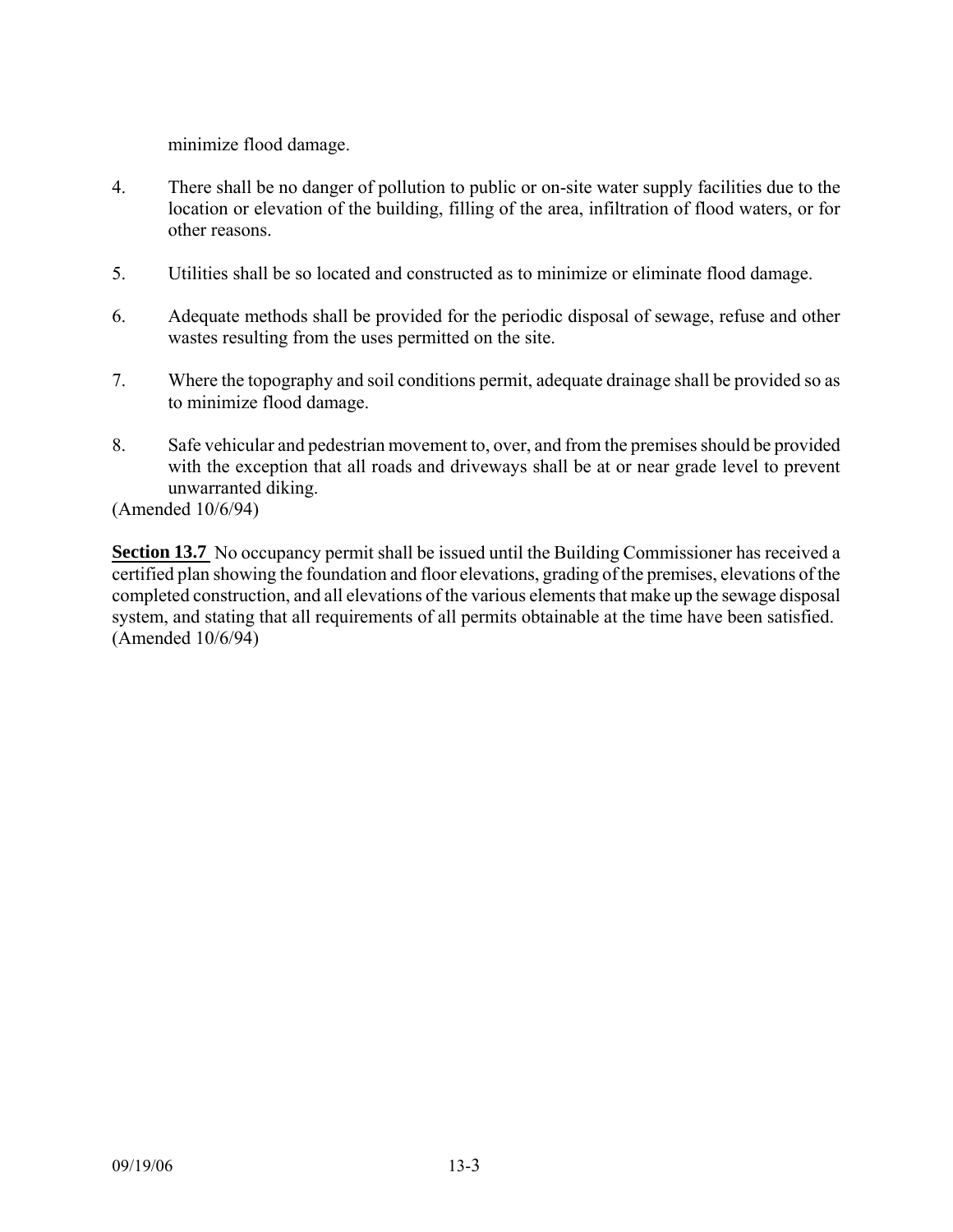minimize flood damage.

4. There shall be no danger of pollution to public or on-site water supply facilities due to the location or elevation of the building, filling of the area, infiltration of flood waters, or for other reasons.

5. Utilities shall be so located and constructed as to minimize or eliminate flood damage.

6. Adequate methods shall be provided for the periodic disposal of sewage, refuse and other wastes resulting from the uses permitted on the site.

7. Where the topography and soil conditions permit, adequate drainage shall be provided so as to minimize flood damage.

8. Safe vehicular and pedestrian movement to, over, and from the premises should be provided with the exception that all roads and driveways shall be at or near grade level to prevent unwarranted diking.

(Amended 10/6/94)

**Section 13.7** No occupancy permit shall be issued until the Building Commissioner has received a certified plan showing the foundation and floor elevations, grading of the premises, elevations of the completed construction, and all elevations of the various elements that make up the sewage disposal system, and stating that all requirements of all permits obtainable at the time have been satisfied.
(Amended 10/6/94)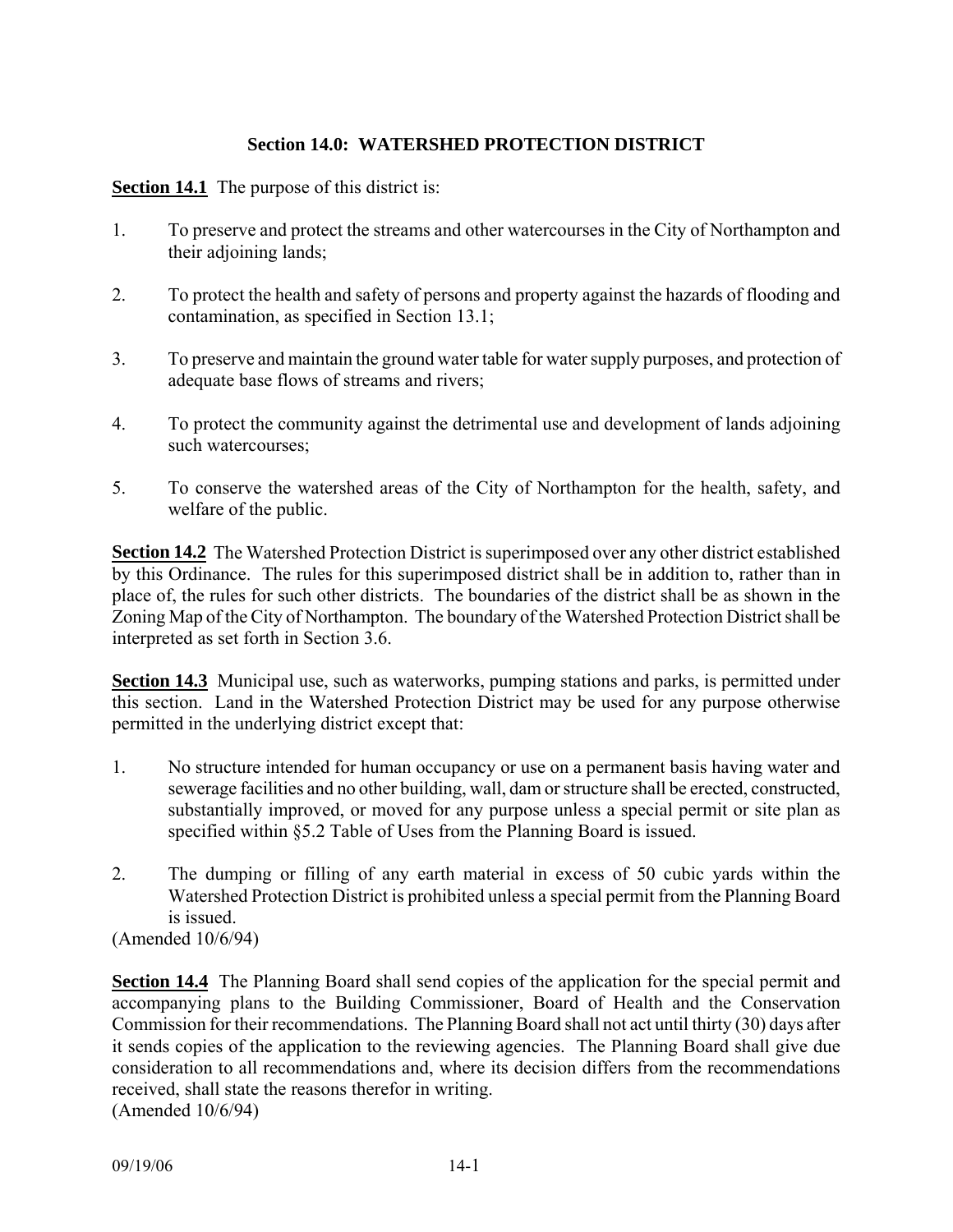## Section 14.0: WATERSHED PROTECTION DISTRICT

**Section 14.1** The purpose of this district is:

1. To preserve and protect the streams and other watercourses in the City of Northampton and their adjoining lands;

2. To protect the health and safety of persons and property against the hazards of flooding and contamination, as specified in Section 13.1;

3. To preserve and maintain the ground water table for water supply purposes, and protection of adequate base flows of streams and rivers;

4. To protect the community against the detrimental use and development of lands adjoining such watercourses;

5. To conserve the watershed areas of the City of Northampton for the health, safety, and welfare of the public.

**Section 14.2** The Watershed Protection District is superimposed over any other district established by this Ordinance. The rules for this superimposed district shall be in addition to, rather than in place of, the rules for such other districts. The boundaries of the district shall be as shown in the Zoning Map of the City of Northampton. The boundary of the Watershed Protection District shall be interpreted as set forth in Section 3.6.

**Section 14.3** Municipal use, such as waterworks, pumping stations and parks, is permitted under this section. Land in the Watershed Protection District may be used for any purpose otherwise permitted in the underlying district except that:

1. No structure intended for human occupancy or use on a permanent basis having water and sewerage facilities and no other building, wall, dam or structure shall be erected, constructed, substantially improved, or moved for any purpose unless a special permit or site plan as specified within §5.2 Table of Uses from the Planning Board is issued.

2. The dumping or filling of any earth material in excess of 50 cubic yards within the Watershed Protection District is prohibited unless a special permit from the Planning Board is issued.

(Amended 10/6/94)

**Section 14.4** The Planning Board shall send copies of the application for the special permit and accompanying plans to the Building Commissioner, Board of Health and the Conservation Commission for their recommendations. The Planning Board shall not act until thirty (30) days after it sends copies of the application to the reviewing agencies. The Planning Board shall give due consideration to all recommendations and, where its decision differs from the recommendations received, shall state the reasons therefor in writing.
(Amended 10/6/94)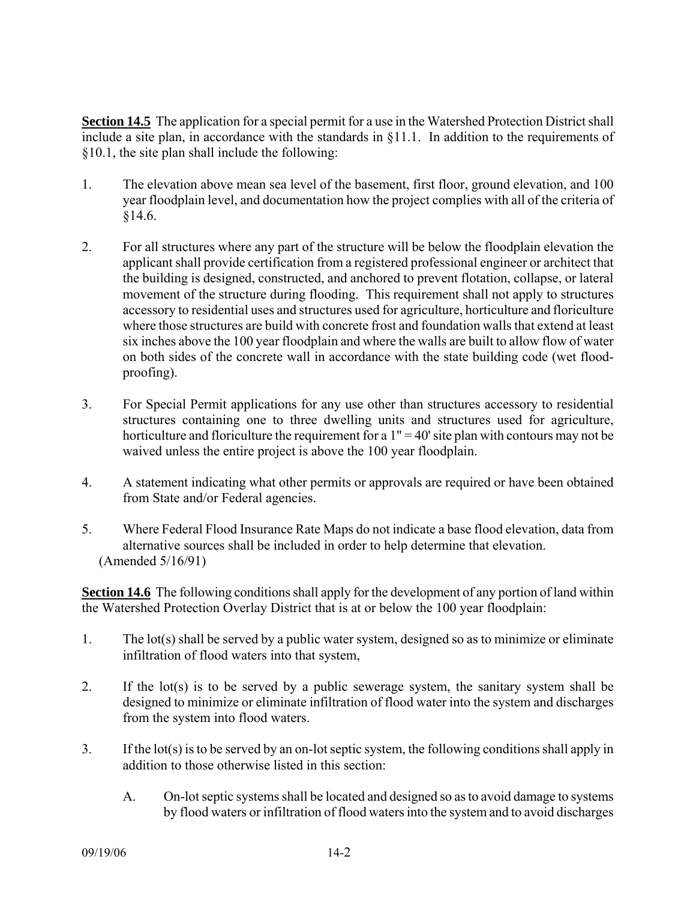**Section 14.5** The application for a special permit for a use in the Watershed Protection District shall include a site plan, in accordance with the standards in §11.1. In addition to the requirements of §10.1, the site plan shall include the following:

1. The elevation above mean sea level of the basement, first floor, ground elevation, and 100 year floodplain level, and documentation how the project complies with all of the criteria of §14.6.

2. For all structures where any part of the structure will be below the floodplain elevation the applicant shall provide certification from a registered professional engineer or architect that the building is designed, constructed, and anchored to prevent flotation, collapse, or lateral movement of the structure during flooding. This requirement shall not apply to structures accessory to residential uses and structures used for agriculture, horticulture and floriculture where those structures are build with concrete frost and foundation walls that extend at least six inches above the 100 year floodplain and where the walls are built to allow flow of water on both sides of the concrete wall in accordance with the state building code (wet flood-proofing).

3. For Special Permit applications for any use other than structures accessory to residential structures containing one to three dwelling units and structures used for agriculture, horticulture and floriculture the requirement for a 1" = 40' site plan with contours may not be waived unless the entire project is above the 100 year floodplain.

4. A statement indicating what other permits or approvals are required or have been obtained from State and/or Federal agencies.

5. Where Federal Flood Insurance Rate Maps do not indicate a base flood elevation, data from alternative sources shall be included in order to help determine that elevation.
(Amended 5/16/91)

**Section 14.6** The following conditions shall apply for the development of any portion of land within the Watershed Protection Overlay District that is at or below the 100 year floodplain:

1. The lot(s) shall be served by a public water system, designed so as to minimize or eliminate infiltration of flood waters into that system,

2. If the lot(s) is to be served by a public sewerage system, the sanitary system shall be designed to minimize or eliminate infiltration of flood water into the system and discharges from the system into flood waters.

3. If the lot(s) is to be served by an on-lot septic system, the following conditions shall apply in addition to those otherwise listed in this section:

   A. On-lot septic systems shall be located and designed so as to avoid damage to systems by flood waters or infiltration of flood waters into the system and to avoid discharges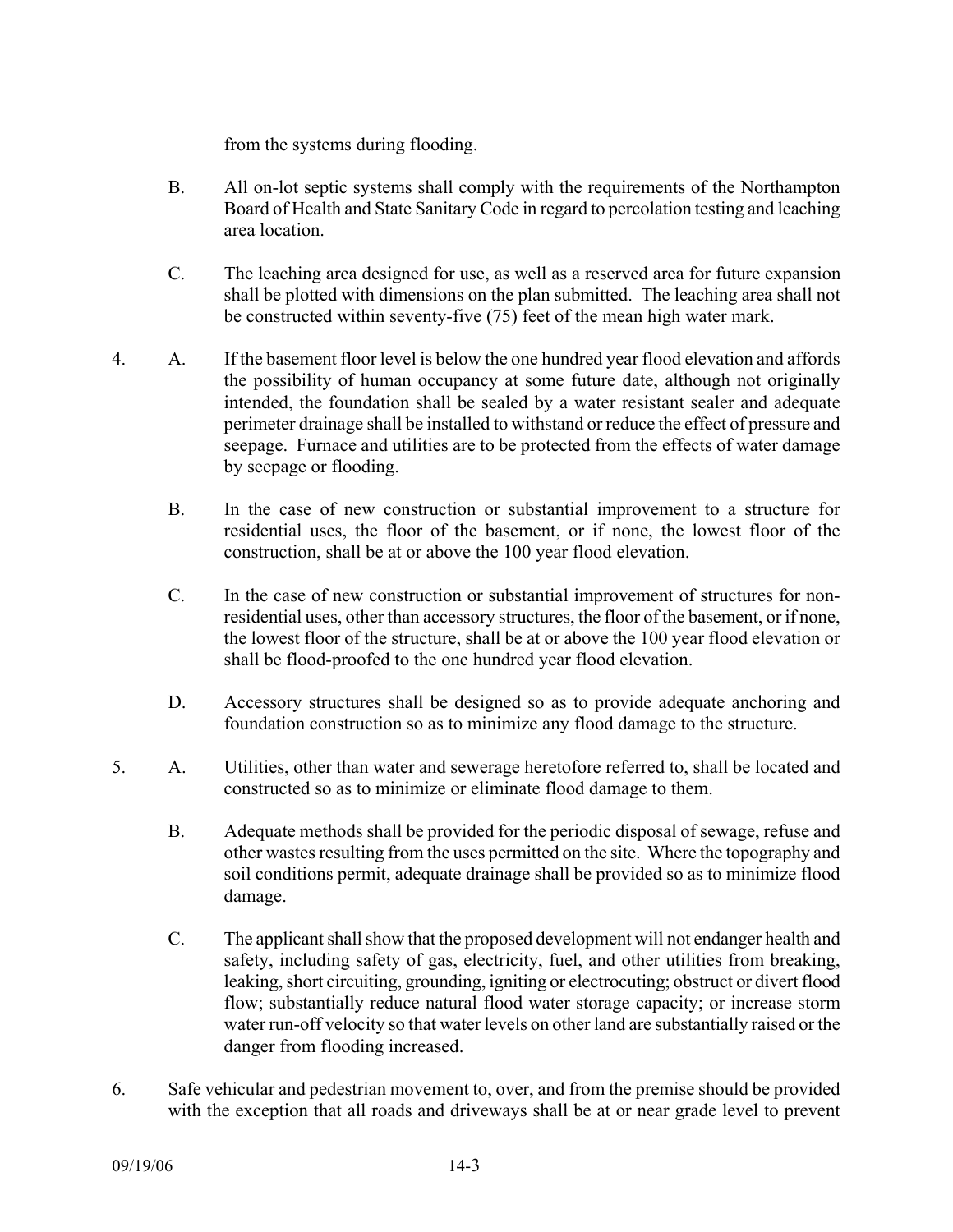from the systems during flooding.

B. All on-lot septic systems shall comply with the requirements of the Northampton Board of Health and State Sanitary Code in regard to percolation testing and leaching area location.

C. The leaching area designed for use, as well as a reserved area for future expansion shall be plotted with dimensions on the plan submitted. The leaching area shall not be constructed within seventy-five (75) feet of the mean high water mark.

4. A. If the basement floor level is below the one hundred year flood elevation and affords the possibility of human occupancy at some future date, although not originally intended, the foundation shall be sealed by a water resistant sealer and adequate perimeter drainage shall be installed to withstand or reduce the effect of pressure and seepage. Furnace and utilities are to be protected from the effects of water damage by seepage or flooding.

B. In the case of new construction or substantial improvement to a structure for residential uses, the floor of the basement, or if none, the lowest floor of the construction, shall be at or above the 100 year flood elevation.

C. In the case of new construction or substantial improvement of structures for non-residential uses, other than accessory structures, the floor of the basement, or if none, the lowest floor of the structure, shall be at or above the 100 year flood elevation or shall be flood-proofed to the one hundred year flood elevation.

D. Accessory structures shall be designed so as to provide adequate anchoring and foundation construction so as to minimize any flood damage to the structure.

5. A. Utilities, other than water and sewerage heretofore referred to, shall be located and constructed so as to minimize or eliminate flood damage to them.

B. Adequate methods shall be provided for the periodic disposal of sewage, refuse and other wastes resulting from the uses permitted on the site. Where the topography and soil conditions permit, adequate drainage shall be provided so as to minimize flood damage.

C. The applicant shall show that the proposed development will not endanger health and safety, including safety of gas, electricity, fuel, and other utilities from breaking, leaking, short circuiting, grounding, igniting or electrocuting; obstruct or divert flood flow; substantially reduce natural flood water storage capacity; or increase storm water run-off velocity so that water levels on other land are substantially raised or the danger from flooding increased.

6. Safe vehicular and pedestrian movement to, over, and from the premise should be provided with the exception that all roads and driveways shall be at or near grade level to prevent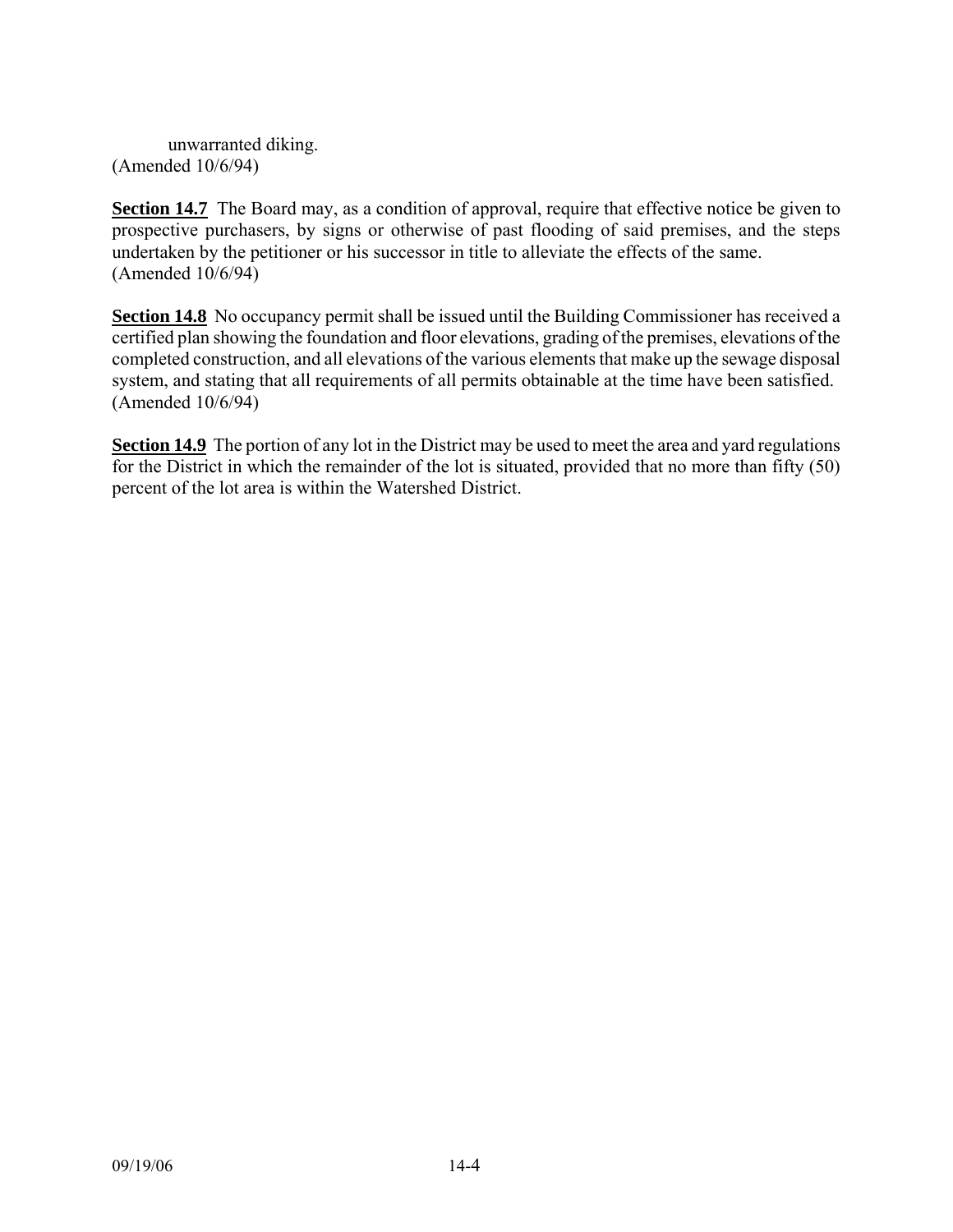unwarranted diking.
(Amended 10/6/94)

**Section 14.7** The Board may, as a condition of approval, require that effective notice be given to prospective purchasers, by signs or otherwise of past flooding of said premises, and the steps undertaken by the petitioner or his successor in title to alleviate the effects of the same.
(Amended 10/6/94)

**Section 14.8** No occupancy permit shall be issued until the Building Commissioner has received a certified plan showing the foundation and floor elevations, grading of the premises, elevations of the completed construction, and all elevations of the various elements that make up the sewage disposal system, and stating that all requirements of all permits obtainable at the time have been satisfied.
(Amended 10/6/94)

**Section 14.9** The portion of any lot in the District may be used to meet the area and yard regulations for the District in which the remainder of the lot is situated, provided that no more than fifty (50) percent of the lot area is within the Watershed District.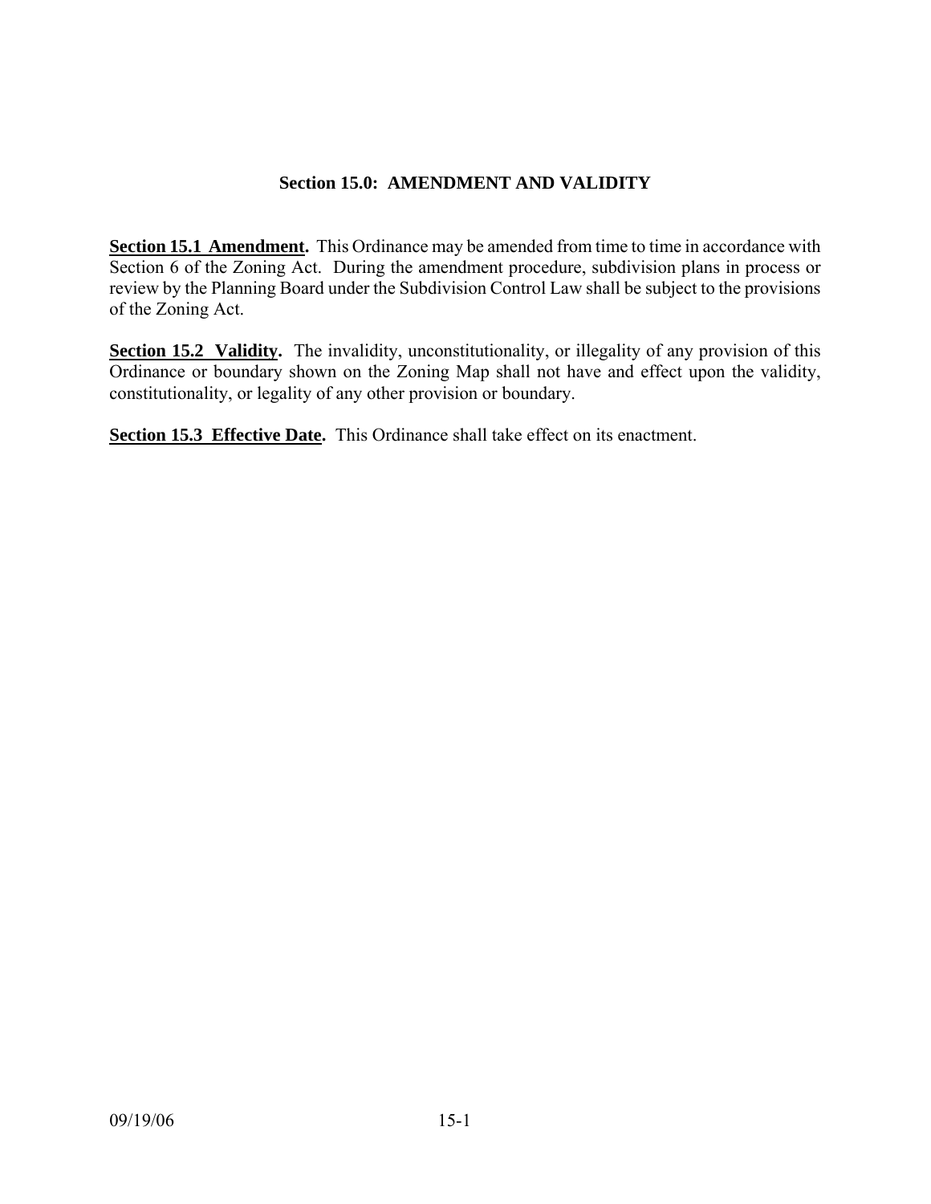## Section 15.0: AMENDMENT AND VALIDITY

**Section 15.1 Amendment.** This Ordinance may be amended from time to time in accordance with Section 6 of the Zoning Act. During the amendment procedure, subdivision plans in process or review by the Planning Board under the Subdivision Control Law shall be subject to the provisions of the Zoning Act.

**Section 15.2 Validity.** The invalidity, unconstitutionality, or illegality of any provision of this Ordinance or boundary shown on the Zoning Map shall not have and effect upon the validity, constitutionality, or legality of any other provision or boundary.

**Section 15.3 Effective Date.** This Ordinance shall take effect on its enactment.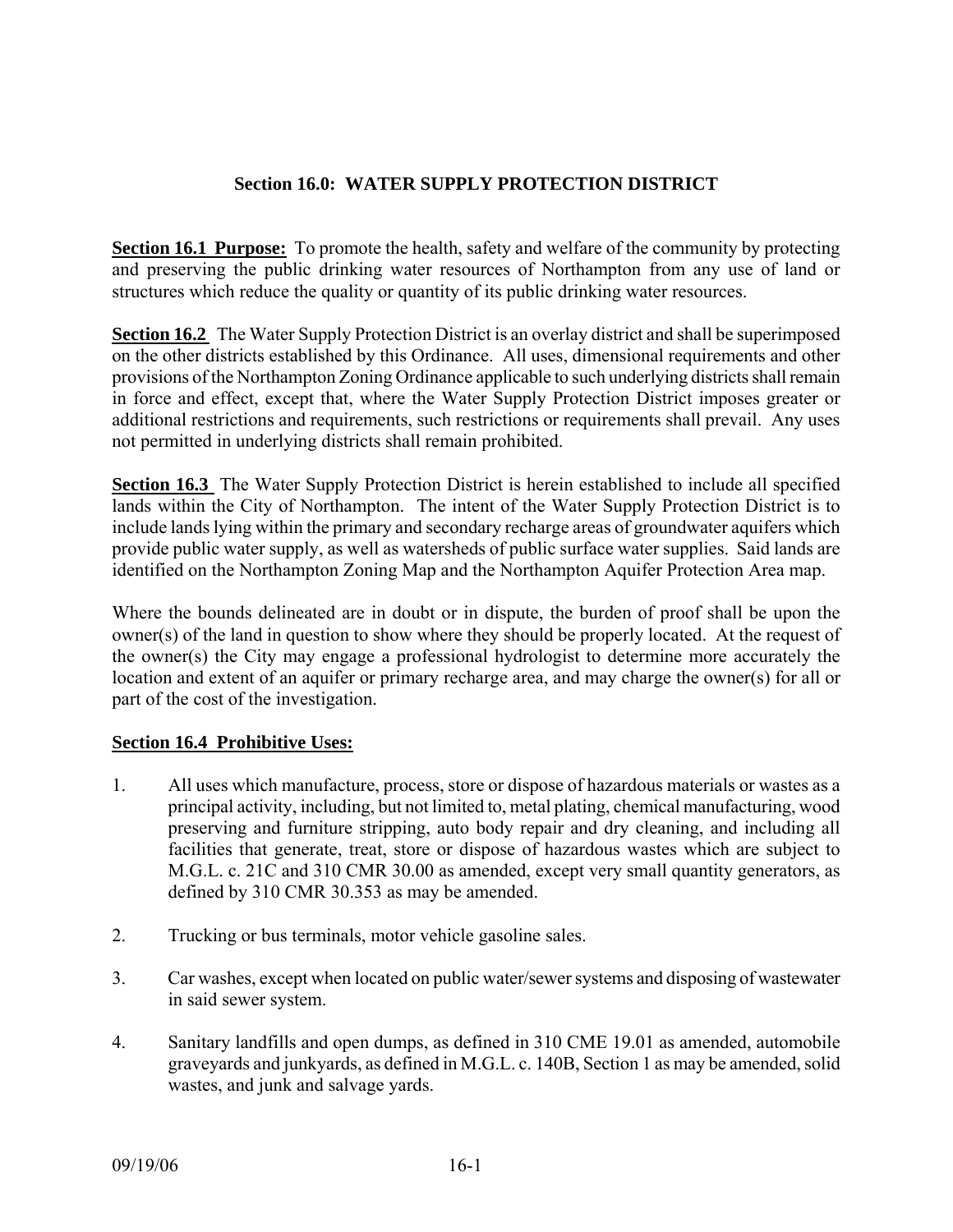# Section 16.0: WATER SUPPLY PROTECTION DISTRICT

**Section 16.1 Purpose:** To promote the health, safety and welfare of the community by protecting and preserving the public drinking water resources of Northampton from any use of land or structures which reduce the quality or quantity of its public drinking water resources.

**Section 16.2** The Water Supply Protection District is an overlay district and shall be superimposed on the other districts established by this Ordinance. All uses, dimensional requirements and other provisions of the Northampton Zoning Ordinance applicable to such underlying districts shall remain in force and effect, except that, where the Water Supply Protection District imposes greater or additional restrictions and requirements, such restrictions or requirements shall prevail. Any uses not permitted in underlying districts shall remain prohibited.

**Section 16.3** The Water Supply Protection District is herein established to include all specified lands within the City of Northampton. The intent of the Water Supply Protection District is to include lands lying within the primary and secondary recharge areas of groundwater aquifers which provide public water supply, as well as watersheds of public surface water supplies. Said lands are identified on the Northampton Zoning Map and the Northampton Aquifer Protection Area map.

Where the bounds delineated are in doubt or in dispute, the burden of proof shall be upon the owner(s) of the land in question to show where they should be properly located. At the request of the owner(s) the City may engage a professional hydrologist to determine more accurately the location and extent of an aquifer or primary recharge area, and may charge the owner(s) for all or part of the cost of the investigation.

**Section 16.4 Prohibitive Uses:**

1. All uses which manufacture, process, store or dispose of hazardous materials or wastes as a principal activity, including, but not limited to, metal plating, chemical manufacturing, wood preserving and furniture stripping, auto body repair and dry cleaning, and including all facilities that generate, treat, store or dispose of hazardous wastes which are subject to M.G.L. c. 21C and 310 CMR 30.00 as amended, except very small quantity generators, as defined by 310 CMR 30.353 as may be amended.

2. Trucking or bus terminals, motor vehicle gasoline sales.

3. Car washes, except when located on public water/sewer systems and disposing of wastewater in said sewer system.

4. Sanitary landfills and open dumps, as defined in 310 CME 19.01 as amended, automobile graveyards and junkyards, as defined in M.G.L. c. 140B, Section 1 as may be amended, solid wastes, and junk and salvage yards.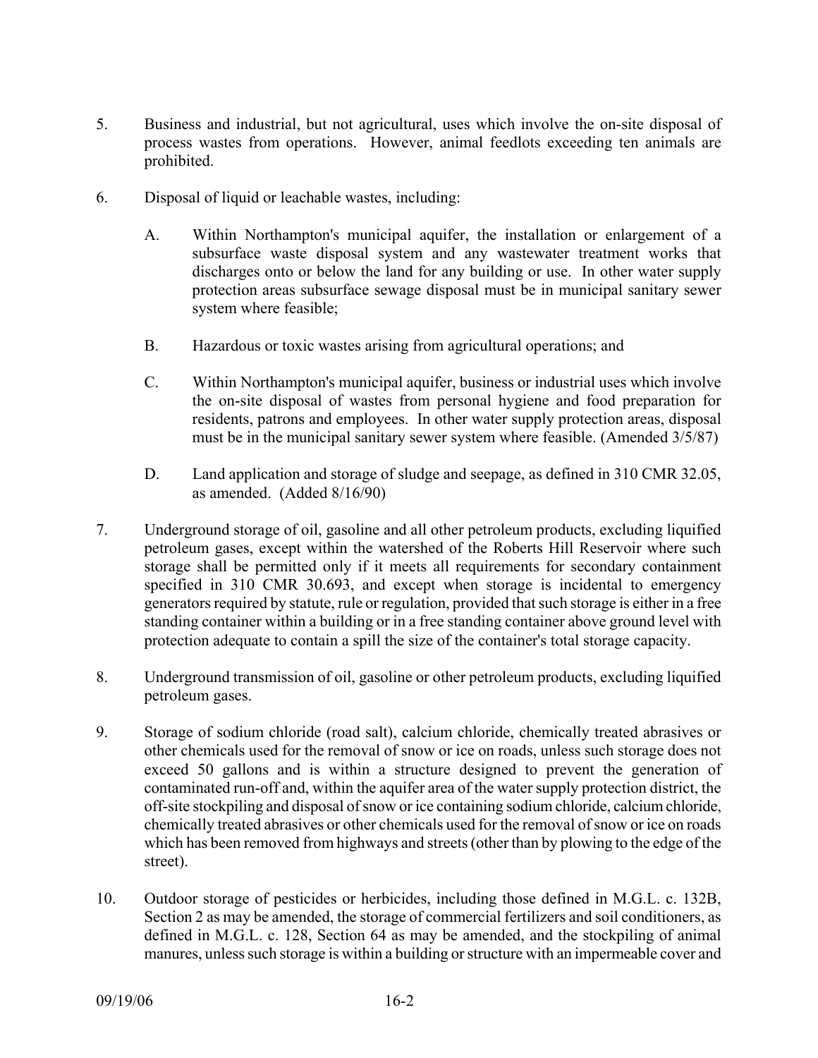5. Business and industrial, but not agricultural, uses which involve the on-site disposal of process wastes from operations. However, animal feedlots exceeding ten animals are prohibited.

6. Disposal of liquid or leachable wastes, including:

   A. Within Northampton's municipal aquifer, the installation or enlargement of a subsurface waste disposal system and any wastewater treatment works that discharges onto or below the land for any building or use. In other water supply protection areas subsurface sewage disposal must be in municipal sanitary sewer system where feasible;

   B. Hazardous or toxic wastes arising from agricultural operations; and

   C. Within Northampton's municipal aquifer, business or industrial uses which involve the on-site disposal of wastes from personal hygiene and food preparation for residents, patrons and employees. In other water supply protection areas, disposal must be in the municipal sanitary sewer system where feasible. (Amended 3/5/87)

   D. Land application and storage of sludge and seepage, as defined in 310 CMR 32.05, as amended. (Added 8/16/90)

7. Underground storage of oil, gasoline and all other petroleum products, excluding liquified petroleum gases, except within the watershed of the Roberts Hill Reservoir where such storage shall be permitted only if it meets all requirements for secondary containment specified in 310 CMR 30.693, and except when storage is incidental to emergency generators required by statute, rule or regulation, provided that such storage is either in a free standing container within a building or in a free standing container above ground level with protection adequate to contain a spill the size of the container's total storage capacity.

8. Underground transmission of oil, gasoline or other petroleum products, excluding liquified petroleum gases.

9. Storage of sodium chloride (road salt), calcium chloride, chemically treated abrasives or other chemicals used for the removal of snow or ice on roads, unless such storage does not exceed 50 gallons and is within a structure designed to prevent the generation of contaminated run-off and, within the aquifer area of the water supply protection district, the off-site stockpiling and disposal of snow or ice containing sodium chloride, calcium chloride, chemically treated abrasives or other chemicals used for the removal of snow or ice on roads which has been removed from highways and streets (other than by plowing to the edge of the street).

10. Outdoor storage of pesticides or herbicides, including those defined in M.G.L. c. 132B, Section 2 as may be amended, the storage of commercial fertilizers and soil conditioners, as defined in M.G.L. c. 128, Section 64 as may be amended, and the stockpiling of animal manures, unless such storage is within a building or structure with an impermeable cover and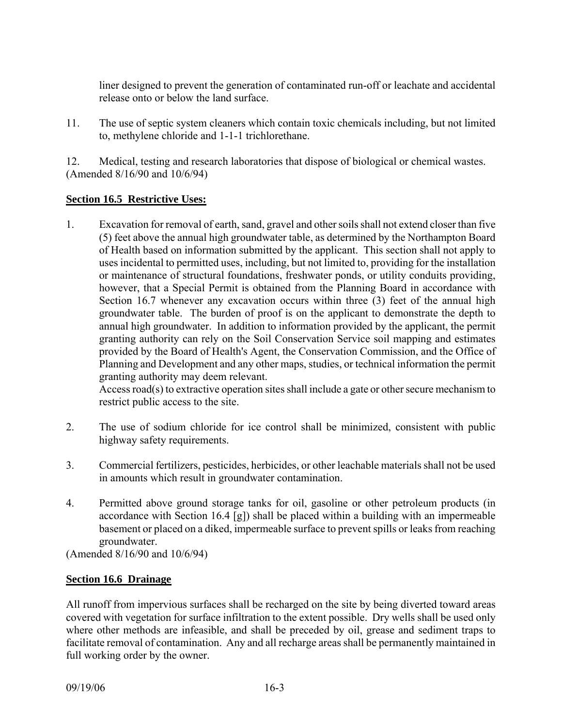liner designed to prevent the generation of contaminated run-off or leachate and accidental release onto or below the land surface.

11. The use of septic system cleaners which contain toxic chemicals including, but not limited to, methylene chloride and 1-1-1 trichlorethane.

12. Medical, testing and research laboratories that dispose of biological or chemical wastes.
(Amended 8/16/90 and 10/6/94)

**Section 16.5 Restrictive Uses:**

1. Excavation for removal of earth, sand, gravel and other soils shall not extend closer than five (5) feet above the annual high groundwater table, as determined by the Northampton Board of Health based on information submitted by the applicant. This section shall not apply to uses incidental to permitted uses, including, but not limited to, providing for the installation or maintenance of structural foundations, freshwater ponds, or utility conduits providing, however, that a Special Permit is obtained from the Planning Board in accordance with Section 16.7 whenever any excavation occurs within three (3) feet of the annual high groundwater table. The burden of proof is on the applicant to demonstrate the depth to annual high groundwater. In addition to information provided by the applicant, the permit granting authority can rely on the Soil Conservation Service soil mapping and estimates provided by the Board of Health's Agent, the Conservation Commission, and the Office of Planning and Development and any other maps, studies, or technical information the permit granting authority may deem relevant.
   Access road(s) to extractive operation sites shall include a gate or other secure mechanism to restrict public access to the site.

2. The use of sodium chloride for ice control shall be minimized, consistent with public highway safety requirements.

3. Commercial fertilizers, pesticides, herbicides, or other leachable materials shall not be used in amounts which result in groundwater contamination.

4. Permitted above ground storage tanks for oil, gasoline or other petroleum products (in accordance with Section 16.4 [g]) shall be placed within a building with an impermeable basement or placed on a diked, impermeable surface to prevent spills or leaks from reaching groundwater.

(Amended 8/16/90 and 10/6/94)

**Section 16.6 Drainage**

All runoff from impervious surfaces shall be recharged on the site by being diverted toward areas covered with vegetation for surface infiltration to the extent possible. Dry wells shall be used only where other methods are infeasible, and shall be preceded by oil, grease and sediment traps to facilitate removal of contamination. Any and all recharge areas shall be permanently maintained in full working order by the owner.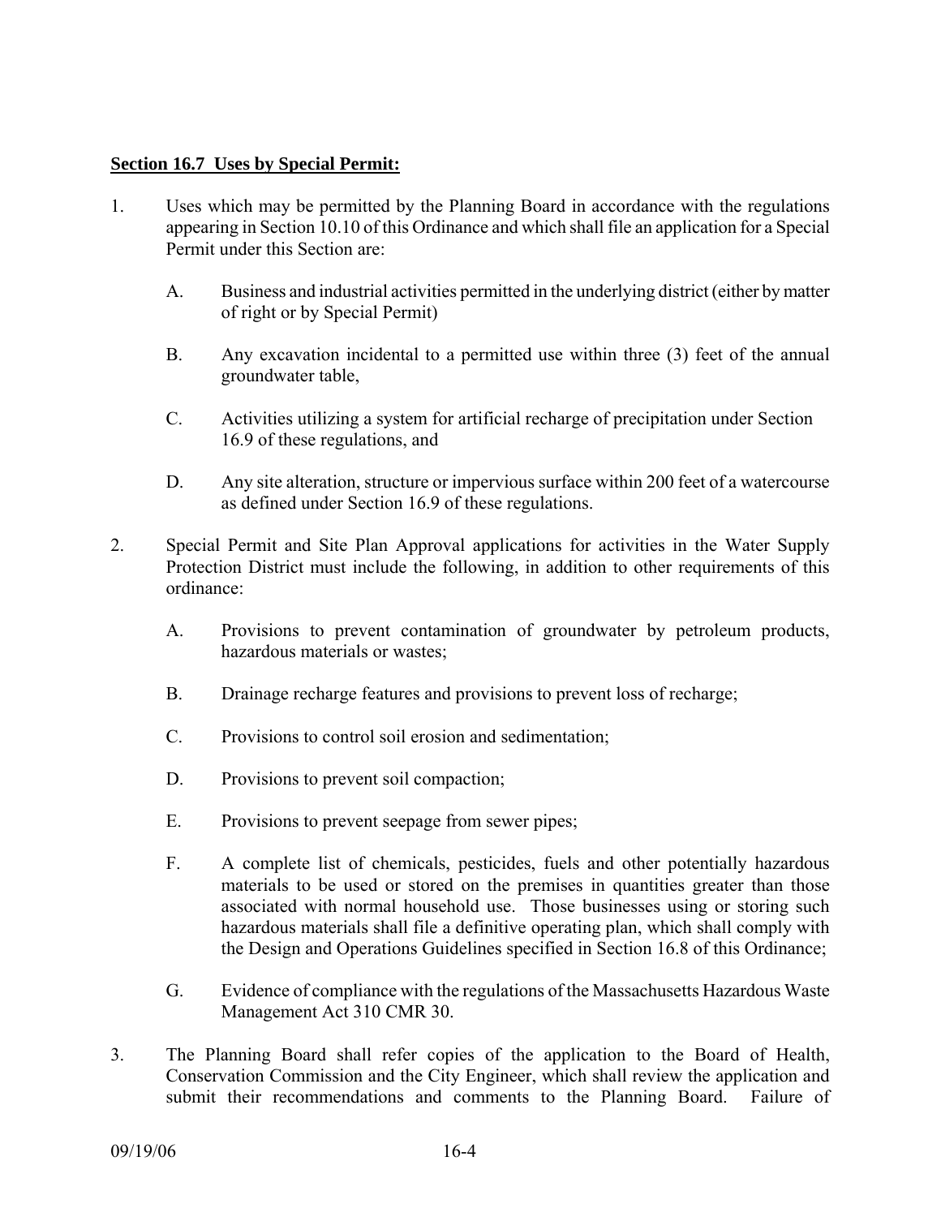**Section 16.7 Uses by Special Permit:**

1. Uses which may be permitted by the Planning Board in accordance with the regulations appearing in Section 10.10 of this Ordinance and which shall file an application for a Special Permit under this Section are:

    A. Business and industrial activities permitted in the underlying district (either by matter of right or by Special Permit)

    B. Any excavation incidental to a permitted use within three (3) feet of the annual groundwater table,

    C. Activities utilizing a system for artificial recharge of precipitation under Section 16.9 of these regulations, and

    D. Any site alteration, structure or impervious surface within 200 feet of a watercourse as defined under Section 16.9 of these regulations.

2. Special Permit and Site Plan Approval applications for activities in the Water Supply Protection District must include the following, in addition to other requirements of this ordinance:

    A. Provisions to prevent contamination of groundwater by petroleum products, hazardous materials or wastes;

    B. Drainage recharge features and provisions to prevent loss of recharge;

    C. Provisions to control soil erosion and sedimentation;

    D. Provisions to prevent soil compaction;

    E. Provisions to prevent seepage from sewer pipes;

    F. A complete list of chemicals, pesticides, fuels and other potentially hazardous materials to be used or stored on the premises in quantities greater than those associated with normal household use. Those businesses using or storing such hazardous materials shall file a definitive operating plan, which shall comply with the Design and Operations Guidelines specified in Section 16.8 of this Ordinance;

    G. Evidence of compliance with the regulations of the Massachusetts Hazardous Waste Management Act 310 CMR 30.

3. The Planning Board shall refer copies of the application to the Board of Health, Conservation Commission and the City Engineer, which shall review the application and submit their recommendations and comments to the Planning Board. Failure of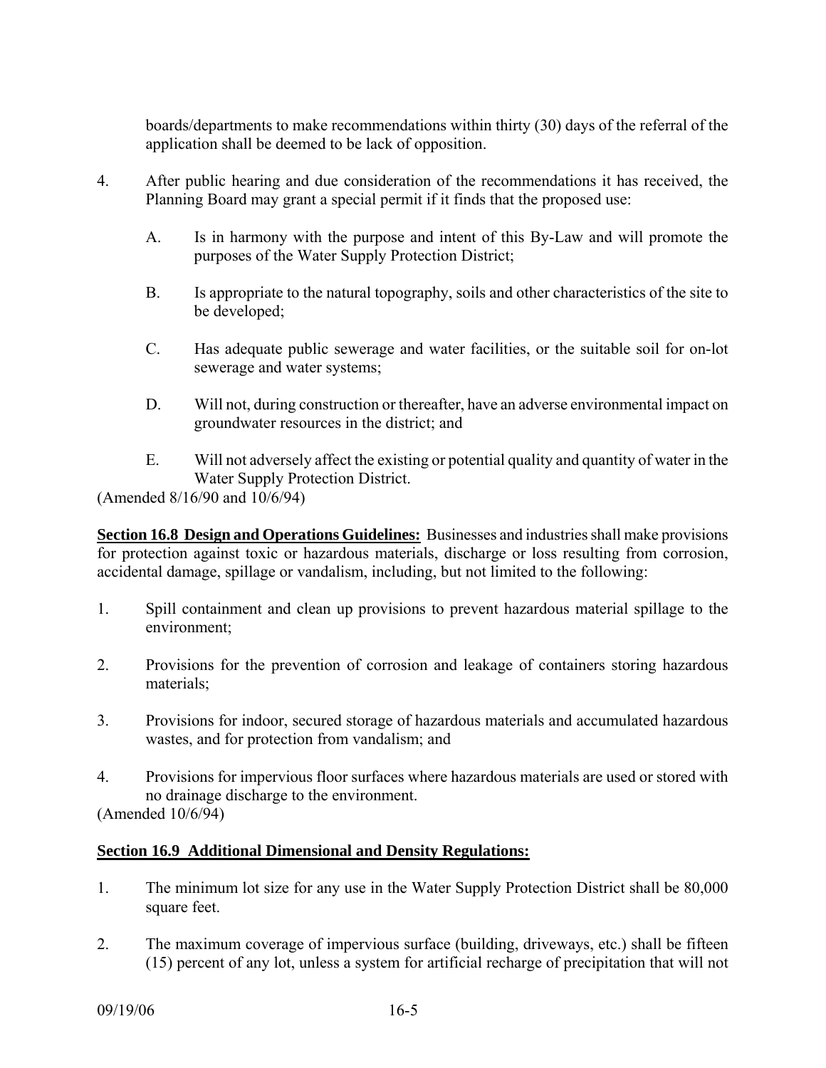boards/departments to make recommendations within thirty (30) days of the referral of the application shall be deemed to be lack of opposition.

4. After public hearing and due consideration of the recommendations it has received, the Planning Board may grant a special permit if it finds that the proposed use:

   A. Is in harmony with the purpose and intent of this By-Law and will promote the purposes of the Water Supply Protection District;

   B. Is appropriate to the natural topography, soils and other characteristics of the site to be developed;

   C. Has adequate public sewerage and water facilities, or the suitable soil for on-lot sewerage and water systems;

   D. Will not, during construction or thereafter, have an adverse environmental impact on groundwater resources in the district; and

   E. Will not adversely affect the existing or potential quality and quantity of water in the Water Supply Protection District.

(Amended 8/16/90 and 10/6/94)

**Section 16.8 Design and Operations Guidelines:** Businesses and industries shall make provisions for protection against toxic or hazardous materials, discharge or loss resulting from corrosion, accidental damage, spillage or vandalism, including, but not limited to the following:

1. Spill containment and clean up provisions to prevent hazardous material spillage to the environment;

2. Provisions for the prevention of corrosion and leakage of containers storing hazardous materials;

3. Provisions for indoor, secured storage of hazardous materials and accumulated hazardous wastes, and for protection from vandalism; and

4. Provisions for impervious floor surfaces where hazardous materials are used or stored with no drainage discharge to the environment.

(Amended 10/6/94)

**Section 16.9 Additional Dimensional and Density Regulations:**

1. The minimum lot size for any use in the Water Supply Protection District shall be 80,000 square feet.

2. The maximum coverage of impervious surface (building, driveways, etc.) shall be fifteen (15) percent of any lot, unless a system for artificial recharge of precipitation that will not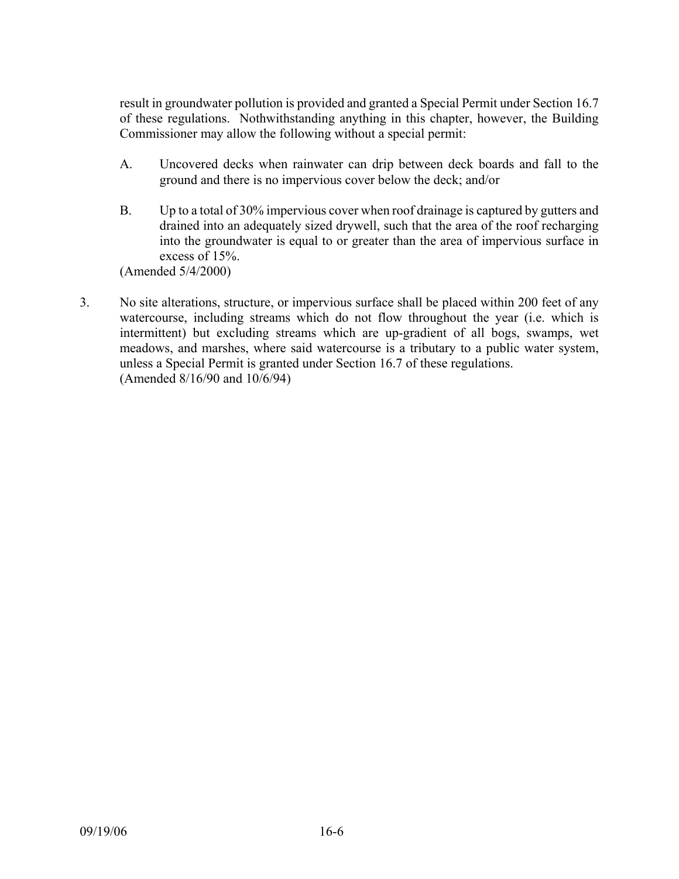result in groundwater pollution is provided and granted a Special Permit under Section 16.7 of these regulations. Nothwithstanding anything in this chapter, however, the Building Commissioner may allow the following without a special permit:

A. Uncovered decks when rainwater can drip between deck boards and fall to the ground and there is no impervious cover below the deck; and/or

B. Up to a total of 30% impervious cover when roof drainage is captured by gutters and drained into an adequately sized drywell, such that the area of the roof recharging into the groundwater is equal to or greater than the area of impervious surface in excess of 15%.

(Amended 5/4/2000)

3. No site alterations, structure, or impervious surface shall be placed within 200 feet of any watercourse, including streams which do not flow throughout the year (i.e. which is intermittent) but excluding streams which are up-gradient of all bogs, swamps, wet meadows, and marshes, where said watercourse is a tributary to a public water system, unless a Special Permit is granted under Section 16.7 of these regulations.
(Amended 8/16/90 and 10/6/94)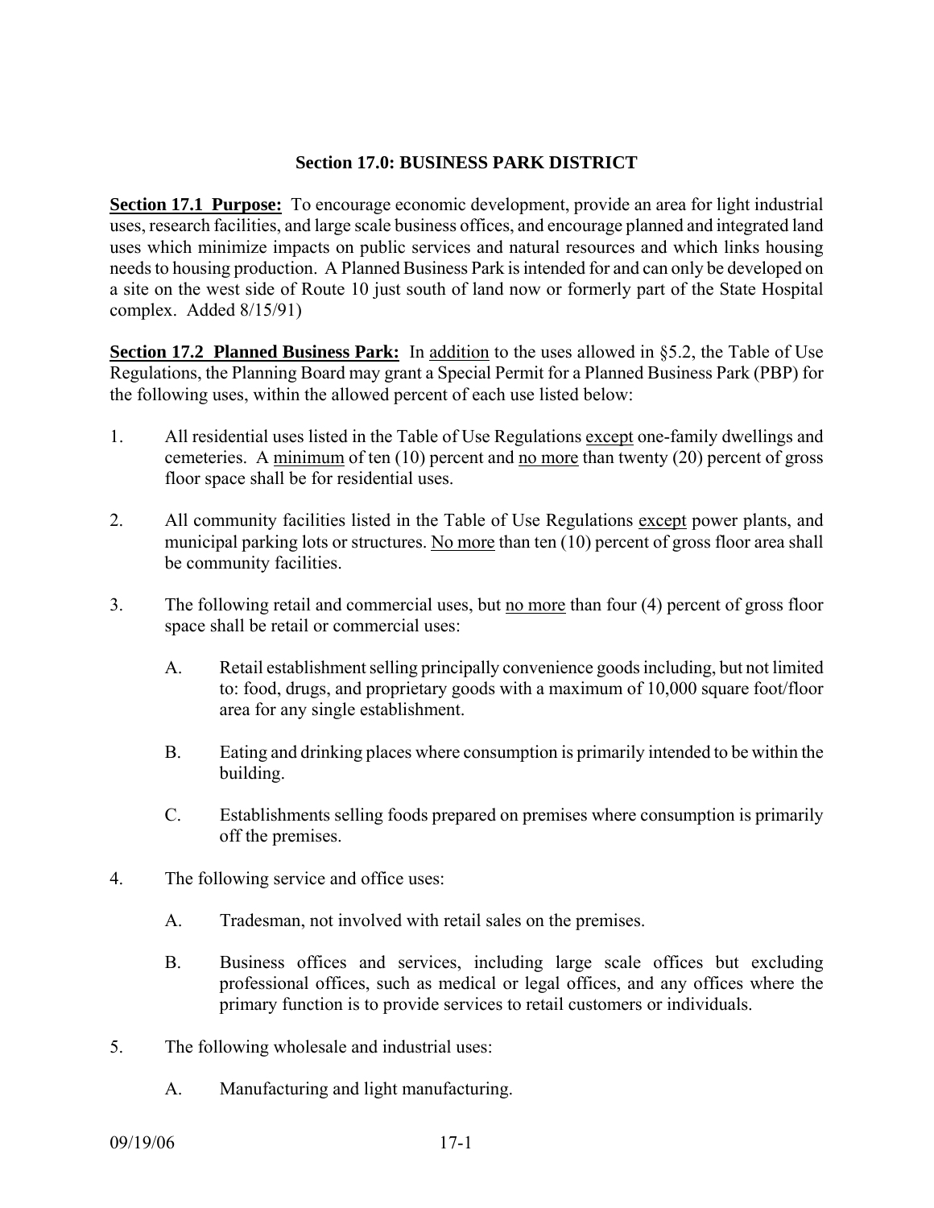# Section 17.0: BUSINESS PARK DISTRICT

**Section 17.1 Purpose:** To encourage economic development, provide an area for light industrial uses, research facilities, and large scale business offices, and encourage planned and integrated land uses which minimize impacts on public services and natural resources and which links housing needs to housing production. A Planned Business Park is intended for and can only be developed on a site on the west side of Route 10 just south of land now or formerly part of the State Hospital complex. Added 8/15/91)

**Section 17.2 Planned Business Park:** In addition to the uses allowed in §5.2, the Table of Use Regulations, the Planning Board may grant a Special Permit for a Planned Business Park (PBP) for the following uses, within the allowed percent of each use listed below:

1. All residential uses listed in the Table of Use Regulations except one-family dwellings and cemeteries. A minimum of ten (10) percent and no more than twenty (20) percent of gross floor space shall be for residential uses.

2. All community facilities listed in the Table of Use Regulations except power plants, and municipal parking lots or structures. No more than ten (10) percent of gross floor area shall be community facilities.

3. The following retail and commercial uses, but no more than four (4) percent of gross floor space shall be retail or commercial uses:

   A. Retail establishment selling principally convenience goods including, but not limited to: food, drugs, and proprietary goods with a maximum of 10,000 square foot/floor area for any single establishment.

   B. Eating and drinking places where consumption is primarily intended to be within the building.

   C. Establishments selling foods prepared on premises where consumption is primarily off the premises.

4. The following service and office uses:

   A. Tradesman, not involved with retail sales on the premises.

   B. Business offices and services, including large scale offices but excluding professional offices, such as medical or legal offices, and any offices where the primary function is to provide services to retail customers or individuals.

5. The following wholesale and industrial uses:

   A. Manufacturing and light manufacturing.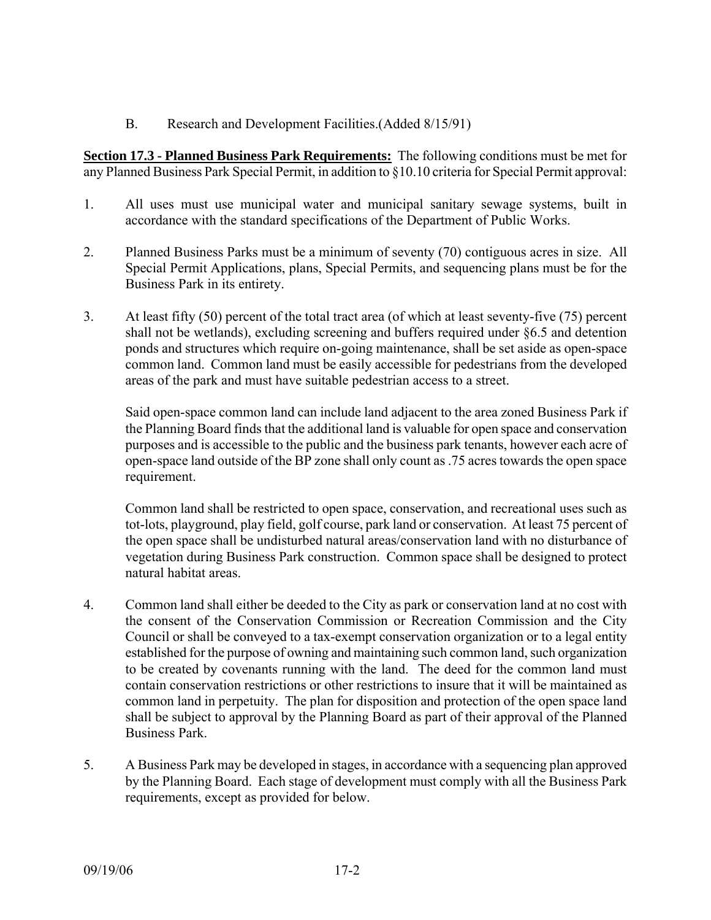B. Research and Development Facilities.(Added 8/15/91)

**Section 17.3 - Planned Business Park Requirements:** The following conditions must be met for any Planned Business Park Special Permit, in addition to §10.10 criteria for Special Permit approval:

1. All uses must use municipal water and municipal sanitary sewage systems, built in accordance with the standard specifications of the Department of Public Works.

2. Planned Business Parks must be a minimum of seventy (70) contiguous acres in size. All Special Permit Applications, plans, Special Permits, and sequencing plans must be for the Business Park in its entirety.

3. At least fifty (50) percent of the total tract area (of which at least seventy-five (75) percent shall not be wetlands), excluding screening and buffers required under §6.5 and detention ponds and structures which require on-going maintenance, shall be set aside as open-space common land. Common land must be easily accessible for pedestrians from the developed areas of the park and must have suitable pedestrian access to a street.

   Said open-space common land can include land adjacent to the area zoned Business Park if the Planning Board finds that the additional land is valuable for open space and conservation purposes and is accessible to the public and the business park tenants, however each acre of open-space land outside of the BP zone shall only count as .75 acres towards the open space requirement.

   Common land shall be restricted to open space, conservation, and recreational uses such as tot-lots, playground, play field, golf course, park land or conservation. At least 75 percent of the open space shall be undisturbed natural areas/conservation land with no disturbance of vegetation during Business Park construction. Common space shall be designed to protect natural habitat areas.

4. Common land shall either be deeded to the City as park or conservation land at no cost with the consent of the Conservation Commission or Recreation Commission and the City Council or shall be conveyed to a tax-exempt conservation organization or to a legal entity established for the purpose of owning and maintaining such common land, such organization to be created by covenants running with the land. The deed for the common land must contain conservation restrictions or other restrictions to insure that it will be maintained as common land in perpetuity. The plan for disposition and protection of the open space land shall be subject to approval by the Planning Board as part of their approval of the Planned Business Park.

5. A Business Park may be developed in stages, in accordance with a sequencing plan approved by the Planning Board. Each stage of development must comply with all the Business Park requirements, except as provided for below.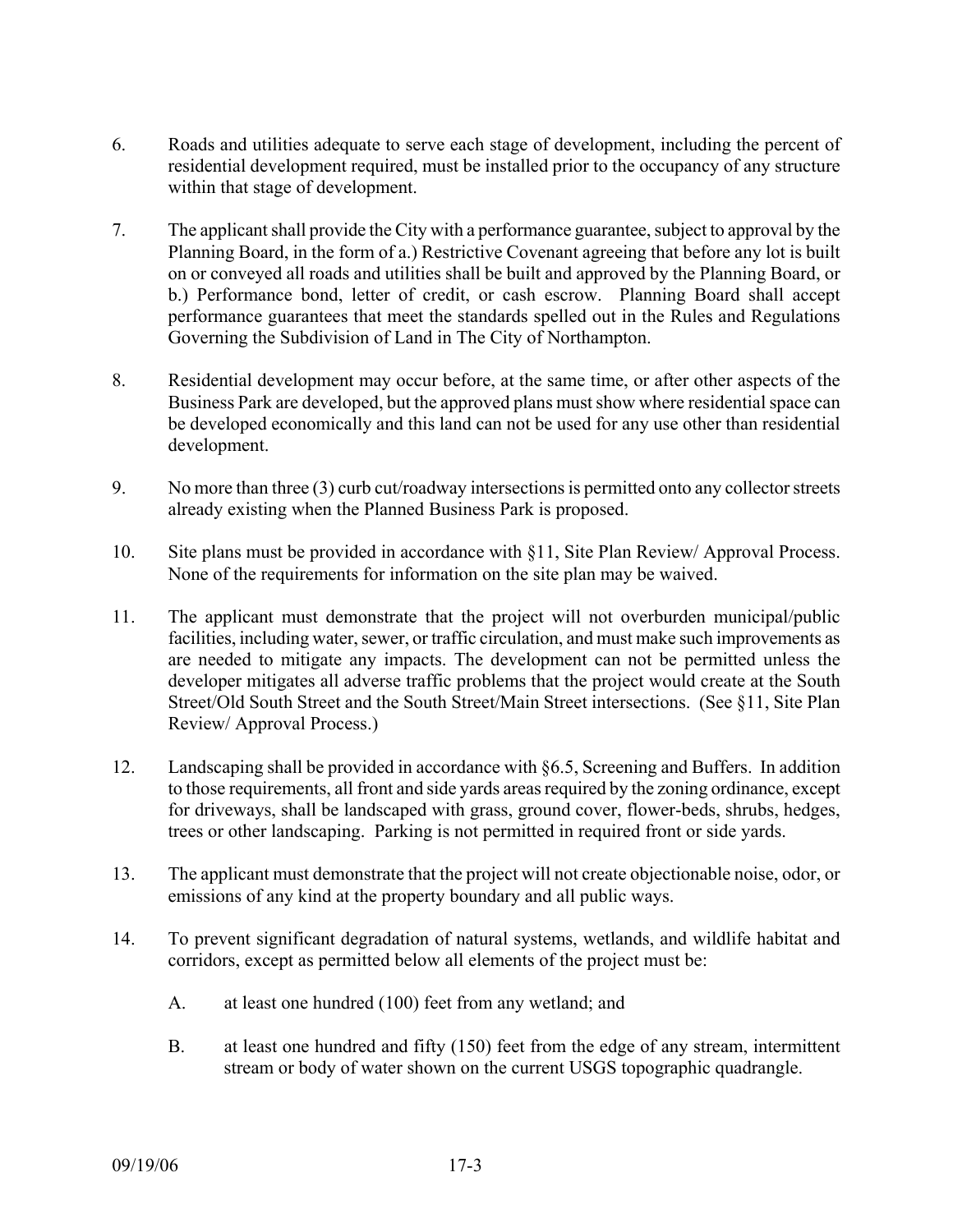6. Roads and utilities adequate to serve each stage of development, including the percent of residential development required, must be installed prior to the occupancy of any structure within that stage of development.

7. The applicant shall provide the City with a performance guarantee, subject to approval by the Planning Board, in the form of a.) Restrictive Covenant agreeing that before any lot is built on or conveyed all roads and utilities shall be built and approved by the Planning Board, or b.) Performance bond, letter of credit, or cash escrow. Planning Board shall accept performance guarantees that meet the standards spelled out in the Rules and Regulations Governing the Subdivision of Land in The City of Northampton.

8. Residential development may occur before, at the same time, or after other aspects of the Business Park are developed, but the approved plans must show where residential space can be developed economically and this land can not be used for any use other than residential development.

9. No more than three (3) curb cut/roadway intersections is permitted onto any collector streets already existing when the Planned Business Park is proposed.

10. Site plans must be provided in accordance with §11, Site Plan Review/ Approval Process. None of the requirements for information on the site plan may be waived.

11. The applicant must demonstrate that the project will not overburden municipal/public facilities, including water, sewer, or traffic circulation, and must make such improvements as are needed to mitigate any impacts. The development can not be permitted unless the developer mitigates all adverse traffic problems that the project would create at the South Street/Old South Street and the South Street/Main Street intersections. (See §11, Site Plan Review/ Approval Process.)

12. Landscaping shall be provided in accordance with §6.5, Screening and Buffers. In addition to those requirements, all front and side yards areas required by the zoning ordinance, except for driveways, shall be landscaped with grass, ground cover, flower-beds, shrubs, hedges, trees or other landscaping. Parking is not permitted in required front or side yards.

13. The applicant must demonstrate that the project will not create objectionable noise, odor, or emissions of any kind at the property boundary and all public ways.

14. To prevent significant degradation of natural systems, wetlands, and wildlife habitat and corridors, except as permitted below all elements of the project must be:

    A. at least one hundred (100) feet from any wetland; and

    B. at least one hundred and fifty (150) feet from the edge of any stream, intermittent stream or body of water shown on the current USGS topographic quadrangle.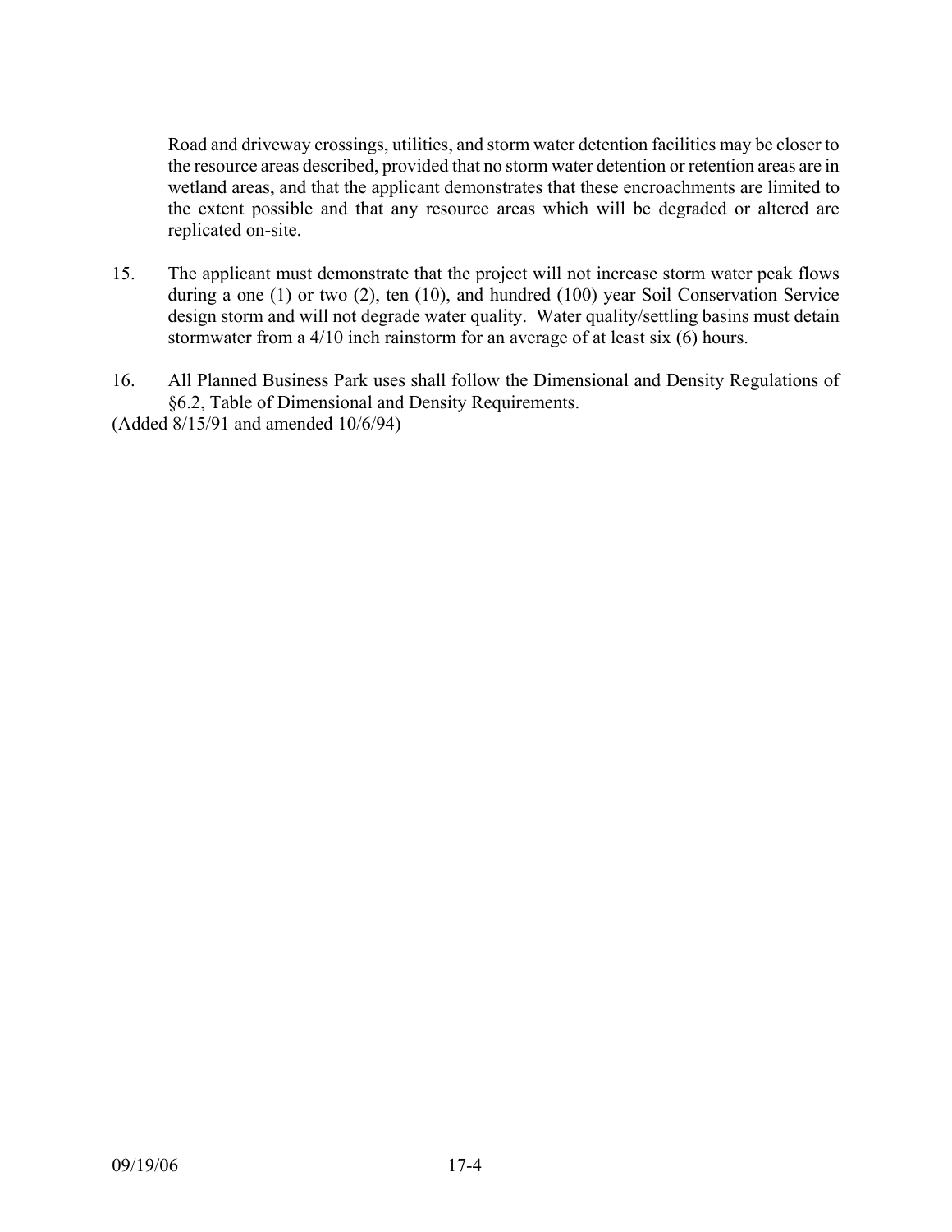Road and driveway crossings, utilities, and storm water detention facilities may be closer to the resource areas described, provided that no storm water detention or retention areas are in wetland areas, and that the applicant demonstrates that these encroachments are limited to the extent possible and that any resource areas which will be degraded or altered are replicated on-site.

15. The applicant must demonstrate that the project will not increase storm water peak flows during a one (1) or two (2), ten (10), and hundred (100) year Soil Conservation Service design storm and will not degrade water quality. Water quality/settling basins must detain stormwater from a 4/10 inch rainstorm for an average of at least six (6) hours.

16. All Planned Business Park uses shall follow the Dimensional and Density Regulations of §6.2, Table of Dimensional and Density Requirements.

(Added 8/15/91 and amended 10/6/94)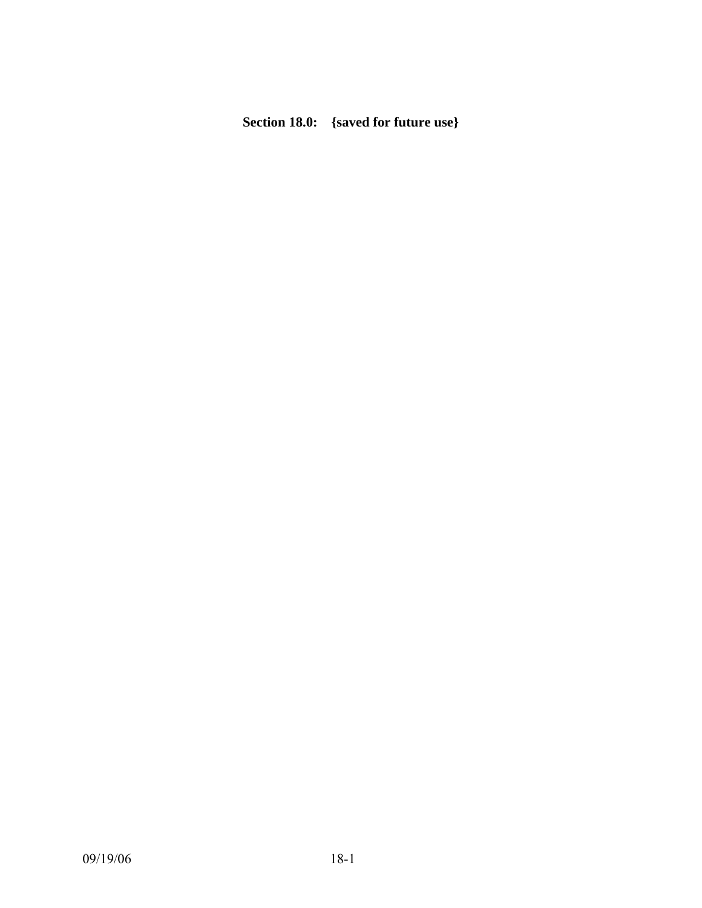# Section 18.0: {saved for future use}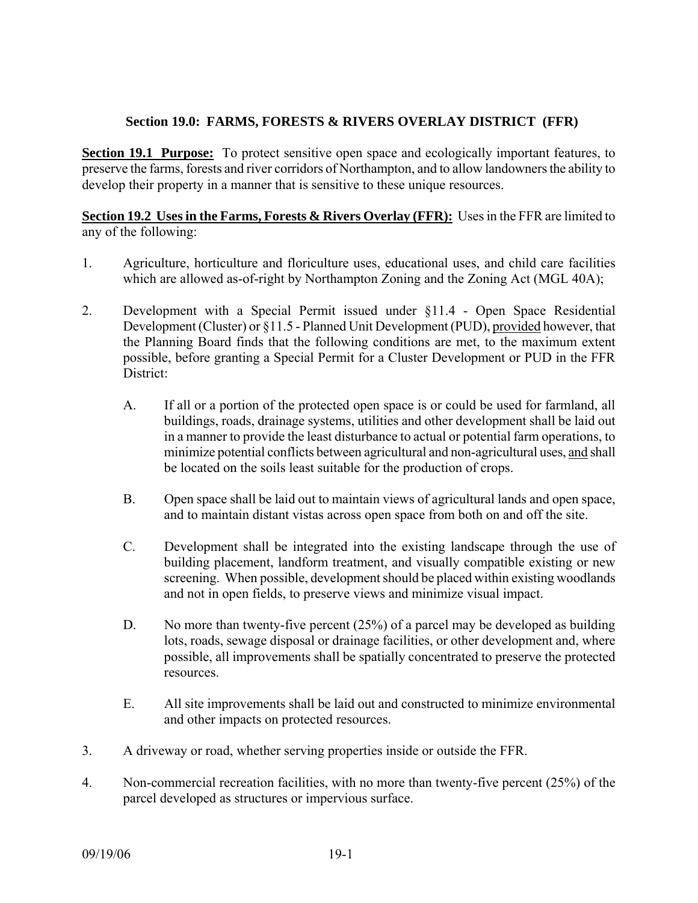## Section 19.0: FARMS, FORESTS & RIVERS OVERLAY DISTRICT (FFR)

**Section 19.1 Purpose:** To protect sensitive open space and ecologically important features, to preserve the farms, forests and river corridors of Northampton, and to allow landowners the ability to develop their property in a manner that is sensitive to these unique resources.

**Section 19.2 Uses in the Farms, Forests & Rivers Overlay (FFR):** Uses in the FFR are limited to any of the following:

1. Agriculture, horticulture and floriculture uses, educational uses, and child care facilities which are allowed as-of-right by Northampton Zoning and the Zoning Act (MGL 40A);

2. Development with a Special Permit issued under §11.4 - Open Space Residential Development (Cluster) or §11.5 - Planned Unit Development (PUD), provided however, that the Planning Board finds that the following conditions are met, to the maximum extent possible, before granting a Special Permit for a Cluster Development or PUD in the FFR District:

   A. If all or a portion of the protected open space is or could be used for farmland, all buildings, roads, drainage systems, utilities and other development shall be laid out in a manner to provide the least disturbance to actual or potential farm operations, to minimize potential conflicts between agricultural and non-agricultural uses, and shall be located on the soils least suitable for the production of crops.

   B. Open space shall be laid out to maintain views of agricultural lands and open space, and to maintain distant vistas across open space from both on and off the site.

   C. Development shall be integrated into the existing landscape through the use of building placement, landform treatment, and visually compatible existing or new screening. When possible, development should be placed within existing woodlands and not in open fields, to preserve views and minimize visual impact.

   D. No more than twenty-five percent (25%) of a parcel may be developed as building lots, roads, sewage disposal or drainage facilities, or other development and, where possible, all improvements shall be spatially concentrated to preserve the protected resources.

   E. All site improvements shall be laid out and constructed to minimize environmental and other impacts on protected resources.

3. A driveway or road, whether serving properties inside or outside the FFR.

4. Non-commercial recreation facilities, with no more than twenty-five percent (25%) of the parcel developed as structures or impervious surface.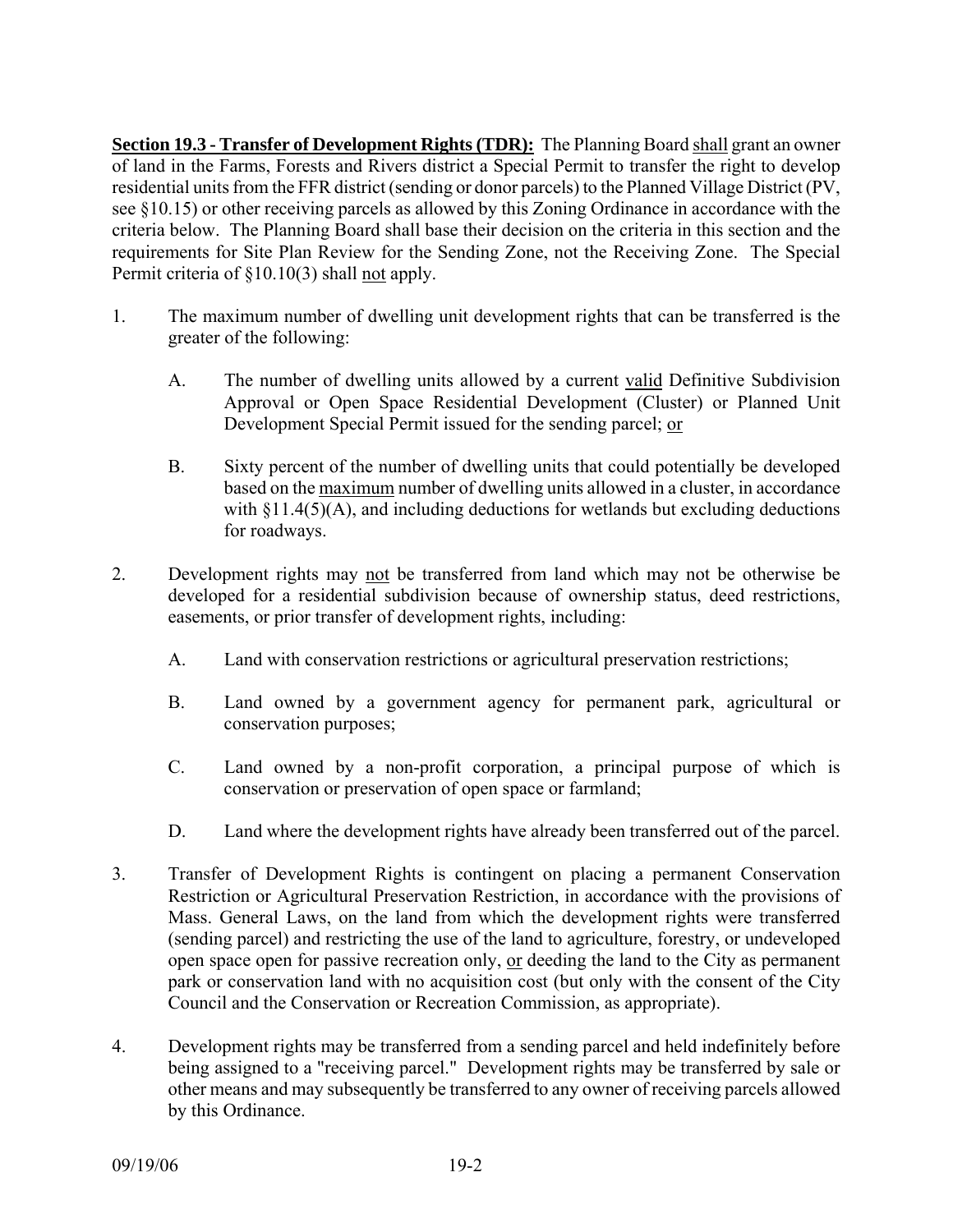**Section 19.3 - Transfer of Development Rights (TDR):** The Planning Board shall grant an owner of land in the Farms, Forests and Rivers district a Special Permit to transfer the right to develop residential units from the FFR district (sending or donor parcels) to the Planned Village District (PV, see §10.15) or other receiving parcels as allowed by this Zoning Ordinance in accordance with the criteria below. The Planning Board shall base their decision on the criteria in this section and the requirements for Site Plan Review for the Sending Zone, not the Receiving Zone. The Special Permit criteria of §10.10(3) shall not apply.

1. The maximum number of dwelling unit development rights that can be transferred is the greater of the following:

   A. The number of dwelling units allowed by a current valid Definitive Subdivision Approval or Open Space Residential Development (Cluster) or Planned Unit Development Special Permit issued for the sending parcel; or

   B. Sixty percent of the number of dwelling units that could potentially be developed based on the maximum number of dwelling units allowed in a cluster, in accordance with §11.4(5)(A), and including deductions for wetlands but excluding deductions for roadways.

2. Development rights may not be transferred from land which may not be otherwise be developed for a residential subdivision because of ownership status, deed restrictions, easements, or prior transfer of development rights, including:

   A. Land with conservation restrictions or agricultural preservation restrictions;

   B. Land owned by a government agency for permanent park, agricultural or conservation purposes;

   C. Land owned by a non-profit corporation, a principal purpose of which is conservation or preservation of open space or farmland;

   D. Land where the development rights have already been transferred out of the parcel.

3. Transfer of Development Rights is contingent on placing a permanent Conservation Restriction or Agricultural Preservation Restriction, in accordance with the provisions of Mass. General Laws, on the land from which the development rights were transferred (sending parcel) and restricting the use of the land to agriculture, forestry, or undeveloped open space open for passive recreation only, or deeding the land to the City as permanent park or conservation land with no acquisition cost (but only with the consent of the City Council and the Conservation or Recreation Commission, as appropriate).

4. Development rights may be transferred from a sending parcel and held indefinitely before being assigned to a "receiving parcel." Development rights may be transferred by sale or other means and may subsequently be transferred to any owner of receiving parcels allowed by this Ordinance.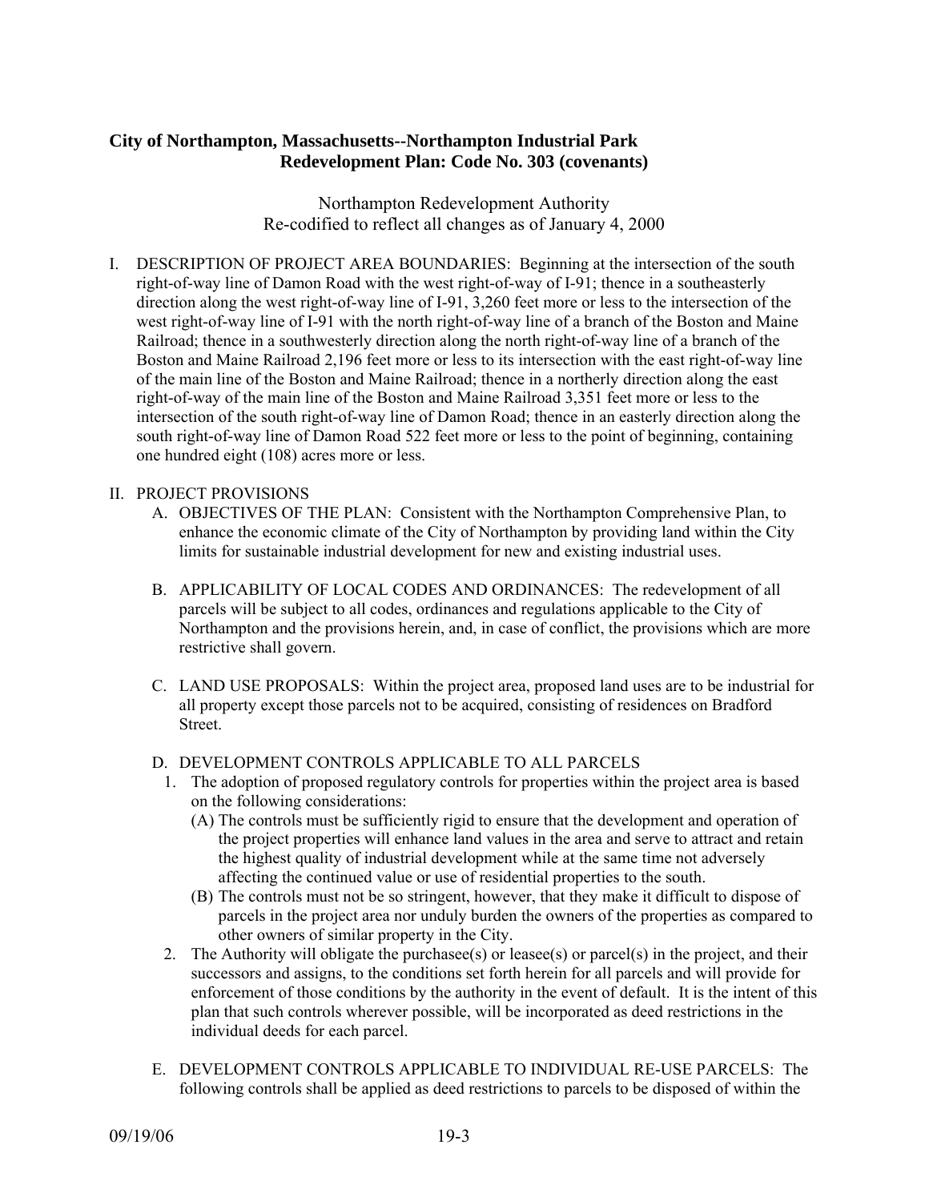**City of Northampton, Massachusetts--Northampton Industrial Park Redevelopment Plan: Code No. 303 (covenants)**

Northampton Redevelopment Authority
Re-codified to reflect all changes as of January 4, 2000

I. DESCRIPTION OF PROJECT AREA BOUNDARIES: Beginning at the intersection of the south right-of-way line of Damon Road with the west right-of-way of I-91; thence in a southeasterly direction along the west right-of-way line of I-91, 3,260 feet more or less to the intersection of the west right-of-way line of I-91 with the north right-of-way line of a branch of the Boston and Maine Railroad; thence in a southwesterly direction along the north right-of-way line of a branch of the Boston and Maine Railroad 2,196 feet more or less to its intersection with the east right-of-way line of the main line of the Boston and Maine Railroad; thence in a northerly direction along the east right-of-way of the main line of the Boston and Maine Railroad 3,351 feet more or less to the intersection of the south right-of-way line of Damon Road; thence in an easterly direction along the south right-of-way line of Damon Road 522 feet more or less to the point of beginning, containing one hundred eight (108) acres more or less.

II. PROJECT PROVISIONS

   A. OBJECTIVES OF THE PLAN: Consistent with the Northampton Comprehensive Plan, to enhance the economic climate of the City of Northampton by providing land within the City limits for sustainable industrial development for new and existing industrial uses.

   B. APPLICABILITY OF LOCAL CODES AND ORDINANCES: The redevelopment of all parcels will be subject to all codes, ordinances and regulations applicable to the City of Northampton and the provisions herein, and, in case of conflict, the provisions which are more restrictive shall govern.

   C. LAND USE PROPOSALS: Within the project area, proposed land uses are to be industrial for all property except those parcels not to be acquired, consisting of residences on Bradford Street.

   D. DEVELOPMENT CONTROLS APPLICABLE TO ALL PARCELS

      1. The adoption of proposed regulatory controls for properties within the project area is based on the following considerations:

         (A) The controls must be sufficiently rigid to ensure that the development and operation of the project properties will enhance land values in the area and serve to attract and retain the highest quality of industrial development while at the same time not adversely affecting the continued value or use of residential properties to the south.

         (B) The controls must not be so stringent, however, that they make it difficult to dispose of parcels in the project area nor unduly burden the owners of the properties as compared to other owners of similar property in the City.

      2. The Authority will obligate the purchasee(s) or leasee(s) or parcel(s) in the project, and their successors and assigns, to the conditions set forth herein for all parcels and will provide for enforcement of those conditions by the authority in the event of default. It is the intent of this plan that such controls wherever possible, will be incorporated as deed restrictions in the individual deeds for each parcel.

   E. DEVELOPMENT CONTROLS APPLICABLE TO INDIVIDUAL RE-USE PARCELS: The following controls shall be applied as deed restrictions to parcels to be disposed of within the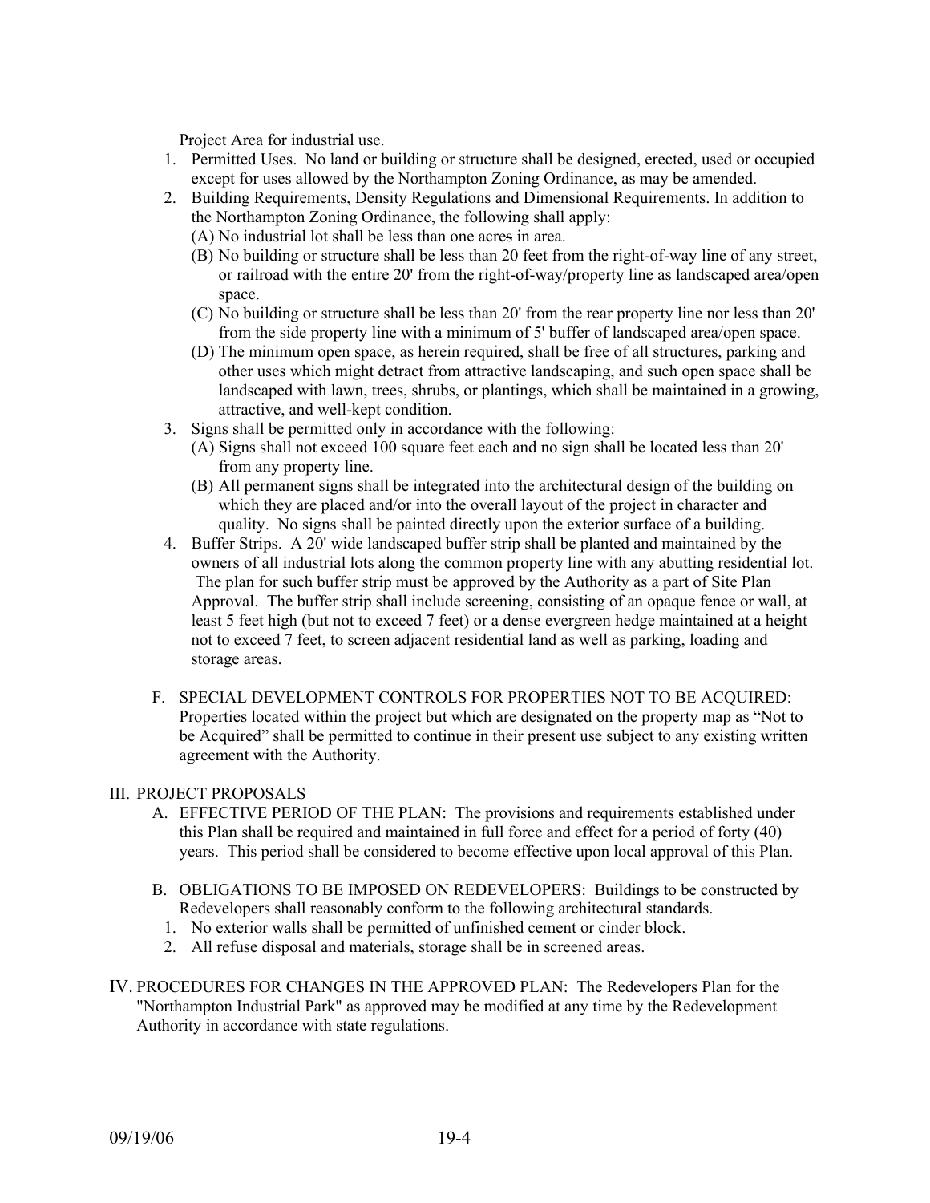Project Area for industrial use.

1. Permitted Uses. No land or building or structure shall be designed, erected, used or occupied except for uses allowed by the Northampton Zoning Ordinance, as may be amended.
2. Building Requirements, Density Regulations and Dimensional Requirements. In addition to the Northampton Zoning Ordinance, the following shall apply:
   (A) No industrial lot shall be less than one acres in area.
   (B) No building or structure shall be less than 20 feet from the right-of-way line of any street, or railroad with the entire 20' from the right-of-way/property line as landscaped area/open space.
   (C) No building or structure shall be less than 20' from the rear property line nor less than 20' from the side property line with a minimum of 5' buffer of landscaped area/open space.
   (D) The minimum open space, as herein required, shall be free of all structures, parking and other uses which might detract from attractive landscaping, and such open space shall be landscaped with lawn, trees, shrubs, or plantings, which shall be maintained in a growing, attractive, and well-kept condition.
3. Signs shall be permitted only in accordance with the following:
   (A) Signs shall not exceed 100 square feet each and no sign shall be located less than 20' from any property line.
   (B) All permanent signs shall be integrated into the architectural design of the building on which they are placed and/or into the overall layout of the project in character and quality. No signs shall be painted directly upon the exterior surface of a building.
4. Buffer Strips. A 20' wide landscaped buffer strip shall be planted and maintained by the owners of all industrial lots along the common property line with any abutting residential lot. The plan for such buffer strip must be approved by the Authority as a part of Site Plan Approval. The buffer strip shall include screening, consisting of an opaque fence or wall, at least 5 feet high (but not to exceed 7 feet) or a dense evergreen hedge maintained at a height not to exceed 7 feet, to screen adjacent residential land as well as parking, loading and storage areas.

F. SPECIAL DEVELOPMENT CONTROLS FOR PROPERTIES NOT TO BE ACQUIRED: Properties located within the project but which are designated on the property map as "Not to be Acquired" shall be permitted to continue in their present use subject to any existing written agreement with the Authority.

III. PROJECT PROPOSALS

A. EFFECTIVE PERIOD OF THE PLAN: The provisions and requirements established under this Plan shall be required and maintained in full force and effect for a period of forty (40) years. This period shall be considered to become effective upon local approval of this Plan.

B. OBLIGATIONS TO BE IMPOSED ON REDEVELOPERS: Buildings to be constructed by Redevelopers shall reasonably conform to the following architectural standards.

1. No exterior walls shall be permitted of unfinished cement or cinder block.
2. All refuse disposal and materials, storage shall be in screened areas.

IV. PROCEDURES FOR CHANGES IN THE APPROVED PLAN: The Redevelopers Plan for the "Northampton Industrial Park" as approved may be modified at any time by the Redevelopment Authority in accordance with state regulations.

09/19/06